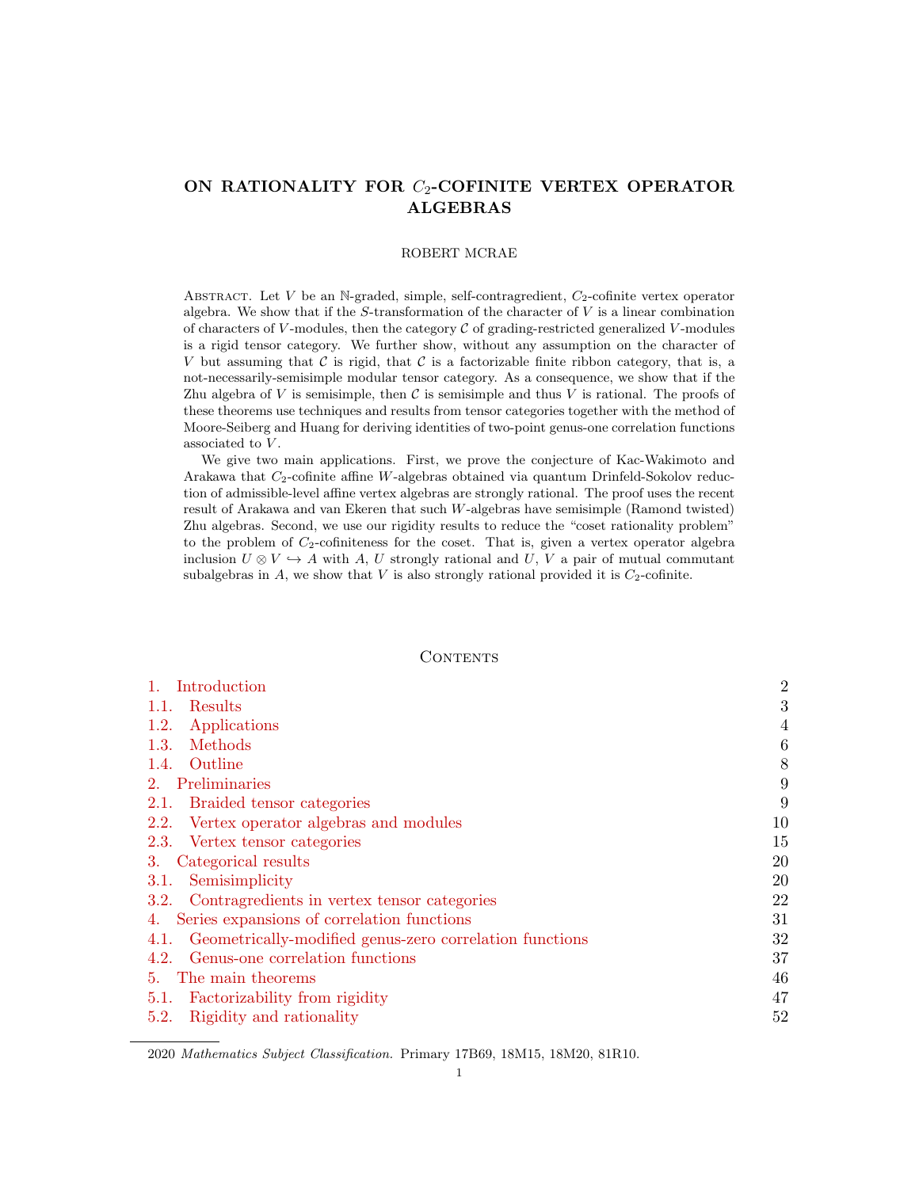# ON RATIONALITY FOR $C_2$-COFINITE VERTEX OPERATOR ALGEBRAS

ROBERT MCRAE

Abstract. Let $V$ be an $\mathbb{N}$-graded, simple, self-contragredient, $C_2$-cofinite vertex operator algebra. We show that if the $S$-transformation of the character of $V$ is a linear combination of characters of $V$-modules, then the category $\mathcal{C}$ of grading-restricted generalized $V$-modules is a rigid tensor category. We further show, without any assumption on the character of $V$ but assuming that $\mathcal{C}$ is rigid, that $\mathcal{C}$ is a factorizable finite ribbon category, that is, a not-necessarily-semisimple modular tensor category. As a consequence, we show that if the Zhu algebra of $V$ is semisimple, then $\mathcal{C}$ is semisimple and thus $V$ is rational. The proofs of these theorems use techniques and results from tensor categories together with the method of Moore-Seiberg and Huang for deriving identities of two-point genus-one correlation functions associated to $V$.

We give two main applications. First, we prove the conjecture of Kac-Wakimoto and Arakawa that $C_2$-cofinite affine $W$-algebras obtained via quantum Drinfeld-Sokolov reduction of admissible-level affine vertex algebras are strongly rational. The proof uses the recent result of Arakawa and van Ekeren that such $W$-algebras have semisimple (Ramond twisted) Zhu algebras. Second, we use our rigidity results to reduce the "coset rationality problem" to the problem of $C_2$-cofiniteness for the coset. That is, given a vertex operator algebra inclusion $U \otimes V \hookrightarrow A$ with $A$, $U$ strongly rational and $U$, $V$ a pair of mutual commutant subalgebras in $A$, we show that $V$ is also strongly rational provided it is $C_2$-cofinite.

## Contents

1. Introduction — 2
   - 1.1. Results — 3
   - 1.2. Applications — 4
   - 1.3. Methods — 6
   - 1.4. Outline — 8
2. Preliminaries — 9
   - 2.1. Braided tensor categories — 9
   - 2.2. Vertex operator algebras and modules — 10
   - 2.3. Vertex tensor categories — 15
3. Categorical results — 20
   - 3.1. Semisimplicity — 20
   - 3.2. Contragredients in vertex tensor categories — 22
4. Series expansions of correlation functions — 31
   - 4.1. Geometrically-modified genus-zero correlation functions — 32
   - 4.2. Genus-one correlation functions — 37
5. The main theorems — 46
   - 5.1. Factorizability from rigidity — 47
   - 5.2. Rigidity and rationality — 52

2020 *Mathematics Subject Classification.* Primary 17B69, 18M15, 18M20, 81R10.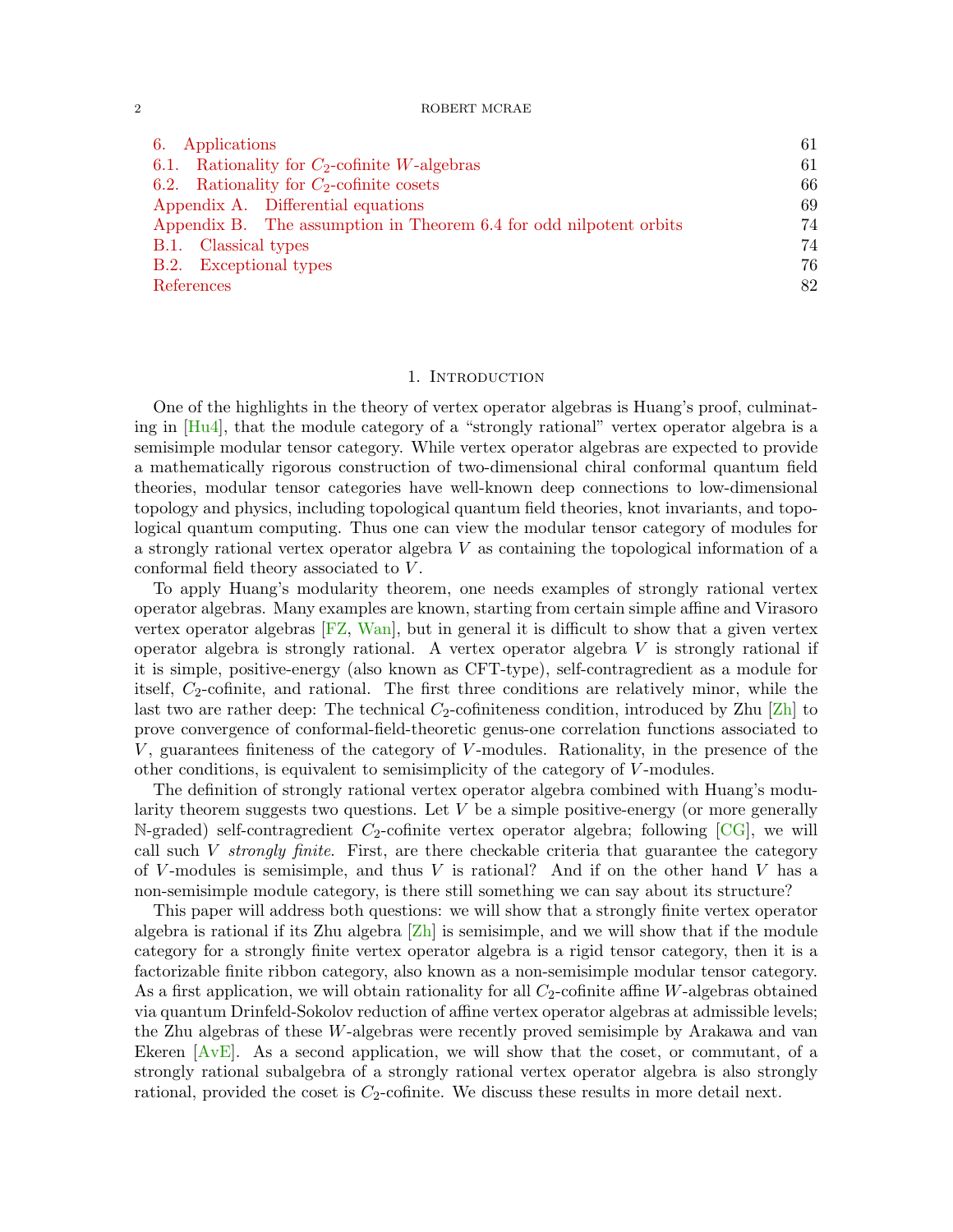6. Applications 61
6.1. Rationality for $C_2$-cofinite $W$-algebras 61
6.2. Rationality for $C_2$-cofinite cosets 66
Appendix A. Differential equations 69
Appendix B. The assumption in Theorem 6.4 for odd nilpotent orbits 74
B.1. Classical types 74
B.2. Exceptional types 76
References 82

## 1. Introduction

One of the highlights in the theory of vertex operator algebras is Huang's proof, culminating in [Hu4], that the module category of a "strongly rational" vertex operator algebra is a semisimple modular tensor category. While vertex operator algebras are expected to provide a mathematically rigorous construction of two-dimensional chiral conformal quantum field theories, modular tensor categories have well-known deep connections to low-dimensional topology and physics, including topological quantum field theories, knot invariants, and topological quantum computing. Thus one can view the modular tensor category of modules for a strongly rational vertex operator algebra $V$ as containing the topological information of a conformal field theory associated to $V$.

To apply Huang's modularity theorem, one needs examples of strongly rational vertex operator algebras. Many examples are known, starting from certain simple affine and Virasoro vertex operator algebras [FZ, Wan], but in general it is difficult to show that a given vertex operator algebra is strongly rational. A vertex operator algebra $V$ is strongly rational if it is simple, positive-energy (also known as CFT-type), self-contragredient as a module for itself, $C_2$-cofinite, and rational. The first three conditions are relatively minor, while the last two are rather deep: The technical $C_2$-cofiniteness condition, introduced by Zhu [Zh] to prove convergence of conformal-field-theoretic genus-one correlation functions associated to $V$, guarantees finiteness of the category of $V$-modules. Rationality, in the presence of the other conditions, is equivalent to semisimplicity of the category of $V$-modules.

The definition of strongly rational vertex operator algebra combined with Huang's modularity theorem suggests two questions. Let $V$ be a simple positive-energy (or more generally $\mathbb{N}$-graded) self-contragredient $C_2$-cofinite vertex operator algebra; following [CG], we will call such $V$ *strongly finite*. First, are there checkable criteria that guarantee the category of $V$-modules is semisimple, and thus $V$ is rational? And if on the other hand $V$ has a non-semisimple module category, is there still something we can say about its structure?

This paper will address both questions: we will show that a strongly finite vertex operator algebra is rational if its Zhu algebra [Zh] is semisimple, and we will show that if the module category for a strongly finite vertex operator algebra is a rigid tensor category, then it is a factorizable finite ribbon category, also known as a non-semisimple modular tensor category. As a first application, we will obtain rationality for all $C_2$-cofinite affine $W$-algebras obtained via quantum Drinfeld-Sokolov reduction of affine vertex operator algebras at admissible levels; the Zhu algebras of these $W$-algebras were recently proved semisimple by Arakawa and van Ekeren [AvE]. As a second application, we will show that the coset, or commutant, of a strongly rational subalgebra of a strongly rational vertex operator algebra is also strongly rational, provided the coset is $C_2$-cofinite. We discuss these results in more detail next.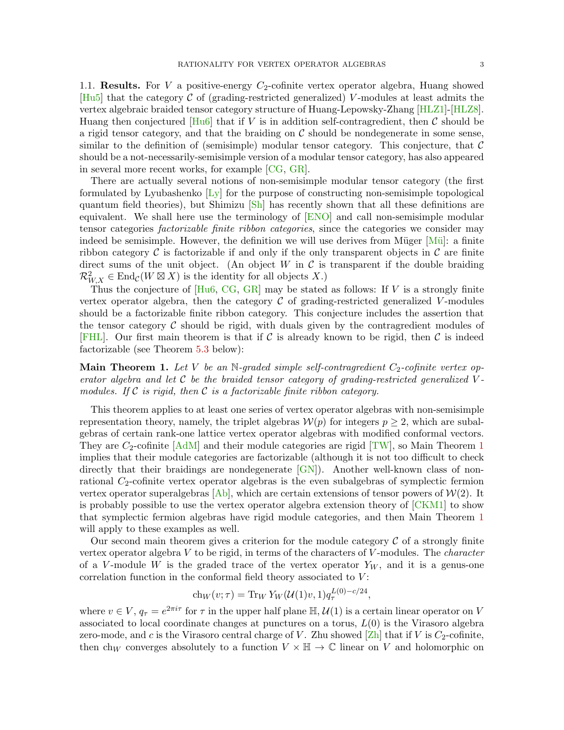### 1.1. **Results.**

For $V$ a positive-energy $C_2$-cofinite vertex operator algebra, Huang showed [Hu5] that the category $\mathcal{C}$ of (grading-restricted generalized) $V$-modules at least admits the vertex algebraic braided tensor category structure of Huang-Lepowsky-Zhang [HLZ1]-[HLZ8]. Huang then conjectured [Hu6] that if $V$ is in addition self-contragredient, then $\mathcal{C}$ should be a rigid tensor category, and that the braiding on $\mathcal{C}$ should be nondegenerate in some sense, similar to the definition of (semisimple) modular tensor category. This conjecture, that $\mathcal{C}$ should be a not-necessarily-semisimple version of a modular tensor category, has also appeared in several more recent works, for example [CG, GR].

There are actually several notions of non-semisimple modular tensor category (the first formulated by Lyubashenko [Ly] for the purpose of constructing non-semisimple topological quantum field theories), but Shimizu [Sh] has recently shown that all these definitions are equivalent. We shall here use the terminology of [ENO] and call non-semisimple modular tensor categories *factorizable finite ribbon categories*, since the categories we consider may indeed be semisimple. However, the definition we will use derives from Müger [Mü]: a finite ribbon category $\mathcal{C}$ is factorizable if and only if the only transparent objects in $\mathcal{C}$ are finite direct sums of the unit object. (An object $W$ in $\mathcal{C}$ is transparent if the double braiding $\mathcal{R}^2_{W,X} \in \mathrm{End}_{\mathcal{C}}(W \boxtimes X)$ is the identity for all objects $X$.)

Thus the conjecture of [Hu6, CG, GR] may be stated as follows: If $V$ is a strongly finite vertex operator algebra, then the category $\mathcal{C}$ of grading-restricted generalized $V$-modules should be a factorizable finite ribbon category. This conjecture includes the assertion that the tensor category $\mathcal{C}$ should be rigid, with duals given by the contragredient modules of [FHL]. Our first main theorem is that if $\mathcal{C}$ is already known to be rigid, then $\mathcal{C}$ is indeed factorizable (see Theorem 5.3 below):

**Main Theorem 1.** *Let $V$ be an $\mathbb{N}$-graded simple self-contragredient $C_2$-cofinite vertex operator algebra and let $\mathcal{C}$ be the braided tensor category of grading-restricted generalized $V$-modules. If $\mathcal{C}$ is rigid, then $\mathcal{C}$ is a factorizable finite ribbon category.*

This theorem applies to at least one series of vertex operator algebras with non-semisimple representation theory, namely, the triplet algebras $\mathcal{W}(p)$ for integers $p \geq 2$, which are subalgebras of certain rank-one lattice vertex operator algebras with modified conformal vectors. They are $C_2$-cofinite [AdM] and their module categories are rigid [TW], so Main Theorem 1 implies that their module categories are factorizable (although it is not too difficult to check directly that their braidings are nondegenerate [GN]). Another well-known class of non-rational $C_2$-cofinite vertex operator algebras is the even subalgebras of symplectic fermion vertex operator superalgebras [Ab], which are certain extensions of tensor powers of $\mathcal{W}(2)$. It is probably possible to use the vertex operator algebra extension theory of [CKM1] to show that symplectic fermion algebras have rigid module categories, and then Main Theorem 1 will apply to these examples as well.

Our second main theorem gives a criterion for the module category $\mathcal{C}$ of a strongly finite vertex operator algebra $V$ to be rigid, in terms of the characters of $V$-modules. The *character* of a $V$-module $W$ is the graded trace of the vertex operator $Y_W$, and it is a genus-one correlation function in the conformal field theory associated to $V$:

$$\mathrm{ch}_W(v;\tau) = \mathrm{Tr}_W \, Y_W(\mathcal{U}(1)v, 1) q_\tau^{L(0)-c/24},$$

where $v \in V$, $q_\tau = e^{2\pi i \tau}$ for $\tau$ in the upper half plane $\mathbb{H}$, $\mathcal{U}(1)$ is a certain linear operator on $V$ associated to local coordinate changes at punctures on a torus, $L(0)$ is the Virasoro algebra zero-mode, and $c$ is the Virasoro central charge of $V$. Zhu showed [Zh] that if $V$ is $C_2$-cofinite, then $\mathrm{ch}_W$ converges absolutely to a function $V \times \mathbb{H} \to \mathbb{C}$ linear on $V$ and holomorphic on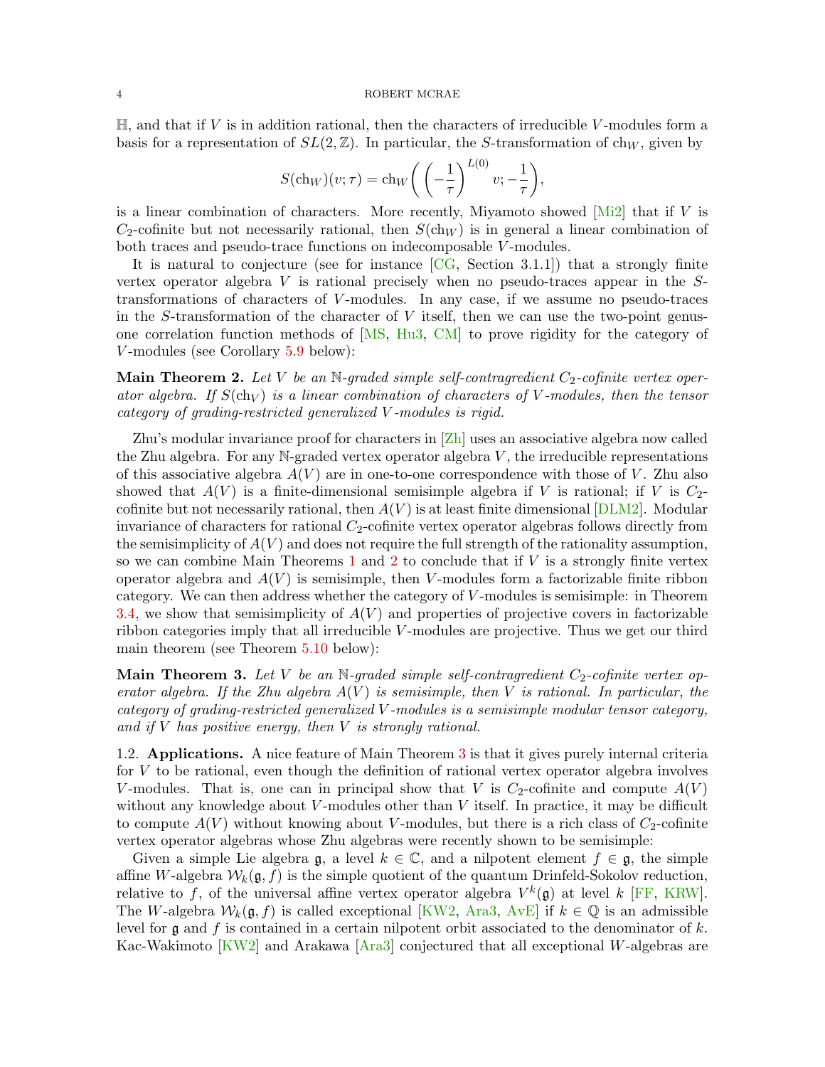$\mathbb{H}$, and that if $V$ is in addition rational, then the characters of irreducible $V$-modules form a basis for a representation of $SL(2,\mathbb{Z})$. In particular, the $S$-transformation of $\mathrm{ch}_W$, given by

$$S(\mathrm{ch}_W)(v;\tau) = \mathrm{ch}_W\bigg(\left(-\frac{1}{\tau}\right)^{L(0)} v; -\frac{1}{\tau}\bigg),$$

is a linear combination of characters. More recently, Miyamoto showed [Mi2] that if $V$ is $C_2$-cofinite but not necessarily rational, then $S(\mathrm{ch}_W)$ is in general a linear combination of both traces and pseudo-trace functions on indecomposable $V$-modules.

It is natural to conjecture (see for instance [CG, Section 3.1.1]) that a strongly finite vertex operator algebra $V$ is rational precisely when no pseudo-traces appear in the $S$-transformations of characters of $V$-modules. In any case, if we assume no pseudo-traces in the $S$-transformation of the character of $V$ itself, then we can use the two-point genus-one correlation function methods of [MS, Hu3, CM] to prove rigidity for the category of $V$-modules (see Corollary 5.9 below):

**Main Theorem 2.** *Let $V$ be an $\mathbb{N}$-graded simple self-contragredient $C_2$-cofinite vertex operator algebra. If $S(\mathrm{ch}_V)$ is a linear combination of characters of $V$-modules, then the tensor category of grading-restricted generalized $V$-modules is rigid.*

Zhu's modular invariance proof for characters in [Zh] uses an associative algebra now called the Zhu algebra. For any $\mathbb{N}$-graded vertex operator algebra $V$, the irreducible representations of this associative algebra $A(V)$ are in one-to-one correspondence with those of $V$. Zhu also showed that $A(V)$ is a finite-dimensional semisimple algebra if $V$ is rational; if $V$ is $C_2$-cofinite but not necessarily rational, then $A(V)$ is at least finite dimensional [DLM2]. Modular invariance of characters for rational $C_2$-cofinite vertex operator algebras follows directly from the semisimplicity of $A(V)$ and does not require the full strength of the rationality assumption, so we can combine Main Theorems 1 and 2 to conclude that if $V$ is a strongly finite vertex operator algebra and $A(V)$ is semisimple, then $V$-modules form a factorizable finite ribbon category. We can then address whether the category of $V$-modules is semisimple: in Theorem 3.4, we show that semisimplicity of $A(V)$ and properties of projective covers in factorizable ribbon categories imply that all irreducible $V$-modules are projective. Thus we get our third main theorem (see Theorem 5.10 below):

**Main Theorem 3.** *Let $V$ be an $\mathbb{N}$-graded simple self-contragredient $C_2$-cofinite vertex operator algebra. If the Zhu algebra $A(V)$ is semisimple, then $V$ is rational. In particular, the category of grading-restricted generalized $V$-modules is a semisimple modular tensor category, and if $V$ has positive energy, then $V$ is strongly rational.*

## 1.2. Applications.

A nice feature of Main Theorem 3 is that it gives purely internal criteria for $V$ to be rational, even though the definition of rational vertex operator algebra involves $V$-modules. That is, one can in principal show that $V$ is $C_2$-cofinite and compute $A(V)$ without any knowledge about $V$-modules other than $V$ itself. In practice, it may be difficult to compute $A(V)$ without knowing about $V$-modules, but there is a rich class of $C_2$-cofinite vertex operator algebras whose Zhu algebras were recently shown to be semisimple:

Given a simple Lie algebra $\mathfrak{g}$, a level $k \in \mathbb{C}$, and a nilpotent element $f \in \mathfrak{g}$, the simple affine $W$-algebra $\mathcal{W}_k(\mathfrak{g}, f)$ is the simple quotient of the quantum Drinfeld-Sokolov reduction, relative to $f$, of the universal affine vertex operator algebra $V^k(\mathfrak{g})$ at level $k$ [FF, KRW]. The $W$-algebra $\mathcal{W}_k(\mathfrak{g}, f)$ is called exceptional [KW2, Ara3, AvE] if $k \in \mathbb{Q}$ is an admissible level for $\mathfrak{g}$ and $f$ is contained in a certain nilpotent orbit associated to the denominator of $k$. Kac-Wakimoto [KW2] and Arakawa [Ara3] conjectured that all exceptional $W$-algebras are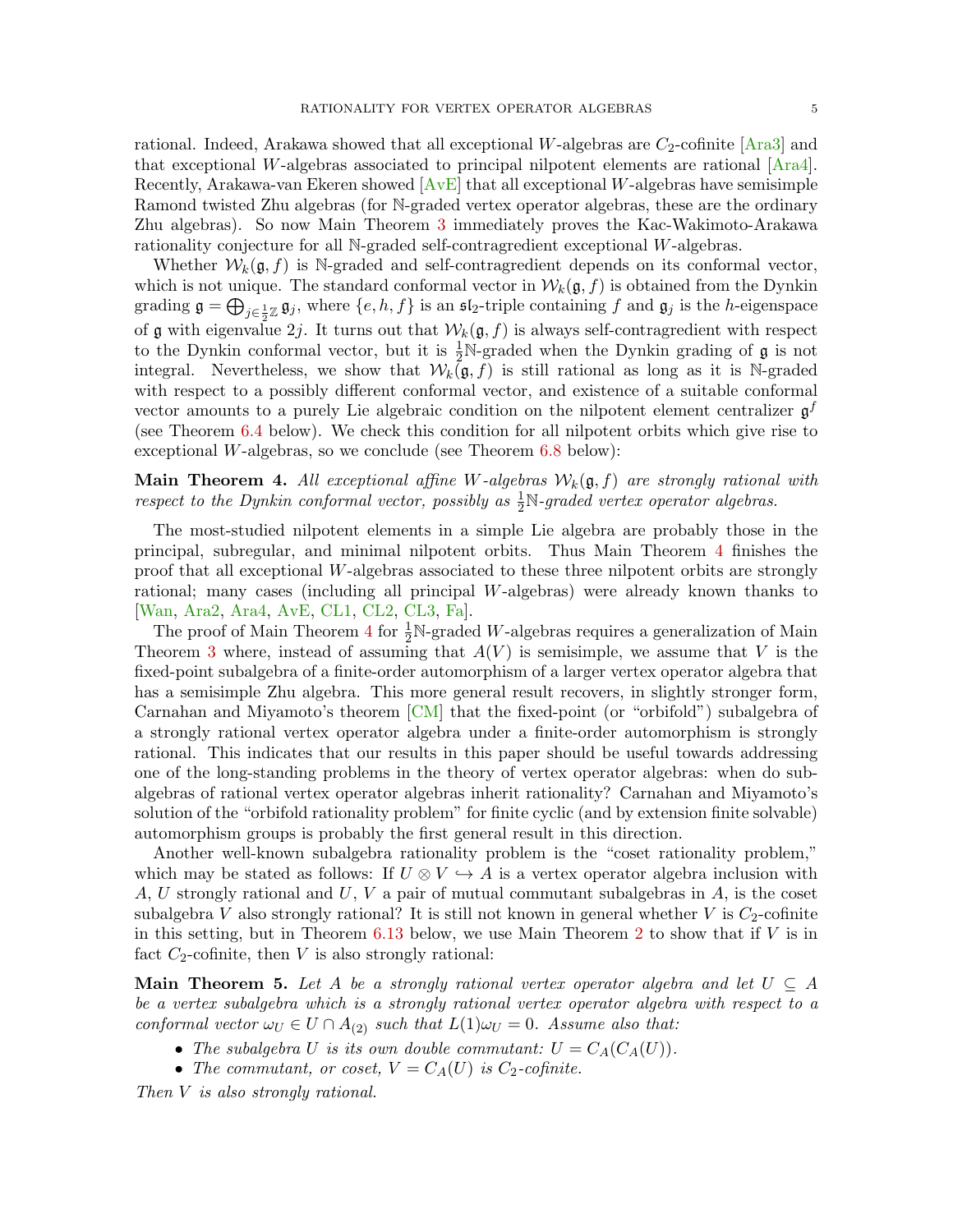rational. Indeed, Arakawa showed that all exceptional $W$-algebras are $C_2$-cofinite [Ara3] and that exceptional $W$-algebras associated to principal nilpotent elements are rational [Ara4]. Recently, Arakawa-van Ekeren showed [AvE] that all exceptional $W$-algebras have semisimple Ramond twisted Zhu algebras (for $\mathbb{N}$-graded vertex operator algebras, these are the ordinary Zhu algebras). So now Main Theorem 3 immediately proves the Kac-Wakimoto-Arakawa rationality conjecture for all $\mathbb{N}$-graded self-contragredient exceptional $W$-algebras.

Whether $\mathcal{W}_k(\mathfrak{g}, f)$ is $\mathbb{N}$-graded and self-contragredient depends on its conformal vector, which is not unique. The standard conformal vector in $\mathcal{W}_k(\mathfrak{g}, f)$ is obtained from the Dynkin grading $\mathfrak{g} = \bigoplus_{j \in \frac{1}{2}\mathbb{Z}} \mathfrak{g}_j$, where $\{e, h, f\}$ is an $\mathfrak{sl}_2$-triple containing $f$ and $\mathfrak{g}_j$ is the $h$-eigenspace of $\mathfrak{g}$ with eigenvalue $2j$. It turns out that $\mathcal{W}_k(\mathfrak{g}, f)$ is always self-contragredient with respect to the Dynkin conformal vector, but it is $\frac{1}{2}\mathbb{N}$-graded when the Dynkin grading of $\mathfrak{g}$ is not integral. Nevertheless, we show that $\mathcal{W}_k(\mathfrak{g}, f)$ is still rational as long as it is $\mathbb{N}$-graded with respect to a possibly different conformal vector, and existence of a suitable conformal vector amounts to a purely Lie algebraic condition on the nilpotent element centralizer $\mathfrak{g}^f$ (see Theorem 6.4 below). We check this condition for all nilpotent orbits which give rise to exceptional $W$-algebras, so we conclude (see Theorem 6.8 below):

**Main Theorem 4.** *All exceptional affine $W$-algebras $\mathcal{W}_k(\mathfrak{g}, f)$ are strongly rational with respect to the Dynkin conformal vector, possibly as $\frac{1}{2}\mathbb{N}$-graded vertex operator algebras.*

The most-studied nilpotent elements in a simple Lie algebra are probably those in the principal, subregular, and minimal nilpotent orbits. Thus Main Theorem 4 finishes the proof that all exceptional $W$-algebras associated to these three nilpotent orbits are strongly rational; many cases (including all principal $W$-algebras) were already known thanks to [Wan, Ara2, Ara4, AvE, CL1, CL2, CL3, Fa].

The proof of Main Theorem 4 for $\frac{1}{2}\mathbb{N}$-graded $W$-algebras requires a generalization of Main Theorem 3 where, instead of assuming that $A(V)$ is semisimple, we assume that $V$ is the fixed-point subalgebra of a finite-order automorphism of a larger vertex operator algebra that has a semisimple Zhu algebra. This more general result recovers, in slightly stronger form, Carnahan and Miyamoto's theorem [CM] that the fixed-point (or "orbifold") subalgebra of a strongly rational vertex operator algebra under a finite-order automorphism is strongly rational. This indicates that our results in this paper should be useful towards addressing one of the long-standing problems in the theory of vertex operator algebras: when do subalgebras of rational vertex operator algebras inherit rationality? Carnahan and Miyamoto's solution of the "orbifold rationality problem" for finite cyclic (and by extension finite solvable) automorphism groups is probably the first general result in this direction.

Another well-known subalgebra rationality problem is the "coset rationality problem," which may be stated as follows: If $U \otimes V \hookrightarrow A$ is a vertex operator algebra inclusion with $A$, $U$ strongly rational and $U$, $V$ a pair of mutual commutant subalgebras in $A$, is the coset subalgebra $V$ also strongly rational? It is still not known in general whether $V$ is $C_2$-cofinite in this setting, but in Theorem 6.13 below, we use Main Theorem 2 to show that if $V$ is in fact $C_2$-cofinite, then $V$ is also strongly rational:

**Main Theorem 5.** *Let $A$ be a strongly rational vertex operator algebra and let $U \subseteq A$ be a vertex subalgebra which is a strongly rational vertex operator algebra with respect to a conformal vector $\omega_U \in U \cap A_{(2)}$ such that $L(1)\omega_U = 0$. Assume also that:*

- *The subalgebra $U$ is its own double commutant: $U = C_A(C_A(U))$.*
- *The commutant, or coset, $V = C_A(U)$ is $C_2$-cofinite.*

*Then $V$ is also strongly rational.*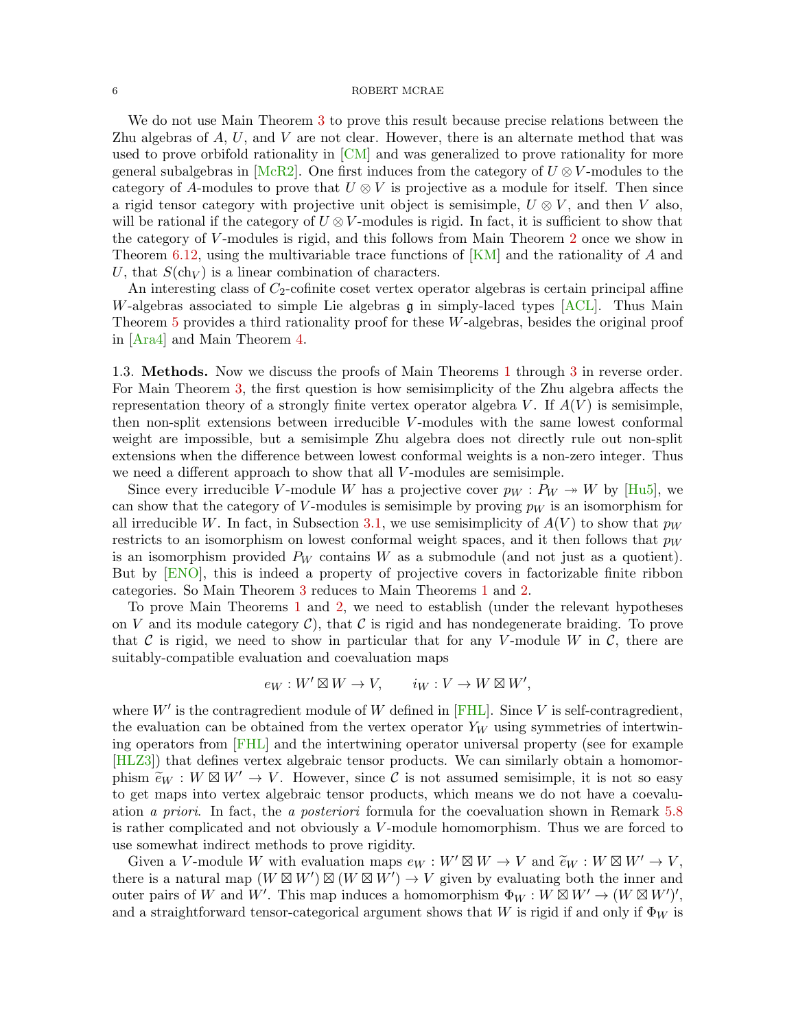We do not use Main Theorem 3 to prove this result because precise relations between the Zhu algebras of $A$, $U$, and $V$ are not clear. However, there is an alternate method that was used to prove orbifold rationality in [CM] and was generalized to prove rationality for more general subalgebras in [McR2]. One first induces from the category of $U \otimes V$-modules to the category of $A$-modules to prove that $U \otimes V$ is projective as a module for itself. Then since a rigid tensor category with projective unit object is semisimple, $U \otimes V$, and then $V$ also, will be rational if the category of $U \otimes V$-modules is rigid. In fact, it is sufficient to show that the category of $V$-modules is rigid, and this follows from Main Theorem 2 once we show in Theorem 6.12, using the multivariable trace functions of [KM] and the rationality of $A$ and $U$, that $S(\mathrm{ch}_V)$ is a linear combination of characters.

An interesting class of $C_2$-cofinite coset vertex operator algebras is certain principal affine $W$-algebras associated to simple Lie algebras $\mathfrak{g}$ in simply-laced types [ACL]. Thus Main Theorem 5 provides a third rationality proof for these $W$-algebras, besides the original proof in [Ara4] and Main Theorem 4.

1.3. **Methods.** Now we discuss the proofs of Main Theorems 1 through 3 in reverse order. For Main Theorem 3, the first question is how semisimplicity of the Zhu algebra affects the representation theory of a strongly finite vertex operator algebra $V$. If $A(V)$ is semisimple, then non-split extensions between irreducible $V$-modules with the same lowest conformal weight are impossible, but a semisimple Zhu algebra does not directly rule out non-split extensions when the difference between lowest conformal weights is a non-zero integer. Thus we need a different approach to show that all $V$-modules are semisimple.

Since every irreducible $V$-module $W$ has a projective cover $p_W : P_W \twoheadrightarrow W$ by [Hu5], we can show that the category of $V$-modules is semisimple by proving $p_W$ is an isomorphism for all irreducible $W$. In fact, in Subsection 3.1, we use semisimplicity of $A(V)$ to show that $p_W$ restricts to an isomorphism on lowest conformal weight spaces, and it then follows that $p_W$ is an isomorphism provided $P_W$ contains $W$ as a submodule (and not just as a quotient). But by [ENO], this is indeed a property of projective covers in factorizable finite ribbon categories. So Main Theorem 3 reduces to Main Theorems 1 and 2.

To prove Main Theorems 1 and 2, we need to establish (under the relevant hypotheses on $V$ and its module category $\mathcal{C}$), that $\mathcal{C}$ is rigid and has nondegenerate braiding. To prove that $\mathcal{C}$ is rigid, we need to show in particular that for any $V$-module $W$ in $\mathcal{C}$, there are suitably-compatible evaluation and coevaluation maps

$$e_W : W' \boxtimes W \to V, \qquad i_W : V \to W \boxtimes W',$$

where $W'$ is the contragredient module of $W$ defined in [FHL]. Since $V$ is self-contragredient, the evaluation can be obtained from the vertex operator $Y_W$ using symmetries of intertwining operators from [FHL] and the intertwining operator universal property (see for example [HLZ3]) that defines vertex algebraic tensor products. We can similarly obtain a homomorphism $\widetilde{e}_W : W \boxtimes W' \to V$. However, since $\mathcal{C}$ is not assumed semisimple, it is not so easy to get maps into vertex algebraic tensor products, which means we do not have a coevaluation *a priori*. In fact, the *a posteriori* formula for the coevaluation shown in Remark 5.8 is rather complicated and not obviously a $V$-module homomorphism. Thus we are forced to use somewhat indirect methods to prove rigidity.

Given a $V$-module $W$ with evaluation maps $e_W : W' \boxtimes W \to V$ and $\widetilde{e}_W : W \boxtimes W' \to V$, there is a natural map $(W \boxtimes W') \boxtimes (W \boxtimes W') \to V$ given by evaluating both the inner and outer pairs of $W$ and $W'$. This map induces a homomorphism $\Phi_W : W \boxtimes W' \to (W \boxtimes W')'$, and a straightforward tensor-categorical argument shows that $W$ is rigid if and only if $\Phi_W$ is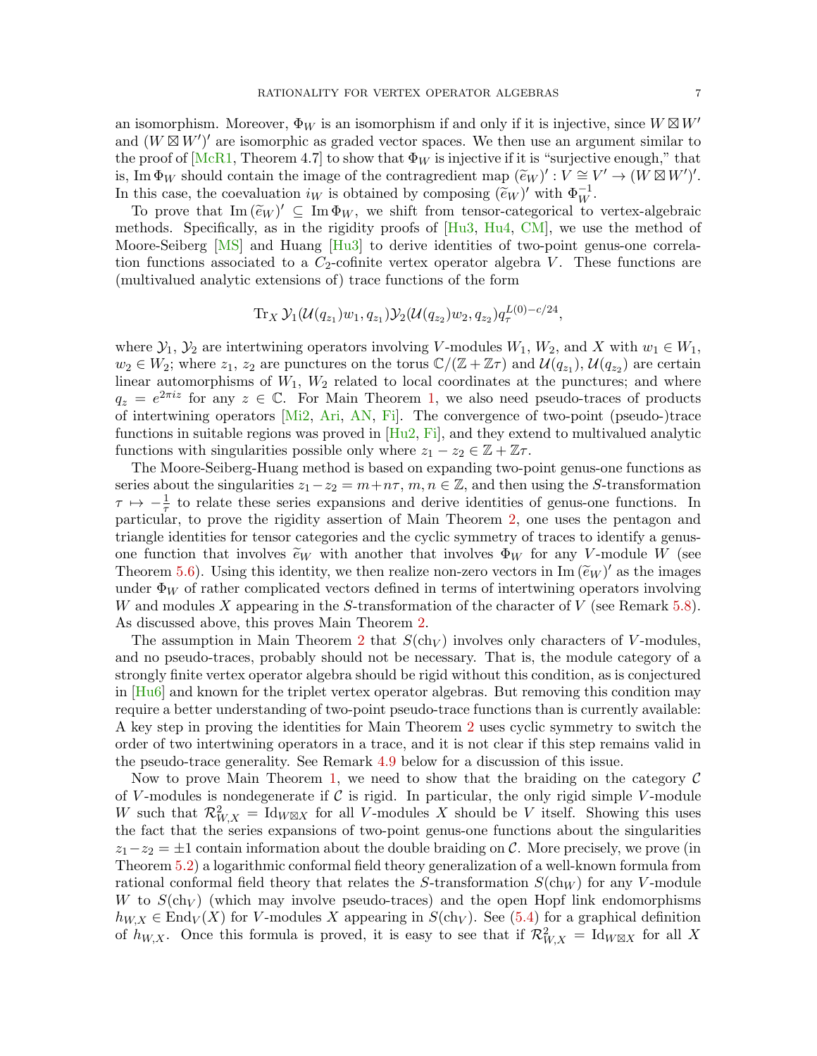an isomorphism. Moreover, $\Phi_W$ is an isomorphism if and only if it is injective, since $W \boxtimes W'$ and $(W \boxtimes W')'$ are isomorphic as graded vector spaces. We then use an argument similar to the proof of [McR1, Theorem 4.7] to show that $\Phi_W$ is injective if it is "surjective enough," that is, $\operatorname{Im}\Phi_W$ should contain the image of the contragredient map $(\widetilde{e}_W)' : V \cong V' \to (W \boxtimes W')'$. In this case, the coevaluation $i_W$ is obtained by composing $(\widetilde{e}_W)'$ with $\Phi_W^{-1}$.

To prove that $\operatorname{Im}(\widetilde{e}_W)' \subseteq \operatorname{Im}\Phi_W$, we shift from tensor-categorical to vertex-algebraic methods. Specifically, as in the rigidity proofs of [Hu3, Hu4, CM], we use the method of Moore-Seiberg [MS] and Huang [Hu3] to derive identities of two-point genus-one correlation functions associated to a $C_2$-cofinite vertex operator algebra $V$. These functions are (multivalued analytic extensions of) trace functions of the form

$$\operatorname{Tr}_X \mathcal{Y}_1(\mathcal{U}(q_{z_1})w_1, q_{z_1})\mathcal{Y}_2(\mathcal{U}(q_{z_2})w_2, q_{z_2})q_\tau^{L(0)-c/24},$$

where $\mathcal{Y}_1$, $\mathcal{Y}_2$ are intertwining operators involving $V$-modules $W_1$, $W_2$, and $X$ with $w_1 \in W_1$, $w_2 \in W_2$; where $z_1$, $z_2$ are punctures on the torus $\mathbb{C}/(\mathbb{Z}+\mathbb{Z}\tau)$ and $\mathcal{U}(q_{z_1})$, $\mathcal{U}(q_{z_2})$ are certain linear automorphisms of $W_1$, $W_2$ related to local coordinates at the punctures; and where $q_z = e^{2\pi i z}$ for any $z \in \mathbb{C}$. For Main Theorem 1, we also need pseudo-traces of products of intertwining operators [Mi2, Ari, AN, Fi]. The convergence of two-point (pseudo-)trace functions in suitable regions was proved in [Hu2, Fi], and they extend to multivalued analytic functions with singularities possible only where $z_1 - z_2 \in \mathbb{Z}+\mathbb{Z}\tau$.

The Moore-Seiberg-Huang method is based on expanding two-point genus-one functions as series about the singularities $z_1 - z_2 = m + n\tau$, $m, n \in \mathbb{Z}$, and then using the $S$-transformation $\tau \mapsto -\frac{1}{\tau}$ to relate these series expansions and derive identities of genus-one functions. In particular, to prove the rigidity assertion of Main Theorem 2, one uses the pentagon and triangle identities for tensor categories and the cyclic symmetry of traces to identify a genus-one function that involves $\widetilde{e}_W$ with another that involves $\Phi_W$ for any $V$-module $W$ (see Theorem 5.6). Using this identity, we then realize non-zero vectors in $\operatorname{Im}(\widetilde{e}_W)'$ as the images under $\Phi_W$ of rather complicated vectors defined in terms of intertwining operators involving $W$ and modules $X$ appearing in the $S$-transformation of the character of $V$ (see Remark 5.8). As discussed above, this proves Main Theorem 2.

The assumption in Main Theorem 2 that $S(\mathrm{ch}_V)$ involves only characters of $V$-modules, and no pseudo-traces, probably should not be necessary. That is, the module category of a strongly finite vertex operator algebra should be rigid without this condition, as is conjectured in [Hu6] and known for the triplet vertex operator algebras. But removing this condition may require a better understanding of two-point pseudo-trace functions than is currently available: A key step in proving the identities for Main Theorem 2 uses cyclic symmetry to switch the order of two intertwining operators in a trace, and it is not clear if this step remains valid in the pseudo-trace generality. See Remark 4.9 below for a discussion of this issue.

Now to prove Main Theorem 1, we need to show that the braiding on the category $\mathcal{C}$ of $V$-modules is nondegenerate if $\mathcal{C}$ is rigid. In particular, the only rigid simple $V$-module $W$ such that $\mathcal{R}^2_{W,X} = \mathrm{Id}_{W\boxtimes X}$ for all $V$-modules $X$ should be $V$ itself. Showing this uses the fact that the series expansions of two-point genus-one functions about the singularities $z_1 - z_2 = \pm 1$ contain information about the double braiding on $\mathcal{C}$. More precisely, we prove (in Theorem 5.2) a logarithmic conformal field theory generalization of a well-known formula from rational conformal field theory that relates the $S$-transformation $S(\mathrm{ch}_W)$ for any $V$-module $W$ to $S(\mathrm{ch}_V)$ (which may involve pseudo-traces) and the open Hopf link endomorphisms $h_{W,X} \in \mathrm{End}_V(X)$ for $V$-modules $X$ appearing in $S(\mathrm{ch}_V)$. See (5.4) for a graphical definition of $h_{W,X}$. Once this formula is proved, it is easy to see that if $\mathcal{R}^2_{W,X} = \mathrm{Id}_{W\boxtimes X}$ for all $X$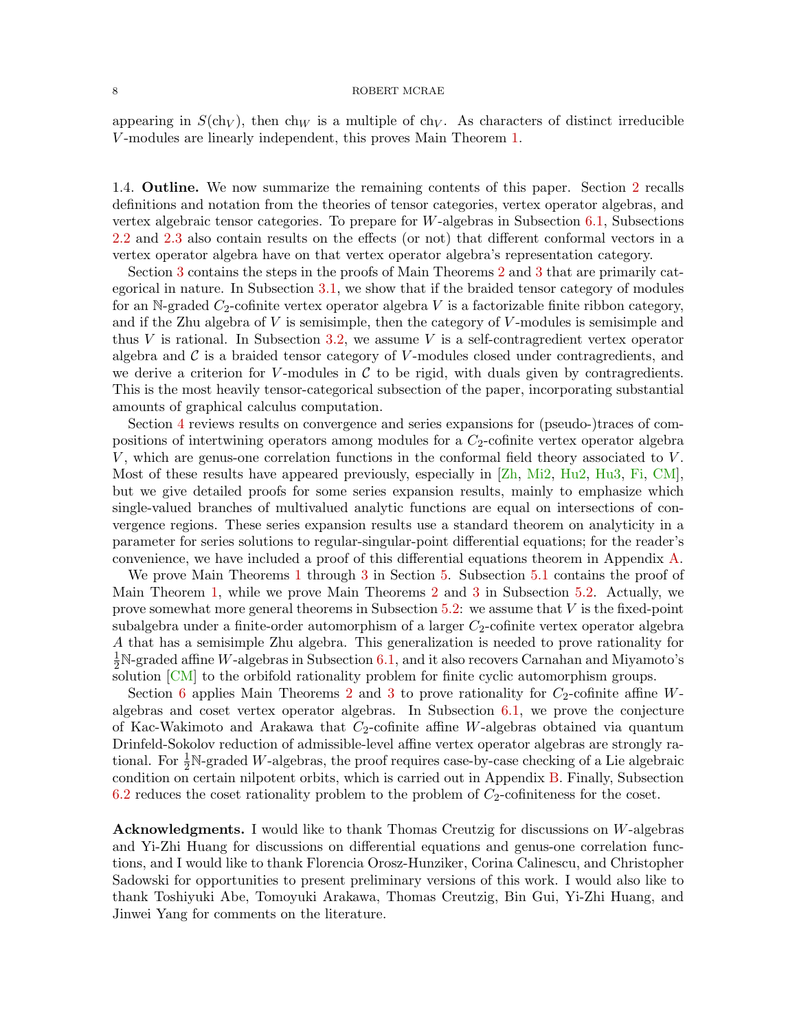appearing in $S(\mathrm{ch}_V)$, then $\mathrm{ch}_W$ is a multiple of $\mathrm{ch}_V$. As characters of distinct irreducible $V$-modules are linearly independent, this proves Main Theorem 1.

1.4. **Outline.** We now summarize the remaining contents of this paper. Section 2 recalls definitions and notation from the theories of tensor categories, vertex operator algebras, and vertex algebraic tensor categories. To prepare for $W$-algebras in Subsection 6.1, Subsections 2.2 and 2.3 also contain results on the effects (or not) that different conformal vectors in a vertex operator algebra have on that vertex operator algebra's representation category.

Section 3 contains the steps in the proofs of Main Theorems 2 and 3 that are primarily categorical in nature. In Subsection 3.1, we show that if the braided tensor category of modules for an $\mathbb{N}$-graded $C_2$-cofinite vertex operator algebra $V$ is a factorizable finite ribbon category, and if the Zhu algebra of $V$ is semisimple, then the category of $V$-modules is semisimple and thus $V$ is rational. In Subsection 3.2, we assume $V$ is a self-contragredient vertex operator algebra and $\mathcal{C}$ is a braided tensor category of $V$-modules closed under contragredients, and we derive a criterion for $V$-modules in $\mathcal{C}$ to be rigid, with duals given by contragredients. This is the most heavily tensor-categorical subsection of the paper, incorporating substantial amounts of graphical calculus computation.

Section 4 reviews results on convergence and series expansions for (pseudo-)traces of compositions of intertwining operators among modules for a $C_2$-cofinite vertex operator algebra $V$, which are genus-one correlation functions in the conformal field theory associated to $V$. Most of these results have appeared previously, especially in [Zh, Mi2, Hu2, Hu3, Fi, CM], but we give detailed proofs for some series expansion results, mainly to emphasize which single-valued branches of multivalued analytic functions are equal on intersections of convergence regions. These series expansion results use a standard theorem on analyticity in a parameter for series solutions to regular-singular-point differential equations; for the reader's convenience, we have included a proof of this differential equations theorem in Appendix A.

We prove Main Theorems 1 through 3 in Section 5. Subsection 5.1 contains the proof of Main Theorem 1, while we prove Main Theorems 2 and 3 in Subsection 5.2. Actually, we prove somewhat more general theorems in Subsection 5.2: we assume that $V$ is the fixed-point subalgebra under a finite-order automorphism of a larger $C_2$-cofinite vertex operator algebra $A$ that has a semisimple Zhu algebra. This generalization is needed to prove rationality for $\frac{1}{2}\mathbb{N}$-graded affine $W$-algebras in Subsection 6.1, and it also recovers Carnahan and Miyamoto's solution [CM] to the orbifold rationality problem for finite cyclic automorphism groups.

Section 6 applies Main Theorems 2 and 3 to prove rationality for $C_2$-cofinite affine $W$-algebras and coset vertex operator algebras. In Subsection 6.1, we prove the conjecture of Kac-Wakimoto and Arakawa that $C_2$-cofinite affine $W$-algebras obtained via quantum Drinfeld-Sokolov reduction of admissible-level affine vertex operator algebras are strongly rational. For $\frac{1}{2}\mathbb{N}$-graded $W$-algebras, the proof requires case-by-case checking of a Lie algebraic condition on certain nilpotent orbits, which is carried out in Appendix B. Finally, Subsection 6.2 reduces the coset rationality problem to the problem of $C_2$-cofiniteness for the coset.

**Acknowledgments.** I would like to thank Thomas Creutzig for discussions on $W$-algebras and Yi-Zhi Huang for discussions on differential equations and genus-one correlation functions, and I would like to thank Florencia Orosz-Hunziker, Corina Calinescu, and Christopher Sadowski for opportunities to present preliminary versions of this work. I would also like to thank Toshiyuki Abe, Tomoyuki Arakawa, Thomas Creutzig, Bin Gui, Yi-Zhi Huang, and Jinwei Yang for comments on the literature.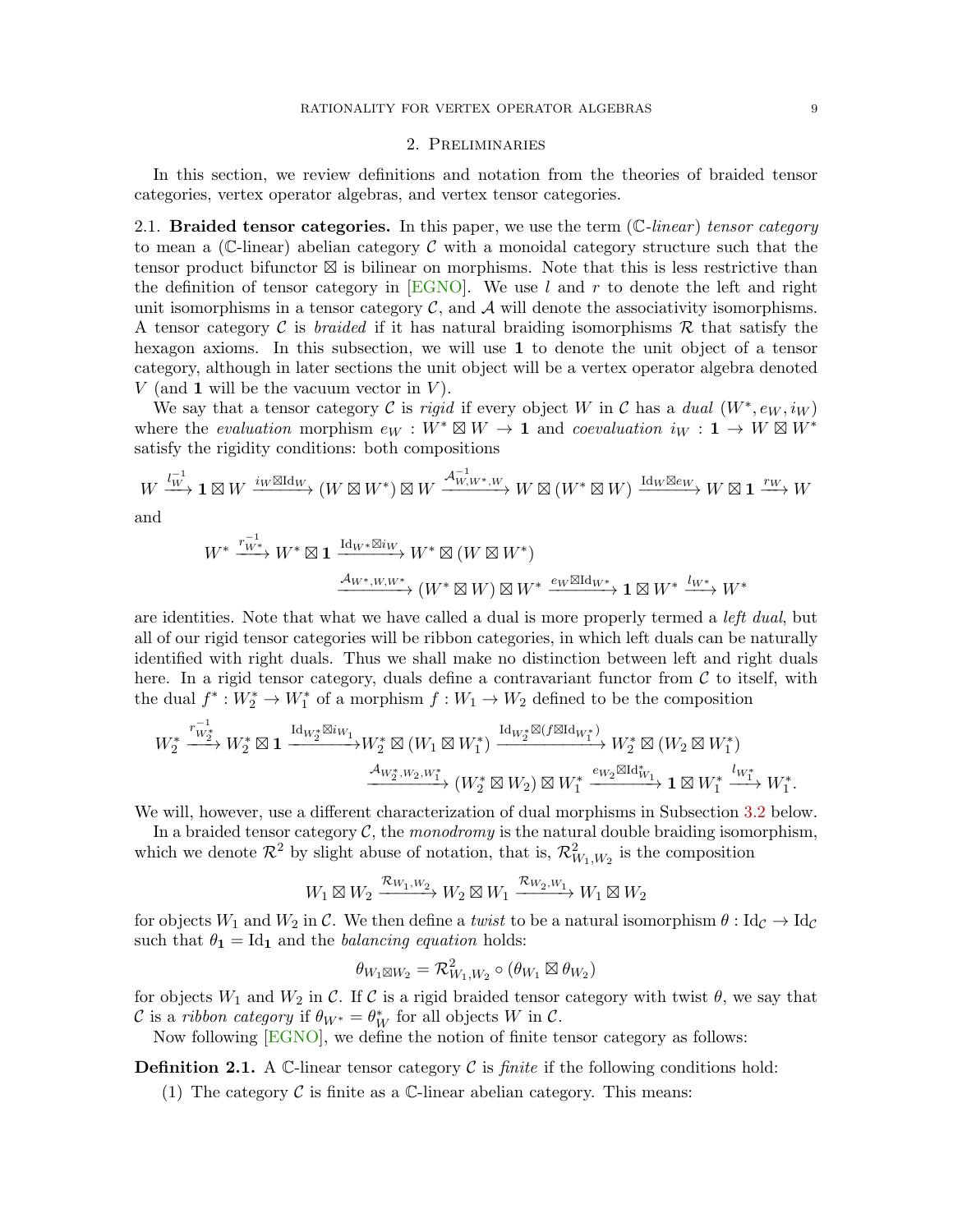## 2. Preliminaries

In this section, we review definitions and notation from the theories of braided tensor categories, vertex operator algebras, and vertex tensor categories.

2.1. **Braided tensor categories.** In this paper, we use the term ($\mathbb{C}$-*linear*) *tensor category* to mean a ($\mathbb{C}$-linear) abelian category $\mathcal{C}$ with a monoidal category structure such that the tensor product bifunctor $\boxtimes$ is bilinear on morphisms. Note that this is less restrictive than the definition of tensor category in [EGNO]. We use $l$ and $r$ to denote the left and right unit isomorphisms in a tensor category $\mathcal{C}$, and $\mathcal{A}$ will denote the associativity isomorphisms. A tensor category $\mathcal{C}$ is *braided* if it has natural braiding isomorphisms $\mathcal{R}$ that satisfy the hexagon axioms. In this subsection, we will use $\mathbf{1}$ to denote the unit object of a tensor category, although in later sections the unit object will be a vertex operator algebra denoted $V$ (and $\mathbf{1}$ will be the vacuum vector in $V$).

We say that a tensor category $\mathcal{C}$ is *rigid* if every object $W$ in $\mathcal{C}$ has a *dual* $(W^*, e_W, i_W)$ where the *evaluation* morphism $e_W : W^* \boxtimes W \to \mathbf{1}$ and *coevaluation* $i_W : \mathbf{1} \to W \boxtimes W^*$ satisfy the rigidity conditions: both compositions

$$W \xrightarrow{l_W^{-1}} \mathbf{1} \boxtimes W \xrightarrow{i_W \boxtimes \mathrm{Id}_W} (W \boxtimes W^*) \boxtimes W \xrightarrow{\mathcal{A}_{W,W^*,W}^{-1}} W \boxtimes (W^* \boxtimes W) \xrightarrow{\mathrm{Id}_W \boxtimes e_W} W \boxtimes \mathbf{1} \xrightarrow{r_W} W$$

and

$$W^* \xrightarrow{r_{W^*}^{-1}} W^* \boxtimes \mathbf{1} \xrightarrow{\mathrm{Id}_{W^*} \boxtimes i_W} W^* \boxtimes (W \boxtimes W^*)$$
$$\xrightarrow{\mathcal{A}_{W^*,W,W^*}} (W^* \boxtimes W) \boxtimes W^* \xrightarrow{e_W \boxtimes \mathrm{Id}_{W^*}} \mathbf{1} \boxtimes W^* \xrightarrow{l_{W^*}} W^*$$

are identities. Note that what we have called a dual is more properly termed a *left dual*, but all of our rigid tensor categories will be ribbon categories, in which left duals can be naturally identified with right duals. Thus we shall make no distinction between left and right duals here. In a rigid tensor category, duals define a contravariant functor from $\mathcal{C}$ to itself, with the dual $f^* : W_2^* \to W_1^*$ of a morphism $f : W_1 \to W_2$ defined to be the composition

$$W_2^* \xrightarrow{r_{W_2^*}^{-1}} W_2^* \boxtimes \mathbf{1} \xrightarrow{\mathrm{Id}_{W_2^*} \boxtimes i_{W_1}} W_2^* \boxtimes (W_1 \boxtimes W_1^*) \xrightarrow{\mathrm{Id}_{W_2^*} \boxtimes (f \boxtimes \mathrm{Id}_{W_1^*})} W_2^* \boxtimes (W_2 \boxtimes W_1^*)$$
$$\xrightarrow{\mathcal{A}_{W_2^*,W_2,W_1^*}} (W_2^* \boxtimes W_2) \boxtimes W_1^* \xrightarrow{e_{W_2} \boxtimes \mathrm{Id}_{W_1}^*} \mathbf{1} \boxtimes W_1^* \xrightarrow{l_{W_1^*}} W_1^*.$$

We will, however, use a different characterization of dual morphisms in Subsection 3.2 below.

In a braided tensor category $\mathcal{C}$, the *monodromy* is the natural double braiding isomorphism, which we denote $\mathcal{R}^2$ by slight abuse of notation, that is, $\mathcal{R}^2_{W_1,W_2}$ is the composition

$$W_1 \boxtimes W_2 \xrightarrow{\mathcal{R}_{W_1,W_2}} W_2 \boxtimes W_1 \xrightarrow{\mathcal{R}_{W_2,W_1}} W_1 \boxtimes W_2$$

for objects $W_1$ and $W_2$ in $\mathcal{C}$. We then define a *twist* to be a natural isomorphism $\theta : \mathrm{Id}_\mathcal{C} \to \mathrm{Id}_\mathcal{C}$ such that $\theta_\mathbf{1} = \mathrm{Id}_\mathbf{1}$ and the *balancing equation* holds:

$$\theta_{W_1 \boxtimes W_2} = \mathcal{R}^2_{W_1,W_2} \circ (\theta_{W_1} \boxtimes \theta_{W_2})$$

for objects $W_1$ and $W_2$ in $\mathcal{C}$. If $\mathcal{C}$ is a rigid braided tensor category with twist $\theta$, we say that $\mathcal{C}$ is a *ribbon category* if $\theta_{W^*} = \theta_W^*$ for all objects $W$ in $\mathcal{C}$.

Now following [EGNO], we define the notion of finite tensor category as follows:

**Definition 2.1.** A $\mathbb{C}$-linear tensor category $\mathcal{C}$ is *finite* if the following conditions hold:

(1) The category $\mathcal{C}$ is finite as a $\mathbb{C}$-linear abelian category. This means: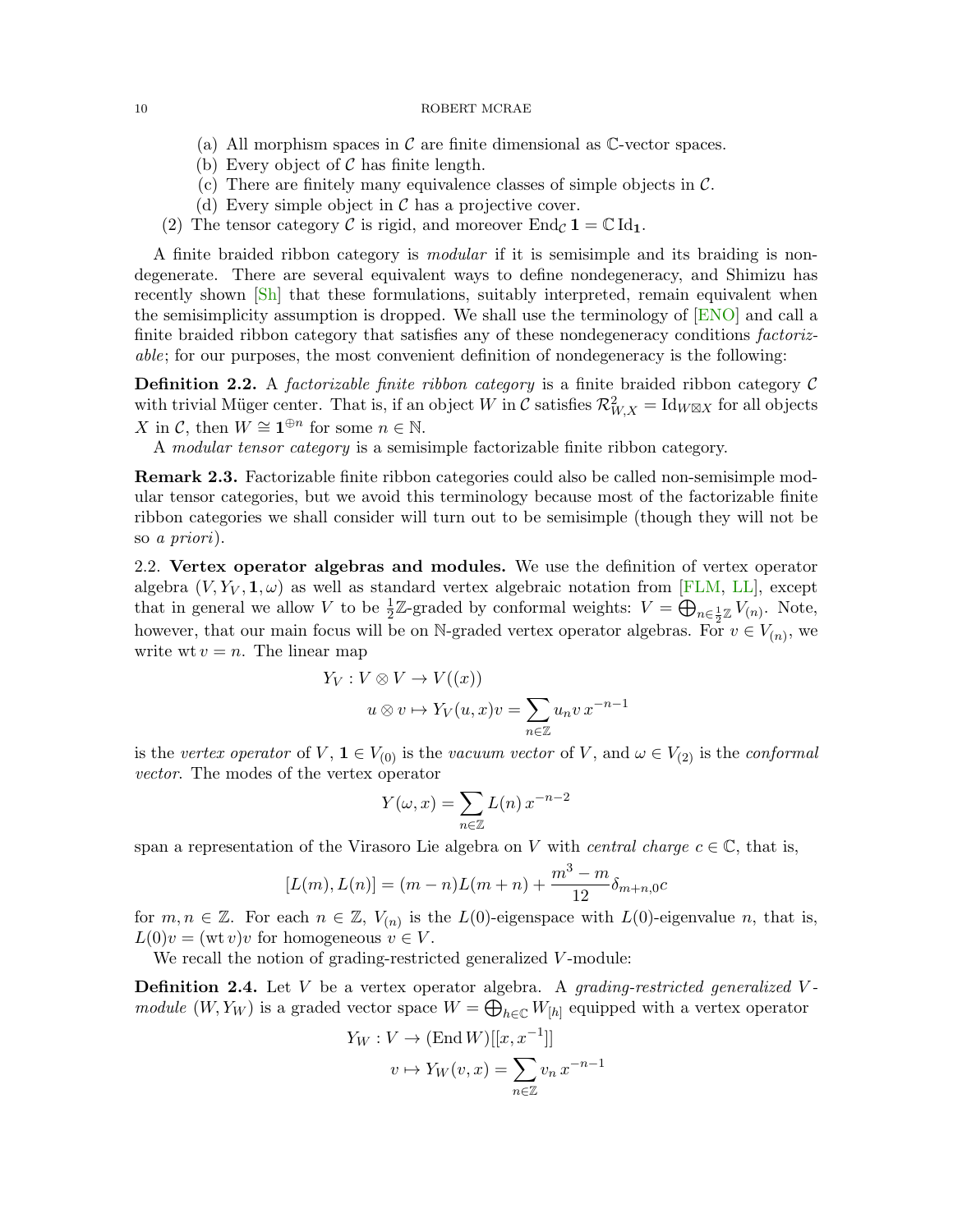(a) All morphism spaces in $\mathcal{C}$ are finite dimensional as $\mathbb{C}$-vector spaces.
(b) Every object of $\mathcal{C}$ has finite length.
(c) There are finitely many equivalence classes of simple objects in $\mathcal{C}$.
(d) Every simple object in $\mathcal{C}$ has a projective cover.

(2) The tensor category $\mathcal{C}$ is rigid, and moreover $\mathrm{End}_{\mathcal{C}}\,\mathbf{1} = \mathbb{C}\,\mathrm{Id}_{\mathbf{1}}$.

A finite braided ribbon category is *modular* if it is semisimple and its braiding is nondegenerate. There are several equivalent ways to define nondegeneracy, and Shimizu has recently shown [Sh] that these formulations, suitably interpreted, remain equivalent when the semisimplicity assumption is dropped. We shall use the terminology of [ENO] and call a finite braided ribbon category that satisfies any of these nondegeneracy conditions *factorizable*; for our purposes, the most convenient definition of nondegeneracy is the following:

**Definition 2.2.** A *factorizable finite ribbon category* is a finite braided ribbon category $\mathcal{C}$ with trivial Müger center. That is, if an object $W$ in $\mathcal{C}$ satisfies $\mathcal{R}^2_{W,X} = \mathrm{Id}_{W\boxtimes X}$ for all objects $X$ in $\mathcal{C}$, then $W \cong \mathbf{1}^{\oplus n}$ for some $n \in \mathbb{N}$.

A *modular tensor category* is a semisimple factorizable finite ribbon category.

**Remark 2.3.** Factorizable finite ribbon categories could also be called non-semisimple modular tensor categories, but we avoid this terminology because most of the factorizable finite ribbon categories we shall consider will turn out to be semisimple (though they will not be so *a priori*).

2.2. **Vertex operator algebras and modules.** We use the definition of vertex operator algebra $(V, Y_V, \mathbf{1}, \omega)$ as well as standard vertex algebraic notation from [FLM, LL], except that in general we allow $V$ to be $\frac{1}{2}\mathbb{Z}$-graded by conformal weights: $V = \bigoplus_{n\in\frac{1}{2}\mathbb{Z}} V_{(n)}$. Note, however, that our main focus will be on $\mathbb{N}$-graded vertex operator algebras. For $v \in V_{(n)}$, we write $\mathrm{wt}\, v = n$. The linear map

$$Y_V : V \otimes V \to V((x))$$
$$u \otimes v \mapsto Y_V(u, x)v = \sum_{n\in\mathbb{Z}} u_n v\, x^{-n-1}$$

is the *vertex operator* of $V$, $\mathbf{1} \in V_{(0)}$ is the *vacuum vector* of $V$, and $\omega \in V_{(2)}$ is the *conformal vector*. The modes of the vertex operator

$$Y(\omega, x) = \sum_{n\in\mathbb{Z}} L(n)\, x^{-n-2}$$

span a representation of the Virasoro Lie algebra on $V$ with *central charge* $c \in \mathbb{C}$, that is,

$$[L(m), L(n)] = (m - n)L(m + n) + \frac{m^3 - m}{12}\delta_{m+n,0}c$$

for $m, n \in \mathbb{Z}$. For each $n \in \mathbb{Z}$, $V_{(n)}$ is the $L(0)$-eigenspace with $L(0)$-eigenvalue $n$, that is, $L(0)v = (\mathrm{wt}\, v)v$ for homogeneous $v \in V$.

We recall the notion of grading-restricted generalized $V$-module:

**Definition 2.4.** Let $V$ be a vertex operator algebra. A *grading-restricted generalized $V$-module* $(W, Y_W)$ is a graded vector space $W = \bigoplus_{h\in\mathbb{C}} W_{[h]}$ equipped with a vertex operator

$$Y_W : V \to (\mathrm{End}\, W)[[x, x^{-1}]]$$
$$v \mapsto Y_W(v, x) = \sum_{n\in\mathbb{Z}} v_n\, x^{-n-1}$$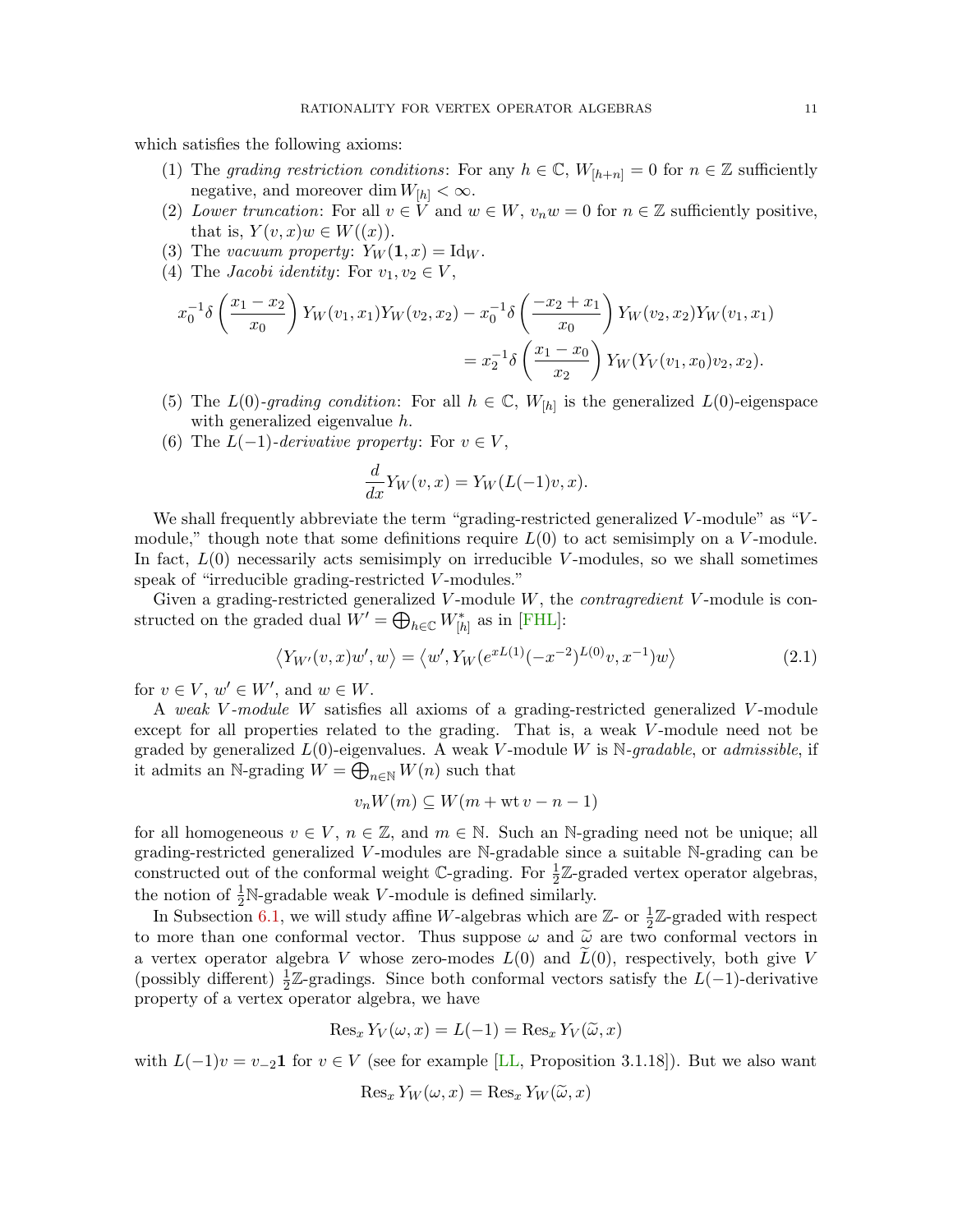which satisfies the following axioms:

1. The *grading restriction conditions*: For any $h \in \mathbb{C}$, $W_{[h+n]} = 0$ for $n \in \mathbb{Z}$ sufficiently negative, and moreover $\dim W_{[h]} < \infty$.
2. *Lower truncation*: For all $v \in V$ and $w \in W$, $v_n w = 0$ for $n \in \mathbb{Z}$ sufficiently positive, that is, $Y(v,x)w \in W((x))$.
3. The *vacuum property*: $Y_W(\mathbf{1}, x) = \mathrm{Id}_W$.
4. The *Jacobi identity*: For $v_1, v_2 \in V$,

$$x_0^{-1}\delta\left(\frac{x_1 - x_2}{x_0}\right) Y_W(v_1, x_1) Y_W(v_2, x_2) - x_0^{-1}\delta\left(\frac{-x_2 + x_1}{x_0}\right) Y_W(v_2, x_2) Y_W(v_1, x_1)$$
$$= x_2^{-1}\delta\left(\frac{x_1 - x_0}{x_2}\right) Y_W(Y_V(v_1, x_0)v_2, x_2).$$

5. The $L(0)$-*grading condition*: For all $h \in \mathbb{C}$, $W_{[h]}$ is the generalized $L(0)$-eigenspace with generalized eigenvalue $h$.
6. The $L(-1)$-*derivative property*: For $v \in V$,

$$\frac{d}{dx} Y_W(v, x) = Y_W(L(-1)v, x).$$

We shall frequently abbreviate the term "grading-restricted generalized $V$-module" as "$V$-module," though note that some definitions require $L(0)$ to act semisimply on a $V$-module. In fact, $L(0)$ necessarily acts semisimply on irreducible $V$-modules, so we shall sometimes speak of "irreducible grading-restricted $V$-modules."

Given a grading-restricted generalized $V$-module $W$, the *contragredient* $V$-module is constructed on the graded dual $W' = \bigoplus_{h \in \mathbb{C}} W_{[h]}^*$ as in [FHL]:

$$\langle Y_{W'}(v, x)w', w \rangle = \langle w', Y_W(e^{xL(1)}(-x^{-2})^{L(0)}v, x^{-1})w \rangle \tag{2.1}$$

for $v \in V$, $w' \in W'$, and $w \in W$.

A *weak $V$-module* $W$ satisfies all axioms of a grading-restricted generalized $V$-module except for all properties related to the grading. That is, a weak $V$-module need not be graded by generalized $L(0)$-eigenvalues. A weak $V$-module $W$ is $\mathbb{N}$-*gradable*, or *admissible*, if it admits an $\mathbb{N}$-grading $W = \bigoplus_{n \in \mathbb{N}} W(n)$ such that

$$v_n W(m) \subseteq W(m + \mathrm{wt}\, v - n - 1)$$

for all homogeneous $v \in V$, $n \in \mathbb{Z}$, and $m \in \mathbb{N}$. Such an $\mathbb{N}$-grading need not be unique; all grading-restricted generalized $V$-modules are $\mathbb{N}$-gradable since a suitable $\mathbb{N}$-grading can be constructed out of the conformal weight $\mathbb{C}$-grading. For $\frac{1}{2}\mathbb{Z}$-graded vertex operator algebras, the notion of $\frac{1}{2}\mathbb{N}$-gradable weak $V$-module is defined similarly.

In Subsection 6.1, we will study affine $W$-algebras which are $\mathbb{Z}$- or $\frac{1}{2}\mathbb{Z}$-graded with respect to more than one conformal vector. Thus suppose $\omega$ and $\widetilde{\omega}$ are two conformal vectors in a vertex operator algebra $V$ whose zero-modes $L(0)$ and $\widetilde{L}(0)$, respectively, both give $V$ (possibly different) $\frac{1}{2}\mathbb{Z}$-gradings. Since both conformal vectors satisfy the $L(-1)$-derivative property of a vertex operator algebra, we have

$$\mathrm{Res}_x\, Y_V(\omega, x) = L(-1) = \mathrm{Res}_x\, Y_V(\widetilde{\omega}, x)$$

with $L(-1)v = v_{-2}\mathbf{1}$ for $v \in V$ (see for example [LL, Proposition 3.1.18]). But we also want

$$\mathrm{Res}_x\, Y_W(\omega, x) = \mathrm{Res}_x\, Y_W(\widetilde{\omega}, x)$$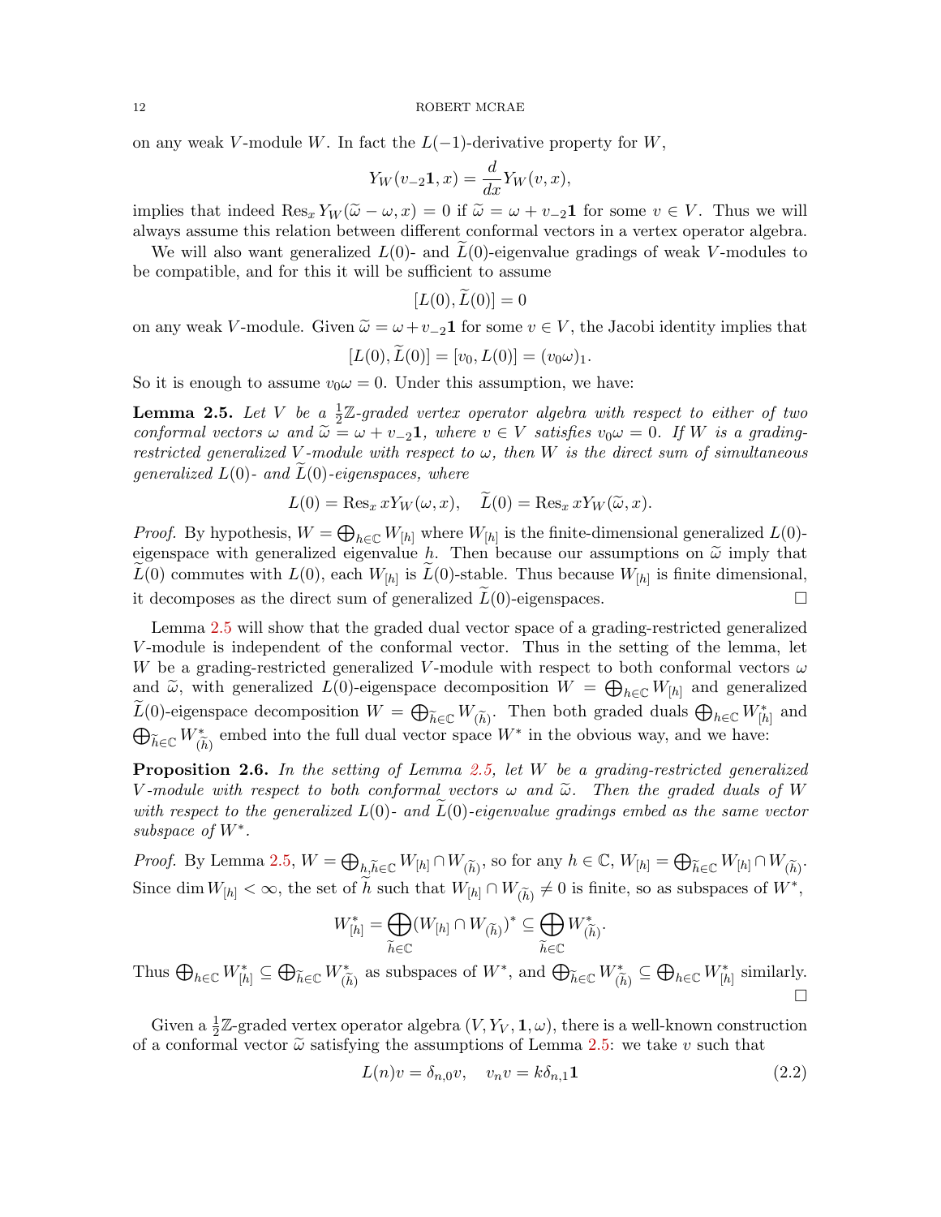on any weak $V$-module $W$. In fact the $L(-1)$-derivative property for $W$,

$$Y_W(v_{-2}\mathbf{1}, x) = \frac{d}{dx} Y_W(v, x),$$

implies that indeed $\mathrm{Res}_x\, Y_W(\widetilde{\omega} - \omega, x) = 0$ if $\widetilde{\omega} = \omega + v_{-2}\mathbf{1}$ for some $v \in V$. Thus we will always assume this relation between different conformal vectors in a vertex operator algebra.

We will also want generalized $L(0)$- and $\widetilde{L}(0)$-eigenvalue gradings of weak $V$-modules to be compatible, and for this it will be sufficient to assume

$$[L(0), \widetilde{L}(0)] = 0$$

on any weak $V$-module. Given $\widetilde{\omega} = \omega + v_{-2}\mathbf{1}$ for some $v \in V$, the Jacobi identity implies that

$$[L(0), \widetilde{L}(0)] = [v_0, L(0)] = (v_0\omega)_1.$$

So it is enough to assume $v_0\omega = 0$. Under this assumption, we have:

**Lemma 2.5.** *Let $V$ be a $\frac{1}{2}\mathbb{Z}$-graded vertex operator algebra with respect to either of two conformal vectors $\omega$ and $\widetilde{\omega} = \omega + v_{-2}\mathbf{1}$, where $v \in V$ satisfies $v_0\omega = 0$. If $W$ is a grading-restricted generalized $V$-module with respect to $\omega$, then $W$ is the direct sum of simultaneous generalized $L(0)$- and $\widetilde{L}(0)$-eigenspaces, where*

$$L(0) = \mathrm{Res}_x\, xY_W(\omega, x), \quad \widetilde{L}(0) = \mathrm{Res}_x\, xY_W(\widetilde{\omega}, x).$$

*Proof.* By hypothesis, $W = \bigoplus_{h\in\mathbb{C}} W_{[h]}$ where $W_{[h]}$ is the finite-dimensional generalized $L(0)$-eigenspace with generalized eigenvalue $h$. Then because our assumptions on $\widetilde{\omega}$ imply that $\widetilde{L}(0)$ commutes with $L(0)$, each $W_{[h]}$ is $\widetilde{L}(0)$-stable. Thus because $W_{[h]}$ is finite dimensional, it decomposes as the direct sum of generalized $\widetilde{L}(0)$-eigenspaces. □

Lemma 2.5 will show that the graded dual vector space of a grading-restricted generalized $V$-module is independent of the conformal vector. Thus in the setting of the lemma, let $W$ be a grading-restricted generalized $V$-module with respect to both conformal vectors $\omega$ and $\widetilde{\omega}$, with generalized $L(0)$-eigenspace decomposition $W = \bigoplus_{h\in\mathbb{C}} W_{[h]}$ and generalized $\widetilde{L}(0)$-eigenspace decomposition $W = \bigoplus_{\widetilde{h}\in\mathbb{C}} W_{(\widetilde{h})}$. Then both graded duals $\bigoplus_{h\in\mathbb{C}} W_{[h]}^*$ and $\bigoplus_{\widetilde{h}\in\mathbb{C}} W_{(\widetilde{h})}^*$ embed into the full dual vector space $W^*$ in the obvious way, and we have:

**Proposition 2.6.** *In the setting of Lemma 2.5, let $W$ be a grading-restricted generalized $V$-module with respect to both conformal vectors $\omega$ and $\widetilde{\omega}$. Then the graded duals of $W$ with respect to the generalized $L(0)$- and $\widetilde{L}(0)$-eigenvalue gradings embed as the same vector subspace of $W^*$.*

*Proof.* By Lemma 2.5, $W = \bigoplus_{h,\widetilde{h}\in\mathbb{C}} W_{[h]} \cap W_{(\widetilde{h})}$, so for any $h \in \mathbb{C}$, $W_{[h]} = \bigoplus_{\widetilde{h}\in\mathbb{C}} W_{[h]} \cap W_{(\widetilde{h})}$. Since $\dim W_{[h]} < \infty$, the set of $\widetilde{h}$ such that $W_{[h]} \cap W_{(\widetilde{h})} \neq 0$ is finite, so as subspaces of $W^*$,

$$W_{[h]}^* = \bigoplus_{\widetilde{h}\in\mathbb{C}} (W_{[h]} \cap W_{(\widetilde{h})})^* \subseteq \bigoplus_{\widetilde{h}\in\mathbb{C}} W_{(\widetilde{h})}^*.$$

Thus $\bigoplus_{h\in\mathbb{C}} W_{[h]}^* \subseteq \bigoplus_{\widetilde{h}\in\mathbb{C}} W_{(\widetilde{h})}^*$ as subspaces of $W^*$, and $\bigoplus_{\widetilde{h}\in\mathbb{C}} W_{(\widetilde{h})}^* \subseteq \bigoplus_{h\in\mathbb{C}} W_{[h]}^*$ similarly. □

Given a $\frac{1}{2}\mathbb{Z}$-graded vertex operator algebra $(V, Y_V, \mathbf{1}, \omega)$, there is a well-known construction of a conformal vector $\widetilde{\omega}$ satisfying the assumptions of Lemma 2.5: we take $v$ such that

$$L(n)v = \delta_{n,0}v, \quad v_n v = k\delta_{n,1}\mathbf{1} \tag{2.2}$$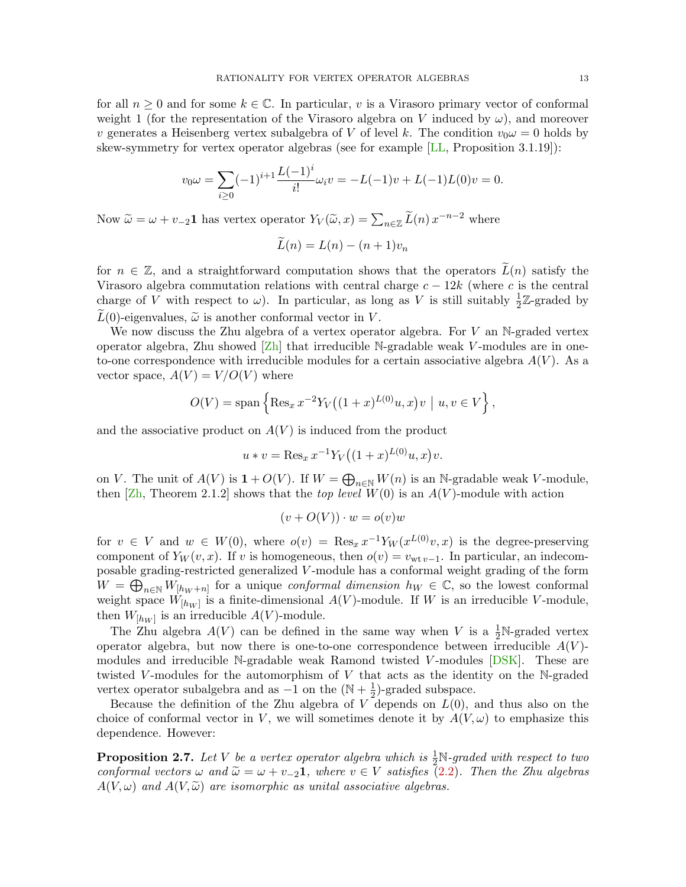for all $n \geq 0$ and for some $k \in \mathbb{C}$. In particular, $v$ is a Virasoro primary vector of conformal weight 1 (for the representation of the Virasoro algebra on $V$ induced by $\omega$), and moreover $v$ generates a Heisenberg vertex subalgebra of $V$ of level $k$. The condition $v_0\omega = 0$ holds by skew-symmetry for vertex operator algebras (see for example [LL, Proposition 3.1.19]):

$$v_0\omega = \sum_{i\geq 0}(-1)^{i+1}\frac{L(-1)^i}{i!}\omega_i v = -L(-1)v + L(-1)L(0)v = 0.$$

Now $\widetilde{\omega} = \omega + v_{-2}\mathbf{1}$ has vertex operator $Y_V(\widetilde{\omega}, x) = \sum_{n\in\mathbb{Z}} \widetilde{L}(n)\, x^{-n-2}$ where

$$\widetilde{L}(n) = L(n) - (n+1)v_n$$

for $n \in \mathbb{Z}$, and a straightforward computation shows that the operators $\widetilde{L}(n)$ satisfy the Virasoro algebra commutation relations with central charge $c - 12k$ (where $c$ is the central charge of $V$ with respect to $\omega$). In particular, as long as $V$ is still suitably $\frac{1}{2}\mathbb{Z}$-graded by $\widetilde{L}(0)$-eigenvalues, $\widetilde{\omega}$ is another conformal vector in $V$.

We now discuss the Zhu algebra of a vertex operator algebra. For $V$ an $\mathbb{N}$-graded vertex operator algebra, Zhu showed [Zh] that irreducible $\mathbb{N}$-gradable weak $V$-modules are in one-to-one correspondence with irreducible modules for a certain associative algebra $A(V)$. As a vector space, $A(V) = V/O(V)$ where

$$O(V) = \mathrm{span}\left\{ \mathrm{Res}_x\, x^{-2} Y_V\big((1+x)^{L(0)}u, x\big)v \;\middle|\; u, v \in V \right\},$$

and the associative product on $A(V)$ is induced from the product

$$u * v = \mathrm{Res}_x\, x^{-1} Y_V\big((1+x)^{L(0)}u, x\big)v.$$

on $V$. The unit of $A(V)$ is $\mathbf{1} + O(V)$. If $W = \bigoplus_{n\in\mathbb{N}} W(n)$ is an $\mathbb{N}$-gradable weak $V$-module, then [Zh, Theorem 2.1.2] shows that the *top level* $W(0)$ is an $A(V)$-module with action

$$(v + O(V)) \cdot w = o(v)w$$

for $v \in V$ and $w \in W(0)$, where $o(v) = \mathrm{Res}_x\, x^{-1}Y_W(x^{L(0)}v, x)$ is the degree-preserving component of $Y_W(v, x)$. If $v$ is homogeneous, then $o(v) = v_{\mathrm{wt}\, v - 1}$. In particular, an indecomposable grading-restricted generalized $V$-module has a conformal weight grading of the form $W = \bigoplus_{n\in\mathbb{N}} W_{[h_W + n]}$ for a unique *conformal dimension* $h_W \in \mathbb{C}$, so the lowest conformal weight space $W_{[h_W]}$ is a finite-dimensional $A(V)$-module. If $W$ is an irreducible $V$-module, then $W_{[h_W]}$ is an irreducible $A(V)$-module.

The Zhu algebra $A(V)$ can be defined in the same way when $V$ is a $\frac{1}{2}\mathbb{N}$-graded vertex operator algebra, but now there is one-to-one correspondence between irreducible $A(V)$-modules and irreducible $\mathbb{N}$-gradable weak Ramond twisted $V$-modules [DSK]. These are twisted $V$-modules for the automorphism of $V$ that acts as the identity on the $\mathbb{N}$-graded vertex operator subalgebra and as $-1$ on the $(\mathbb{N} + \frac{1}{2})$-graded subspace.

Because the definition of the Zhu algebra of $V$ depends on $L(0)$, and thus also on the choice of conformal vector in $V$, we will sometimes denote it by $A(V, \omega)$ to emphasize this dependence. However:

**Proposition 2.7.** *Let $V$ be a vertex operator algebra which is $\frac{1}{2}\mathbb{N}$-graded with respect to two conformal vectors $\omega$ and $\widetilde{\omega} = \omega + v_{-2}\mathbf{1}$, where $v \in V$ satisfies (2.2). Then the Zhu algebras $A(V, \omega)$ and $A(V, \widetilde{\omega})$ are isomorphic as unital associative algebras.*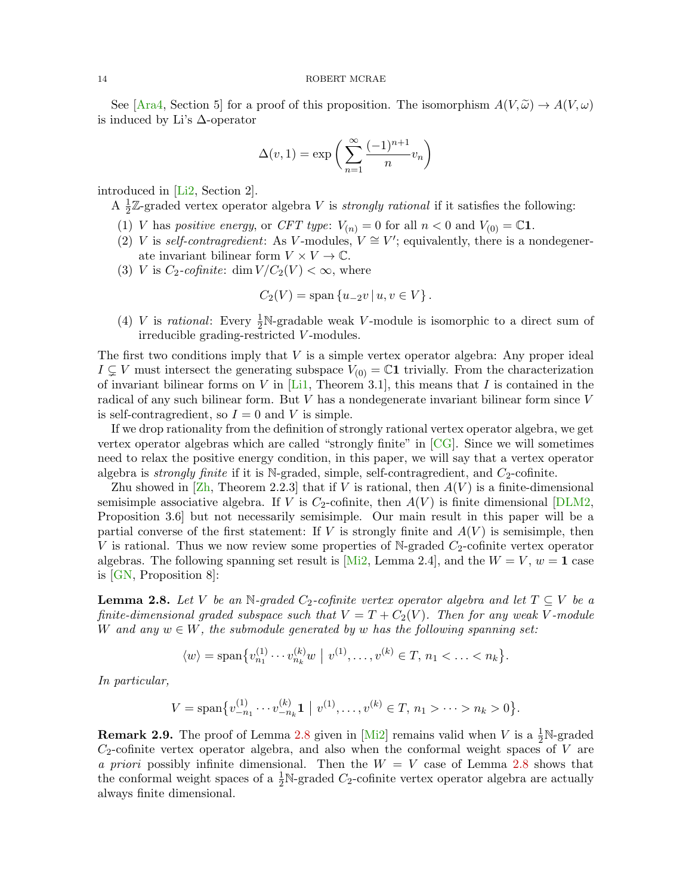See [Ara4, Section 5] for a proof of this proposition. The isomorphism $A(V,\widetilde{\omega}) \to A(V,\omega)$ is induced by Li's $\Delta$-operator

$$\Delta(v,1) = \exp\left(\sum_{n=1}^{\infty} \frac{(-1)^{n+1}}{n} v_n\right)$$

introduced in [Li2, Section 2].

A $\frac{1}{2}\mathbb{Z}$-graded vertex operator algebra $V$ is *strongly rational* if it satisfies the following:

(1) $V$ has *positive energy*, or *CFT type*: $V_{(n)} = 0$ for all $n < 0$ and $V_{(0)} = \mathbb{C}\mathbf{1}$.
(2) $V$ is *self-contragredient*: As $V$-modules, $V \cong V'$; equivalently, there is a nondegenerate invariant bilinear form $V \times V \to \mathbb{C}$.
(3) $V$ is *$C_2$-cofinite*: $\dim V/C_2(V) < \infty$, where

$$C_2(V) = \mathrm{span}\left\{u_{-2}v \,|\, u, v \in V\right\}.$$

(4) $V$ is *rational*: Every $\frac{1}{2}\mathbb{N}$-gradable weak $V$-module is isomorphic to a direct sum of irreducible grading-restricted $V$-modules.

The first two conditions imply that $V$ is a simple vertex operator algebra: Any proper ideal $I \subsetneq V$ must intersect the generating subspace $V_{(0)} = \mathbb{C}\mathbf{1}$ trivially. From the characterization of invariant bilinear forms on $V$ in [Li1, Theorem 3.1], this means that $I$ is contained in the radical of any such bilinear form. But $V$ has a nondegenerate invariant bilinear form since $V$ is self-contragredient, so $I = 0$ and $V$ is simple.

If we drop rationality from the definition of strongly rational vertex operator algebra, we get vertex operator algebras which are called "strongly finite" in [CG]. Since we will sometimes need to relax the positive energy condition, in this paper, we will say that a vertex operator algebra is *strongly finite* if it is $\mathbb{N}$-graded, simple, self-contragredient, and $C_2$-cofinite.

Zhu showed in [Zh, Theorem 2.2.3] that if $V$ is rational, then $A(V)$ is a finite-dimensional semisimple associative algebra. If $V$ is $C_2$-cofinite, then $A(V)$ is finite dimensional [DLM2, Proposition 3.6] but not necessarily semisimple. Our main result in this paper will be a partial converse of the first statement: If $V$ is strongly finite and $A(V)$ is semisimple, then $V$ is rational. Thus we now review some properties of $\mathbb{N}$-graded $C_2$-cofinite vertex operator algebras. The following spanning set result is [Mi2, Lemma 2.4], and the $W = V$, $w = \mathbf{1}$ case is [GN, Proposition 8]:

**Lemma 2.8.** *Let $V$ be an $\mathbb{N}$-graded $C_2$-cofinite vertex operator algebra and let $T \subseteq V$ be a finite-dimensional graded subspace such that $V = T + C_2(V)$. Then for any weak $V$-module $W$ and any $w \in W$, the submodule generated by $w$ has the following spanning set:*

$$\langle w \rangle = \mathrm{span}\big\{v^{(1)}_{n_1} \cdots v^{(k)}_{n_k} w \;\big|\; v^{(1)}, \ldots, v^{(k)} \in T,\, n_1 < \ldots < n_k\big\}.$$

*In particular,*

$$V = \mathrm{span}\big\{v^{(1)}_{-n_1} \cdots v^{(k)}_{-n_k}\mathbf{1} \;\big|\; v^{(1)}, \ldots, v^{(k)} \in T,\, n_1 > \cdots > n_k > 0\big\}.$$

**Remark 2.9.** The proof of Lemma 2.8 given in [Mi2] remains valid when $V$ is a $\frac{1}{2}\mathbb{N}$-graded $C_2$-cofinite vertex operator algebra, and also when the conformal weight spaces of $V$ are *a priori* possibly infinite dimensional. Then the $W = V$ case of Lemma 2.8 shows that the conformal weight spaces of a $\frac{1}{2}\mathbb{N}$-graded $C_2$-cofinite vertex operator algebra are actually always finite dimensional.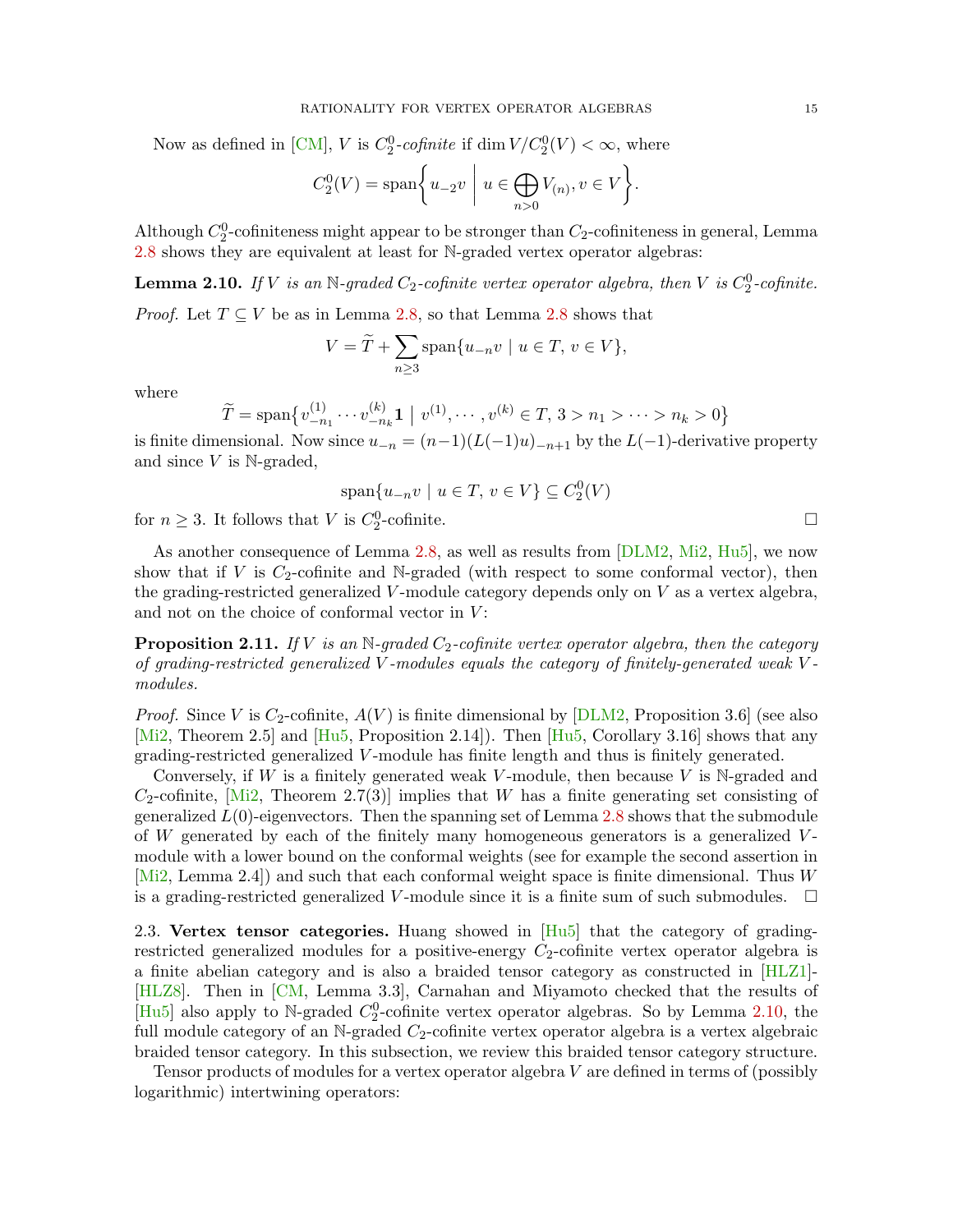Now as defined in [CM], $V$ is *$C_2^0$-cofinite* if $\dim V/C_2^0(V) < \infty$, where

$$C_2^0(V) = \mathrm{span}\bigg\{ u_{-2}v \;\bigg|\; u \in \bigoplus_{n>0} V_{(n)}, v \in V \bigg\}.$$

Although $C_2^0$-cofiniteness might appear to be stronger than $C_2$-cofiniteness in general, Lemma 2.8 shows they are equivalent at least for $\mathbb{N}$-graded vertex operator algebras:

**Lemma 2.10.** *If $V$ is an $\mathbb{N}$-graded $C_2$-cofinite vertex operator algebra, then $V$ is $C_2^0$-cofinite.*

*Proof.* Let $T \subseteq V$ be as in Lemma 2.8, so that Lemma 2.8 shows that

$$V = \widetilde{T} + \sum_{n\geq 3} \mathrm{span}\{u_{-n}v \mid u \in T,\, v \in V\},$$

where

$$\widetilde{T} = \mathrm{span}\big\{ v^{(1)}_{-n_1} \cdots v^{(k)}_{-n_k}\mathbf{1} \;\big|\; v^{(1)}, \cdots, v^{(k)} \in T,\, 3 > n_1 > \cdots > n_k > 0 \big\}$$

is finite dimensional. Now since $u_{-n} = (n-1)(L(-1)u)_{-n+1}$ by the $L(-1)$-derivative property and since $V$ is $\mathbb{N}$-graded,

$$\mathrm{span}\{u_{-n}v \mid u \in T,\, v \in V\} \subseteq C_2^0(V)$$

for $n \geq 3$. It follows that $V$ is $C_2^0$-cofinite. $\square$

As another consequence of Lemma 2.8, as well as results from [DLM2, Mi2, Hu5], we now show that if $V$ is $C_2$-cofinite and $\mathbb{N}$-graded (with respect to some conformal vector), then the grading-restricted generalized $V$-module category depends only on $V$ as a vertex algebra, and not on the choice of conformal vector in $V$:

**Proposition 2.11.** *If $V$ is an $\mathbb{N}$-graded $C_2$-cofinite vertex operator algebra, then the category of grading-restricted generalized $V$-modules equals the category of finitely-generated weak $V$-modules.*

*Proof.* Since $V$ is $C_2$-cofinite, $A(V)$ is finite dimensional by [DLM2, Proposition 3.6] (see also [Mi2, Theorem 2.5] and [Hu5, Proposition 2.14]). Then [Hu5, Corollary 3.16] shows that any grading-restricted generalized $V$-module has finite length and thus is finitely generated.

Conversely, if $W$ is a finitely generated weak $V$-module, then because $V$ is $\mathbb{N}$-graded and $C_2$-cofinite, [Mi2, Theorem 2.7(3)] implies that $W$ has a finite generating set consisting of generalized $L(0)$-eigenvectors. Then the spanning set of Lemma 2.8 shows that the submodule of $W$ generated by each of the finitely many homogeneous generators is a generalized $V$-module with a lower bound on the conformal weights (see for example the second assertion in [Mi2, Lemma 2.4]) and such that each conformal weight space is finite dimensional. Thus $W$ is a grading-restricted generalized $V$-module since it is a finite sum of such submodules. $\square$

2.3. **Vertex tensor categories.** Huang showed in [Hu5] that the category of grading-restricted generalized modules for a positive-energy $C_2$-cofinite vertex operator algebra is a finite abelian category and is also a braided tensor category as constructed in [HLZ1]-[HLZ8]. Then in [CM, Lemma 3.3], Carnahan and Miyamoto checked that the results of [Hu5] also apply to $\mathbb{N}$-graded $C_2^0$-cofinite vertex operator algebras. So by Lemma 2.10, the full module category of an $\mathbb{N}$-graded $C_2$-cofinite vertex operator algebra is a vertex algebraic braided tensor category. In this subsection, we review this braided tensor category structure.

Tensor products of modules for a vertex operator algebra $V$ are defined in terms of (possibly logarithmic) intertwining operators: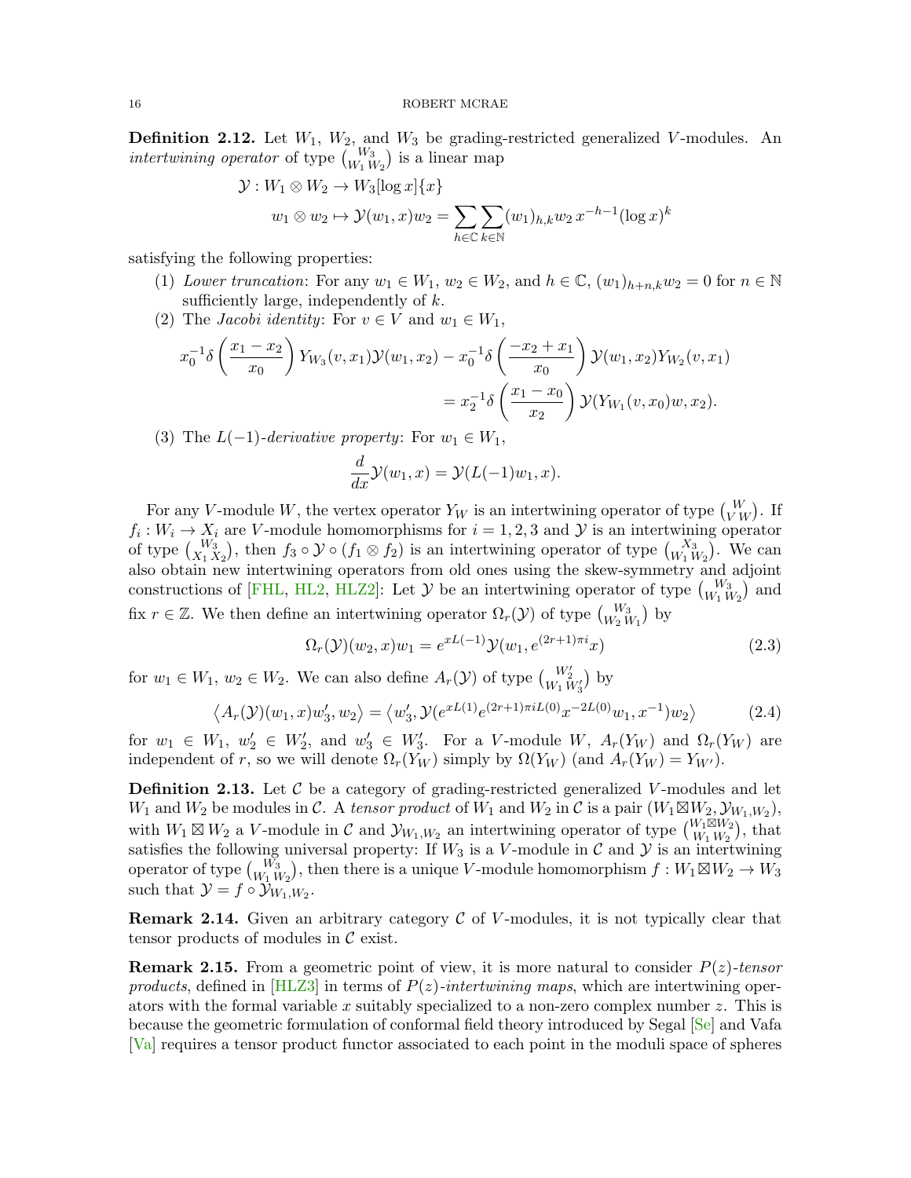**Definition 2.12.** Let $W_1$, $W_2$, and $W_3$ be grading-restricted generalized $V$-modules. An *intertwining operator* of type $\binom{W_3}{W_1\,W_2}$ is a linear map

$$\begin{aligned}\mathcal{Y} : W_1 \otimes W_2 &\to W_3[\log x]\{x\}\\ w_1 \otimes w_2 &\mapsto \mathcal{Y}(w_1, x)w_2 = \sum_{h\in\mathbb{C}}\sum_{k\in\mathbb{N}} (w_1)_{h,k} w_2\, x^{-h-1}(\log x)^k\end{aligned}$$

satisfying the following properties:

1. *Lower truncation*: For any $w_1 \in W_1$, $w_2 \in W_2$, and $h \in \mathbb{C}$, $(w_1)_{h+n,k} w_2 = 0$ for $n \in \mathbb{N}$ sufficiently large, independently of $k$.
2. The *Jacobi identity*: For $v \in V$ and $w_1 \in W_1$,
$$x_0^{-1}\delta\left(\frac{x_1 - x_2}{x_0}\right) Y_{W_3}(v, x_1)\mathcal{Y}(w_1, x_2) - x_0^{-1}\delta\left(\frac{-x_2 + x_1}{x_0}\right)\mathcal{Y}(w_1, x_2)Y_{W_2}(v, x_1)$$
$$= x_2^{-1}\delta\left(\frac{x_1 - x_0}{x_2}\right)\mathcal{Y}(Y_{W_1}(v, x_0)w, x_2).$$
3. The $L(-1)$-*derivative property*: For $w_1 \in W_1$,
$$\frac{d}{dx}\mathcal{Y}(w_1, x) = \mathcal{Y}(L(-1)w_1, x).$$

For any $V$-module $W$, the vertex operator $Y_W$ is an intertwining operator of type $\binom{W}{V\,W}$. If $f_i : W_i \to X_i$ are $V$-module homomorphisms for $i = 1, 2, 3$ and $\mathcal{Y}$ is an intertwining operator of type $\binom{W_3}{X_1\,X_2}$, then $f_3 \circ \mathcal{Y} \circ (f_1 \otimes f_2)$ is an intertwining operator of type $\binom{X_3}{W_1\,W_2}$. We can also obtain new intertwining operators from old ones using the skew-symmetry and adjoint constructions of [FHL, HL2, HLZ2]: Let $\mathcal{Y}$ be an intertwining operator of type $\binom{W_3}{W_1\,W_2}$ and fix $r \in \mathbb{Z}$. We then define an intertwining operator $\Omega_r(\mathcal{Y})$ of type $\binom{W_3}{W_2\,W_1}$ by

$$\Omega_r(\mathcal{Y})(w_2, x)w_1 = e^{xL(-1)}\mathcal{Y}(w_1, e^{(2r+1)\pi i}x) \tag{2.3}$$

for $w_1 \in W_1$, $w_2 \in W_2$. We can also define $A_r(\mathcal{Y})$ of type $\binom{W_2'}{W_1\,W_3'}$ by

$$\langle A_r(\mathcal{Y})(w_1, x)w_3', w_2\rangle = \langle w_3', \mathcal{Y}(e^{xL(1)}e^{(2r+1)\pi i L(0)}x^{-2L(0)}w_1, x^{-1})w_2\rangle \tag{2.4}$$

for $w_1 \in W_1$, $w_2' \in W_2'$, and $w_3' \in W_3'$. For a $V$-module $W$, $A_r(Y_W)$ and $\Omega_r(Y_W)$ are independent of $r$, so we will denote $\Omega_r(Y_W)$ simply by $\Omega(Y_W)$ (and $A_r(Y_W) = Y_{W'}$).

**Definition 2.13.** Let $\mathcal{C}$ be a category of grading-restricted generalized $V$-modules and let $W_1$ and $W_2$ be modules in $\mathcal{C}$. A *tensor product* of $W_1$ and $W_2$ in $\mathcal{C}$ is a pair $(W_1 \boxtimes W_2, \mathcal{Y}_{W_1,W_2})$, with $W_1 \boxtimes W_2$ a $V$-module in $\mathcal{C}$ and $\mathcal{Y}_{W_1,W_2}$ an intertwining operator of type $\binom{W_1\boxtimes W_2}{W_1\,W_2}$, that satisfies the following universal property: If $W_3$ is a $V$-module in $\mathcal{C}$ and $\mathcal{Y}$ is an intertwining operator of type $\binom{W_3}{W_1\,W_2}$, then there is a unique $V$-module homomorphism $f : W_1 \boxtimes W_2 \to W_3$ such that $\mathcal{Y} = f \circ \mathcal{Y}_{W_1,W_2}$.

**Remark 2.14.** Given an arbitrary category $\mathcal{C}$ of $V$-modules, it is not typically clear that tensor products of modules in $\mathcal{C}$ exist.

**Remark 2.15.** From a geometric point of view, it is more natural to consider $P(z)$-*tensor products*, defined in [HLZ3] in terms of $P(z)$-*intertwining maps*, which are intertwining operators with the formal variable $x$ suitably specialized to a non-zero complex number $z$. This is because the geometric formulation of conformal field theory introduced by Segal [Se] and Vafa [Va] requires a tensor product functor associated to each point in the moduli space of spheres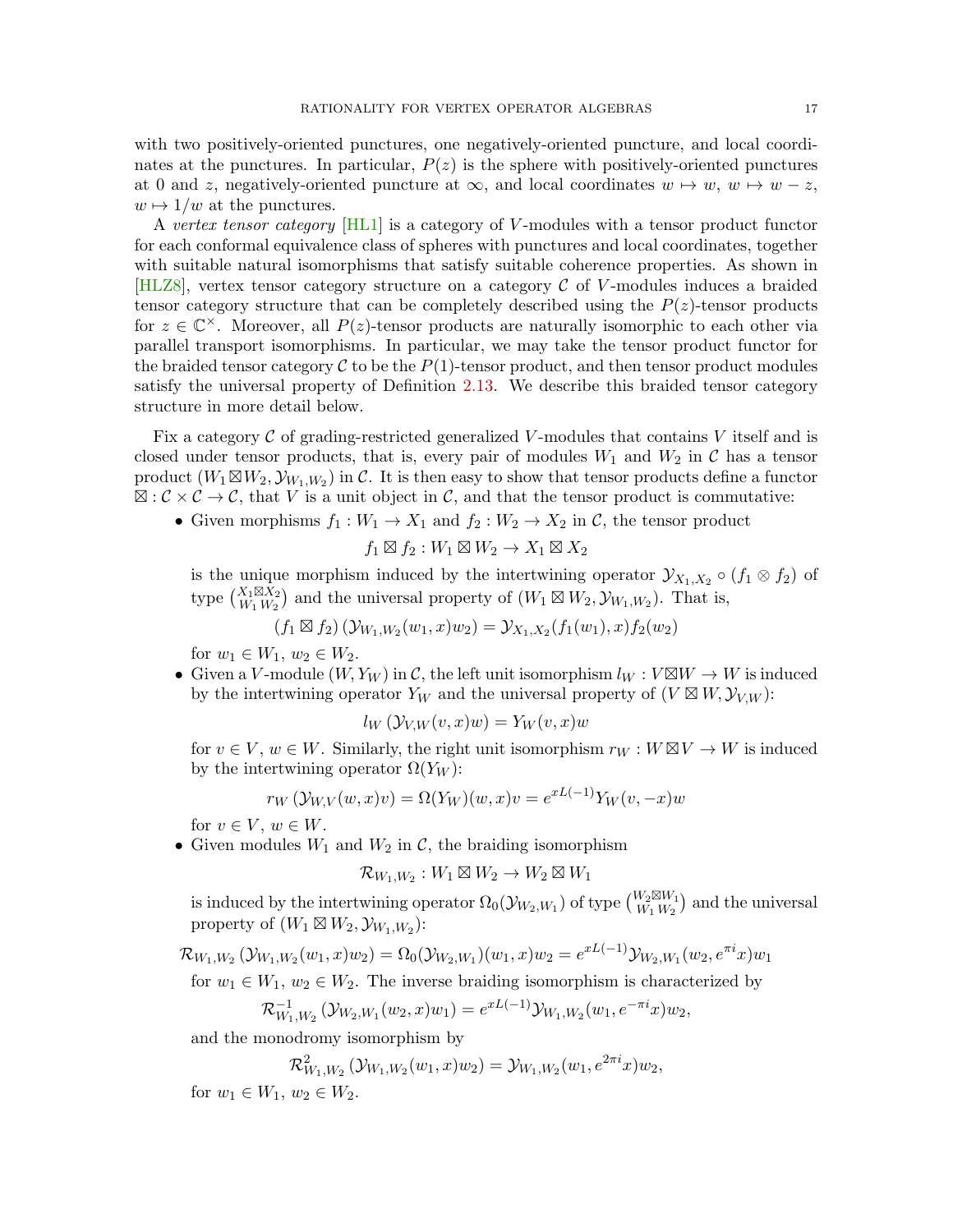with two positively-oriented punctures, one negatively-oriented puncture, and local coordinates at the punctures. In particular, $P(z)$ is the sphere with positively-oriented punctures at $0$ and $z$, negatively-oriented puncture at $\infty$, and local coordinates $w \mapsto w$, $w \mapsto w - z$, $w \mapsto 1/w$ at the punctures.

A *vertex tensor category* [HL1] is a category of $V$-modules with a tensor product functor for each conformal equivalence class of spheres with punctures and local coordinates, together with suitable natural isomorphisms that satisfy suitable coherence properties. As shown in [HLZ8], vertex tensor category structure on a category $\mathcal{C}$ of $V$-modules induces a braided tensor category structure that can be completely described using the $P(z)$-tensor products for $z \in \mathbb{C}^\times$. Moreover, all $P(z)$-tensor products are naturally isomorphic to each other via parallel transport isomorphisms. In particular, we may take the tensor product functor for the braided tensor category $\mathcal{C}$ to be the $P(1)$-tensor product, and then tensor product modules satisfy the universal property of Definition 2.13. We describe this braided tensor category structure in more detail below.

Fix a category $\mathcal{C}$ of grading-restricted generalized $V$-modules that contains $V$ itself and is closed under tensor products, that is, every pair of modules $W_1$ and $W_2$ in $\mathcal{C}$ has a tensor product $(W_1 \boxtimes W_2, \mathcal{Y}_{W_1,W_2})$ in $\mathcal{C}$. It is then easy to show that tensor products define a functor $\boxtimes : \mathcal{C} \times \mathcal{C} \to \mathcal{C}$, that $V$ is a unit object in $\mathcal{C}$, and that the tensor product is commutative:

- Given morphisms $f_1 : W_1 \to X_1$ and $f_2 : W_2 \to X_2$ in $\mathcal{C}$, the tensor product
$$f_1 \boxtimes f_2 : W_1 \boxtimes W_2 \to X_1 \boxtimes X_2$$
is the unique morphism induced by the intertwining operator $\mathcal{Y}_{X_1,X_2} \circ (f_1 \otimes f_2)$ of type $\binom{X_1 \boxtimes X_2}{W_1\, W_2}$ and the universal property of $(W_1 \boxtimes W_2, \mathcal{Y}_{W_1,W_2})$. That is,
$$(f_1 \boxtimes f_2)\left(\mathcal{Y}_{W_1,W_2}(w_1, x)w_2\right) = \mathcal{Y}_{X_1,X_2}(f_1(w_1), x)f_2(w_2)$$
for $w_1 \in W_1$, $w_2 \in W_2$.
- Given a $V$-module $(W, Y_W)$ in $\mathcal{C}$, the left unit isomorphism $l_W : V \boxtimes W \to W$ is induced by the intertwining operator $Y_W$ and the universal property of $(V \boxtimes W, \mathcal{Y}_{V,W})$:
$$l_W\left(\mathcal{Y}_{V,W}(v, x)w\right) = Y_W(v, x)w$$
for $v \in V$, $w \in W$. Similarly, the right unit isomorphism $r_W : W \boxtimes V \to W$ is induced by the intertwining operator $\Omega(Y_W)$:
$$r_W\left(\mathcal{Y}_{W,V}(w, x)v\right) = \Omega(Y_W)(w, x)v = e^{xL(-1)}Y_W(v, -x)w$$
for $v \in V$, $w \in W$.
- Given modules $W_1$ and $W_2$ in $\mathcal{C}$, the braiding isomorphism
$$\mathcal{R}_{W_1,W_2} : W_1 \boxtimes W_2 \to W_2 \boxtimes W_1$$
is induced by the intertwining operator $\Omega_0(\mathcal{Y}_{W_2,W_1})$ of type $\binom{W_2 \boxtimes W_1}{W_1\, W_2}$ and the universal property of $(W_1 \boxtimes W_2, \mathcal{Y}_{W_1,W_2})$:
$$\mathcal{R}_{W_1,W_2}\left(\mathcal{Y}_{W_1,W_2}(w_1, x)w_2\right) = \Omega_0(\mathcal{Y}_{W_2,W_1})(w_1, x)w_2 = e^{xL(-1)}\mathcal{Y}_{W_2,W_1}(w_2, e^{\pi i}x)w_1$$
for $w_1 \in W_1$, $w_2 \in W_2$. The inverse braiding isomorphism is characterized by
$$\mathcal{R}^{-1}_{W_1,W_2}\left(\mathcal{Y}_{W_2,W_1}(w_2, x)w_1\right) = e^{xL(-1)}\mathcal{Y}_{W_1,W_2}(w_1, e^{-\pi i}x)w_2,$$
and the monodromy isomorphism by
$$\mathcal{R}^2_{W_1,W_2}\left(\mathcal{Y}_{W_1,W_2}(w_1, x)w_2\right) = \mathcal{Y}_{W_1,W_2}(w_1, e^{2\pi i}x)w_2,$$
for $w_1 \in W_1$, $w_2 \in W_2$.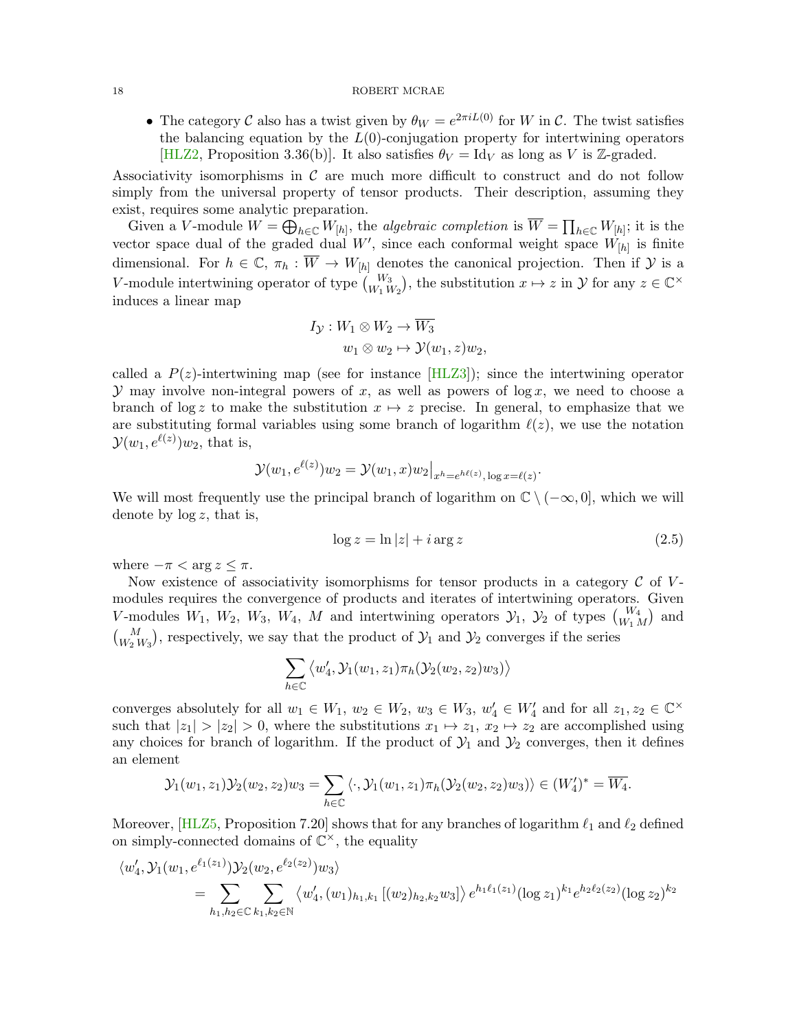- The category $\mathcal{C}$ also has a twist given by $\theta_W = e^{2\pi i L(0)}$ for $W$ in $\mathcal{C}$. The twist satisfies the balancing equation by the $L(0)$-conjugation property for intertwining operators [HLZ2, Proposition 3.36(b)]. It also satisfies $\theta_V = \mathrm{Id}_V$ as long as $V$ is $\mathbb{Z}$-graded.

Associativity isomorphisms in $\mathcal{C}$ are much more difficult to construct and do not follow simply from the universal property of tensor products. Their description, assuming they exist, requires some analytic preparation.

Given a $V$-module $W = \bigoplus_{h\in\mathbb{C}} W_{[h]}$, the *algebraic completion* is $\overline{W} = \prod_{h\in\mathbb{C}} W_{[h]}$; it is the vector space dual of the graded dual $W'$, since each conformal weight space $W_{[h]}$ is finite dimensional. For $h \in \mathbb{C}$, $\pi_h : \overline{W} \to W_{[h]}$ denotes the canonical projection. Then if $\mathcal{Y}$ is a $V$-module intertwining operator of type $\binom{W_3}{W_1\,W_2}$, the substitution $x \mapsto z$ in $\mathcal{Y}$ for any $z \in \mathbb{C}^\times$ induces a linear map

$$
\begin{aligned}
I_{\mathcal{Y}} : W_1 \otimes W_2 &\to \overline{W_3}\\
w_1 \otimes w_2 &\mapsto \mathcal{Y}(w_1, z)w_2,
\end{aligned}
$$

called a $P(z)$-intertwining map (see for instance [HLZ3]); since the intertwining operator $\mathcal{Y}$ may involve non-integral powers of $x$, as well as powers of $\log x$, we need to choose a branch of $\log z$ to make the substitution $x \mapsto z$ precise. In general, to emphasize that we are substituting formal variables using some branch of logarithm $\ell(z)$, we use the notation $\mathcal{Y}(w_1, e^{\ell(z)})w_2$, that is,

$$
\mathcal{Y}(w_1, e^{\ell(z)})w_2 = \mathcal{Y}(w_1, x)w_2\big|_{x^h = e^{h\ell(z)},\,\log x = \ell(z)}.
$$

We will most frequently use the principal branch of logarithm on $\mathbb{C} \setminus (-\infty, 0]$, which we will denote by $\log z$, that is,

$$
\log z = \ln |z| + i \arg z \tag{2.5}
$$

where $-\pi < \arg z \leq \pi$.

Now existence of associativity isomorphisms for tensor products in a category $\mathcal{C}$ of $V$-modules requires the convergence of products and iterates of intertwining operators. Given $V$-modules $W_1$, $W_2$, $W_3$, $W_4$, $M$ and intertwining operators $\mathcal{Y}_1$, $\mathcal{Y}_2$ of types $\binom{W_4}{W_1\,M}$ and $\binom{M}{W_2\,W_3}$, respectively, we say that the product of $\mathcal{Y}_1$ and $\mathcal{Y}_2$ converges if the series

$$
\sum_{h\in\mathbb{C}} \left\langle w_4', \mathcal{Y}_1(w_1, z_1)\pi_h(\mathcal{Y}_2(w_2, z_2)w_3)\right\rangle
$$

converges absolutely for all $w_1 \in W_1$, $w_2 \in W_2$, $w_3 \in W_3$, $w_4' \in W_4'$ and for all $z_1, z_2 \in \mathbb{C}^\times$ such that $|z_1| > |z_2| > 0$, where the substitutions $x_1 \mapsto z_1$, $x_2 \mapsto z_2$ are accomplished using any choices for branch of logarithm. If the product of $\mathcal{Y}_1$ and $\mathcal{Y}_2$ converges, then it defines an element

$$
\mathcal{Y}_1(w_1, z_1)\mathcal{Y}_2(w_2, z_2)w_3 = \sum_{h\in\mathbb{C}} \langle \cdot, \mathcal{Y}_1(w_1, z_1)\pi_h(\mathcal{Y}_2(w_2, z_2)w_3)\rangle \in (W_4')^* = \overline{W_4}.
$$

Moreover, [HLZ5, Proposition 7.20] shows that for any branches of logarithm $\ell_1$ and $\ell_2$ defined on simply-connected domains of $\mathbb{C}^\times$, the equality

$$
\begin{aligned}
&\langle w_4', \mathcal{Y}_1(w_1, e^{\ell_1(z_1)})\mathcal{Y}_2(w_2, e^{\ell_2(z_2)})w_3\rangle\\
&\qquad = \sum_{h_1,h_2\in\mathbb{C}} \sum_{k_1,k_2\in\mathbb{N}} \left\langle w_4', (w_1)_{h_1,k_1}\left[(w_2)_{h_2,k_2}w_3\right]\right\rangle e^{h_1\ell_1(z_1)}(\log z_1)^{k_1} e^{h_2\ell_2(z_2)}(\log z_2)^{k_2}
\end{aligned}
$$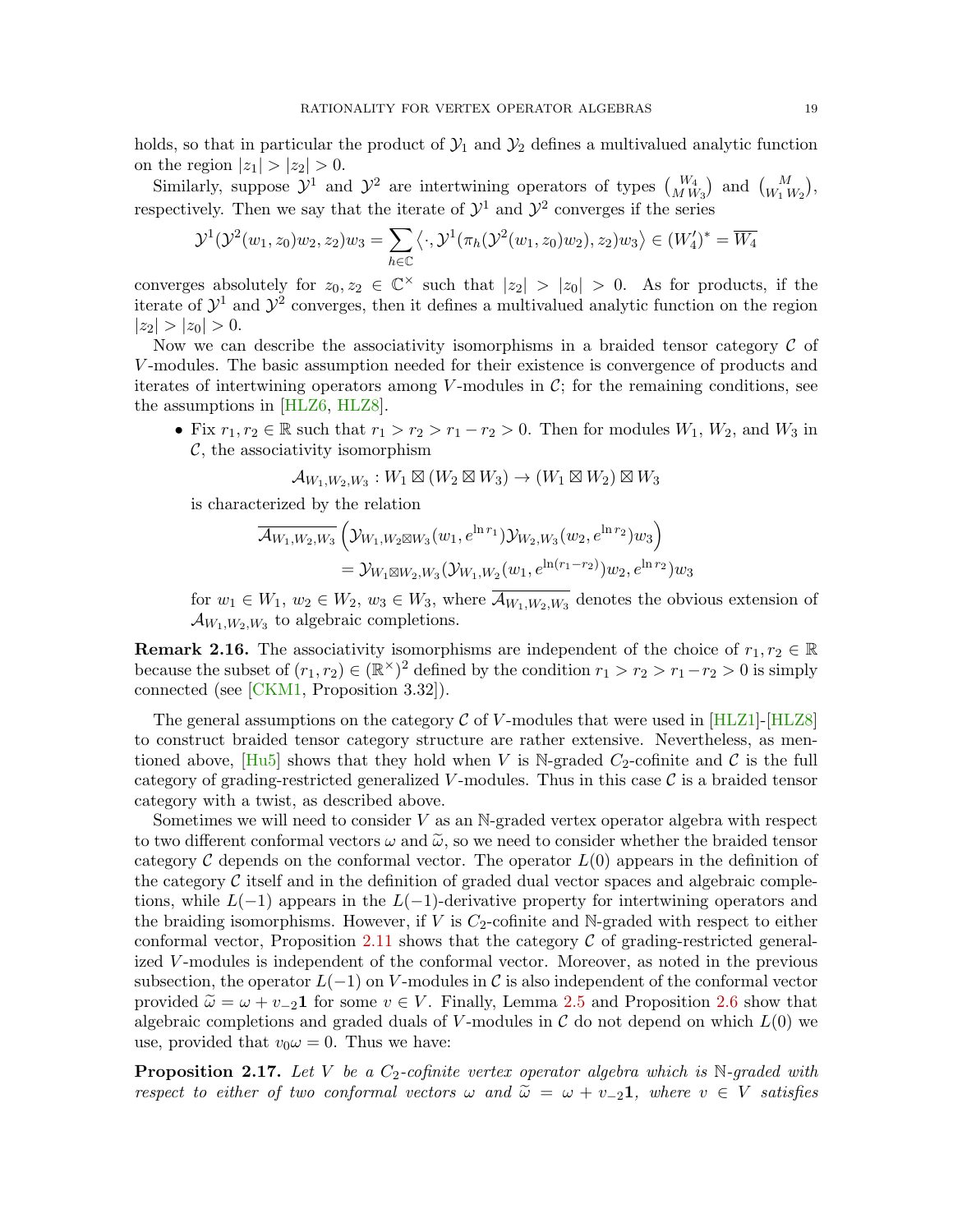holds, so that in particular the product of $\mathcal{Y}_1$ and $\mathcal{Y}_2$ defines a multivalued analytic function on the region $|z_1| > |z_2| > 0$.

Similarly, suppose $\mathcal{Y}^1$ and $\mathcal{Y}^2$ are intertwining operators of types $\binom{W_4}{M\,W_3}$ and $\binom{M}{W_1\,W_2}$, respectively. Then we say that the iterate of $\mathcal{Y}^1$ and $\mathcal{Y}^2$ converges if the series

$$\mathcal{Y}^1(\mathcal{Y}^2(w_1, z_0)w_2, z_2)w_3 = \sum_{h\in\mathbb{C}} \left\langle \cdot, \mathcal{Y}^1(\pi_h(\mathcal{Y}^2(w_1, z_0)w_2), z_2)w_3 \right\rangle \in (W_4')^* = \overline{W_4}$$

converges absolutely for $z_0, z_2 \in \mathbb{C}^\times$ such that $|z_2| > |z_0| > 0$. As for products, if the iterate of $\mathcal{Y}^1$ and $\mathcal{Y}^2$ converges, then it defines a multivalued analytic function on the region $|z_2| > |z_0| > 0$.

Now we can describe the associativity isomorphisms in a braided tensor category $\mathcal{C}$ of $V$-modules. The basic assumption needed for their existence is convergence of products and iterates of intertwining operators among $V$-modules in $\mathcal{C}$; for the remaining conditions, see the assumptions in [HLZ6, HLZ8].

- Fix $r_1, r_2 \in \mathbb{R}$ such that $r_1 > r_2 > r_1 - r_2 > 0$. Then for modules $W_1$, $W_2$, and $W_3$ in $\mathcal{C}$, the associativity isomorphism

$$\mathcal{A}_{W_1,W_2,W_3} : W_1 \boxtimes (W_2 \boxtimes W_3) \to (W_1 \boxtimes W_2) \boxtimes W_3$$

is characterized by the relation

$$\begin{aligned}\overline{\mathcal{A}_{W_1,W_2,W_3}} &\left(\mathcal{Y}_{W_1,W_2\boxtimes W_3}(w_1, e^{\ln r_1})\mathcal{Y}_{W_2,W_3}(w_2, e^{\ln r_2})w_3\right)\\ &= \mathcal{Y}_{W_1\boxtimes W_2,W_3}(\mathcal{Y}_{W_1,W_2}(w_1, e^{\ln(r_1-r_2)})w_2, e^{\ln r_2})w_3\end{aligned}$$

for $w_1 \in W_1$, $w_2 \in W_2$, $w_3 \in W_3$, where $\overline{\mathcal{A}_{W_1,W_2,W_3}}$ denotes the obvious extension of $\mathcal{A}_{W_1,W_2,W_3}$ to algebraic completions.

**Remark 2.16.** The associativity isomorphisms are independent of the choice of $r_1, r_2 \in \mathbb{R}$ because the subset of $(r_1, r_2) \in (\mathbb{R}^\times)^2$ defined by the condition $r_1 > r_2 > r_1 - r_2 > 0$ is simply connected (see [CKM1, Proposition 3.32]).

The general assumptions on the category $\mathcal{C}$ of $V$-modules that were used in [HLZ1]-[HLZ8] to construct braided tensor category structure are rather extensive. Nevertheless, as mentioned above, [Hu5] shows that they hold when $V$ is $\mathbb{N}$-graded $C_2$-cofinite and $\mathcal{C}$ is the full category of grading-restricted generalized $V$-modules. Thus in this case $\mathcal{C}$ is a braided tensor category with a twist, as described above.

Sometimes we will need to consider $V$ as an $\mathbb{N}$-graded vertex operator algebra with respect to two different conformal vectors $\omega$ and $\widetilde{\omega}$, so we need to consider whether the braided tensor category $\mathcal{C}$ depends on the conformal vector. The operator $L(0)$ appears in the definition of the category $\mathcal{C}$ itself and in the definition of graded dual vector spaces and algebraic completions, while $L(-1)$ appears in the $L(-1)$-derivative property for intertwining operators and the braiding isomorphisms. However, if $V$ is $C_2$-cofinite and $\mathbb{N}$-graded with respect to either conformal vector, Proposition 2.11 shows that the category $\mathcal{C}$ of grading-restricted generalized $V$-modules is independent of the conformal vector. Moreover, as noted in the previous subsection, the operator $L(-1)$ on $V$-modules in $\mathcal{C}$ is also independent of the conformal vector provided $\widetilde{\omega} = \omega + v_{-2}\mathbf{1}$ for some $v \in V$. Finally, Lemma 2.5 and Proposition 2.6 show that algebraic completions and graded duals of $V$-modules in $\mathcal{C}$ do not depend on which $L(0)$ we use, provided that $v_0\omega = 0$. Thus we have:

**Proposition 2.17.** *Let $V$ be a $C_2$-cofinite vertex operator algebra which is $\mathbb{N}$-graded with respect to either of two conformal vectors $\omega$ and $\widetilde{\omega} = \omega + v_{-2}\mathbf{1}$, where $v \in V$ satisfies*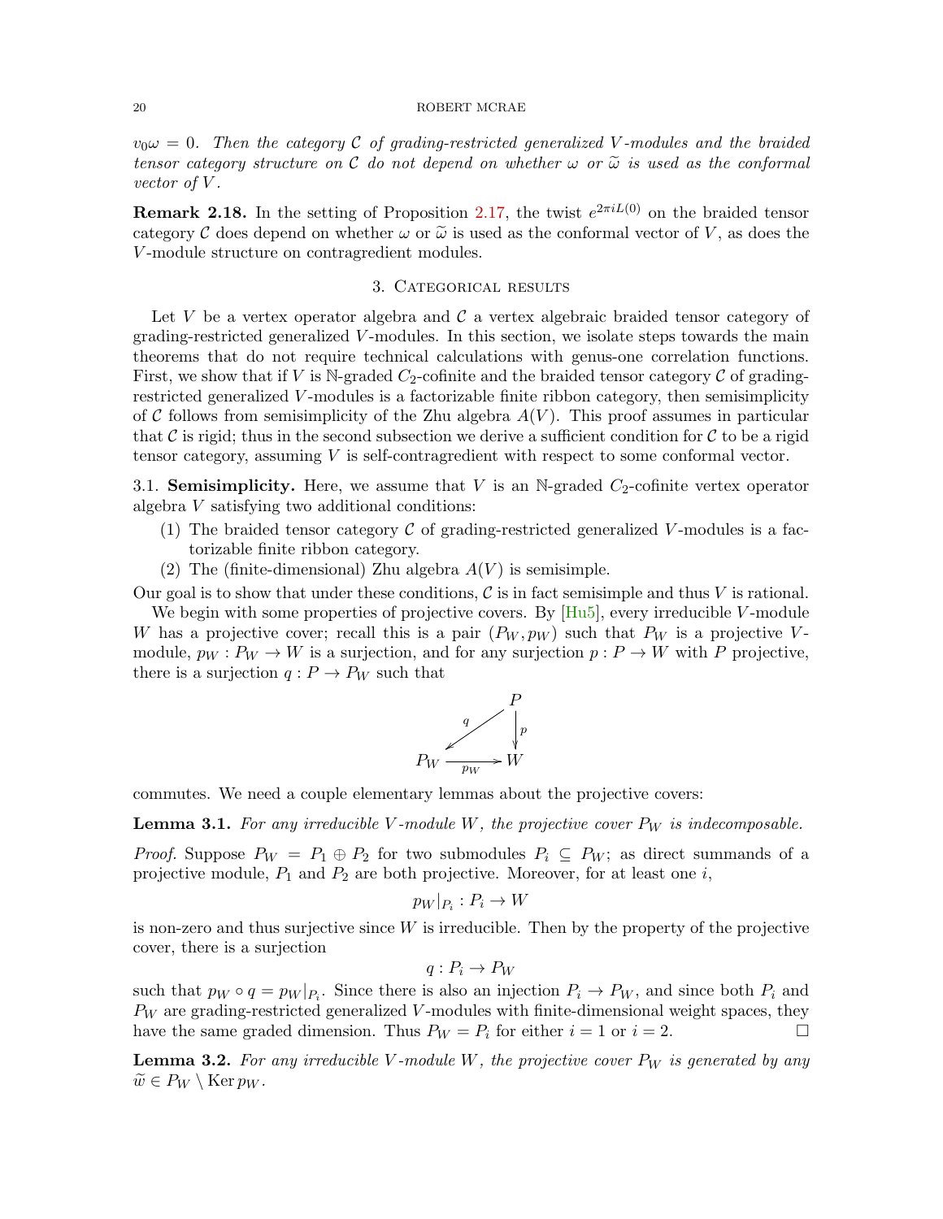$v_0\omega = 0$. *Then the category* $\mathcal{C}$ *of grading-restricted generalized* $V$*-modules and the braided tensor category structure on* $\mathcal{C}$ *do not depend on whether* $\omega$ *or* $\widetilde{\omega}$ *is used as the conformal vector of* $V$*.*

**Remark 2.18.** In the setting of Proposition 2.17, the twist $e^{2\pi i L(0)}$ on the braided tensor category $\mathcal{C}$ does depend on whether $\omega$ or $\widetilde{\omega}$ is used as the conformal vector of $V$, as does the $V$-module structure on contragredient modules.

## 3. Categorical results

Let $V$ be a vertex operator algebra and $\mathcal{C}$ a vertex algebraic braided tensor category of grading-restricted generalized $V$-modules. In this section, we isolate steps towards the main theorems that do not require technical calculations with genus-one correlation functions. First, we show that if $V$ is $\mathbb{N}$-graded $C_2$-cofinite and the braided tensor category $\mathcal{C}$ of grading-restricted generalized $V$-modules is a factorizable finite ribbon category, then semisimplicity of $\mathcal{C}$ follows from semisimplicity of the Zhu algebra $A(V)$. This proof assumes in particular that $\mathcal{C}$ is rigid; thus in the second subsection we derive a sufficient condition for $\mathcal{C}$ to be a rigid tensor category, assuming $V$ is self-contragredient with respect to some conformal vector.

3.1. **Semisimplicity.** Here, we assume that $V$ is an $\mathbb{N}$-graded $C_2$-cofinite vertex operator algebra $V$ satisfying two additional conditions:

(1) The braided tensor category $\mathcal{C}$ of grading-restricted generalized $V$-modules is a factorizable finite ribbon category.
(2) The (finite-dimensional) Zhu algebra $A(V)$ is semisimple.

Our goal is to show that under these conditions, $\mathcal{C}$ is in fact semisimple and thus $V$ is rational.

We begin with some properties of projective covers. By [Hu5], every irreducible $V$-module $W$ has a projective cover; recall this is a pair $(P_W, p_W)$ such that $P_W$ is a projective $V$-module, $p_W : P_W \to W$ is a surjection, and for any surjection $p : P \to W$ with $P$ projective, there is a surjection $q : P \to P_W$ such that

$$\begin{array}{ccc} & & P \\ & \overset{q}{\swarrow} & \downarrow p \\ P_W & \xrightarrow{p_W} & W \end{array}$$

commutes. We need a couple elementary lemmas about the projective covers:

**Lemma 3.1.** *For any irreducible* $V$*-module* $W$*, the projective cover* $P_W$ *is indecomposable.*

*Proof.* Suppose $P_W = P_1 \oplus P_2$ for two submodules $P_i \subseteq P_W$; as direct summands of a projective module, $P_1$ and $P_2$ are both projective. Moreover, for at least one $i$,

$$p_W|_{P_i} : P_i \to W$$

is non-zero and thus surjective since $W$ is irreducible. Then by the property of the projective cover, there is a surjection

$$q : P_i \to P_W$$

such that $p_W \circ q = p_W|_{P_i}$. Since there is also an injection $P_i \to P_W$, and since both $P_i$ and $P_W$ are grading-restricted generalized $V$-modules with finite-dimensional weight spaces, they have the same graded dimension. Thus $P_W = P_i$ for either $i = 1$ or $i = 2$. $\square$

**Lemma 3.2.** *For any irreducible* $V$*-module* $W$*, the projective cover* $P_W$ *is generated by any* $\widetilde{w} \in P_W \setminus \operatorname{Ker} p_W$*.*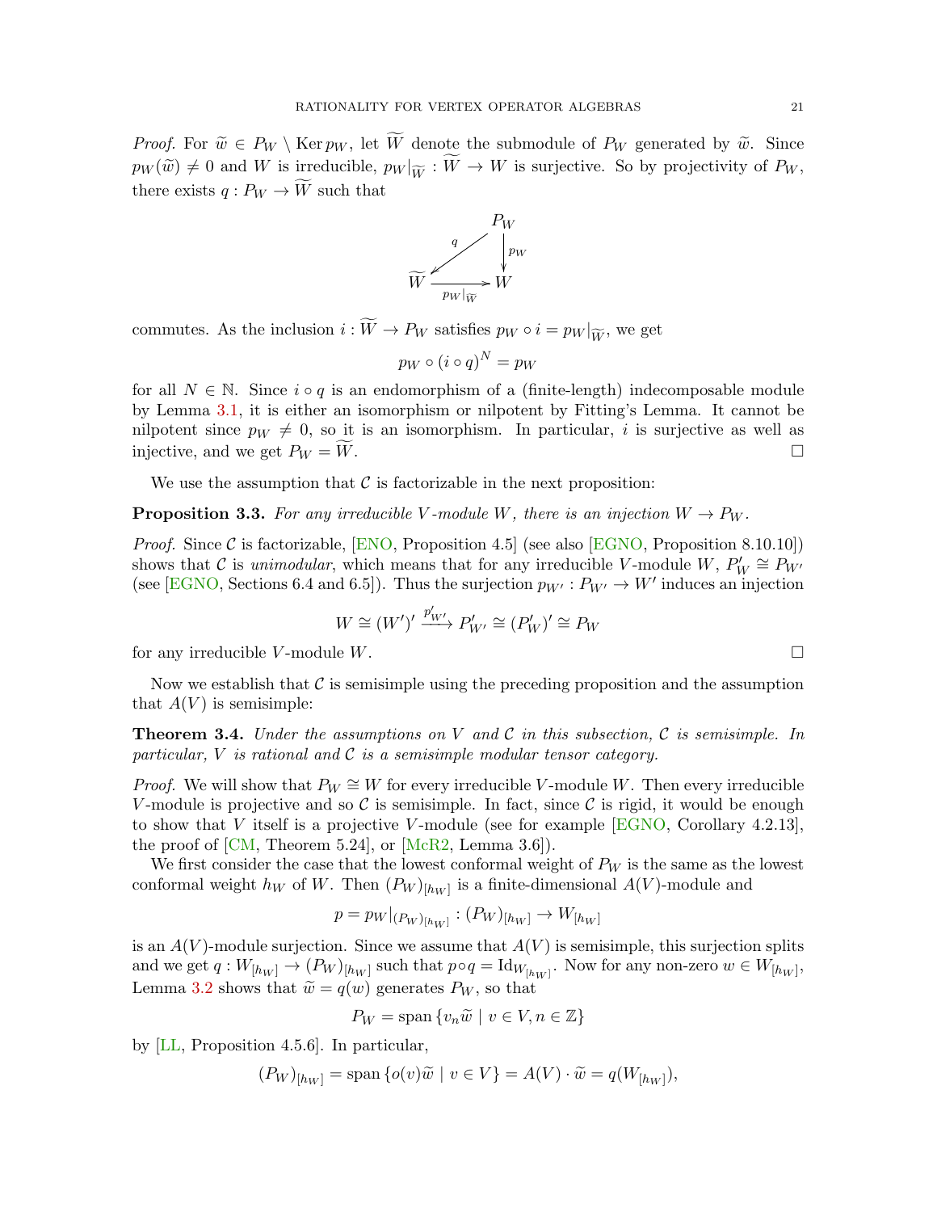*Proof.* For $\widetilde{w} \in P_W \setminus \operatorname{Ker} p_W$, let $\widetilde{W}$ denote the submodule of $P_W$ generated by $\widetilde{w}$. Since $p_W(\widetilde{w}) \neq 0$ and $W$ is irreducible, $p_W|_{\widetilde{W}} : \widetilde{W} \to W$ is surjective. So by projectivity of $P_W$, there exists $q : P_W \to \widetilde{W}$ such that

$$\begin{array}{ccc} & & P_W \\ & \overset{q}{\swarrow} & \downarrow p_W \\ \widetilde{W} & \xrightarrow[p_W|_{\widetilde{W}}]{} & W \end{array}$$

commutes. As the inclusion $i : \widetilde{W} \to P_W$ satisfies $p_W \circ i = p_W|_{\widetilde{W}}$, we get

$$p_W \circ (i \circ q)^N = p_W$$

for all $N \in \mathbb{N}$. Since $i \circ q$ is an endomorphism of a (finite-length) indecomposable module by Lemma 3.1, it is either an isomorphism or nilpotent by Fitting's Lemma. It cannot be nilpotent since $p_W \neq 0$, so it is an isomorphism. In particular, $i$ is surjective as well as injective, and we get $P_W = \widetilde{W}$. $\square$

We use the assumption that $\mathcal{C}$ is factorizable in the next proposition:

**Proposition 3.3.** *For any irreducible $V$-module $W$, there is an injection $W \to P_W$.*

*Proof.* Since $\mathcal{C}$ is factorizable, [ENO, Proposition 4.5] (see also [EGNO, Proposition 8.10.10]) shows that $\mathcal{C}$ is *unimodular*, which means that for any irreducible $V$-module $W$, $P_W' \cong P_{W'}$ (see [EGNO, Sections 6.4 and 6.5]). Thus the surjection $p_{W'} : P_{W'} \to W'$ induces an injection

$$W \cong (W')' \xrightarrow{p_{W'}'} P_{W'}' \cong (P_W')' \cong P_W$$

for any irreducible $V$-module $W$. $\square$

Now we establish that $\mathcal{C}$ is semisimple using the preceding proposition and the assumption that $A(V)$ is semisimple:

**Theorem 3.4.** *Under the assumptions on $V$ and $\mathcal{C}$ in this subsection, $\mathcal{C}$ is semisimple. In particular, $V$ is rational and $\mathcal{C}$ is a semisimple modular tensor category.*

*Proof.* We will show that $P_W \cong W$ for every irreducible $V$-module $W$. Then every irreducible $V$-module is projective and so $\mathcal{C}$ is semisimple. In fact, since $\mathcal{C}$ is rigid, it would be enough to show that $V$ itself is a projective $V$-module (see for example [EGNO, Corollary 4.2.13], the proof of [CM, Theorem 5.24], or [McR2, Lemma 3.6]).

We first consider the case that the lowest conformal weight of $P_W$ is the same as the lowest conformal weight $h_W$ of $W$. Then $(P_W)_{[h_W]}$ is a finite-dimensional $A(V)$-module and

$$p = p_W|_{(P_W)_{[h_W]}} : (P_W)_{[h_W]} \to W_{[h_W]}$$

is an $A(V)$-module surjection. Since we assume that $A(V)$ is semisimple, this surjection splits and we get $q : W_{[h_W]} \to (P_W)_{[h_W]}$ such that $p \circ q = \mathrm{Id}_{W_{[h_W]}}$. Now for any non-zero $w \in W_{[h_W]}$, Lemma 3.2 shows that $\widetilde{w} = q(w)$ generates $P_W$, so that

$$P_W = \operatorname{span}\{v_n \widetilde{w} \mid v \in V, n \in \mathbb{Z}\}$$

by [LL, Proposition 4.5.6]. In particular,

$$(P_W)_{[h_W]} = \operatorname{span}\{o(v)\widetilde{w} \mid v \in V\} = A(V) \cdot \widetilde{w} = q(W_{[h_W]}),$$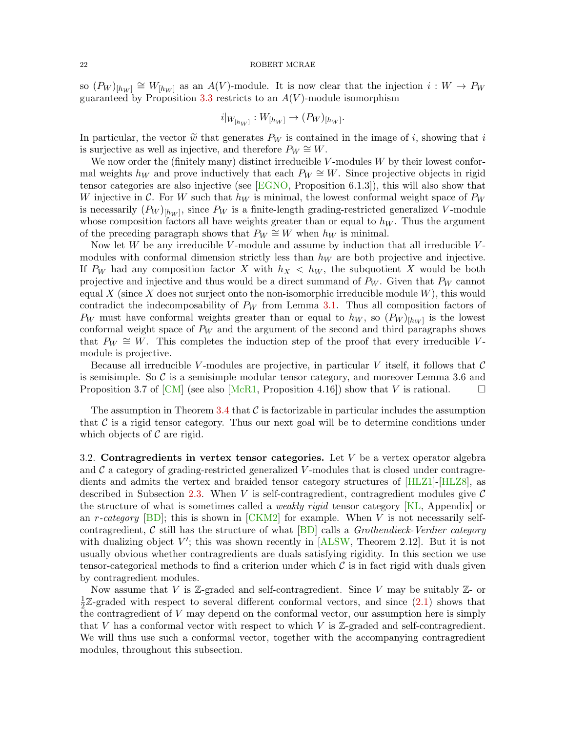so $(P_W)_{[h_W]} \cong W_{[h_W]}$ as an $A(V)$-module. It is now clear that the injection $i : W \to P_W$ guaranteed by Proposition 3.3 restricts to an $A(V)$-module isomorphism

$$i|_{W_{[h_W]}} : W_{[h_W]} \to (P_W)_{[h_W]}.$$

In particular, the vector $\widetilde{w}$ that generates $P_W$ is contained in the image of $i$, showing that $i$ is surjective as well as injective, and therefore $P_W \cong W$.

We now order the (finitely many) distinct irreducible $V$-modules $W$ by their lowest conformal weights $h_W$ and prove inductively that each $P_W \cong W$. Since projective objects in rigid tensor categories are also injective (see [EGNO, Proposition 6.1.3]), this will also show that $W$ injective in $\mathcal{C}$. For $W$ such that $h_W$ is minimal, the lowest conformal weight space of $P_W$ is necessarily $(P_W)_{[h_W]}$, since $P_W$ is a finite-length grading-restricted generalized $V$-module whose composition factors all have weights greater than or equal to $h_W$. Thus the argument of the preceding paragraph shows that $P_W \cong W$ when $h_W$ is minimal.

Now let $W$ be any irreducible $V$-module and assume by induction that all irreducible $V$-modules with conformal dimension strictly less than $h_W$ are both projective and injective. If $P_W$ had any composition factor $X$ with $h_X < h_W$, the subquotient $X$ would be both projective and injective and thus would be a direct summand of $P_W$. Given that $P_W$ cannot equal $X$ (since $X$ does not surject onto the non-isomorphic irreducible module $W$), this would contradict the indecomposability of $P_W$ from Lemma 3.1. Thus all composition factors of $P_W$ must have conformal weights greater than or equal to $h_W$, so $(P_W)_{[h_W]}$ is the lowest conformal weight space of $P_W$ and the argument of the second and third paragraphs shows that $P_W \cong W$. This completes the induction step of the proof that every irreducible $V$-module is projective.

Because all irreducible $V$-modules are projective, in particular $V$ itself, it follows that $\mathcal{C}$ is semisimple. So $\mathcal{C}$ is a semisimple modular tensor category, and moreover Lemma 3.6 and Proposition 3.7 of [CM] (see also [McR1, Proposition 4.16]) show that $V$ is rational. $\square$

The assumption in Theorem 3.4 that $\mathcal{C}$ is factorizable in particular includes the assumption that $\mathcal{C}$ is a rigid tensor category. Thus our next goal will be to determine conditions under which objects of $\mathcal{C}$ are rigid.

3.2. **Contragredients in vertex tensor categories.** Let $V$ be a vertex operator algebra and $\mathcal{C}$ a category of grading-restricted generalized $V$-modules that is closed under contragredients and admits the vertex and braided tensor category structures of [HLZ1]-[HLZ8], as described in Subsection 2.3. When $V$ is self-contragredient, contragredient modules give $\mathcal{C}$ the structure of what is sometimes called a *weakly rigid* tensor category [KL, Appendix] or an *r-category* [BD]; this is shown in [CKM2] for example. When $V$ is not necessarily self-contragredient, $\mathcal{C}$ still has the structure of what [BD] calls a *Grothendieck-Verdier category* with dualizing object $V'$; this was shown recently in [ALSW, Theorem 2.12]. But it is not usually obvious whether contragredients are duals satisfying rigidity. In this section we use tensor-categorical methods to find a criterion under which $\mathcal{C}$ is in fact rigid with duals given by contragredient modules.

Now assume that $V$ is $\mathbb{Z}$-graded and self-contragredient. Since $V$ may be suitably $\mathbb{Z}$- or $\frac{1}{2}\mathbb{Z}$-graded with respect to several different conformal vectors, and since (2.1) shows that the contragredient of $V$ may depend on the conformal vector, our assumption here is simply that $V$ has a conformal vector with respect to which $V$ is $\mathbb{Z}$-graded and self-contragredient. We will thus use such a conformal vector, together with the accompanying contragredient modules, throughout this subsection.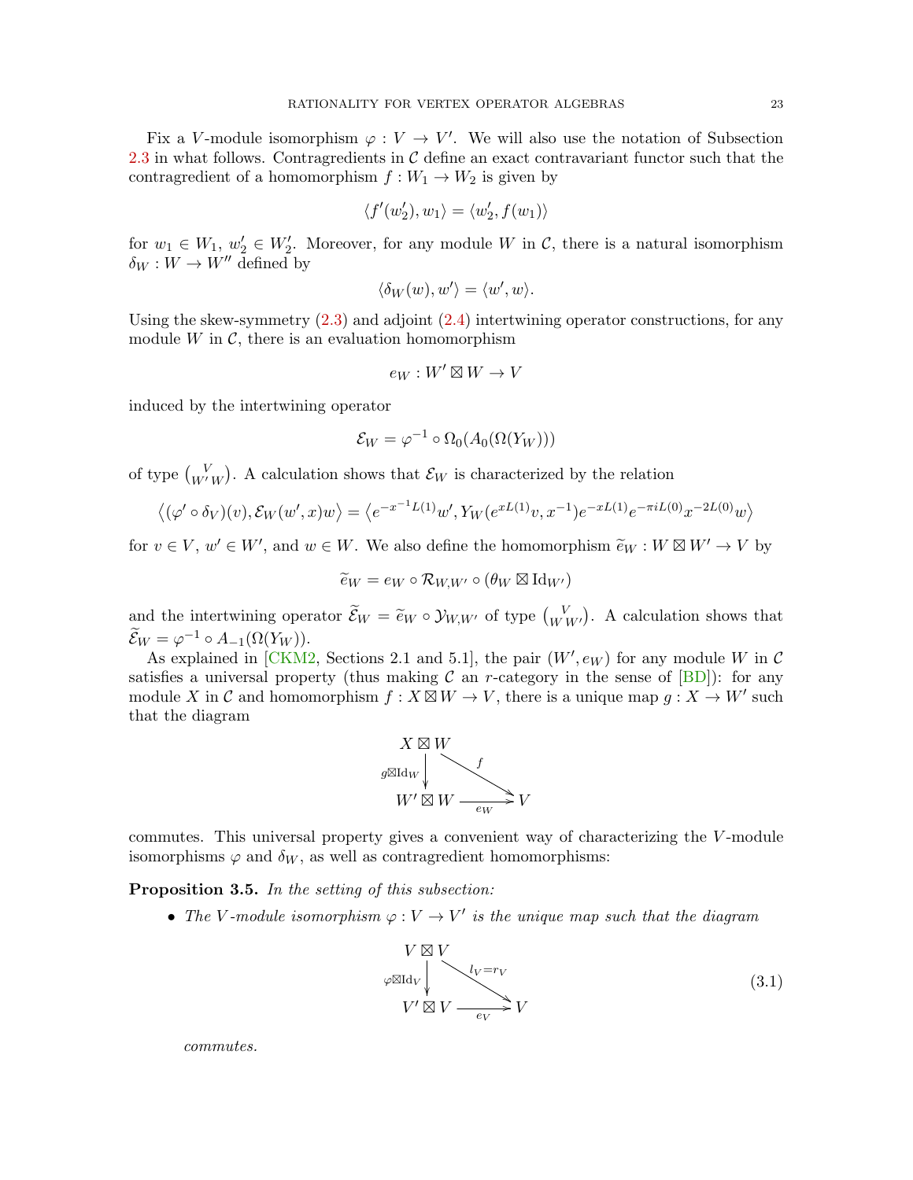Fix a $V$-module isomorphism $\varphi : V \to V'$. We will also use the notation of Subsection 2.3 in what follows. Contragredients in $\mathcal{C}$ define an exact contravariant functor such that the contragredient of a homomorphism $f : W_1 \to W_2$ is given by

$$\langle f'(w_2'), w_1 \rangle = \langle w_2', f(w_1) \rangle$$

for $w_1 \in W_1$, $w_2' \in W_2'$. Moreover, for any module $W$ in $\mathcal{C}$, there is a natural isomorphism $\delta_W : W \to W''$ defined by

$$\langle \delta_W(w), w' \rangle = \langle w', w \rangle.$$

Using the skew-symmetry (2.3) and adjoint (2.4) intertwining operator constructions, for any module $W$ in $\mathcal{C}$, there is an evaluation homomorphism

$$e_W : W' \boxtimes W \to V$$

induced by the intertwining operator

$$\mathcal{E}_W = \varphi^{-1} \circ \Omega_0(A_0(\Omega(Y_W)))$$

of type $\binom{V}{W'\,W}$. A calculation shows that $\mathcal{E}_W$ is characterized by the relation

$$\big\langle (\varphi' \circ \delta_V)(v), \mathcal{E}_W(w', x)w \big\rangle = \big\langle e^{-x^{-1}L(1)} w', Y_W(e^{xL(1)}v, x^{-1}) e^{-xL(1)} e^{-\pi i L(0)} x^{-2L(0)} w \big\rangle$$

for $v \in V$, $w' \in W'$, and $w \in W$. We also define the homomorphism $\widetilde{e}_W : W \boxtimes W' \to V$ by

$$\widetilde{e}_W = e_W \circ \mathcal{R}_{W,W'} \circ (\theta_W \boxtimes \mathrm{Id}_{W'})$$

and the intertwining operator $\widetilde{\mathcal{E}}_W = \widetilde{e}_W \circ \mathcal{Y}_{W,W'}$ of type $\binom{V}{W\,W'}$. A calculation shows that $\widetilde{\mathcal{E}}_W = \varphi^{-1} \circ A_{-1}(\Omega(Y_W))$.

As explained in [CKM2, Sections 2.1 and 5.1], the pair $(W', e_W)$ for any module $W$ in $\mathcal{C}$ satisfies a universal property (thus making $\mathcal{C}$ an $r$-category in the sense of [BD]): for any module $X$ in $\mathcal{C}$ and homomorphism $f : X \boxtimes W \to V$, there is a unique map $g : X \to W'$ such that the diagram

$$\begin{array}{ccc} X \boxtimes W & & \\ {\scriptstyle g \boxtimes \mathrm{Id}_W} \downarrow & \searrow^{f} & \\ W' \boxtimes W & \xrightarrow[e_W]{} & V \end{array}$$

commutes. This universal property gives a convenient way of characterizing the $V$-module isomorphisms $\varphi$ and $\delta_W$, as well as contragredient homomorphisms:

**Proposition 3.5.** *In the setting of this subsection:*

- *The $V$-module isomorphism $\varphi : V \to V'$ is the unique map such that the diagram*

$$\begin{array}{ccc} V \boxtimes V & & \\ {\scriptstyle \varphi \boxtimes \mathrm{Id}_V} \downarrow & \searrow^{l_V = r_V} & \\ V' \boxtimes V & \xrightarrow[e_V]{} & V \end{array} \tag{3.1}$$

  *commutes.*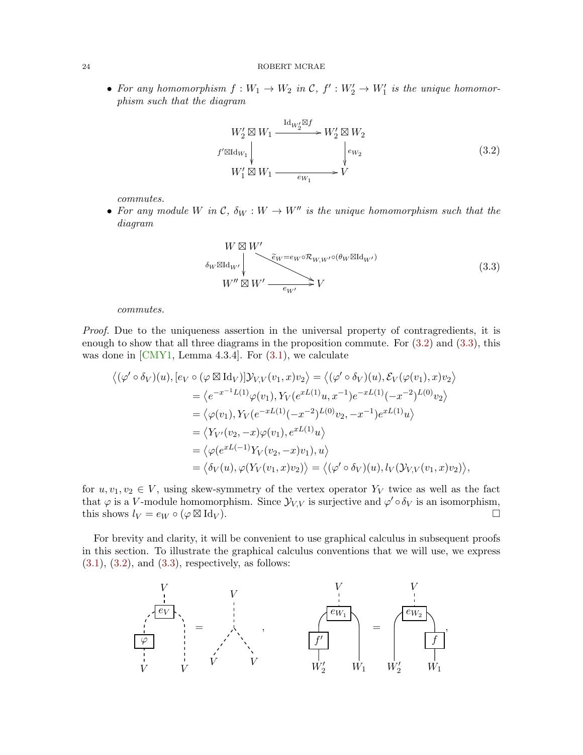- *For any homomorphism $f : W_1 \to W_2$ in $\mathcal{C}$, $f' : W_2' \to W_1'$ is the unique homomorphism such that the diagram*

$$\begin{array}{ccc} W_2' \boxtimes W_1 & \xrightarrow{\mathrm{Id}_{W_2'} \boxtimes f} & W_2' \boxtimes W_2 \\ {\scriptstyle f' \boxtimes \mathrm{Id}_{W_1}} \downarrow & & \downarrow {\scriptstyle e_{W_2}} \\ W_1' \boxtimes W_1 & \xrightarrow[e_{W_1}]{} & V \end{array} \tag{3.2}$$

*commutes.*

- *For any module $W$ in $\mathcal{C}$, $\delta_W : W \to W''$ is the unique homomorphism such that the diagram*

$$\begin{array}{ccc} W \boxtimes W' & & \\ {\scriptstyle \delta_W \boxtimes \mathrm{Id}_{W'}} \downarrow & \searrow^{\widetilde{e}_W = e_W \circ \mathcal{R}_{W,W'} \circ (\theta_W \boxtimes \mathrm{Id}_{W'})} & \\ W'' \boxtimes W' & \xrightarrow[e_{W'}]{} & V \end{array} \tag{3.3}$$

*commutes.*

*Proof.* Due to the uniqueness assertion in the universal property of contragredients, it is enough to show that all three diagrams in the proposition commute. For (3.2) and (3.3), this was done in [CMY1, Lemma 4.3.4]. For (3.1), we calculate

$$\begin{aligned}
\big\langle (\varphi' \circ \delta_V)(u), [e_V \circ (\varphi \boxtimes \mathrm{Id}_V)]\mathcal{Y}_{V,V}(v_1, x)v_2 \big\rangle &= \big\langle (\varphi' \circ \delta_V)(u), \mathcal{E}_V(\varphi(v_1), x)v_2 \big\rangle \\
&= \big\langle e^{-x^{-1}L(1)}\varphi(v_1), Y_V(e^{xL(1)}u, x^{-1})e^{-xL(1)}(-x^{-2})^{L(0)}v_2 \big\rangle \\
&= \big\langle \varphi(v_1), Y_V(e^{-xL(1)}(-x^{-2})^{L(0)}v_2, -x^{-1})e^{xL(1)}u \big\rangle \\
&= \big\langle Y_{V'}(v_2, -x)\varphi(v_1), e^{xL(1)}u \big\rangle \\
&= \big\langle \varphi(e^{xL(-1)}Y_V(v_2, -x)v_1), u \big\rangle \\
&= \big\langle \delta_V(u), \varphi(Y_V(v_1, x)v_2) \big\rangle = \big\langle (\varphi' \circ \delta_V)(u), l_V(\mathcal{Y}_{V,V}(v_1, x)v_2) \big\rangle,
\end{aligned}$$

for $u, v_1, v_2 \in V$, using skew-symmetry of the vertex operator $Y_V$ twice as well as the fact that $\varphi$ is a $V$-module homomorphism. Since $\mathcal{Y}_{V,V}$ is surjective and $\varphi' \circ \delta_V$ is an isomorphism, this shows $l_V = e_W \circ (\varphi \boxtimes \mathrm{Id}_V)$. $\square$

For brevity and clarity, it will be convenient to use graphical calculus in subsequent proofs in this section. To illustrate the graphical calculus conventions that we will use, we express (3.1), (3.2), and (3.3), respectively, as follows: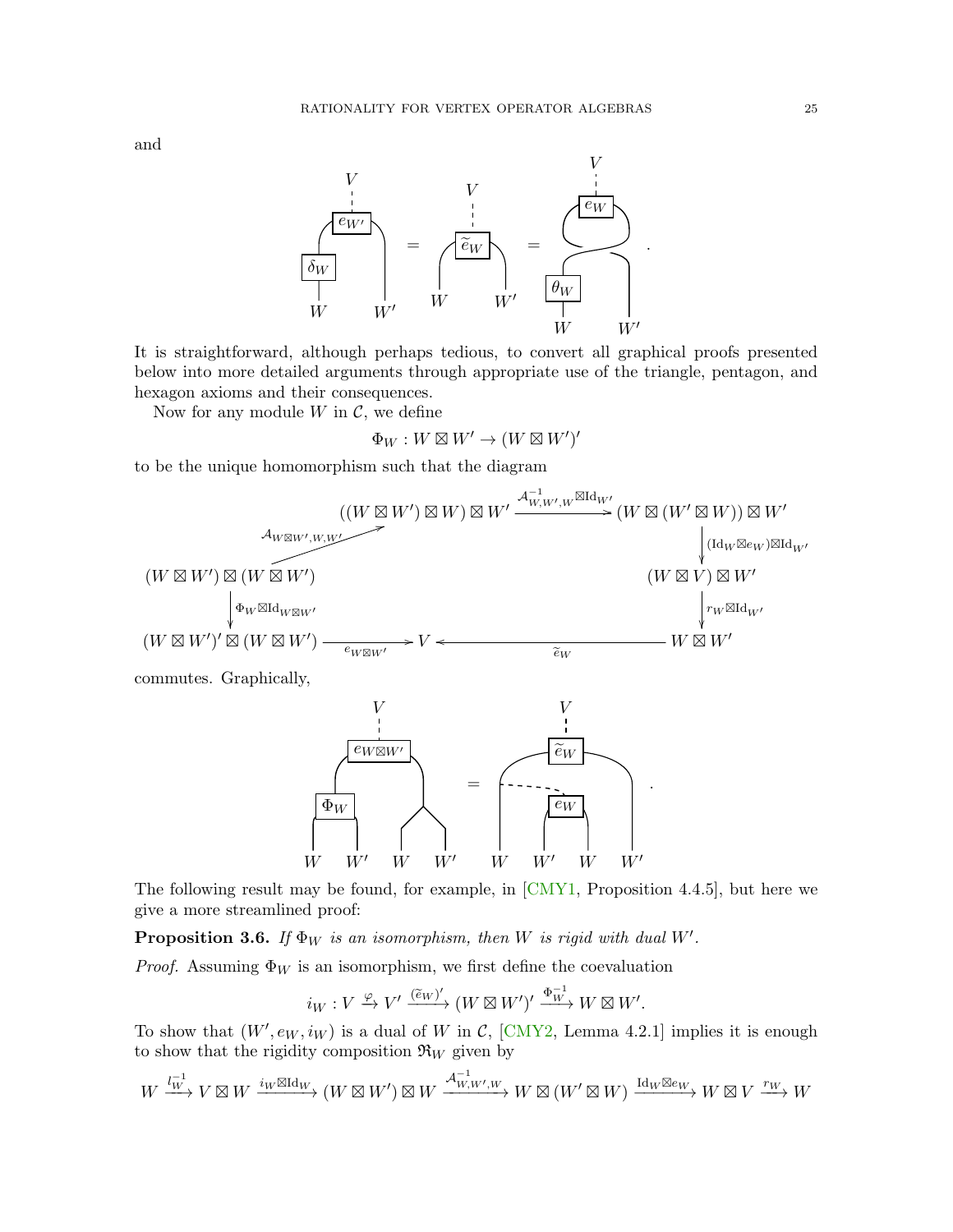and

It is straightforward, although perhaps tedious, to convert all graphical proofs presented below into more detailed arguments through appropriate use of the triangle, pentagon, and hexagon axioms and their consequences.

Now for any module $W$ in $\mathcal{C}$, we define

$$\Phi_W : W \boxtimes W' \to (W \boxtimes W')'$$

to be the unique homomorphism such that the diagram

$$\begin{array}{ccc}
(W \boxtimes W') \boxtimes (W \boxtimes W') & \xrightarrow{\mathcal{A}_{W\boxtimes W', W, W'}} ((W \boxtimes W') \boxtimes W) \boxtimes W' \xrightarrow{\mathcal{A}^{-1}_{W,W',W} \boxtimes \mathrm{Id}_{W'}} & (W \boxtimes (W' \boxtimes W)) \boxtimes W' \\
\downarrow{\scriptstyle \Phi_W \boxtimes \mathrm{Id}_{W\boxtimes W'}} & & \downarrow{\scriptstyle (\mathrm{Id}_W \boxtimes e_W)\boxtimes \mathrm{Id}_{W'}} \\
& & (W \boxtimes V) \boxtimes W' \\
& & \downarrow{\scriptstyle r_W \boxtimes \mathrm{Id}_{W'}} \\
(W \boxtimes W')' \boxtimes (W \boxtimes W') & \xrightarrow{e_{W\boxtimes W'}} V \xleftarrow{\widetilde{e}_W} & W \boxtimes W'
\end{array}$$

commutes. Graphically,

The following result may be found, for example, in [CMY1, Proposition 4.4.5], but here we give a more streamlined proof:

**Proposition 3.6.** *If $\Phi_W$ is an isomorphism, then $W$ is rigid with dual $W'$.*

*Proof.* Assuming $\Phi_W$ is an isomorphism, we first define the coevaluation

$$i_W : V \xrightarrow{\varphi} V' \xrightarrow{(\widetilde{e}_W)'} (W \boxtimes W')' \xrightarrow{\Phi_W^{-1}} W \boxtimes W'.$$

To show that $(W', e_W, i_W)$ is a dual of $W$ in $\mathcal{C}$, [CMY2, Lemma 4.2.1] implies it is enough to show that the rigidity composition $\mathfrak{R}_W$ given by

$$W \xrightarrow{l_W^{-1}} V \boxtimes W \xrightarrow{i_W \boxtimes \mathrm{Id}_W} (W \boxtimes W') \boxtimes W \xrightarrow{\mathcal{A}^{-1}_{W,W',W}} W \boxtimes (W' \boxtimes W) \xrightarrow{\mathrm{Id}_W \boxtimes e_W} W \boxtimes V \xrightarrow{r_W} W$$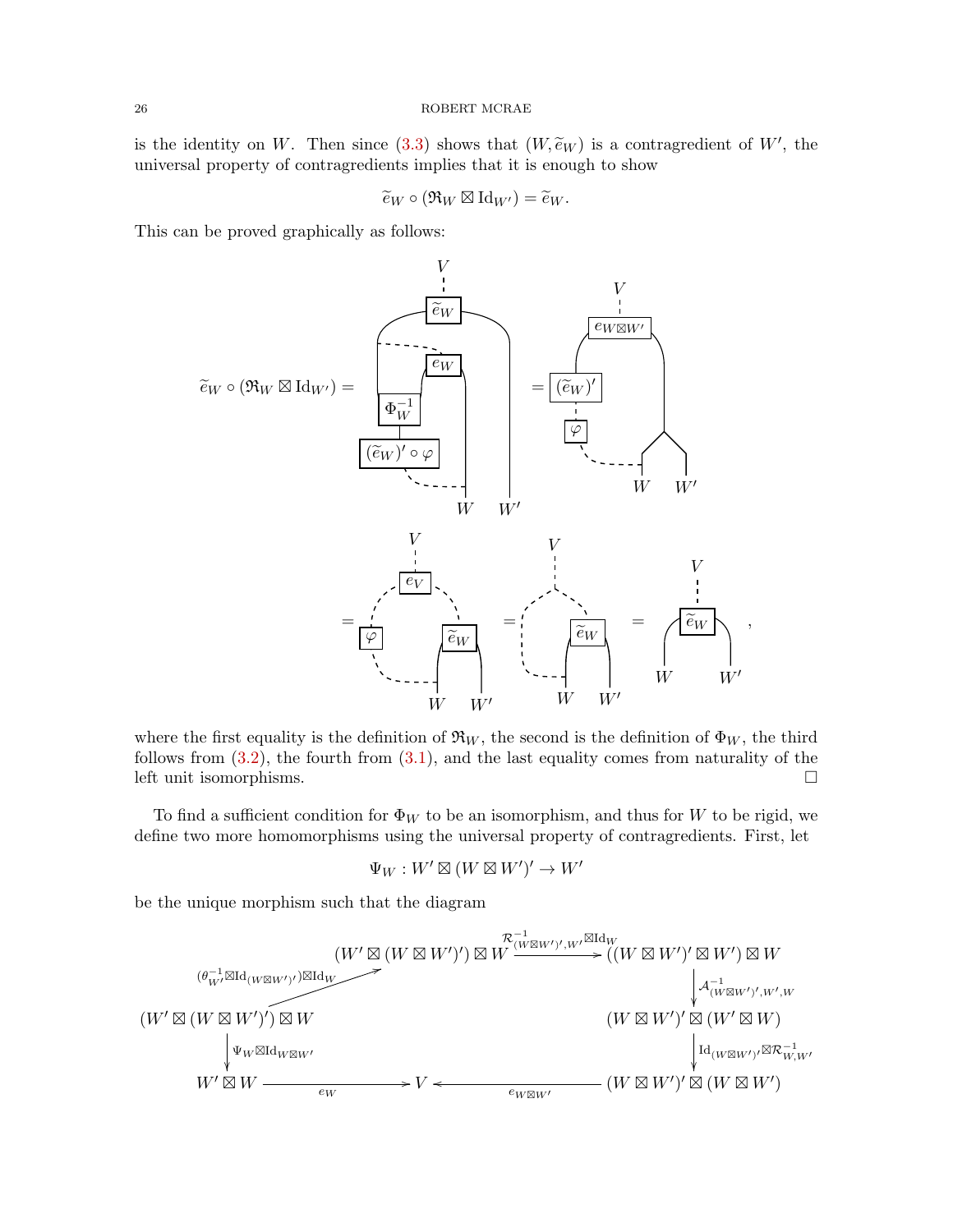is the identity on $W$. Then since (3.3) shows that $(W, \widetilde{e}_W)$ is a contragredient of $W'$, the universal property of contragredients implies that it is enough to show

$$\widetilde{e}_W \circ (\mathfrak{R}_W \boxtimes \mathrm{Id}_{W'}) = \widetilde{e}_W.$$

This can be proved graphically as follows:

$$\widetilde{e}_W \circ (\mathfrak{R}_W \boxtimes \mathrm{Id}_{W'}) = \; [\text{diagram}] \; = \; [\text{diagram}] \; = \; [\text{diagram}] \; = \; [\text{diagram}] \; = \; [\text{diagram}],$$

where the first equality is the definition of $\mathfrak{R}_W$, the second is the definition of $\Phi_W$, the third follows from (3.2), the fourth from (3.1), and the last equality comes from naturality of the left unit isomorphisms. □

To find a sufficient condition for $\Phi_W$ to be an isomorphism, and thus for $W$ to be rigid, we define two more homomorphisms using the universal property of contragredients. First, let

$$\Psi_W : W' \boxtimes (W \boxtimes W')' \to W'$$

be the unique morphism such that the diagram

$$\begin{array}{ccc}
(W' \boxtimes (W \boxtimes W')') \boxtimes W & \xrightarrow{\mathcal{R}^{-1}_{(W\boxtimes W')',W'} \boxtimes \mathrm{Id}_W} & ((W \boxtimes W')' \boxtimes W') \boxtimes W \\
\uparrow {\scriptstyle (\theta^{-1}_{W'} \boxtimes \mathrm{Id}_{(W\boxtimes W')'}) \boxtimes \mathrm{Id}_W} & & \downarrow {\scriptstyle \mathcal{A}^{-1}_{(W\boxtimes W')',W',W}} \\
(W' \boxtimes (W \boxtimes W')') \boxtimes W & & (W \boxtimes W')' \boxtimes (W' \boxtimes W) \\
\downarrow {\scriptstyle \Psi_W \boxtimes \mathrm{Id}_{W\boxtimes W'}} & & \downarrow {\scriptstyle \mathrm{Id}_{(W\boxtimes W')'} \boxtimes \mathcal{R}^{-1}_{W,W'}} \\
W' \boxtimes W \xrightarrow{\;e_W\;} & V & \xleftarrow{\;e_{W\boxtimes W'}\;} (W \boxtimes W')' \boxtimes (W \boxtimes W')
\end{array}$$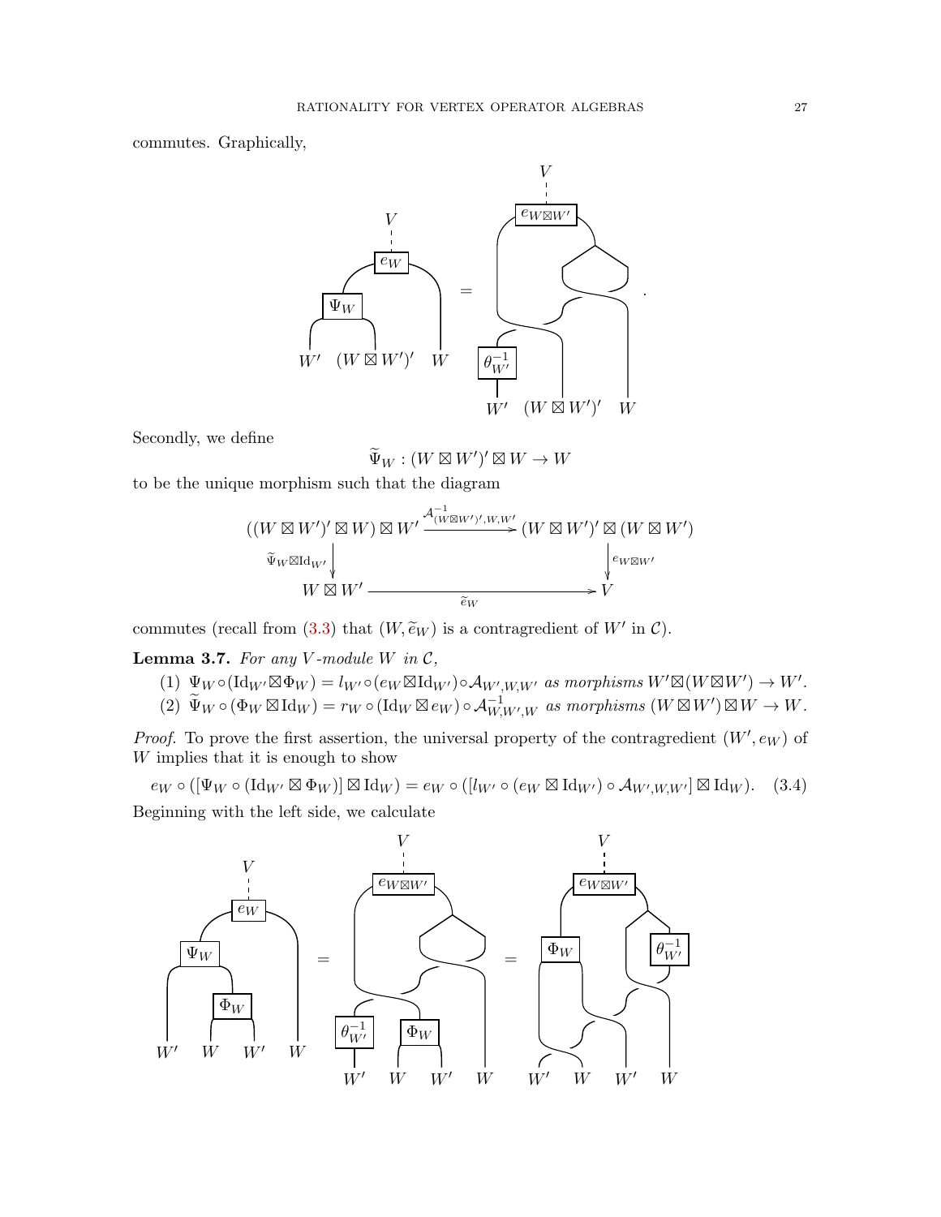commutes. Graphically,

Secondly, we define

$$\widetilde{\Psi}_W : (W \boxtimes W')' \boxtimes W \to W$$

to be the unique morphism such that the diagram

$$\begin{array}{ccc} ((W \boxtimes W')' \boxtimes W) \boxtimes W' & \xrightarrow{\mathcal{A}^{-1}_{(W\boxtimes W')',W,W'}} & (W \boxtimes W')' \boxtimes (W \boxtimes W') \\ \downarrow{\scriptstyle \widetilde{\Psi}_W \boxtimes \mathrm{Id}_{W'}} & & \downarrow{\scriptstyle e_{W\boxtimes W'}} \\ W \boxtimes W' & \xrightarrow{\widetilde{e}_W} & V \end{array}$$

commutes (recall from (3.3) that $(W, \widetilde{e}_W)$ is a contragredient of $W'$ in $\mathcal{C}$).

**Lemma 3.7.** *For any $V$-module $W$ in $\mathcal{C}$,*

1. $\Psi_W \circ (\mathrm{Id}_{W'} \boxtimes \Phi_W) = l_{W'} \circ (e_W \boxtimes \mathrm{Id}_{W'}) \circ \mathcal{A}_{W',W,W'}$ *as morphisms* $W' \boxtimes (W \boxtimes W') \to W'$.
2. $\widetilde{\Psi}_W \circ (\Phi_W \boxtimes \mathrm{Id}_W) = r_W \circ (\mathrm{Id}_W \boxtimes e_W) \circ \mathcal{A}^{-1}_{W,W',W}$ *as morphisms* $(W \boxtimes W') \boxtimes W \to W$.

*Proof.* To prove the first assertion, the universal property of the contragredient $(W', e_W)$ of $W$ implies that it is enough to show

$$e_W \circ ([\Psi_W \circ (\mathrm{Id}_{W'} \boxtimes \Phi_W)] \boxtimes \mathrm{Id}_W) = e_W \circ ([l_{W'} \circ (e_W \boxtimes \mathrm{Id}_{W'}) \circ \mathcal{A}_{W',W,W'}] \boxtimes \mathrm{Id}_W). \quad (3.4)$$

Beginning with the left side, we calculate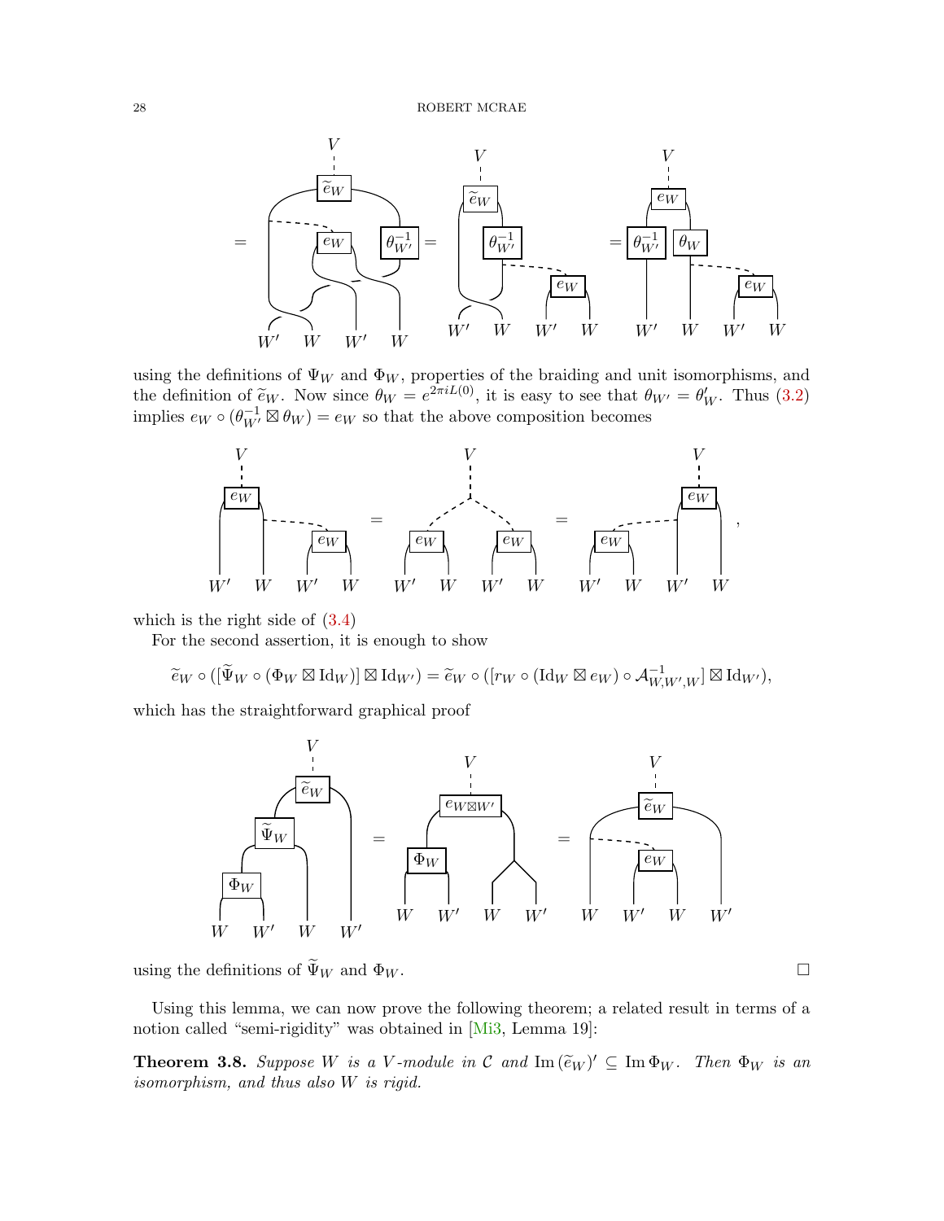using the definitions of $\Psi_W$ and $\Phi_W$, properties of the braiding and unit isomorphisms, and the definition of $\widetilde{e}_W$. Now since $\theta_W = e^{2\pi i L(0)}$, it is easy to see that $\theta_{W'} = \theta_W'$. Thus (3.2) implies $e_W \circ (\theta_{W'}^{-1} \boxtimes \theta_W) = e_W$ so that the above composition becomes

which is the right side of (3.4)

For the second assertion, it is enough to show

$$\widetilde{e}_W \circ ([\widetilde{\Psi}_W \circ (\Phi_W \boxtimes \mathrm{Id}_W)] \boxtimes \mathrm{Id}_{W'}) = \widetilde{e}_W \circ ([r_W \circ (\mathrm{Id}_W \boxtimes e_W) \circ \mathcal{A}^{-1}_{W,W',W}] \boxtimes \mathrm{Id}_{W'}),$$

which has the straightforward graphical proof

using the definitions of $\widetilde{\Psi}_W$ and $\Phi_W$. $\square$

Using this lemma, we can now prove the following theorem; a related result in terms of a notion called "semi-rigidity" was obtained in [Mi3, Lemma 19]:

**Theorem 3.8.** *Suppose $W$ is a $V$-module in $\mathcal{C}$ and $\mathrm{Im}\,(\widetilde{e}_W)' \subseteq \mathrm{Im}\,\Phi_W$. Then $\Phi_W$ is an isomorphism, and thus also $W$ is rigid.*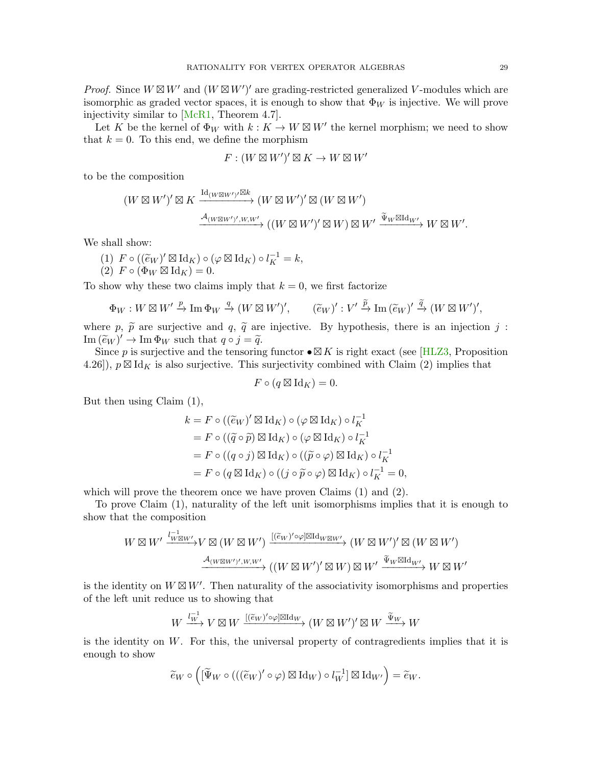*Proof.* Since $W \boxtimes W'$ and $(W \boxtimes W')'$ are grading-restricted generalized $V$-modules which are isomorphic as graded vector spaces, it is enough to show that $\Phi_W$ is injective. We will prove injectivity similar to [McR1, Theorem 4.7].

Let $K$ be the kernel of $\Phi_W$ with $k : K \to W \boxtimes W'$ the kernel morphism; we need to show that $k = 0$. To this end, we define the morphism

$$F : (W \boxtimes W')' \boxtimes K \to W \boxtimes W'$$

to be the composition

$$(W \boxtimes W')' \boxtimes K \xrightarrow{\mathrm{Id}_{(W\boxtimes W')'}\boxtimes k} (W \boxtimes W')' \boxtimes (W \boxtimes W')$$
$$\xrightarrow{\mathcal{A}_{(W\boxtimes W')',W,W'}} ((W \boxtimes W')' \boxtimes W) \boxtimes W' \xrightarrow{\widetilde{\Psi}_W \boxtimes \mathrm{Id}_{W'}} W \boxtimes W'.$$

We shall show:

(1) $F \circ ((\widetilde{e}_W)' \boxtimes \mathrm{Id}_K) \circ (\varphi \boxtimes \mathrm{Id}_K) \circ l_K^{-1} = k$,
(2) $F \circ (\Phi_W \boxtimes \mathrm{Id}_K) = 0$.

To show why these two claims imply that $k = 0$, we first factorize

$$\Phi_W : W \boxtimes W' \xrightarrow{p} \mathrm{Im}\,\Phi_W \xrightarrow{q} (W \boxtimes W')', \qquad (\widetilde{e}_W)' : V' \xrightarrow{\widetilde{p}} \mathrm{Im}\,(\widetilde{e}_W)' \xrightarrow{\widetilde{q}} (W \boxtimes W')',$$

where $p$, $\widetilde{p}$ are surjective and $q$, $\widetilde{q}$ are injective. By hypothesis, there is an injection $j : \mathrm{Im}\,(\widetilde{e}_W)' \to \mathrm{Im}\,\Phi_W$ such that $q \circ j = \widetilde{q}$.

Since $p$ is surjective and the tensoring functor $\bullet \boxtimes K$ is right exact (see [HLZ3, Proposition 4.26]), $p \boxtimes \mathrm{Id}_K$ is also surjective. This surjectivity combined with Claim (2) implies that

$$F \circ (q \boxtimes \mathrm{Id}_K) = 0.$$

But then using Claim (1),

$$\begin{aligned}
k &= F \circ ((\widetilde{e}_W)' \boxtimes \mathrm{Id}_K) \circ (\varphi \boxtimes \mathrm{Id}_K) \circ l_K^{-1} \\
&= F \circ ((\widetilde{q} \circ \widetilde{p}) \boxtimes \mathrm{Id}_K) \circ (\varphi \boxtimes \mathrm{Id}_K) \circ l_K^{-1} \\
&= F \circ ((q \circ j) \boxtimes \mathrm{Id}_K) \circ ((\widetilde{p} \circ \varphi) \boxtimes \mathrm{Id}_K) \circ l_K^{-1} \\
&= F \circ (q \boxtimes \mathrm{Id}_K) \circ ((j \circ \widetilde{p} \circ \varphi) \boxtimes \mathrm{Id}_K) \circ l_K^{-1} = 0,
\end{aligned}$$

which will prove the theorem once we have proven Claims (1) and (2).

To prove Claim (1), naturality of the left unit isomorphisms implies that it is enough to show that the composition

$$W \boxtimes W' \xrightarrow{l_{W\boxtimes W'}^{-1}} V \boxtimes (W \boxtimes W') \xrightarrow{[(\widetilde{e}_W)'\circ\varphi]\boxtimes \mathrm{Id}_{W\boxtimes W'}} (W \boxtimes W')' \boxtimes (W \boxtimes W')$$
$$\xrightarrow{\mathcal{A}_{(W\boxtimes W')',W,W'}} ((W \boxtimes W')' \boxtimes W) \boxtimes W' \xrightarrow{\widetilde{\Psi}_W \boxtimes \mathrm{Id}_{W'}} W \boxtimes W'$$

is the identity on $W \boxtimes W'$. Then naturality of the associativity isomorphisms and properties of the left unit reduce us to showing that

$$W \xrightarrow{l_W^{-1}} V \boxtimes W \xrightarrow{[(\widetilde{e}_W)'\circ\varphi]\boxtimes \mathrm{Id}_W} (W \boxtimes W')' \boxtimes W \xrightarrow{\widetilde{\Psi}_W} W$$

is the identity on $W$. For this, the universal property of contragredients implies that it is enough to show

$$\widetilde{e}_W \circ \left( [\widetilde{\Psi}_W \circ (((\widetilde{e}_W)' \circ \varphi) \boxtimes \mathrm{Id}_W) \circ l_W^{-1}] \boxtimes \mathrm{Id}_{W'} \right) = \widetilde{e}_W.$$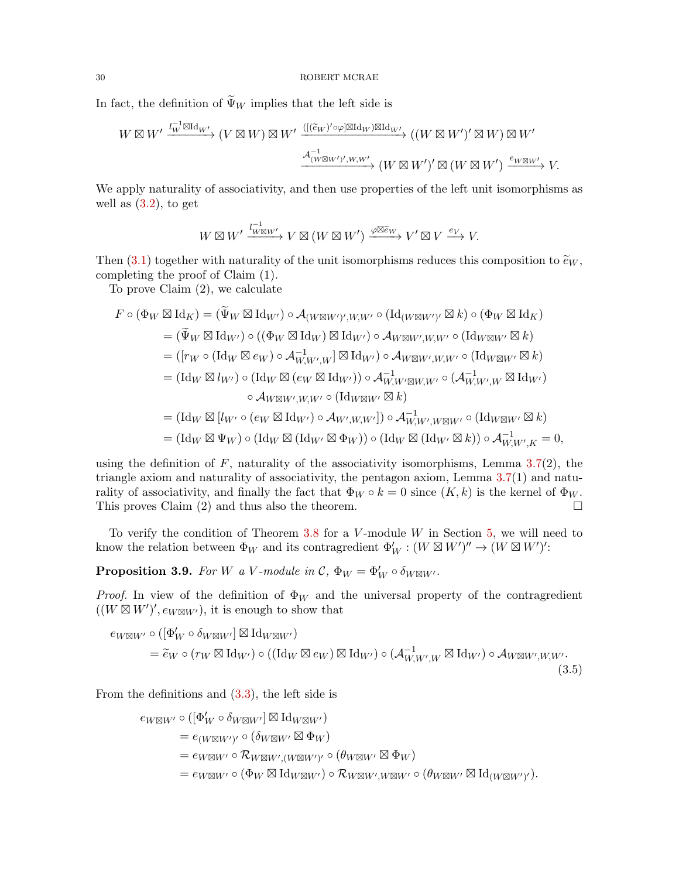In fact, the definition of $\widetilde{\Psi}_W$ implies that the left side is

$$W \boxtimes W' \xrightarrow{l_W^{-1}\boxtimes \mathrm{Id}_{W'}} (V \boxtimes W) \boxtimes W' \xrightarrow{([(\widetilde{e}_W)'\circ\varphi]\boxtimes \mathrm{Id}_W)\boxtimes \mathrm{Id}_{W'}} ((W \boxtimes W')' \boxtimes W) \boxtimes W'$$
$$\xrightarrow{\mathcal{A}^{-1}_{(W\boxtimes W')',W,W'}} (W \boxtimes W')' \boxtimes (W \boxtimes W') \xrightarrow{e_{W\boxtimes W'}} V.$$

We apply naturality of associativity, and then use properties of the left unit isomorphisms as well as (3.2), to get

$$W \boxtimes W' \xrightarrow{l^{-1}_{W\boxtimes W'}} V \boxtimes (W \boxtimes W') \xrightarrow{\varphi\boxtimes\widetilde{e}_W} V' \boxtimes V \xrightarrow{e_V} V.$$

Then (3.1) together with naturality of the unit isomorphisms reduces this composition to $\widetilde{e}_W$, completing the proof of Claim (1).

To prove Claim (2), we calculate

$$\begin{aligned}
F \circ (\Phi_W \boxtimes \mathrm{Id}_K) &= (\widetilde{\Psi}_W \boxtimes \mathrm{Id}_{W'}) \circ \mathcal{A}_{(W\boxtimes W')',W,W'} \circ (\mathrm{Id}_{(W\boxtimes W')'} \boxtimes k) \circ (\Phi_W \boxtimes \mathrm{Id}_K)\\
&= (\widetilde{\Psi}_W \boxtimes \mathrm{Id}_{W'}) \circ ((\Phi_W \boxtimes \mathrm{Id}_W) \boxtimes \mathrm{Id}_{W'}) \circ \mathcal{A}_{W\boxtimes W',W,W'} \circ (\mathrm{Id}_{W\boxtimes W'} \boxtimes k)\\
&= ([r_W \circ (\mathrm{Id}_W \boxtimes e_W) \circ \mathcal{A}^{-1}_{W,W',W}] \boxtimes \mathrm{Id}_{W'}) \circ \mathcal{A}_{W\boxtimes W',W,W'} \circ (\mathrm{Id}_{W\boxtimes W'} \boxtimes k)\\
&= (\mathrm{Id}_W \boxtimes l_{W'}) \circ (\mathrm{Id}_W \boxtimes (e_W \boxtimes \mathrm{Id}_{W'})) \circ \mathcal{A}^{-1}_{W,W'\boxtimes W,W'} \circ (\mathcal{A}^{-1}_{W,W',W} \boxtimes \mathrm{Id}_{W'})\\
&\qquad \circ \mathcal{A}_{W\boxtimes W',W,W'} \circ (\mathrm{Id}_{W\boxtimes W'} \boxtimes k)\\
&= (\mathrm{Id}_W \boxtimes [l_{W'} \circ (e_W \boxtimes \mathrm{Id}_{W'}) \circ \mathcal{A}_{W',W,W'}]) \circ \mathcal{A}^{-1}_{W,W',W\boxtimes W'} \circ (\mathrm{Id}_{W\boxtimes W'} \boxtimes k)\\
&= (\mathrm{Id}_W \boxtimes \Psi_W) \circ (\mathrm{Id}_W \boxtimes (\mathrm{Id}_{W'} \boxtimes \Phi_W)) \circ (\mathrm{Id}_W \boxtimes (\mathrm{Id}_{W'} \boxtimes k)) \circ \mathcal{A}^{-1}_{W,W',K} = 0,
\end{aligned}$$

using the definition of $F$, naturality of the associativity isomorphisms, Lemma 3.7(2), the triangle axiom and naturality of associativity, the pentagon axiom, Lemma 3.7(1) and naturality of associativity, and finally the fact that $\Phi_W \circ k = 0$ since $(K, k)$ is the kernel of $\Phi_W$. This proves Claim (2) and thus also the theorem. $\square$

To verify the condition of Theorem 3.8 for a $V$-module $W$ in Section 5, we will need to know the relation between $\Phi_W$ and its contragredient $\Phi_W' : (W \boxtimes W')'' \to (W \boxtimes W')'$:

**Proposition 3.9.** *For $W$ a $V$-module in $\mathcal{C}$, $\Phi_W = \Phi_W' \circ \delta_{W\boxtimes W'}$.*

*Proof.* In view of the definition of $\Phi_W$ and the universal property of the contragredient $((W \boxtimes W')', e_{W\boxtimes W'})$, it is enough to show that

$$\begin{aligned}
e_{W\boxtimes W'} &\circ ([\Phi_W' \circ \delta_{W\boxtimes W'}] \boxtimes \mathrm{Id}_{W\boxtimes W'})\\
&= \widetilde{e}_W \circ (r_W \boxtimes \mathrm{Id}_{W'}) \circ ((\mathrm{Id}_W \boxtimes e_W) \boxtimes \mathrm{Id}_{W'}) \circ (\mathcal{A}^{-1}_{W,W',W} \boxtimes \mathrm{Id}_{W'}) \circ \mathcal{A}_{W\boxtimes W',W,W'}.
\end{aligned} \tag{3.5}$$

From the definitions and (3.3), the left side is

$$\begin{aligned}
e_{W\boxtimes W'} &\circ ([\Phi_W' \circ \delta_{W\boxtimes W'}] \boxtimes \mathrm{Id}_{W\boxtimes W'})\\
&= e_{(W\boxtimes W')'} \circ (\delta_{W\boxtimes W'} \boxtimes \Phi_W)\\
&= e_{W\boxtimes W'} \circ \mathcal{R}_{W\boxtimes W',(W\boxtimes W')'} \circ (\theta_{W\boxtimes W'} \boxtimes \Phi_W)\\
&= e_{W\boxtimes W'} \circ (\Phi_W \boxtimes \mathrm{Id}_{W\boxtimes W'}) \circ \mathcal{R}_{W\boxtimes W',W\boxtimes W'} \circ (\theta_{W\boxtimes W'} \boxtimes \mathrm{Id}_{(W\boxtimes W')'}).
\end{aligned}$$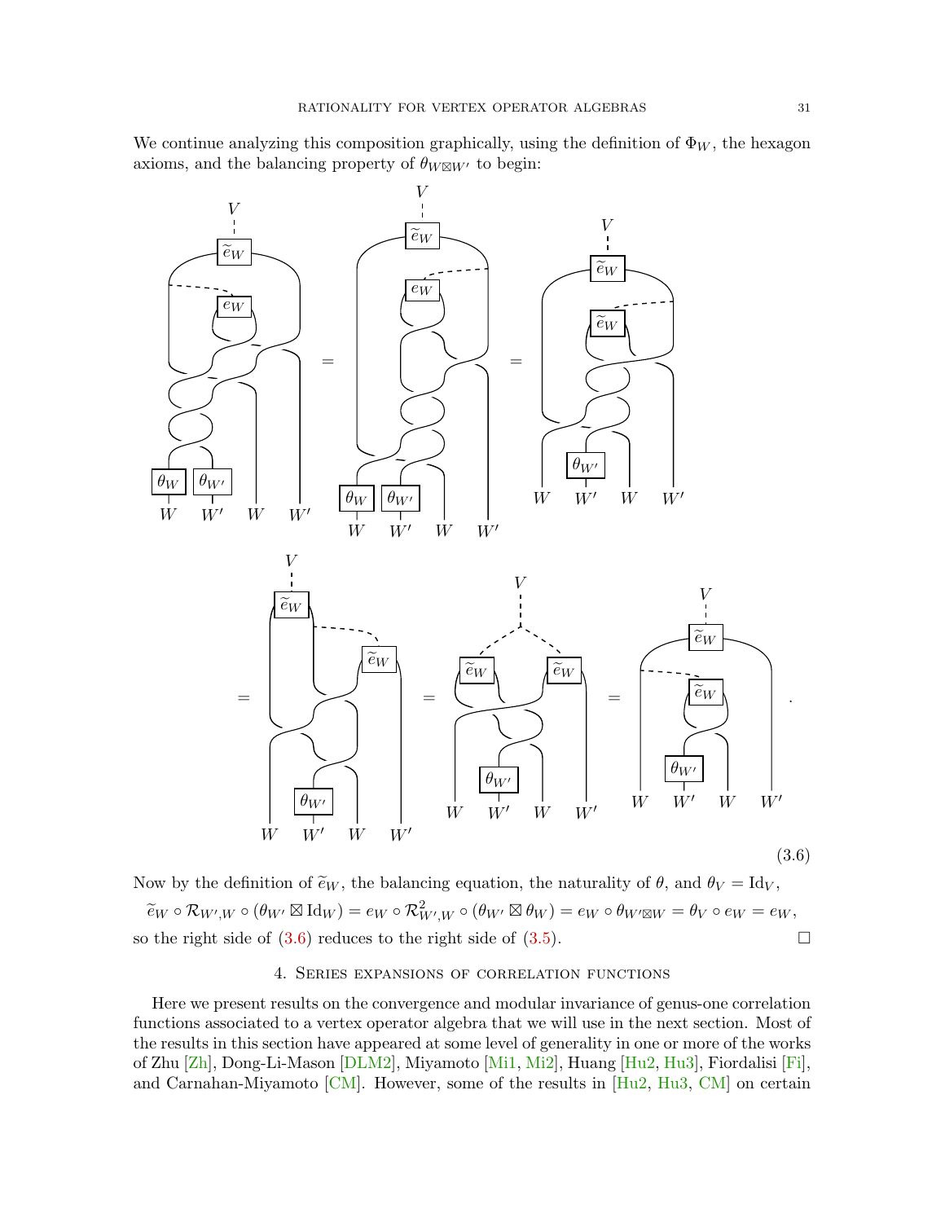We continue analyzing this composition graphically, using the definition of $\Phi_W$, the hexagon axioms, and the balancing property of $\theta_{W\boxtimes W'}$ to begin:

$$(3.6)$$

Now by the definition of $\widetilde{e}_W$, the balancing equation, the naturality of $\theta$, and $\theta_V = \mathrm{Id}_V$,

$$\widetilde{e}_W \circ \mathcal{R}_{W',W} \circ (\theta_{W'} \boxtimes \mathrm{Id}_W) = e_W \circ \mathcal{R}^2_{W',W} \circ (\theta_{W'} \boxtimes \theta_W) = e_W \circ \theta_{W'\boxtimes W} = \theta_V \circ e_W = e_W,$$

so the right side of (3.6) reduces to the right side of (3.5). $\square$

## 4. Series expansions of correlation functions

Here we present results on the convergence and modular invariance of genus-one correlation functions associated to a vertex operator algebra that we will use in the next section. Most of the results in this section have appeared at some level of generality in one or more of the works of Zhu [Zh], Dong-Li-Mason [DLM2], Miyamoto [Mi1, Mi2], Huang [Hu2, Hu3], Fiordalisi [Fi], and Carnahan-Miyamoto [CM]. However, some of the results in [Hu2, Hu3, CM] on certain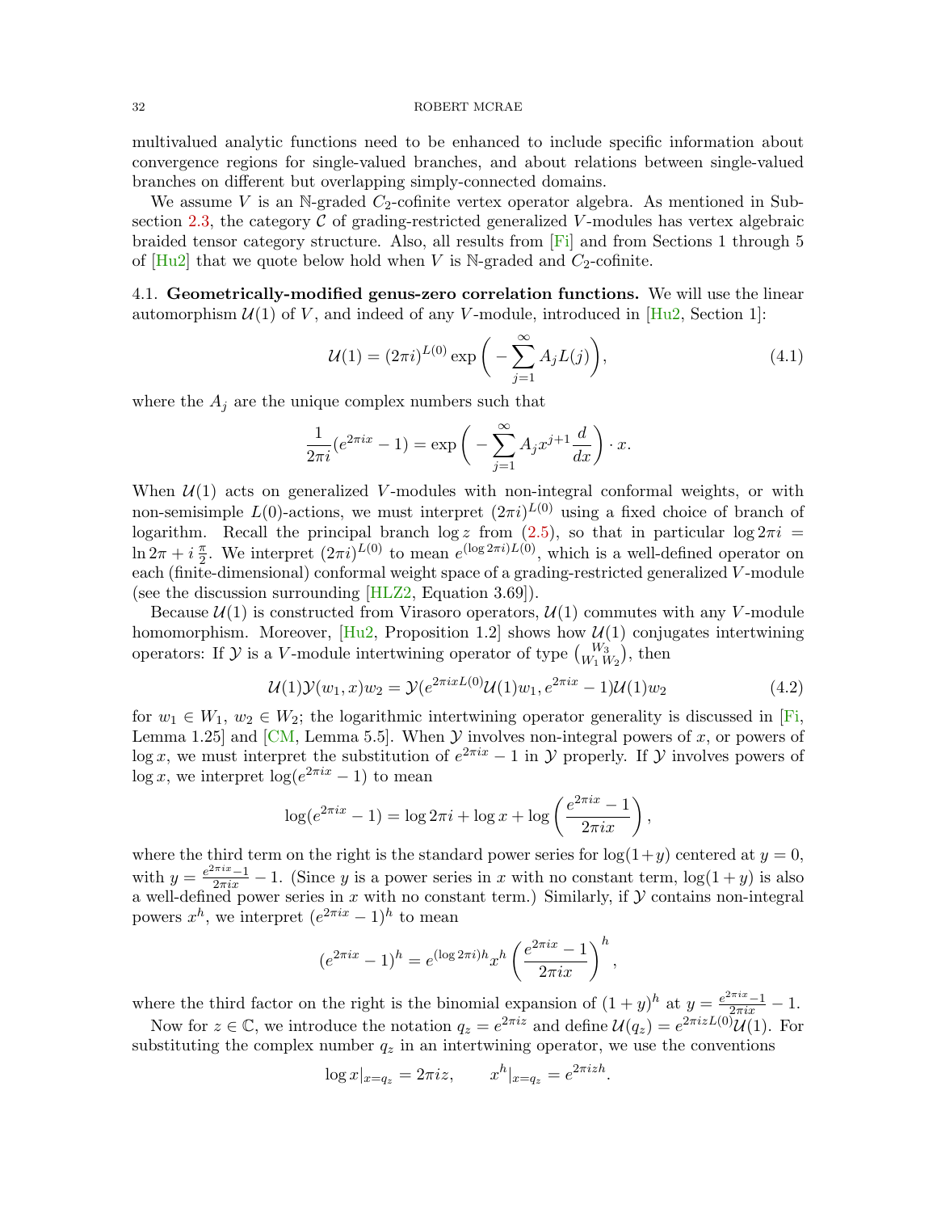multivalued analytic functions need to be enhanced to include specific information about convergence regions for single-valued branches, and about relations between single-valued branches on different but overlapping simply-connected domains.

We assume $V$ is an $\mathbb{N}$-graded $C_2$-cofinite vertex operator algebra. As mentioned in Subsection 2.3, the category $\mathcal{C}$ of grading-restricted generalized $V$-modules has vertex algebraic braided tensor category structure. Also, all results from [Fi] and from Sections 1 through 5 of [Hu2] that we quote below hold when $V$ is $\mathbb{N}$-graded and $C_2$-cofinite.

**4.1. Geometrically-modified genus-zero correlation functions.** We will use the linear automorphism $\mathcal{U}(1)$ of $V$, and indeed of any $V$-module, introduced in [Hu2, Section 1]:

$$\mathcal{U}(1) = (2\pi i)^{L(0)} \exp\bigg( -\sum_{j=1}^{\infty} A_j L(j)\bigg), \tag{4.1}$$

where the $A_j$ are the unique complex numbers such that

$$\frac{1}{2\pi i}(e^{2\pi i x} - 1) = \exp\bigg( -\sum_{j=1}^{\infty} A_j x^{j+1}\frac{d}{dx}\bigg)\cdot x.$$

When $\mathcal{U}(1)$ acts on generalized $V$-modules with non-integral conformal weights, or with non-semisimple $L(0)$-actions, we must interpret $(2\pi i)^{L(0)}$ using a fixed choice of branch of logarithm. Recall the principal branch $\log z$ from (2.5), so that in particular $\log 2\pi i = \ln 2\pi + i\,\frac{\pi}{2}$. We interpret $(2\pi i)^{L(0)}$ to mean $e^{(\log 2\pi i)L(0)}$, which is a well-defined operator on each (finite-dimensional) conformal weight space of a grading-restricted generalized $V$-module (see the discussion surrounding [HLZ2, Equation 3.69]).

Because $\mathcal{U}(1)$ is constructed from Virasoro operators, $\mathcal{U}(1)$ commutes with any $V$-module homomorphism. Moreover, [Hu2, Proposition 1.2] shows how $\mathcal{U}(1)$ conjugates intertwining operators: If $\mathcal{Y}$ is a $V$-module intertwining operator of type $\binom{W_3}{W_1\,W_2}$, then

$$\mathcal{U}(1)\mathcal{Y}(w_1, x)w_2 = \mathcal{Y}(e^{2\pi i x L(0)}\mathcal{U}(1)w_1, e^{2\pi i x} - 1)\mathcal{U}(1)w_2 \tag{4.2}$$

for $w_1 \in W_1$, $w_2 \in W_2$; the logarithmic intertwining operator generality is discussed in [Fi, Lemma 1.25] and [CM, Lemma 5.5]. When $\mathcal{Y}$ involves non-integral powers of $x$, or powers of $\log x$, we must interpret the substitution of $e^{2\pi i x} - 1$ in $\mathcal{Y}$ properly. If $\mathcal{Y}$ involves powers of $\log x$, we interpret $\log(e^{2\pi i x} - 1)$ to mean

$$\log(e^{2\pi i x} - 1) = \log 2\pi i + \log x + \log\left(\frac{e^{2\pi i x} - 1}{2\pi i x}\right),$$

where the third term on the right is the standard power series for $\log(1+y)$ centered at $y = 0$, with $y = \frac{e^{2\pi i x}-1}{2\pi i x} - 1$. (Since $y$ is a power series in $x$ with no constant term, $\log(1+y)$ is also a well-defined power series in $x$ with no constant term.) Similarly, if $\mathcal{Y}$ contains non-integral powers $x^h$, we interpret $(e^{2\pi i x} - 1)^h$ to mean

$$(e^{2\pi i x} - 1)^h = e^{(\log 2\pi i)h} x^h \left(\frac{e^{2\pi i x} - 1}{2\pi i x}\right)^h,$$

where the third factor on the right is the binomial expansion of $(1+y)^h$ at $y = \frac{e^{2\pi i x}-1}{2\pi i x} - 1$.

Now for $z \in \mathbb{C}$, we introduce the notation $q_z = e^{2\pi i z}$ and define $\mathcal{U}(q_z) = e^{2\pi i z L(0)}\mathcal{U}(1)$. For substituting the complex number $q_z$ in an intertwining operator, we use the conventions

$$\log x|_{x=q_z} = 2\pi i z, \qquad x^h|_{x=q_z} = e^{2\pi i z h}.$$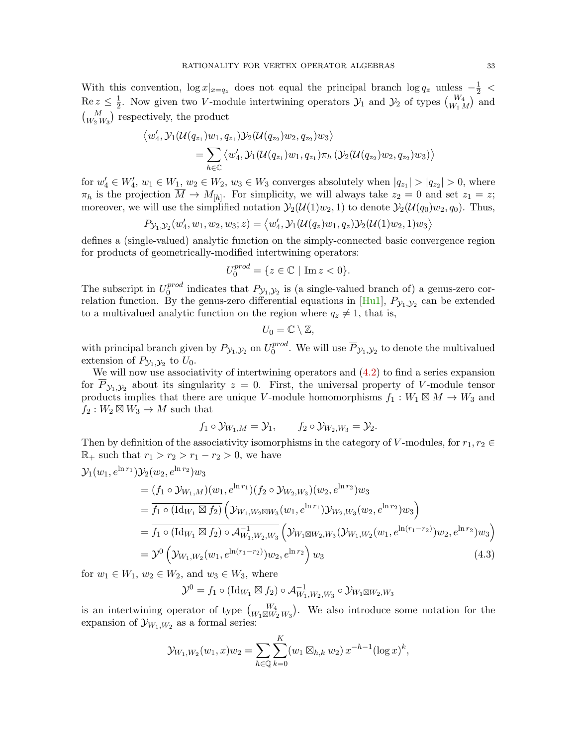With this convention, $\log x|_{x=q_z}$ does not equal the principal branch $\log q_z$ unless $-\frac{1}{2} < \operatorname{Re} z \leq \frac{1}{2}$. Now given two $V$-module intertwining operators $\mathcal{Y}_1$ and $\mathcal{Y}_2$ of types $\binom{W_4}{W_1\,M}$ and $\binom{M}{W_2\,W_3}$ respectively, the product

$$\begin{aligned}
&\left\langle w_4', \mathcal{Y}_1(\mathcal{U}(q_{z_1})w_1, q_{z_1})\mathcal{Y}_2(\mathcal{U}(q_{z_2})w_2, q_{z_2})w_3\right\rangle \\
&\qquad = \sum_{h\in\mathbb{C}} \left\langle w_4', \mathcal{Y}_1(\mathcal{U}(q_{z_1})w_1, q_{z_1})\pi_h\left(\mathcal{Y}_2(\mathcal{U}(q_{z_2})w_2, q_{z_2})w_3\right)\right\rangle
\end{aligned}$$

for $w_4' \in W_4'$, $w_1 \in W_1$, $w_2 \in W_2$, $w_3 \in W_3$ converges absolutely when $|q_{z_1}| > |q_{z_2}| > 0$, where $\pi_h$ is the projection $\overline{M} \to M_{[h]}$. For simplicity, we will always take $z_2 = 0$ and set $z_1 = z$; moreover, we will use the simplified notation $\mathcal{Y}_2(\mathcal{U}(1)w_2, 1)$ to denote $\mathcal{Y}_2(\mathcal{U}(q_0)w_2, q_0)$. Thus,

$$P_{\mathcal{Y}_1,\mathcal{Y}_2}(w_4', w_1, w_2, w_3; z) = \left\langle w_4', \mathcal{Y}_1(\mathcal{U}(q_z)w_1, q_z)\mathcal{Y}_2(\mathcal{U}(1)w_2, 1)w_3\right\rangle$$

defines a (single-valued) analytic function on the simply-connected basic convergence region for products of geometrically-modified intertwining operators:

$$U_0^{prod} = \{z \in \mathbb{C} \mid \operatorname{Im} z < 0\}.$$

The subscript in $U_0^{prod}$ indicates that $P_{\mathcal{Y}_1,\mathcal{Y}_2}$ is (a single-valued branch of) a genus-zero correlation function. By the genus-zero differential equations in [Hu1], $P_{\mathcal{Y}_1,\mathcal{Y}_2}$ can be extended to a multivalued analytic function on the region where $q_z \neq 1$, that is,

$$U_0 = \mathbb{C} \setminus \mathbb{Z},$$

with principal branch given by $P_{\mathcal{Y}_1,\mathcal{Y}_2}$ on $U_0^{prod}$. We will use $\overline{P}_{\mathcal{Y}_1,\mathcal{Y}_2}$ to denote the multivalued extension of $P_{\mathcal{Y}_1,\mathcal{Y}_2}$ to $U_0$.

We will now use associativity of intertwining operators and (4.2) to find a series expansion for $\overline{P}_{\mathcal{Y}_1,\mathcal{Y}_2}$ about its singularity $z = 0$. First, the universal property of $V$-module tensor products implies that there are unique $V$-module homomorphisms $f_1 : W_1 \boxtimes M \to W_3$ and $f_2 : W_2 \boxtimes W_3 \to M$ such that

$$f_1 \circ \mathcal{Y}_{W_1,M} = \mathcal{Y}_1, \qquad f_2 \circ \mathcal{Y}_{W_2,W_3} = \mathcal{Y}_2.$$

Then by definition of the associativity isomorphisms in the category of $V$-modules, for $r_1, r_2 \in \mathbb{R}_+$ such that $r_1 > r_2 > r_1 - r_2 > 0$, we have

$$\begin{aligned}
&\mathcal{Y}_1(w_1, e^{\ln r_1})\mathcal{Y}_2(w_2, e^{\ln r_2})w_3 \\
&\quad = (f_1 \circ \mathcal{Y}_{W_1,M})(w_1, e^{\ln r_1})(f_2 \circ \mathcal{Y}_{W_2,W_3})(w_2, e^{\ln r_2})w_3 \\
&\quad = \overline{f_1 \circ (\mathrm{Id}_{W_1} \boxtimes f_2)}\left(\mathcal{Y}_{W_1,W_2\boxtimes W_3}(w_1, e^{\ln r_1})\mathcal{Y}_{W_2,W_3}(w_2, e^{\ln r_2})w_3\right) \\
&\quad = \overline{f_1 \circ (\mathrm{Id}_{W_1} \boxtimes f_2) \circ \mathcal{A}^{-1}_{W_1,W_2,W_3}}\left(\mathcal{Y}_{W_1\boxtimes W_2,W_3}(\mathcal{Y}_{W_1,W_2}(w_1, e^{\ln(r_1-r_2)})w_2, e^{\ln r_2})w_3\right) \\
&\quad = \mathcal{Y}^0\left(\mathcal{Y}_{W_1,W_2}(w_1, e^{\ln(r_1-r_2)})w_2, e^{\ln r_2}\right)w_3 \qquad\qquad (4.3)
\end{aligned}$$

for $w_1 \in W_1$, $w_2 \in W_2$, and $w_3 \in W_3$, where

$$\mathcal{Y}^0 = f_1 \circ (\mathrm{Id}_{W_1} \boxtimes f_2) \circ \mathcal{A}^{-1}_{W_1,W_2,W_3} \circ \mathcal{Y}_{W_1\boxtimes W_2,W_3}$$

is an intertwining operator of type $\binom{W_4}{W_1\boxtimes W_2\;W_3}$. We also introduce some notation for the expansion of $\mathcal{Y}_{W_1,W_2}$ as a formal series:

$$\mathcal{Y}_{W_1,W_2}(w_1, x)w_2 = \sum_{h\in\mathbb{Q}}\sum_{k=0}^{K}(w_1 \boxtimes_{h,k} w_2)\, x^{-h-1}(\log x)^k,$$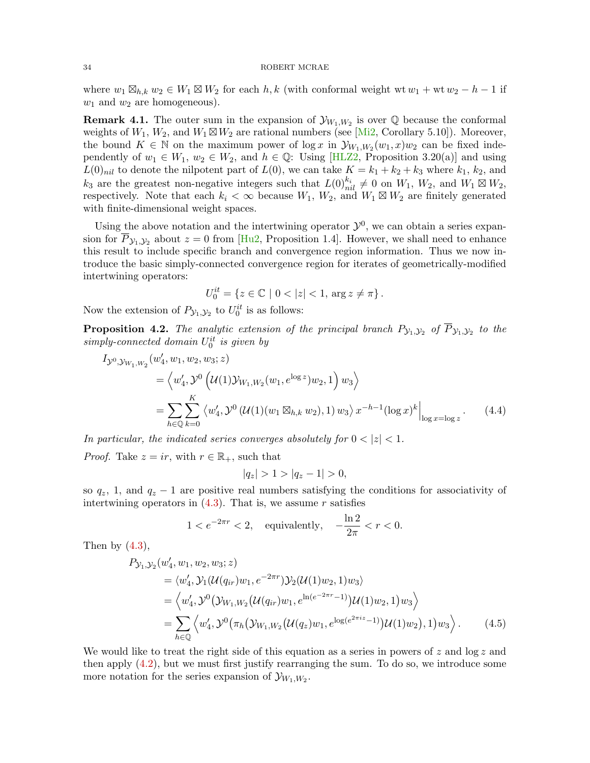where $w_1 \boxtimes_{h,k} w_2 \in W_1 \boxtimes W_2$ for each $h, k$ (with conformal weight $\mathrm{wt}\, w_1 + \mathrm{wt}\, w_2 - h - 1$ if $w_1$ and $w_2$ are homogeneous).

**Remark 4.1.** The outer sum in the expansion of $\mathcal{Y}_{W_1,W_2}$ is over $\mathbb{Q}$ because the conformal weights of $W_1$, $W_2$, and $W_1 \boxtimes W_2$ are rational numbers (see [Mi2, Corollary 5.10]). Moreover, the bound $K \in \mathbb{N}$ on the maximum power of $\log x$ in $\mathcal{Y}_{W_1,W_2}(w_1, x)w_2$ can be fixed independently of $w_1 \in W_1$, $w_2 \in W_2$, and $h \in \mathbb{Q}$: Using [HLZ2, Proposition 3.20(a)] and using $L(0)_{nil}$ to denote the nilpotent part of $L(0)$, we can take $K = k_1 + k_2 + k_3$ where $k_1$, $k_2$, and $k_3$ are the greatest non-negative integers such that $L(0)_{nil}^{k_i} \neq 0$ on $W_1$, $W_2$, and $W_1 \boxtimes W_2$, respectively. Note that each $k_i < \infty$ because $W_1$, $W_2$, and $W_1 \boxtimes W_2$ are finitely generated with finite-dimensional weight spaces.

Using the above notation and the intertwining operator $\mathcal{Y}^0$, we can obtain a series expansion for $\overline{P}_{\mathcal{Y}_1,\mathcal{Y}_2}$ about $z = 0$ from [Hu2, Proposition 1.4]. However, we shall need to enhance this result to include specific branch and convergence region information. Thus we now introduce the basic simply-connected convergence region for iterates of geometrically-modified intertwining operators:

$$U_0^{it} = \{z \in \mathbb{C} \mid 0 < |z| < 1, \arg z \neq \pi\}.$$

Now the extension of $P_{\mathcal{Y}_1,\mathcal{Y}_2}$ to $U_0^{it}$ is as follows:

**Proposition 4.2.** *The analytic extension of the principal branch $P_{\mathcal{Y}_1,\mathcal{Y}_2}$ of $\overline{P}_{\mathcal{Y}_1,\mathcal{Y}_2}$ to the simply-connected domain $U_0^{it}$ is given by*

$$\begin{aligned}
I_{\mathcal{Y}^0,\mathcal{Y}_{W_1,W_2}}&(w_4', w_1, w_2, w_3; z) \\
&= \left\langle w_4', \mathcal{Y}^0\left(\mathcal{U}(1)\mathcal{Y}_{W_1,W_2}(w_1, e^{\log z})w_2, 1\right) w_3\right\rangle \\
&= \sum_{h\in\mathbb{Q}} \sum_{k=0}^{K} \left\langle w_4', \mathcal{Y}^0\left(\mathcal{U}(1)(w_1 \boxtimes_{h,k} w_2), 1\right) w_3\right\rangle x^{-h-1}(\log x)^k \Big|_{\log x = \log z}. \qquad (4.4)
\end{aligned}$$

*In particular, the indicated series converges absolutely for $0 < |z| < 1$.*

*Proof.* Take $z = ir$, with $r \in \mathbb{R}_+$, such that

$$|q_z| > 1 > |q_z - 1| > 0,$$

so $q_z$, 1, and $q_z - 1$ are positive real numbers satisfying the conditions for associativity of intertwining operators in (4.3). That is, we assume $r$ satisfies

$$1 < e^{-2\pi r} < 2, \quad \text{equivalently,} \quad -\frac{\ln 2}{2\pi} < r < 0.$$

Then by (4.3),

$$\begin{aligned}
P_{\mathcal{Y}_1,\mathcal{Y}_2}&(w_4', w_1, w_2, w_3; z) \\
&= \langle w_4', \mathcal{Y}_1(\mathcal{U}(q_{ir})w_1, e^{-2\pi r})\mathcal{Y}_2(\mathcal{U}(1)w_2, 1)w_3\rangle \\
&= \left\langle w_4', \mathcal{Y}^0\big(\mathcal{Y}_{W_1,W_2}(\mathcal{U}(q_{ir})w_1, e^{\ln(e^{-2\pi r}-1)})\mathcal{U}(1)w_2, 1\big)w_3\right\rangle \\
&= \sum_{h\in\mathbb{Q}} \left\langle w_4', \mathcal{Y}^0\big(\pi_h\big(\mathcal{Y}_{W_1,W_2}(\mathcal{U}(q_z)w_1, e^{\log(e^{2\pi i z}-1)})\mathcal{U}(1)w_2\big), 1\big)w_3\right\rangle. \qquad (4.5)
\end{aligned}$$

We would like to treat the right side of this equation as a series in powers of $z$ and $\log z$ and then apply (4.2), but we must first justify rearranging the sum. To do so, we introduce some more notation for the series expansion of $\mathcal{Y}_{W_1,W_2}$.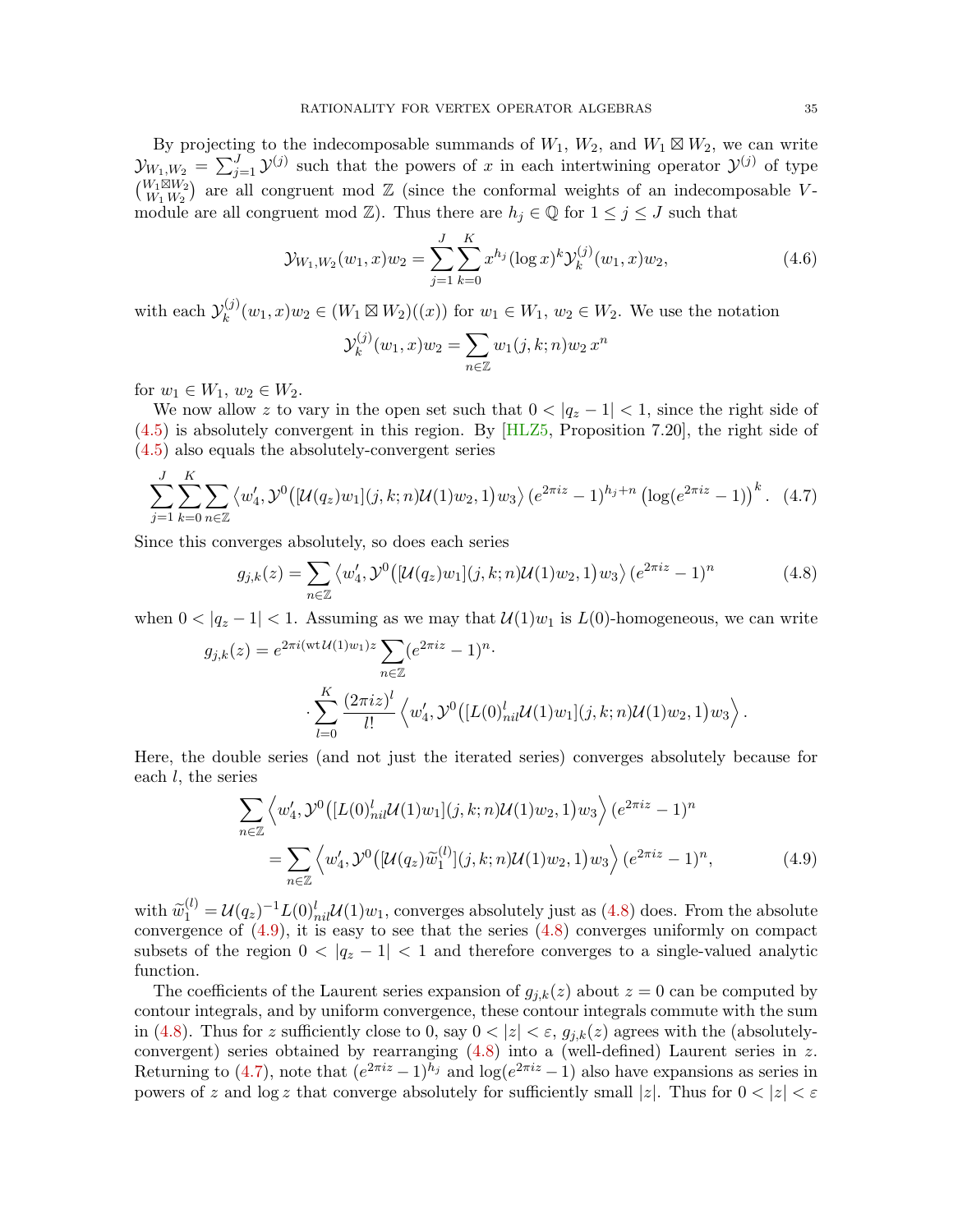By projecting to the indecomposable summands of $W_1$, $W_2$, and $W_1 \boxtimes W_2$, we can write $\mathcal{Y}_{W_1,W_2} = \sum_{j=1}^{J} \mathcal{Y}^{(j)}$ such that the powers of $x$ in each intertwining operator $\mathcal{Y}^{(j)}$ of type $\binom{W_1 \boxtimes W_2}{W_1\, W_2}$ are all congruent mod $\mathbb{Z}$ (since the conformal weights of an indecomposable $V$-module are all congruent mod $\mathbb{Z}$). Thus there are $h_j \in \mathbb{Q}$ for $1 \leq j \leq J$ such that

$$\mathcal{Y}_{W_1,W_2}(w_1, x)w_2 = \sum_{j=1}^{J} \sum_{k=0}^{K} x^{h_j} (\log x)^k \mathcal{Y}_k^{(j)}(w_1, x)w_2, \tag{4.6}$$

with each $\mathcal{Y}_k^{(j)}(w_1, x)w_2 \in (W_1 \boxtimes W_2)((x))$ for $w_1 \in W_1$, $w_2 \in W_2$. We use the notation

$$\mathcal{Y}_k^{(j)}(w_1, x)w_2 = \sum_{n \in \mathbb{Z}} w_1(j, k; n)w_2\, x^n$$

for $w_1 \in W_1$, $w_2 \in W_2$.

We now allow $z$ to vary in the open set such that $0 < |q_z - 1| < 1$, since the right side of (4.5) is absolutely convergent in this region. By [HLZ5, Proposition 7.20], the right side of (4.5) also equals the absolutely-convergent series

$$\sum_{j=1}^{J} \sum_{k=0}^{K} \sum_{n \in \mathbb{Z}} \left\langle w_4', \mathcal{Y}^0\big([\mathcal{U}(q_z)w_1](j, k; n)\mathcal{U}(1)w_2, 1\big)w_3 \right\rangle (e^{2\pi i z} - 1)^{h_j + n} \left(\log(e^{2\pi i z} - 1)\right)^k. \tag{4.7}$$

Since this converges absolutely, so does each series

$$g_{j,k}(z) = \sum_{n \in \mathbb{Z}} \left\langle w_4', \mathcal{Y}^0\big([\mathcal{U}(q_z)w_1](j, k; n)\mathcal{U}(1)w_2, 1\big)w_3 \right\rangle (e^{2\pi i z} - 1)^n \tag{4.8}$$

when $0 < |q_z - 1| < 1$. Assuming as we may that $\mathcal{U}(1)w_1$ is $L(0)$-homogeneous, we can write

$$\begin{aligned} g_{j,k}(z) = e^{2\pi i (\mathrm{wt}\, \mathcal{U}(1)w_1) z} & \sum_{n \in \mathbb{Z}} (e^{2\pi i z} - 1)^n \cdot \\ & \cdot \sum_{l=0}^{K} \frac{(2\pi i z)^l}{l!} \left\langle w_4', \mathcal{Y}^0\big([L(0)_{nil}^l \mathcal{U}(1)w_1](j, k; n)\mathcal{U}(1)w_2, 1\big)w_3 \right\rangle. \end{aligned}$$

Here, the double series (and not just the iterated series) converges absolutely because for each $l$, the series

$$\begin{aligned} \sum_{n \in \mathbb{Z}} & \left\langle w_4', \mathcal{Y}^0\big([L(0)_{nil}^l \mathcal{U}(1)w_1](j, k; n)\mathcal{U}(1)w_2, 1\big)w_3 \right\rangle (e^{2\pi i z} - 1)^n \\ & = \sum_{n \in \mathbb{Z}} \left\langle w_4', \mathcal{Y}^0\big([\mathcal{U}(q_z)\widetilde{w}_1^{(l)}](j, k; n)\mathcal{U}(1)w_2, 1\big)w_3 \right\rangle (e^{2\pi i z} - 1)^n, \end{aligned} \tag{4.9}$$

with $\widetilde{w}_1^{(l)} = \mathcal{U}(q_z)^{-1} L(0)_{nil}^l \mathcal{U}(1)w_1$, converges absolutely just as (4.8) does. From the absolute convergence of (4.9), it is easy to see that the series (4.8) converges uniformly on compact subsets of the region $0 < |q_z - 1| < 1$ and therefore converges to a single-valued analytic function.

The coefficients of the Laurent series expansion of $g_{j,k}(z)$ about $z = 0$ can be computed by contour integrals, and by uniform convergence, these contour integrals commute with the sum in (4.8). Thus for $z$ sufficiently close to 0, say $0 < |z| < \varepsilon$, $g_{j,k}(z)$ agrees with the (absolutely-convergent) series obtained by rearranging (4.8) into a (well-defined) Laurent series in $z$. Returning to (4.7), note that $(e^{2\pi i z} - 1)^{h_j}$ and $\log(e^{2\pi i z} - 1)$ also have expansions as series in powers of $z$ and $\log z$ that converge absolutely for sufficiently small $|z|$. Thus for $0 < |z| < \varepsilon$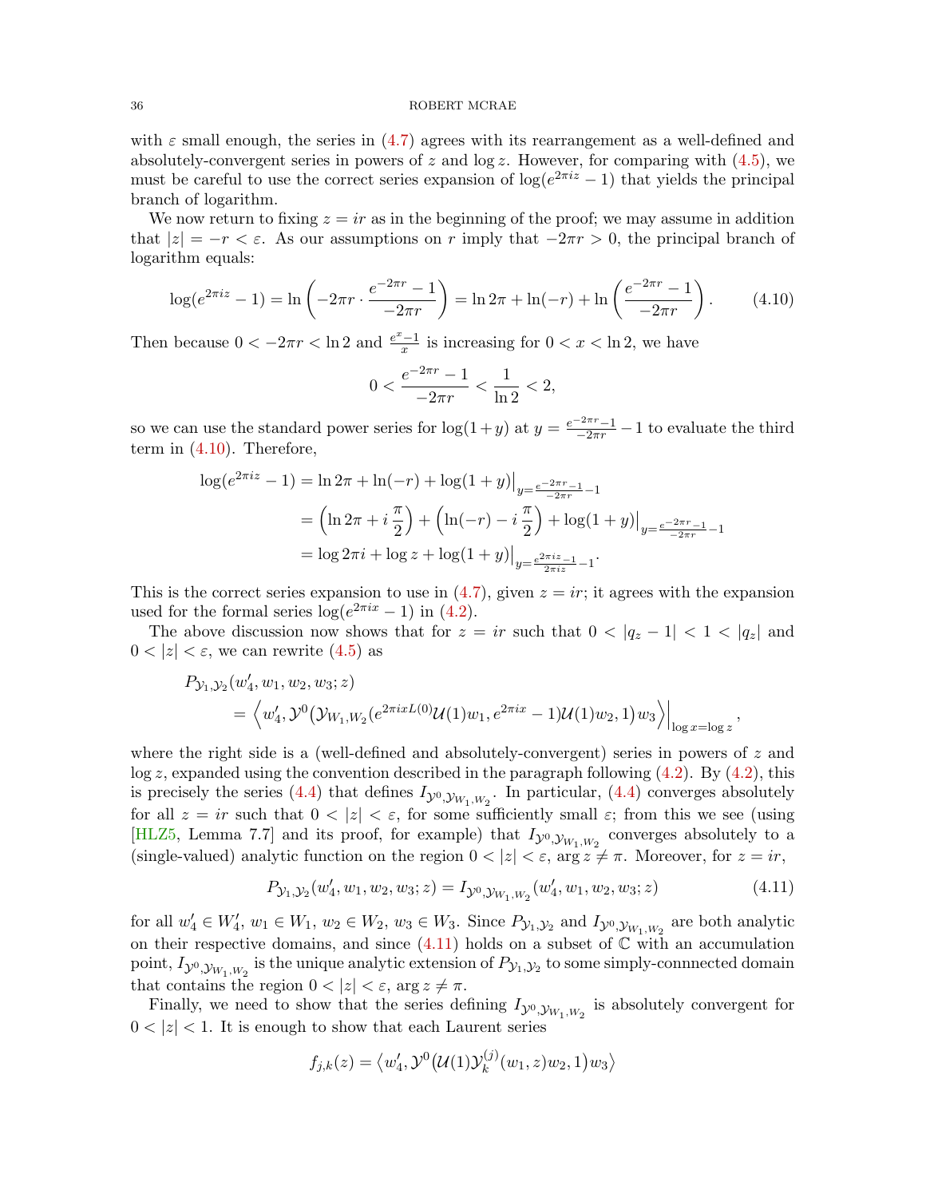with $\varepsilon$ small enough, the series in (4.7) agrees with its rearrangement as a well-defined and absolutely-convergent series in powers of $z$ and $\log z$. However, for comparing with (4.5), we must be careful to use the correct series expansion of $\log(e^{2\pi iz}-1)$ that yields the principal branch of logarithm.

We now return to fixing $z = ir$ as in the beginning of the proof; we may assume in addition that $|z| = -r < \varepsilon$. As our assumptions on $r$ imply that $-2\pi r > 0$, the principal branch of logarithm equals:

$$\log(e^{2\pi iz}-1) = \ln\left(-2\pi r\cdot\frac{e^{-2\pi r}-1}{-2\pi r}\right) = \ln 2\pi + \ln(-r) + \ln\left(\frac{e^{-2\pi r}-1}{-2\pi r}\right). \tag{4.10}$$

Then because $0 < -2\pi r < \ln 2$ and $\frac{e^x-1}{x}$ is increasing for $0 < x < \ln 2$, we have

$$0 < \frac{e^{-2\pi r}-1}{-2\pi r} < \frac{1}{\ln 2} < 2,$$

so we can use the standard power series for $\log(1+y)$ at $y = \frac{e^{-2\pi r}-1}{-2\pi r} - 1$ to evaluate the third term in (4.10). Therefore,

$$\begin{aligned}
\log(e^{2\pi iz}-1) &= \ln 2\pi + \ln(-r) + \log(1+y)\big\vert_{y=\frac{e^{-2\pi r}-1}{-2\pi r}-1}\\
&= \left(\ln 2\pi + i\,\frac{\pi}{2}\right) + \left(\ln(-r) - i\,\frac{\pi}{2}\right) + \log(1+y)\big\vert_{y=\frac{e^{-2\pi r}-1}{-2\pi r}-1}\\
&= \log 2\pi i + \log z + \log(1+y)\big\vert_{y=\frac{e^{2\pi iz}-1}{2\pi iz}-1}.
\end{aligned}$$

This is the correct series expansion to use in (4.7), given $z = ir$; it agrees with the expansion used for the formal series $\log(e^{2\pi ix}-1)$ in (4.2).

The above discussion now shows that for $z = ir$ such that $0 < |q_z - 1| < 1 < |q_z|$ and $0 < |z| < \varepsilon$, we can rewrite (4.5) as

$$\begin{aligned}
&P_{\mathcal{Y}_1,\mathcal{Y}_2}(w_4', w_1, w_2, w_3; z)\\
&\qquad = \left\langle w_4', \mathcal{Y}^0\big(\mathcal{Y}_{W_1,W_2}(e^{2\pi ixL(0)}\mathcal{U}(1)w_1, e^{2\pi ix}-1)\mathcal{U}(1)w_2, 1\big)w_3\right\rangle\Big\vert_{\log x=\log z},
\end{aligned}$$

where the right side is a (well-defined and absolutely-convergent) series in powers of $z$ and $\log z$, expanded using the convention described in the paragraph following (4.2). By (4.2), this is precisely the series (4.4) that defines $I_{\mathcal{Y}^0,\mathcal{Y}_{W_1,W_2}}$. In particular, (4.4) converges absolutely for all $z = ir$ such that $0 < |z| < \varepsilon$, for some sufficiently small $\varepsilon$; from this we see (using [HLZ5, Lemma 7.7] and its proof, for example) that $I_{\mathcal{Y}^0,\mathcal{Y}_{W_1,W_2}}$ converges absolutely to a (single-valued) analytic function on the region $0 < |z| < \varepsilon$, $\arg z \neq \pi$. Moreover, for $z = ir$,

$$P_{\mathcal{Y}_1,\mathcal{Y}_2}(w_4', w_1, w_2, w_3; z) = I_{\mathcal{Y}^0,\mathcal{Y}_{W_1,W_2}}(w_4', w_1, w_2, w_3; z) \tag{4.11}$$

for all $w_4' \in W_4'$, $w_1 \in W_1$, $w_2 \in W_2$, $w_3 \in W_3$. Since $P_{\mathcal{Y}_1,\mathcal{Y}_2}$ and $I_{\mathcal{Y}^0,\mathcal{Y}_{W_1,W_2}}$ are both analytic on their respective domains, and since (4.11) holds on a subset of $\mathbb{C}$ with an accumulation point, $I_{\mathcal{Y}^0,\mathcal{Y}_{W_1,W_2}}$ is the unique analytic extension of $P_{\mathcal{Y}_1,\mathcal{Y}_2}$ to some simply-connnected domain that contains the region $0 < |z| < \varepsilon$, $\arg z \neq \pi$.

Finally, we need to show that the series defining $I_{\mathcal{Y}^0,\mathcal{Y}_{W_1,W_2}}$ is absolutely convergent for $0 < |z| < 1$. It is enough to show that each Laurent series

$$f_{j,k}(z) = \big\langle w_4', \mathcal{Y}^0\big(\mathcal{U}(1)\mathcal{Y}_k^{(j)}(w_1, z)w_2, 1\big)w_3\big\rangle$$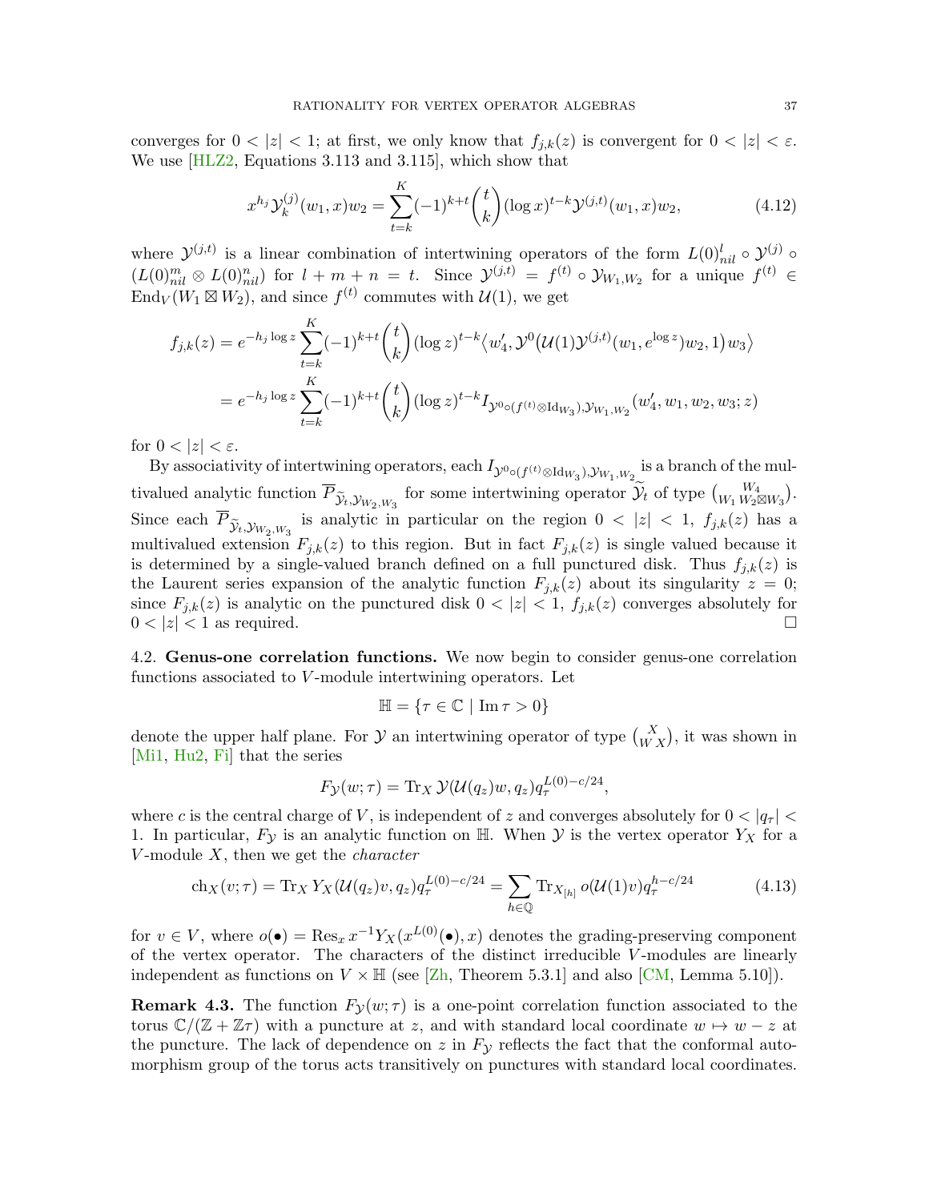converges for $0 < |z| < 1$; at first, we only know that $f_{j,k}(z)$ is convergent for $0 < |z| < \varepsilon$. We use [HLZ2, Equations 3.113 and 3.115], which show that

$$x^{h_j} \mathcal{Y}_k^{(j)}(w_1, x) w_2 = \sum_{t=k}^{K} (-1)^{k+t} \binom{t}{k} (\log x)^{t-k} \mathcal{Y}^{(j,t)}(w_1, x) w_2, \tag{4.12}$$

where $\mathcal{Y}^{(j,t)}$ is a linear combination of intertwining operators of the form $L(0)_{nil}^l \circ \mathcal{Y}^{(j)} \circ (L(0)_{nil}^m \otimes L(0)_{nil}^n)$ for $l + m + n = t$. Since $\mathcal{Y}^{(j,t)} = f^{(t)} \circ \mathcal{Y}_{W_1,W_2}$ for a unique $f^{(t)} \in \mathrm{End}_V(W_1 \boxtimes W_2)$, and since $f^{(t)}$ commutes with $\mathcal{U}(1)$, we get

$$\begin{aligned} f_{j,k}(z) &= e^{-h_j \log z} \sum_{t=k}^{K} (-1)^{k+t} \binom{t}{k} (\log z)^{t-k} \big\langle w_4', \mathcal{Y}^0\big(\mathcal{U}(1)\mathcal{Y}^{(j,t)}(w_1, e^{\log z}) w_2, 1\big) w_3 \big\rangle \\ &= e^{-h_j \log z} \sum_{t=k}^{K} (-1)^{k+t} \binom{t}{k} (\log z)^{t-k} I_{\mathcal{Y}^0 \circ (f^{(t)} \otimes \mathrm{Id}_{W_3}), \mathcal{Y}_{W_1,W_2}}(w_4', w_1, w_2, w_3; z) \end{aligned}$$

for $0 < |z| < \varepsilon$.

By associativity of intertwining operators, each $I_{\mathcal{Y}^0 \circ (f^{(t)} \otimes \mathrm{Id}_{W_3}), \mathcal{Y}_{W_1,W_2}}$ is a branch of the multivalued analytic function $\overline{P}_{\widetilde{\mathcal{Y}}_t, \mathcal{Y}_{W_2,W_3}}$ for some intertwining operator $\widetilde{\mathcal{Y}}_t$ of type $\binom{W_4}{W_1\, W_2 \boxtimes W_3}$. Since each $\overline{P}_{\widetilde{\mathcal{Y}}_t, \mathcal{Y}_{W_2,W_3}}$ is analytic in particular on the region $0 < |z| < 1$, $f_{j,k}(z)$ has a multivalued extension $F_{j,k}(z)$ to this region. But in fact $F_{j,k}(z)$ is single valued because it is determined by a single-valued branch defined on a full punctured disk. Thus $f_{j,k}(z)$ is the Laurent series expansion of the analytic function $F_{j,k}(z)$ about its singularity $z = 0$; since $F_{j,k}(z)$ is analytic on the punctured disk $0 < |z| < 1$, $f_{j,k}(z)$ converges absolutely for $0 < |z| < 1$ as required. $\square$

4.2. **Genus-one correlation functions.** We now begin to consider genus-one correlation functions associated to $V$-module intertwining operators. Let

$$\mathbb{H} = \{\tau \in \mathbb{C} \mid \mathrm{Im}\, \tau > 0\}$$

denote the upper half plane. For $\mathcal{Y}$ an intertwining operator of type $\binom{X}{W\, X}$, it was shown in [Mi1, Hu2, Fi] that the series

$$F_{\mathcal{Y}}(w; \tau) = \mathrm{Tr}_X\, \mathcal{Y}(\mathcal{U}(q_z) w, q_z) q_\tau^{L(0) - c/24},$$

where $c$ is the central charge of $V$, is independent of $z$ and converges absolutely for $0 < |q_\tau| < 1$. In particular, $F_{\mathcal{Y}}$ is an analytic function on $\mathbb{H}$. When $\mathcal{Y}$ is the vertex operator $Y_X$ for a $V$-module $X$, then we get the *character*

$$\mathrm{ch}_X(v; \tau) = \mathrm{Tr}_X\, Y_X(\mathcal{U}(q_z) v, q_z) q_\tau^{L(0) - c/24} = \sum_{h \in \mathbb{Q}} \mathrm{Tr}_{X_{[h]}}\, o(\mathcal{U}(1) v) q_\tau^{h - c/24} \tag{4.13}$$

for $v \in V$, where $o(\bullet) = \mathrm{Res}_x\, x^{-1} Y_X(x^{L(0)}(\bullet), x)$ denotes the grading-preserving component of the vertex operator. The characters of the distinct irreducible $V$-modules are linearly independent as functions on $V \times \mathbb{H}$ (see [Zh, Theorem 5.3.1] and also [CM, Lemma 5.10]).

**Remark 4.3.** The function $F_{\mathcal{Y}}(w; \tau)$ is a one-point correlation function associated to the torus $\mathbb{C}/(\mathbb{Z} + \mathbb{Z}\tau)$ with a puncture at $z$, and with standard local coordinate $w \mapsto w - z$ at the puncture. The lack of dependence on $z$ in $F_{\mathcal{Y}}$ reflects the fact that the conformal automorphism group of the torus acts transitively on punctures with standard local coordinates.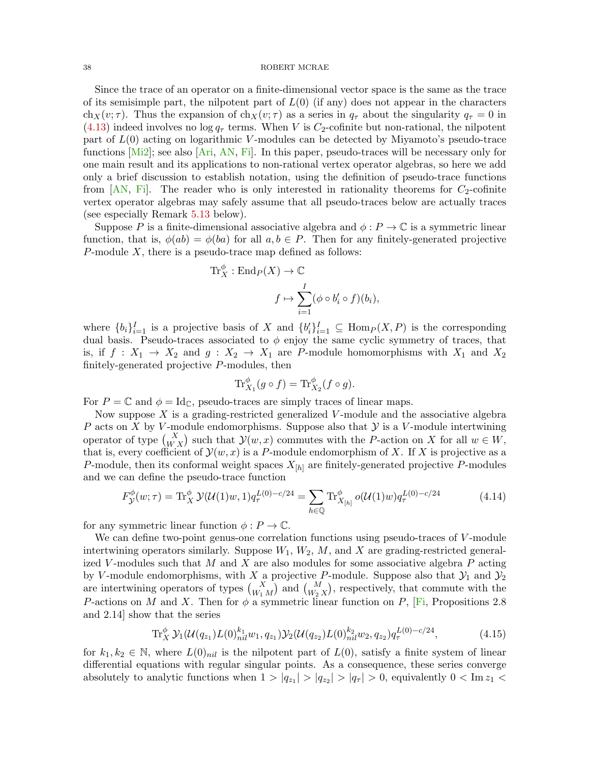Since the trace of an operator on a finite-dimensional vector space is the same as the trace of its semisimple part, the nilpotent part of $L(0)$ (if any) does not appear in the characters $\mathrm{ch}_X(v;\tau)$. Thus the expansion of $\mathrm{ch}_X(v;\tau)$ as a series in $q_\tau$ about the singularity $q_\tau = 0$ in (4.13) indeed involves no $\log q_\tau$ terms. When $V$ is $C_2$-cofinite but non-rational, the nilpotent part of $L(0)$ acting on logarithmic $V$-modules can be detected by Miyamoto's pseudo-trace functions [Mi2]; see also [Ari, AN, Fi]. In this paper, pseudo-traces will be necessary only for one main result and its applications to non-rational vertex operator algebras, so here we add only a brief discussion to establish notation, using the definition of pseudo-trace functions from [AN, Fi]. The reader who is only interested in rationality theorems for $C_2$-cofinite vertex operator algebras may safely assume that all pseudo-traces below are actually traces (see especially Remark 5.13 below).

Suppose $P$ is a finite-dimensional associative algebra and $\phi : P \to \mathbb{C}$ is a symmetric linear function, that is, $\phi(ab) = \phi(ba)$ for all $a, b \in P$. Then for any finitely-generated projective $P$-module $X$, there is a pseudo-trace map defined as follows:

$$\begin{aligned}\mathrm{Tr}_X^\phi : \mathrm{End}_P(X) &\to \mathbb{C}\\ f &\mapsto \sum_{i=1}^{I} (\phi \circ b_i' \circ f)(b_i),\end{aligned}$$

where $\{b_i\}_{i=1}^I$ is a projective basis of $X$ and $\{b_i'\}_{i=1}^I \subseteq \mathrm{Hom}_P(X, P)$ is the corresponding dual basis. Pseudo-traces associated to $\phi$ enjoy the same cyclic symmetry of traces, that is, if $f : X_1 \to X_2$ and $g : X_2 \to X_1$ are $P$-module homomorphisms with $X_1$ and $X_2$ finitely-generated projective $P$-modules, then

$$\mathrm{Tr}_{X_1}^\phi(g \circ f) = \mathrm{Tr}_{X_2}^\phi(f \circ g).$$

For $P = \mathbb{C}$ and $\phi = \mathrm{Id}_\mathbb{C}$, pseudo-traces are simply traces of linear maps.

Now suppose $X$ is a grading-restricted generalized $V$-module and the associative algebra $P$ acts on $X$ by $V$-module endomorphisms. Suppose also that $\mathcal{Y}$ is a $V$-module intertwining operator of type $\binom{X}{W\,X}$ such that $\mathcal{Y}(w,x)$ commutes with the $P$-action on $X$ for all $w \in W$, that is, every coefficient of $\mathcal{Y}(w,x)$ is a $P$-module endomorphism of $X$. If $X$ is projective as a $P$-module, then its conformal weight spaces $X_{[h]}$ are finitely-generated projective $P$-modules and we can define the pseudo-trace function

$$F_\mathcal{Y}^\phi(w;\tau) = \mathrm{Tr}_X^\phi\, \mathcal{Y}(\mathcal{U}(1)w, 1) q_\tau^{L(0)-c/24} = \sum_{h\in\mathbb{Q}} \mathrm{Tr}_{X_{[h]}}^\phi\, o(\mathcal{U}(1)w) q_\tau^{L(0)-c/24} \tag{4.14}$$

for any symmetric linear function $\phi : P \to \mathbb{C}$.

We can define two-point genus-one correlation functions using pseudo-traces of $V$-module intertwining operators similarly. Suppose $W_1$, $W_2$, $M$, and $X$ are grading-restricted generalized $V$-modules such that $M$ and $X$ are also modules for some associative algebra $P$ acting by $V$-module endomorphisms, with $X$ a projective $P$-module. Suppose also that $\mathcal{Y}_1$ and $\mathcal{Y}_2$ are intertwining operators of types $\binom{X}{W_1\,M}$ and $\binom{M}{W_2\,X}$, respectively, that commute with the $P$-actions on $M$ and $X$. Then for $\phi$ a symmetric linear function on $P$, [Fi, Propositions 2.8 and 2.14] show that the series

$$\mathrm{Tr}_X^\phi\, \mathcal{Y}_1(\mathcal{U}(q_{z_1})L(0)_{nil}^{k_1} w_1, q_{z_1}) \mathcal{Y}_2(\mathcal{U}(q_{z_2})L(0)_{nil}^{k_2} w_2, q_{z_2}) q_\tau^{L(0)-c/24}, \tag{4.15}$$

for $k_1, k_2 \in \mathbb{N}$, where $L(0)_{nil}$ is the nilpotent part of $L(0)$, satisfy a finite system of linear differential equations with regular singular points. As a consequence, these series converge absolutely to analytic functions when $1 > |q_{z_1}| > |q_{z_2}| > |q_\tau| > 0$, equivalently $0 < \mathrm{Im}\, z_1 <$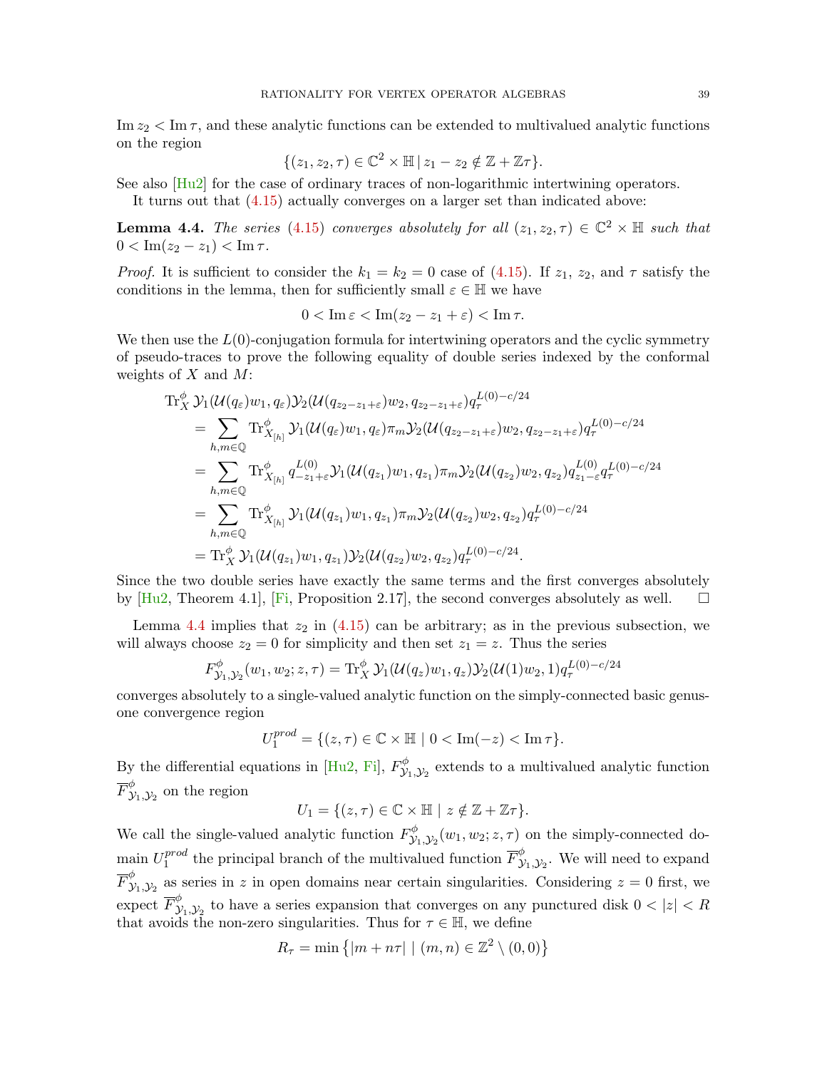$\operatorname{Im} z_2 < \operatorname{Im} \tau$, and these analytic functions can be extended to multivalued analytic functions on the region

$$\{(z_1, z_2, \tau) \in \mathbb{C}^2 \times \mathbb{H} \,|\, z_1 - z_2 \notin \mathbb{Z} + \mathbb{Z}\tau\}.$$

See also [Hu2] for the case of ordinary traces of non-logarithmic intertwining operators.

It turns out that (4.15) actually converges on a larger set than indicated above:

**Lemma 4.4.** *The series* (4.15) *converges absolutely for all* $(z_1, z_2, \tau) \in \mathbb{C}^2 \times \mathbb{H}$ *such that* $0 < \operatorname{Im}(z_2 - z_1) < \operatorname{Im} \tau$.

*Proof.* It is sufficient to consider the $k_1 = k_2 = 0$ case of (4.15). If $z_1$, $z_2$, and $\tau$ satisfy the conditions in the lemma, then for sufficiently small $\varepsilon \in \mathbb{H}$ we have

$$0 < \operatorname{Im} \varepsilon < \operatorname{Im}(z_2 - z_1 + \varepsilon) < \operatorname{Im} \tau.$$

We then use the $L(0)$-conjugation formula for intertwining operators and the cyclic symmetry of pseudo-traces to prove the following equality of double series indexed by the conformal weights of $X$ and $M$:

$$\begin{aligned}
&\operatorname{Tr}^{\phi}_X \mathcal{Y}_1(\mathcal{U}(q_\varepsilon)w_1, q_\varepsilon)\mathcal{Y}_2(\mathcal{U}(q_{z_2-z_1+\varepsilon})w_2, q_{z_2-z_1+\varepsilon})q_\tau^{L(0)-c/24} \\
&\quad = \sum_{h,m\in\mathbb{Q}} \operatorname{Tr}^{\phi}_{X_{[h]}} \mathcal{Y}_1(\mathcal{U}(q_\varepsilon)w_1, q_\varepsilon)\pi_m\mathcal{Y}_2(\mathcal{U}(q_{z_2-z_1+\varepsilon})w_2, q_{z_2-z_1+\varepsilon})q_\tau^{L(0)-c/24} \\
&\quad = \sum_{h,m\in\mathbb{Q}} \operatorname{Tr}^{\phi}_{X_{[h]}} q_{-z_1+\varepsilon}^{L(0)}\mathcal{Y}_1(\mathcal{U}(q_{z_1})w_1, q_{z_1})\pi_m\mathcal{Y}_2(\mathcal{U}(q_{z_2})w_2, q_{z_2})q_{z_1-\varepsilon}^{L(0)}q_\tau^{L(0)-c/24} \\
&\quad = \sum_{h,m\in\mathbb{Q}} \operatorname{Tr}^{\phi}_{X_{[h]}} \mathcal{Y}_1(\mathcal{U}(q_{z_1})w_1, q_{z_1})\pi_m\mathcal{Y}_2(\mathcal{U}(q_{z_2})w_2, q_{z_2})q_\tau^{L(0)-c/24} \\
&\quad = \operatorname{Tr}^{\phi}_X \mathcal{Y}_1(\mathcal{U}(q_{z_1})w_1, q_{z_1})\mathcal{Y}_2(\mathcal{U}(q_{z_2})w_2, q_{z_2})q_\tau^{L(0)-c/24}.
\end{aligned}$$

Since the two double series have exactly the same terms and the first converges absolutely by [Hu2, Theorem 4.1], [Fi, Proposition 2.17], the second converges absolutely as well. $\square$

Lemma 4.4 implies that $z_2$ in (4.15) can be arbitrary; as in the previous subsection, we will always choose $z_2 = 0$ for simplicity and then set $z_1 = z$. Thus the series

$$F^{\phi}_{\mathcal{Y}_1,\mathcal{Y}_2}(w_1, w_2; z, \tau) = \operatorname{Tr}^{\phi}_X \mathcal{Y}_1(\mathcal{U}(q_z)w_1, q_z)\mathcal{Y}_2(\mathcal{U}(1)w_2, 1)q_\tau^{L(0)-c/24}$$

converges absolutely to a single-valued analytic function on the simply-connected basic genus-one convergence region

$$U_1^{prod} = \{(z, \tau) \in \mathbb{C} \times \mathbb{H} \mid 0 < \operatorname{Im}(-z) < \operatorname{Im} \tau\}.$$

By the differential equations in [Hu2, Fi], $F^{\phi}_{\mathcal{Y}_1,\mathcal{Y}_2}$ extends to a multivalued analytic function $\overline{F}^{\phi}_{\mathcal{Y}_1,\mathcal{Y}_2}$ on the region

$$U_1 = \{(z, \tau) \in \mathbb{C} \times \mathbb{H} \mid z \notin \mathbb{Z} + \mathbb{Z}\tau\}.$$

We call the single-valued analytic function $F^{\phi}_{\mathcal{Y}_1,\mathcal{Y}_2}(w_1, w_2; z, \tau)$ on the simply-connected domain $U_1^{prod}$ the principal branch of the multivalued function $\overline{F}^{\phi}_{\mathcal{Y}_1,\mathcal{Y}_2}$. We will need to expand $\overline{F}^{\phi}_{\mathcal{Y}_1,\mathcal{Y}_2}$ as series in $z$ in open domains near certain singularities. Considering $z = 0$ first, we expect $\overline{F}^{\phi}_{\mathcal{Y}_1,\mathcal{Y}_2}$ to have a series expansion that converges on any punctured disk $0 < |z| < R$ that avoids the non-zero singularities. Thus for $\tau \in \mathbb{H}$, we define

$$R_\tau = \min\left\{|m + n\tau| \mid (m, n) \in \mathbb{Z}^2 \setminus (0, 0)\right\}$$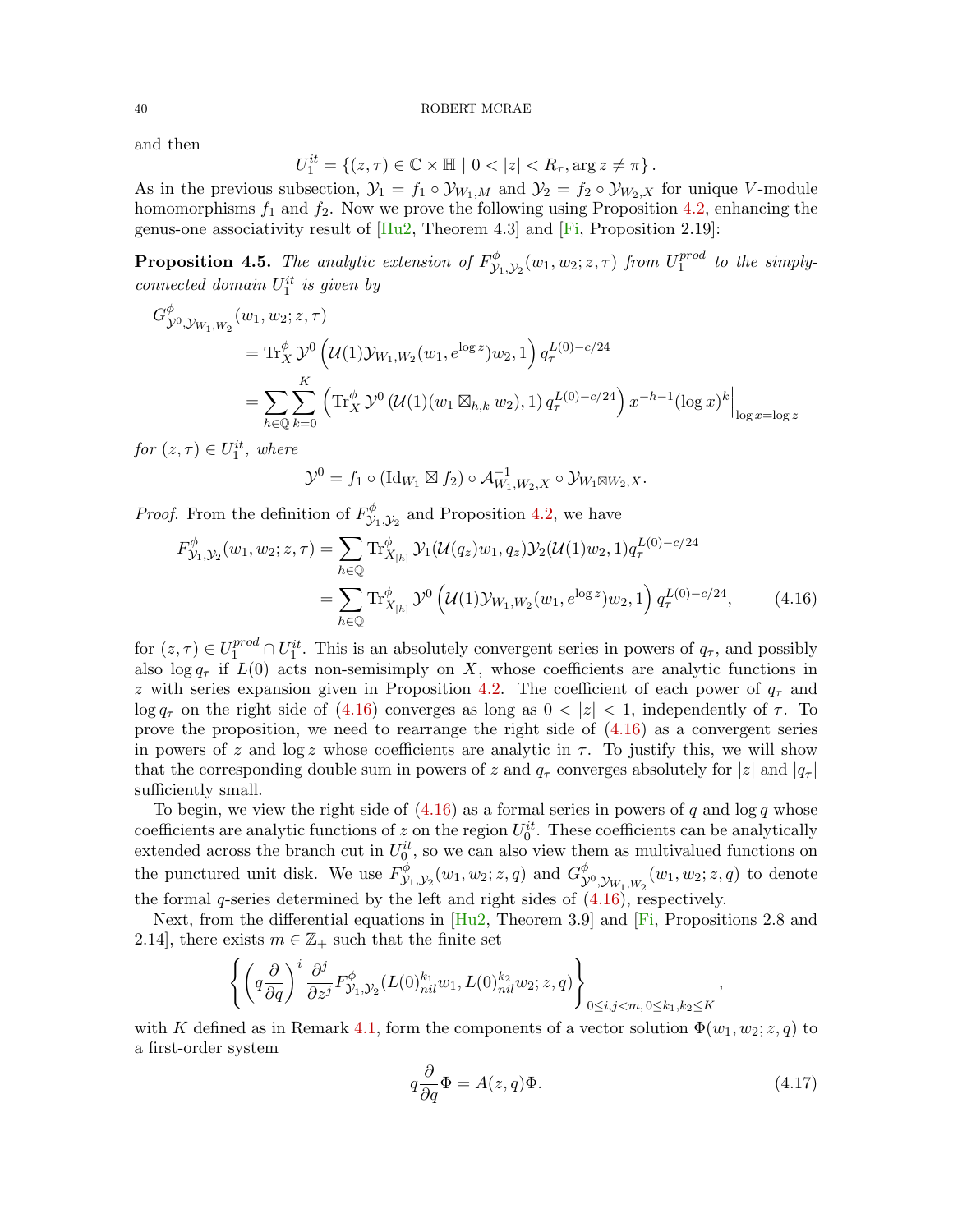and then

$$U_1^{it} = \{(z,\tau) \in \mathbb{C}\times\mathbb{H} \mid 0 < |z| < R_\tau, \arg z \neq \pi\}.$$

As in the previous subsection, $\mathcal{Y}_1 = f_1 \circ \mathcal{Y}_{W_1,M}$ and $\mathcal{Y}_2 = f_2 \circ \mathcal{Y}_{W_2,X}$ for unique $V$-module homomorphisms $f_1$ and $f_2$. Now we prove the following using Proposition 4.2, enhancing the genus-one associativity result of [Hu2, Theorem 4.3] and [Fi, Proposition 2.19]:

**Proposition 4.5.** *The analytic extension of $F^\phi_{\mathcal{Y}_1,\mathcal{Y}_2}(w_1, w_2; z, \tau)$ from $U_1^{prod}$ to the simply-connected domain $U_1^{it}$ is given by*

$$\begin{aligned}
G^\phi_{\mathcal{Y}^0,\mathcal{Y}_{W_1,W_2}}&(w_1, w_2; z, \tau)\\
&= \mathrm{Tr}^\phi_X\, \mathcal{Y}^0\left(\mathcal{U}(1)\mathcal{Y}_{W_1,W_2}(w_1, e^{\log z})w_2, 1\right) q_\tau^{L(0)-c/24}\\
&= \sum_{h\in\mathbb{Q}}\sum_{k=0}^{K}\left(\mathrm{Tr}^\phi_X\, \mathcal{Y}^0\left(\mathcal{U}(1)(w_1 \boxtimes_{h,k} w_2), 1\right) q_\tau^{L(0)-c/24}\right) x^{-h-1}(\log x)^k\Big\vert_{\log x = \log z}
\end{aligned}$$

*for $(z,\tau) \in U_1^{it}$, where*

$$\mathcal{Y}^0 = f_1 \circ (\mathrm{Id}_{W_1} \boxtimes f_2) \circ \mathcal{A}^{-1}_{W_1,W_2,X} \circ \mathcal{Y}_{W_1\boxtimes W_2,X}.$$

*Proof.* From the definition of $F^\phi_{\mathcal{Y}_1,\mathcal{Y}_2}$ and Proposition 4.2, we have

$$\begin{aligned}
F^\phi_{\mathcal{Y}_1,\mathcal{Y}_2}(w_1, w_2; z, \tau) &= \sum_{h\in\mathbb{Q}} \mathrm{Tr}^\phi_{X_{[h]}}\, \mathcal{Y}_1(\mathcal{U}(q_z)w_1, q_z)\mathcal{Y}_2(\mathcal{U}(1)w_2, 1) q_\tau^{L(0)-c/24}\\
&= \sum_{h\in\mathbb{Q}} \mathrm{Tr}^\phi_{X_{[h]}}\, \mathcal{Y}^0\left(\mathcal{U}(1)\mathcal{Y}_{W_1,W_2}(w_1, e^{\log z})w_2, 1\right) q_\tau^{L(0)-c/24}, \qquad (4.16)
\end{aligned}$$

for $(z,\tau) \in U_1^{prod} \cap U_1^{it}$. This is an absolutely convergent series in powers of $q_\tau$, and possibly also $\log q_\tau$ if $L(0)$ acts non-semisimply on $X$, whose coefficients are analytic functions in $z$ with series expansion given in Proposition 4.2. The coefficient of each power of $q_\tau$ and $\log q_\tau$ on the right side of (4.16) converges as long as $0 < |z| < 1$, independently of $\tau$. To prove the proposition, we need to rearrange the right side of (4.16) as a convergent series in powers of $z$ and $\log z$ whose coefficients are analytic in $\tau$. To justify this, we will show that the corresponding double sum in powers of $z$ and $q_\tau$ converges absolutely for $|z|$ and $|q_\tau|$ sufficiently small.

To begin, we view the right side of (4.16) as a formal series in powers of $q$ and $\log q$ whose coefficients are analytic functions of $z$ on the region $U_0^{it}$. These coefficients can be analytically extended across the branch cut in $U_0^{it}$, so we can also view them as multivalued functions on the punctured unit disk. We use $F^\phi_{\mathcal{Y}_1,\mathcal{Y}_2}(w_1, w_2; z, q)$ and $G^\phi_{\mathcal{Y}^0,\mathcal{Y}_{W_1,W_2}}(w_1, w_2; z, q)$ to denote the formal $q$-series determined by the left and right sides of (4.16), respectively.

Next, from the differential equations in [Hu2, Theorem 3.9] and [Fi, Propositions 2.8 and 2.14], there exists $m \in \mathbb{Z}_+$ such that the finite set

$$\left\{\left(q\frac{\partial}{\partial q}\right)^i \frac{\partial^j}{\partial z^j} F^\phi_{\mathcal{Y}_1,\mathcal{Y}_2}(L(0)^{k_1}_{nil}w_1, L(0)^{k_2}_{nil}w_2; z, q)\right\}_{0\leq i,j<m,\, 0\leq k_1,k_2\leq K},$$

with $K$ defined as in Remark 4.1, form the components of a vector solution $\Phi(w_1, w_2; z, q)$ to a first-order system

$$q\frac{\partial}{\partial q}\Phi = A(z, q)\Phi. \qquad (4.17)$$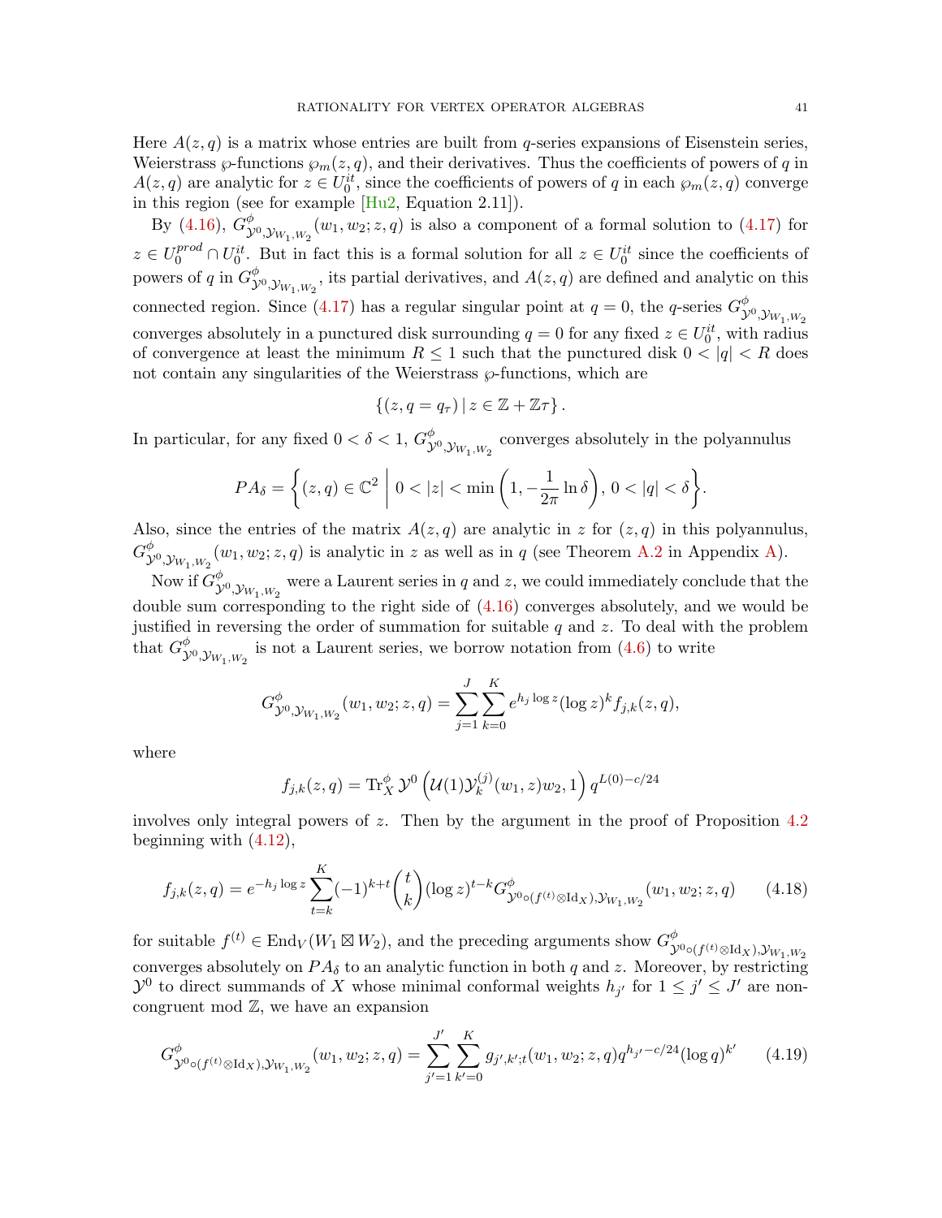Here $A(z,q)$ is a matrix whose entries are built from $q$-series expansions of Eisenstein series, Weierstrass $\wp$-functions $\wp_m(z,q)$, and their derivatives. Thus the coefficients of powers of $q$ in $A(z,q)$ are analytic for $z \in U_0^{it}$, since the coefficients of powers of $q$ in each $\wp_m(z,q)$ converge in this region (see for example [Hu2, Equation 2.11]).

By (4.16), $G^{\phi}_{\mathcal{Y}^0,\mathcal{Y}_{W_1,W_2}}(w_1,w_2;z,q)$ is also a component of a formal solution to (4.17) for $z \in U_0^{prod} \cap U_0^{it}$. But in fact this is a formal solution for all $z \in U_0^{it}$ since the coefficients of powers of $q$ in $G^{\phi}_{\mathcal{Y}^0,\mathcal{Y}_{W_1,W_2}}$, its partial derivatives, and $A(z,q)$ are defined and analytic on this connected region. Since (4.17) has a regular singular point at $q=0$, the $q$-series $G^{\phi}_{\mathcal{Y}^0,\mathcal{Y}_{W_1,W_2}}$ converges absolutely in a punctured disk surrounding $q=0$ for any fixed $z \in U_0^{it}$, with radius of convergence at least the minimum $R \leq 1$ such that the punctured disk $0 < |q| < R$ does not contain any singularities of the Weierstrass $\wp$-functions, which are

$$\{(z, q = q_\tau) \,|\, z \in \mathbb{Z} + \mathbb{Z}\tau\}.$$

In particular, for any fixed $0 < \delta < 1$, $G^{\phi}_{\mathcal{Y}^0,\mathcal{Y}_{W_1,W_2}}$ converges absolutely in the polyannulus

$$PA_\delta = \left\{ (z,q) \in \mathbb{C}^2 \;\middle|\; 0 < |z| < \min\left(1, -\frac{1}{2\pi}\ln\delta\right),\; 0 < |q| < \delta \right\}.$$

Also, since the entries of the matrix $A(z,q)$ are analytic in $z$ for $(z,q)$ in this polyannulus, $G^{\phi}_{\mathcal{Y}^0,\mathcal{Y}_{W_1,W_2}}(w_1,w_2;z,q)$ is analytic in $z$ as well as in $q$ (see Theorem A.2 in Appendix A).

Now if $G^{\phi}_{\mathcal{Y}^0,\mathcal{Y}_{W_1,W_2}}$ were a Laurent series in $q$ and $z$, we could immediately conclude that the double sum corresponding to the right side of (4.16) converges absolutely, and we would be justified in reversing the order of summation for suitable $q$ and $z$. To deal with the problem that $G^{\phi}_{\mathcal{Y}^0,\mathcal{Y}_{W_1,W_2}}$ is not a Laurent series, we borrow notation from (4.6) to write

$$G^{\phi}_{\mathcal{Y}^0,\mathcal{Y}_{W_1,W_2}}(w_1,w_2;z,q) = \sum_{j=1}^{J}\sum_{k=0}^{K} e^{h_j \log z}(\log z)^k f_{j,k}(z,q),$$

where

$$f_{j,k}(z,q) = \mathrm{Tr}^{\phi}_X\, \mathcal{Y}^0\left(\mathcal{U}(1)\mathcal{Y}^{(j)}_k(w_1,z)w_2, 1\right) q^{L(0)-c/24}$$

involves only integral powers of $z$. Then by the argument in the proof of Proposition 4.2 beginning with (4.12),

$$f_{j,k}(z,q) = e^{-h_j \log z}\sum_{t=k}^{K}(-1)^{k+t}\binom{t}{k}(\log z)^{t-k} G^{\phi}_{\mathcal{Y}^0\circ(f^{(t)}\otimes \mathrm{Id}_X),\mathcal{Y}_{W_1,W_2}}(w_1,w_2;z,q) \tag{4.18}$$

for suitable $f^{(t)} \in \mathrm{End}_V(W_1 \boxtimes W_2)$, and the preceding arguments show $G^{\phi}_{\mathcal{Y}^0\circ(f^{(t)}\otimes \mathrm{Id}_X),\mathcal{Y}_{W_1,W_2}}$ converges absolutely on $PA_\delta$ to an analytic function in both $q$ and $z$. Moreover, by restricting $\mathcal{Y}^0$ to direct summands of $X$ whose minimal conformal weights $h_{j'}$ for $1 \leq j' \leq J'$ are non-congruent mod $\mathbb{Z}$, we have an expansion

$$G^{\phi}_{\mathcal{Y}^0\circ(f^{(t)}\otimes \mathrm{Id}_X),\mathcal{Y}_{W_1,W_2}}(w_1,w_2;z,q) = \sum_{j'=1}^{J'}\sum_{k'=0}^{K} g_{j',k';t}(w_1,w_2;z,q)q^{h_{j'}-c/24}(\log q)^{k'} \tag{4.19}$$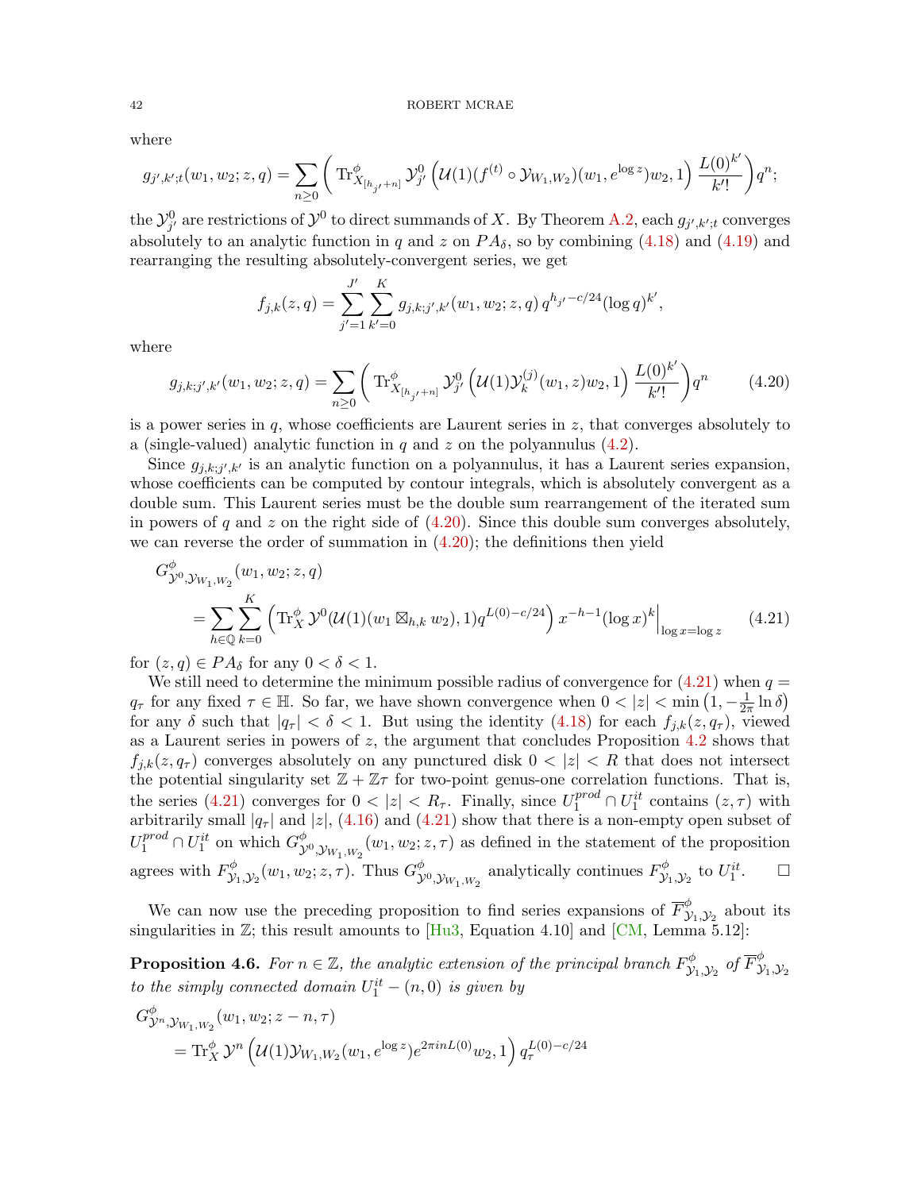where

$$g_{j',k';t}(w_1,w_2;z,q)=\sum_{n\geq 0}\left(\mathrm{Tr}^{\phi}_{X_{[h_{j'}+n]}}\,\mathcal{Y}^0_{j'}\left(\mathcal{U}(1)(f^{(t)}\circ\mathcal{Y}_{W_1,W_2})(w_1,e^{\log z})w_2,1\right)\frac{L(0)^{k'}}{k'!}\right)q^n;$$

the $\mathcal{Y}^0_{j'}$ are restrictions of $\mathcal{Y}^0$ to direct summands of $X$. By Theorem A.2, each $g_{j',k';t}$ converges absolutely to an analytic function in $q$ and $z$ on $PA_\delta$, so by combining (4.18) and (4.19) and rearranging the resulting absolutely-convergent series, we get

$$f_{j,k}(z,q)=\sum_{j'=1}^{J'}\sum_{k'=0}^{K}g_{j,k;j',k'}(w_1,w_2;z,q)\,q^{h_{j'}-c/24}(\log q)^{k'},$$

where

$$g_{j,k;j',k'}(w_1,w_2;z,q)=\sum_{n\geq 0}\left(\mathrm{Tr}^{\phi}_{X_{[h_{j'}+n]}}\,\mathcal{Y}^0_{j'}\left(\mathcal{U}(1)\mathcal{Y}^{(j)}_k(w_1,z)w_2,1\right)\frac{L(0)^{k'}}{k'!}\right)q^n \tag{4.20}$$

is a power series in $q$, whose coefficients are Laurent series in $z$, that converges absolutely to a (single-valued) analytic function in $q$ and $z$ on the polyannulus (4.2).

Since $g_{j,k;j',k'}$ is an analytic function on a polyannulus, it has a Laurent series expansion, whose coefficients can be computed by contour integrals, which is absolutely convergent as a double sum. This Laurent series must be the double sum rearrangement of the iterated sum in powers of $q$ and $z$ on the right side of (4.20). Since this double sum converges absolutely, we can reverse the order of summation in (4.20); the definitions then yield

$$\begin{aligned}G^{\phi}_{\mathcal{Y}^0,\mathcal{Y}_{W_1,W_2}}&(w_1,w_2;z,q)\\&=\sum_{h\in\mathbb{Q}}\sum_{k=0}^{K}\left(\mathrm{Tr}^{\phi}_X\,\mathcal{Y}^0(\mathcal{U}(1)(w_1\boxtimes_{h,k}w_2),1)q^{L(0)-c/24}\right)x^{-h-1}(\log x)^k\Big|_{\log x=\log z}\end{aligned} \tag{4.21}$$

for $(z,q)\in PA_\delta$ for any $0<\delta<1$.

We still need to determine the minimum possible radius of convergence for (4.21) when $q=q_\tau$ for any fixed $\tau\in\mathbb{H}$. So far, we have shown convergence when $0<|z|<\min\left(1,-\frac{1}{2\pi}\ln\delta\right)$ for any $\delta$ such that $|q_\tau|<\delta<1$. But using the identity (4.18) for each $f_{j,k}(z,q_\tau)$, viewed as a Laurent series in powers of $z$, the argument that concludes Proposition 4.2 shows that $f_{j,k}(z,q_\tau)$ converges absolutely on any punctured disk $0<|z|<R$ that does not intersect the potential singularity set $\mathbb{Z}+\mathbb{Z}\tau$ for two-point genus-one correlation functions. That is, the series (4.21) converges for $0<|z|<R_\tau$. Finally, since $U_1^{prod}\cap U_1^{it}$ contains $(z,\tau)$ with arbitrarily small $|q_\tau|$ and $|z|$, (4.16) and (4.21) show that there is a non-empty open subset of $U_1^{prod}\cap U_1^{it}$ on which $G^{\phi}_{\mathcal{Y}^0,\mathcal{Y}_{W_1,W_2}}(w_1,w_2;z,\tau)$ as defined in the statement of the proposition agrees with $F^{\phi}_{\mathcal{Y}_1,\mathcal{Y}_2}(w_1,w_2;z,\tau)$. Thus $G^{\phi}_{\mathcal{Y}^0,\mathcal{Y}_{W_1,W_2}}$ analytically continues $F^{\phi}_{\mathcal{Y}_1,\mathcal{Y}_2}$ to $U_1^{it}$. $\square$

We can now use the preceding proposition to find series expansions of $\overline{F}^{\phi}_{\mathcal{Y}_1,\mathcal{Y}_2}$ about its singularities in $\mathbb{Z}$; this result amounts to [Hu3, Equation 4.10] and [CM, Lemma 5.12]:

**Proposition 4.6.** *For $n\in\mathbb{Z}$, the analytic extension of the principal branch $F^{\phi}_{\mathcal{Y}_1,\mathcal{Y}_2}$ of $\overline{F}^{\phi}_{\mathcal{Y}_1,\mathcal{Y}_2}$ to the simply connected domain $U_1^{it}-(n,0)$ is given by*

$$\begin{aligned}G^{\phi}_{\mathcal{Y}^n,\mathcal{Y}_{W_1,W_2}}&(w_1,w_2;z-n,\tau)\\&=\mathrm{Tr}^{\phi}_X\,\mathcal{Y}^n\left(\mathcal{U}(1)\mathcal{Y}_{W_1,W_2}(w_1,e^{\log z})e^{2\pi inL(0)}w_2,1\right)q_\tau^{L(0)-c/24}\end{aligned}$$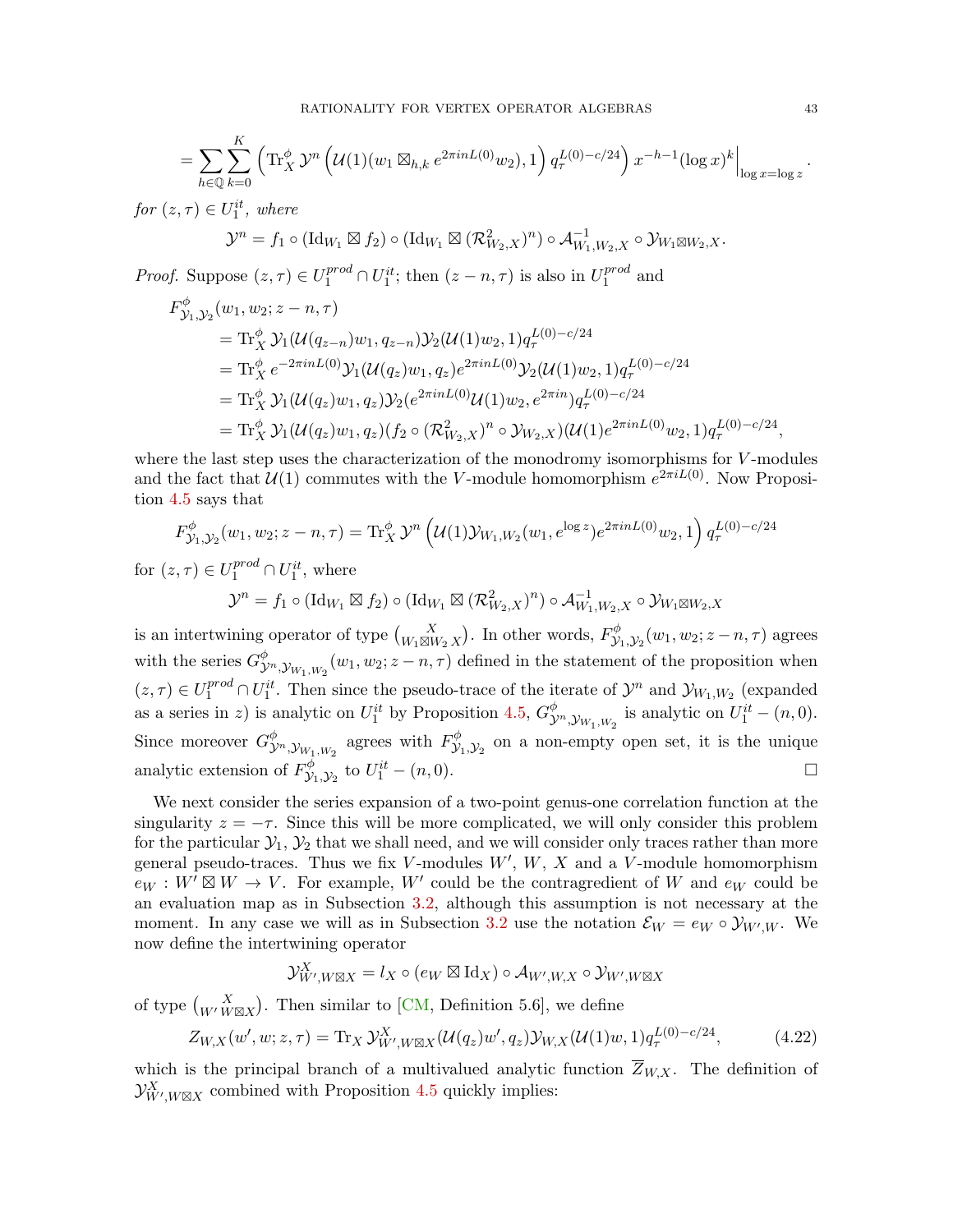$$= \sum_{h\in\mathbb{Q}} \sum_{k=0}^{K} \left( \mathrm{Tr}_X^{\phi}\, \mathcal{Y}^n \left( \mathcal{U}(1)(w_1 \boxtimes_{h,k} e^{2\pi i n L(0)} w_2), 1 \right) q_\tau^{L(0)-c/24} \right) x^{-h-1} (\log x)^k \Big|_{\log x = \log z}.$$

*for* $(z,\tau) \in U_1^{it}$, *where*

$$\mathcal{Y}^n = f_1 \circ (\mathrm{Id}_{W_1} \boxtimes f_2) \circ (\mathrm{Id}_{W_1} \boxtimes (\mathcal{R}^2_{W_2,X})^n) \circ \mathcal{A}^{-1}_{W_1,W_2,X} \circ \mathcal{Y}_{W_1\boxtimes W_2,X}.$$

*Proof.* Suppose $(z,\tau) \in U_1^{prod} \cap U_1^{it}$; then $(z-n,\tau)$ is also in $U_1^{prod}$ and

$$\begin{aligned}
F^{\phi}_{\mathcal{Y}_1,\mathcal{Y}_2}&(w_1,w_2;z-n,\tau)\\
&= \mathrm{Tr}_X^{\phi}\, \mathcal{Y}_1(\mathcal{U}(q_{z-n})w_1, q_{z-n}) \mathcal{Y}_2(\mathcal{U}(1)w_2, 1) q_\tau^{L(0)-c/24}\\
&= \mathrm{Tr}_X^{\phi}\, e^{-2\pi i n L(0)} \mathcal{Y}_1(\mathcal{U}(q_z)w_1, q_z) e^{2\pi i n L(0)} \mathcal{Y}_2(\mathcal{U}(1)w_2, 1) q_\tau^{L(0)-c/24}\\
&= \mathrm{Tr}_X^{\phi}\, \mathcal{Y}_1(\mathcal{U}(q_z)w_1, q_z) \mathcal{Y}_2(e^{2\pi i n L(0)}\mathcal{U}(1)w_2, e^{2\pi i n}) q_\tau^{L(0)-c/24}\\
&= \mathrm{Tr}_X^{\phi}\, \mathcal{Y}_1(\mathcal{U}(q_z)w_1, q_z) (f_2 \circ (\mathcal{R}^2_{W_2,X})^n \circ \mathcal{Y}_{W_2,X})(\mathcal{U}(1)e^{2\pi i n L(0)}w_2, 1) q_\tau^{L(0)-c/24},
\end{aligned}$$

where the last step uses the characterization of the monodromy isomorphisms for $V$-modules and the fact that $\mathcal{U}(1)$ commutes with the $V$-module homomorphism $e^{2\pi i L(0)}$. Now Proposition 4.5 says that

$$F^{\phi}_{\mathcal{Y}_1,\mathcal{Y}_2}(w_1,w_2;z-n,\tau) = \mathrm{Tr}_X^{\phi}\, \mathcal{Y}^n \left( \mathcal{U}(1) \mathcal{Y}_{W_1,W_2}(w_1, e^{\log z}) e^{2\pi i n L(0)} w_2, 1 \right) q_\tau^{L(0)-c/24}$$

for $(z,\tau) \in U_1^{prod} \cap U_1^{it}$, where

$$\mathcal{Y}^n = f_1 \circ (\mathrm{Id}_{W_1} \boxtimes f_2) \circ (\mathrm{Id}_{W_1} \boxtimes (\mathcal{R}^2_{W_2,X})^n) \circ \mathcal{A}^{-1}_{W_1,W_2,X} \circ \mathcal{Y}_{W_1\boxtimes W_2,X}$$

is an intertwining operator of type $\binom{X}{W_1\boxtimes W_2\; X}$. In other words, $F^{\phi}_{\mathcal{Y}_1,\mathcal{Y}_2}(w_1,w_2;z-n,\tau)$ agrees with the series $G^{\phi}_{\mathcal{Y}^n,\mathcal{Y}_{W_1,W_2}}(w_1,w_2;z-n,\tau)$ defined in the statement of the proposition when $(z,\tau) \in U_1^{prod} \cap U_1^{it}$. Then since the pseudo-trace of the iterate of $\mathcal{Y}^n$ and $\mathcal{Y}_{W_1,W_2}$ (expanded as a series in $z$) is analytic on $U_1^{it}$ by Proposition 4.5, $G^{\phi}_{\mathcal{Y}^n,\mathcal{Y}_{W_1,W_2}}$ is analytic on $U_1^{it} - (n,0)$. Since moreover $G^{\phi}_{\mathcal{Y}^n,\mathcal{Y}_{W_1,W_2}}$ agrees with $F^{\phi}_{\mathcal{Y}_1,\mathcal{Y}_2}$ on a non-empty open set, it is the unique analytic extension of $F^{\phi}_{\mathcal{Y}_1,\mathcal{Y}_2}$ to $U_1^{it} - (n,0)$. $\square$

We next consider the series expansion of a two-point genus-one correlation function at the singularity $z = -\tau$. Since this will be more complicated, we will only consider this problem for the particular $\mathcal{Y}_1$, $\mathcal{Y}_2$ that we shall need, and we will consider only traces rather than more general pseudo-traces. Thus we fix $V$-modules $W'$, $W$, $X$ and a $V$-module homomorphism $e_W : W' \boxtimes W \to V$. For example, $W'$ could be the contragredient of $W$ and $e_W$ could be an evaluation map as in Subsection 3.2, although this assumption is not necessary at the moment. In any case we will as in Subsection 3.2 use the notation $\mathcal{E}_W = e_W \circ \mathcal{Y}_{W',W}$. We now define the intertwining operator

$$\mathcal{Y}^X_{W',W\boxtimes X} = l_X \circ (e_W \boxtimes \mathrm{Id}_X) \circ \mathcal{A}_{W',W,X} \circ \mathcal{Y}_{W',W\boxtimes X}$$

of type $\binom{X}{W'\; W\boxtimes X}$. Then similar to [CM, Definition 5.6], we define

$$Z_{W,X}(w',w;z,\tau) = \mathrm{Tr}_X\, \mathcal{Y}^X_{W',W\boxtimes X}(\mathcal{U}(q_z)w', q_z) \mathcal{Y}_{W,X}(\mathcal{U}(1)w, 1) q_\tau^{L(0)-c/24}, \tag{4.22}$$

which is the principal branch of a multivalued analytic function $\overline{Z}_{W,X}$. The definition of $\mathcal{Y}^X_{W',W\boxtimes X}$ combined with Proposition 4.5 quickly implies: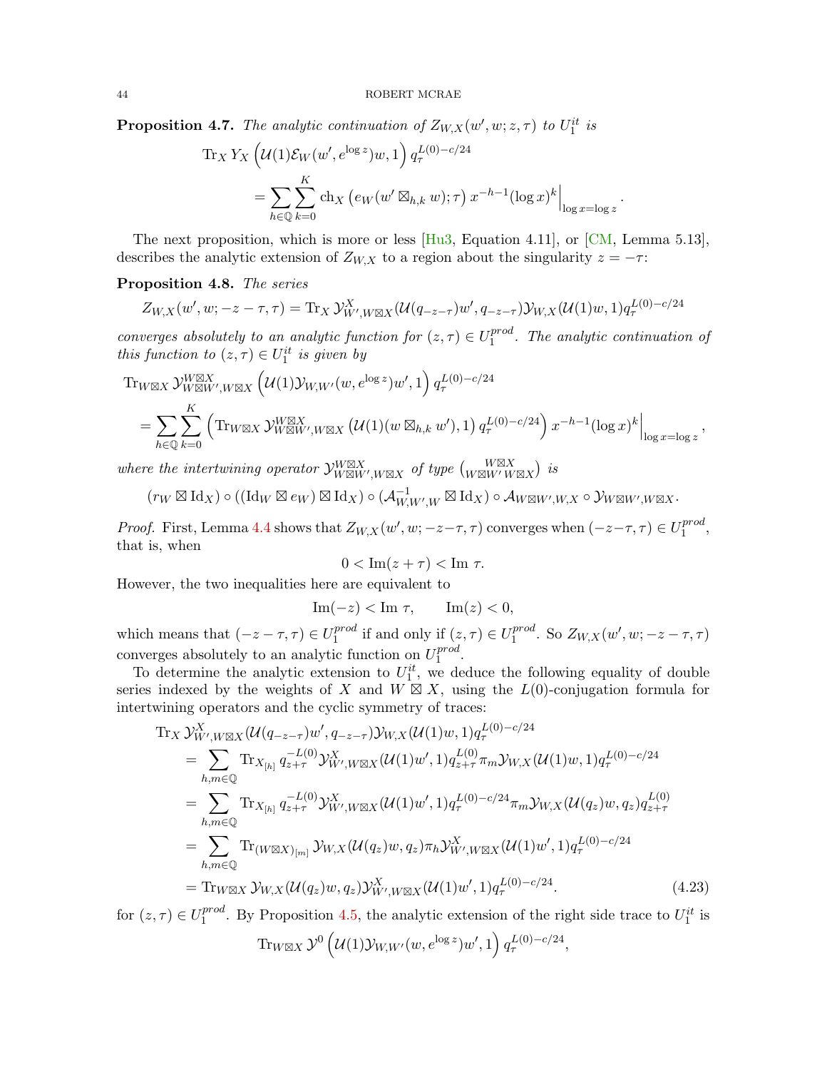**Proposition 4.7.** *The analytic continuation of $Z_{W,X}(w', w; z, \tau)$ to $U_1^{it}$ is*

$$\begin{aligned}\mathrm{Tr}_X\, Y_X\left(\mathcal{U}(1)\mathcal{E}_W(w', e^{\log z})w, 1\right) q_\tau^{L(0)-c/24} \\ = \sum_{h\in\mathbb{Q}}\sum_{k=0}^{K} \mathrm{ch}_X\left(e_W(w' \boxtimes_{h,k} w); \tau\right) x^{-h-1}(\log x)^k\Big|_{\log x = \log z}.\end{aligned}$$

The next proposition, which is more or less [Hu3, Equation 4.11], or [CM, Lemma 5.13], describes the analytic extension of $Z_{W,X}$ to a region about the singularity $z = -\tau$:

**Proposition 4.8.** *The series*

$$Z_{W,X}(w', w; -z-\tau, \tau) = \mathrm{Tr}_X\, \mathcal{Y}^X_{W', W\boxtimes X}(\mathcal{U}(q_{-z-\tau})w', q_{-z-\tau})\mathcal{Y}_{W,X}(\mathcal{U}(1)w, 1)q_\tau^{L(0)-c/24}$$

*converges absolutely to an analytic function for $(z,\tau) \in U_1^{prod}$. The analytic continuation of this function to $(z,\tau) \in U_1^{it}$ is given by*

$$\begin{aligned}&\mathrm{Tr}_{W\boxtimes X}\, \mathcal{Y}^{W\boxtimes X}_{W\boxtimes W', W\boxtimes X}\left(\mathcal{U}(1)\mathcal{Y}_{W,W'}(w, e^{\log z})w', 1\right) q_\tau^{L(0)-c/24} \\ &= \sum_{h\in\mathbb{Q}}\sum_{k=0}^{K}\left(\mathrm{Tr}_{W\boxtimes X}\, \mathcal{Y}^{W\boxtimes X}_{W\boxtimes W', W\boxtimes X}\left(\mathcal{U}(1)(w\boxtimes_{h,k} w'), 1\right) q_\tau^{L(0)-c/24}\right) x^{-h-1}(\log x)^k\Big|_{\log x = \log z},\end{aligned}$$

*where the intertwining operator $\mathcal{Y}^{W\boxtimes X}_{W\boxtimes W', W\boxtimes X}$ of type $\binom{W\boxtimes X}{W\boxtimes W'\; W\boxtimes X}$ is*

$$(r_W \boxtimes \mathrm{Id}_X) \circ ((\mathrm{Id}_W \boxtimes e_W) \boxtimes \mathrm{Id}_X) \circ (\mathcal{A}^{-1}_{W,W',W} \boxtimes \mathrm{Id}_X) \circ \mathcal{A}_{W\boxtimes W', W, X} \circ \mathcal{Y}_{W\boxtimes W', W\boxtimes X}.$$

*Proof.* First, Lemma 4.4 shows that $Z_{W,X}(w', w; -z-\tau, \tau)$ converges when $(-z-\tau, \tau) \in U_1^{prod}$, that is, when

$$0 < \mathrm{Im}(z+\tau) < \mathrm{Im}\ \tau.$$

However, the two inequalities here are equivalent to

$$\mathrm{Im}(-z) < \mathrm{Im}\ \tau, \qquad \mathrm{Im}(z) < 0,$$

which means that $(-z-\tau, \tau) \in U_1^{prod}$ if and only if $(z,\tau) \in U_1^{prod}$. So $Z_{W,X}(w', w; -z-\tau, \tau)$ converges absolutely to an analytic function on $U_1^{prod}$.

To determine the analytic extension to $U_1^{it}$, we deduce the following equality of double series indexed by the weights of $X$ and $W \boxtimes X$, using the $L(0)$-conjugation formula for intertwining operators and the cyclic symmetry of traces:

$$\begin{aligned}&\mathrm{Tr}_X\, \mathcal{Y}^X_{W', W\boxtimes X}(\mathcal{U}(q_{-z-\tau})w', q_{-z-\tau})\mathcal{Y}_{W,X}(\mathcal{U}(1)w, 1)q_\tau^{L(0)-c/24} \\ &\quad = \sum_{h,m\in\mathbb{Q}} \mathrm{Tr}_{X_{[h]}}\, q_{z+\tau}^{-L(0)}\mathcal{Y}^X_{W', W\boxtimes X}(\mathcal{U}(1)w', 1)q_{z+\tau}^{L(0)}\pi_m \mathcal{Y}_{W,X}(\mathcal{U}(1)w, 1)q_\tau^{L(0)-c/24} \\ &\quad = \sum_{h,m\in\mathbb{Q}} \mathrm{Tr}_{X_{[h]}}\, q_{z+\tau}^{-L(0)}\mathcal{Y}^X_{W', W\boxtimes X}(\mathcal{U}(1)w', 1)q_\tau^{L(0)-c/24}\pi_m \mathcal{Y}_{W,X}(\mathcal{U}(q_z)w, q_z)q_{z+\tau}^{L(0)} \\ &\quad = \sum_{h,m\in\mathbb{Q}} \mathrm{Tr}_{(W\boxtimes X)_{[m]}}\, \mathcal{Y}_{W,X}(\mathcal{U}(q_z)w, q_z)\pi_h \mathcal{Y}^X_{W', W\boxtimes X}(\mathcal{U}(1)w', 1)q_\tau^{L(0)-c/24} \\ &\quad = \mathrm{Tr}_{W\boxtimes X}\, \mathcal{Y}_{W,X}(\mathcal{U}(q_z)w, q_z)\mathcal{Y}^X_{W', W\boxtimes X}(\mathcal{U}(1)w', 1)q_\tau^{L(0)-c/24}.\end{aligned} \tag{4.23}$$

for $(z,\tau) \in U_1^{prod}$. By Proposition 4.5, the analytic extension of the right side trace to $U_1^{it}$ is

$$\mathrm{Tr}_{W\boxtimes X}\, \mathcal{Y}^0\left(\mathcal{U}(1)\mathcal{Y}_{W,W'}(w, e^{\log z})w', 1\right) q_\tau^{L(0)-c/24},$$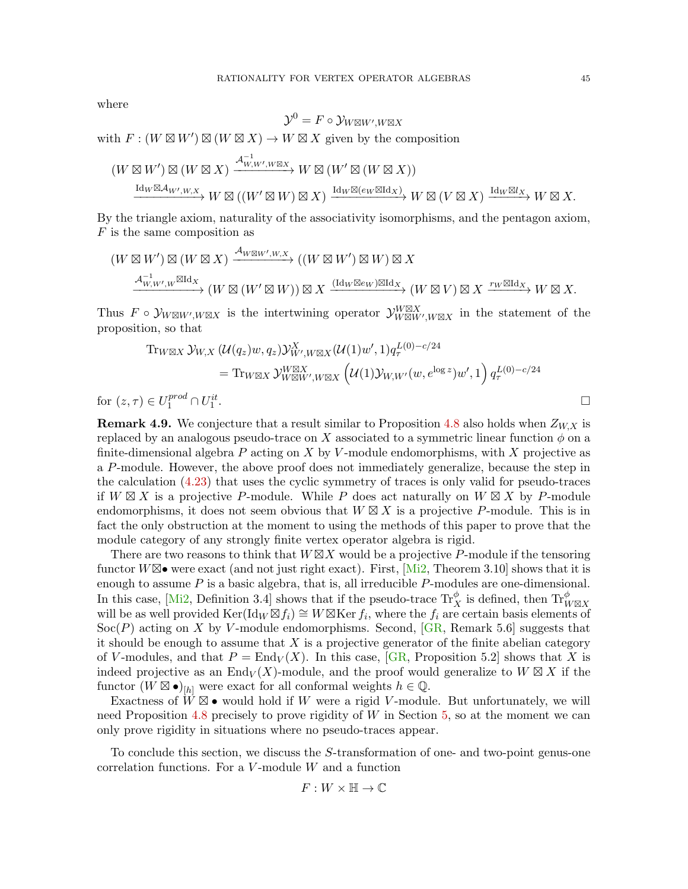where

$$\mathcal{Y}^0 = F \circ \mathcal{Y}_{W\boxtimes W', W\boxtimes X}$$

with $F : (W \boxtimes W') \boxtimes (W \boxtimes X) \to W \boxtimes X$ given by the composition

$$\begin{aligned}
&(W \boxtimes W') \boxtimes (W \boxtimes X) \xrightarrow{\mathcal{A}^{-1}_{W,W',W\boxtimes X}} W \boxtimes (W' \boxtimes (W \boxtimes X)) \\
&\xrightarrow{\mathrm{Id}_W \boxtimes \mathcal{A}_{W',W,X}} W \boxtimes ((W' \boxtimes W) \boxtimes X) \xrightarrow{\mathrm{Id}_W \boxtimes (e_W \boxtimes \mathrm{Id}_X)} W \boxtimes (V \boxtimes X) \xrightarrow{\mathrm{Id}_W \boxtimes l_X} W \boxtimes X.
\end{aligned}$$

By the triangle axiom, naturality of the associativity isomorphisms, and the pentagon axiom, $F$ is the same composition as

$$\begin{aligned}
&(W \boxtimes W') \boxtimes (W \boxtimes X) \xrightarrow{\mathcal{A}_{W\boxtimes W',W,X}} ((W \boxtimes W') \boxtimes W) \boxtimes X \\
&\xrightarrow{\mathcal{A}^{-1}_{W,W',W} \boxtimes \mathrm{Id}_X} (W \boxtimes (W' \boxtimes W)) \boxtimes X \xrightarrow{(\mathrm{Id}_W \boxtimes e_W) \boxtimes \mathrm{Id}_X} (W \boxtimes V) \boxtimes X \xrightarrow{r_W \boxtimes \mathrm{Id}_X} W \boxtimes X.
\end{aligned}$$

Thus $F \circ \mathcal{Y}_{W\boxtimes W', W\boxtimes X}$ is the intertwining operator $\mathcal{Y}^{W\boxtimes X}_{W\boxtimes W', W\boxtimes X}$ in the statement of the proposition, so that

$$\begin{aligned}
\mathrm{Tr}_{W\boxtimes X}\, &\mathcal{Y}_{W,X}\,(\mathcal{U}(q_z)w, q_z)\mathcal{Y}^X_{W',W\boxtimes X}(\mathcal{U}(1)w', 1)q_\tau^{L(0)-c/24} \\
&= \mathrm{Tr}_{W\boxtimes X}\, \mathcal{Y}^{W\boxtimes X}_{W\boxtimes W', W\boxtimes X}\left(\mathcal{U}(1)\mathcal{Y}_{W,W'}(w, e^{\log z})w', 1\right) q_\tau^{L(0)-c/24}
\end{aligned}$$

for $(z, \tau) \in U_1^{prod} \cap U_1^{it}$. $\square$

**Remark 4.9.** We conjecture that a result similar to Proposition 4.8 also holds when $Z_{W,X}$ is replaced by an analogous pseudo-trace on $X$ associated to a symmetric linear function $\phi$ on a finite-dimensional algebra $P$ acting on $X$ by $V$-module endomorphisms, with $X$ projective as a $P$-module. However, the above proof does not immediately generalize, because the step in the calculation (4.23) that uses the cyclic symmetry of traces is only valid for pseudo-traces if $W \boxtimes X$ is a projective $P$-module. While $P$ does act naturally on $W \boxtimes X$ by $P$-module endomorphisms, it does not seem obvious that $W \boxtimes X$ is a projective $P$-module. This is in fact the only obstruction at the moment to using the methods of this paper to prove that the module category of any strongly finite vertex operator algebra is rigid.

There are two reasons to think that $W \boxtimes X$ would be a projective $P$-module if the tensoring functor $W \boxtimes \bullet$ were exact (and not just right exact). First, [Mi2, Theorem 3.10] shows that it is enough to assume $P$ is a basic algebra, that is, all irreducible $P$-modules are one-dimensional. In this case, [Mi2, Definition 3.4] shows that if the pseudo-trace $\mathrm{Tr}^\phi_X$ is defined, then $\mathrm{Tr}^\phi_{W\boxtimes X}$ will be as well provided $\mathrm{Ker}(\mathrm{Id}_W \boxtimes f_i) \cong W \boxtimes \mathrm{Ker}\, f_i$, where the $f_i$ are certain basis elements of $\mathrm{Soc}(P)$ acting on $X$ by $V$-module endomorphisms. Second, [GR, Remark 5.6] suggests that it should be enough to assume that $X$ is a projective generator of the finite abelian category of $V$-modules, and that $P = \mathrm{End}_V(X)$. In this case, [GR, Proposition 5.2] shows that $X$ is indeed projective as an $\mathrm{End}_V(X)$-module, and the proof would generalize to $W \boxtimes X$ if the functor $(W \boxtimes \bullet)_{[h]}$ were exact for all conformal weights $h \in \mathbb{Q}$.

Exactness of $W \boxtimes \bullet$ would hold if $W$ were a rigid $V$-module. But unfortunately, we will need Proposition 4.8 precisely to prove rigidity of $W$ in Section 5, so at the moment we can only prove rigidity in situations where no pseudo-traces appear.

To conclude this section, we discuss the $S$-transformation of one- and two-point genus-one correlation functions. For a $V$-module $W$ and a function

$$F : W \times \mathbb{H} \to \mathbb{C}$$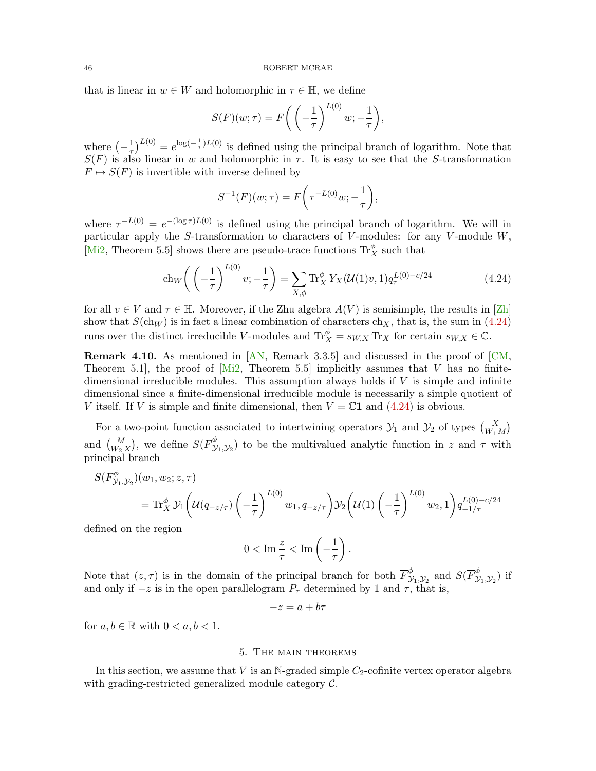that is linear in $w \in W$ and holomorphic in $\tau \in \mathbb{H}$, we define

$$S(F)(w;\tau) = F\bigg(\left(-\frac{1}{\tau}\right)^{L(0)} w; -\frac{1}{\tau}\bigg),$$

where $\left(-\frac{1}{\tau}\right)^{L(0)} = e^{\log(-\frac{1}{\tau})L(0)}$ is defined using the principal branch of logarithm. Note that $S(F)$ is also linear in $w$ and holomorphic in $\tau$. It is easy to see that the $S$-transformation $F \mapsto S(F)$ is invertible with inverse defined by

$$S^{-1}(F)(w;\tau) = F\bigg(\tau^{-L(0)} w; -\frac{1}{\tau}\bigg),$$

where $\tau^{-L(0)} = e^{-(\log\tau)L(0)}$ is defined using the principal branch of logarithm. We will in particular apply the $S$-transformation to characters of $V$-modules: for any $V$-module $W$, [Mi2, Theorem 5.5] shows there are pseudo-trace functions $\mathrm{Tr}_X^\phi$ such that

$$\mathrm{ch}_W\bigg(\left(-\frac{1}{\tau}\right)^{L(0)} v; -\frac{1}{\tau}\bigg) = \sum_{X,\phi} \mathrm{Tr}_X^\phi\, Y_X(\mathcal{U}(1)v, 1) q_\tau^{L(0)-c/24} \tag{4.24}$$

for all $v \in V$ and $\tau \in \mathbb{H}$. Moreover, if the Zhu algebra $A(V)$ is semisimple, the results in [Zh] show that $S(\mathrm{ch}_W)$ is in fact a linear combination of characters $\mathrm{ch}_X$, that is, the sum in (4.24) runs over the distinct irreducible $V$-modules and $\mathrm{Tr}_X^\phi = s_{W,X}\,\mathrm{Tr}_X$ for certain $s_{W,X} \in \mathbb{C}$.

**Remark 4.10.** As mentioned in [AN, Remark 3.3.5] and discussed in the proof of [CM, Theorem 5.1], the proof of [Mi2, Theorem 5.5] implicitly assumes that $V$ has no finite-dimensional irreducible modules. This assumption always holds if $V$ is simple and infinite dimensional since a finite-dimensional irreducible module is necessarily a simple quotient of $V$ itself. If $V$ is simple and finite dimensional, then $V = \mathbb{C}\mathbf{1}$ and (4.24) is obvious.

For a two-point function associated to intertwining operators $\mathcal{Y}_1$ and $\mathcal{Y}_2$ of types $\binom{X}{W_1\, M}$ and $\binom{M}{W_2\, X}$, we define $S(\overline{F}^\phi_{\mathcal{Y}_1,\mathcal{Y}_2})$ to be the multivalued analytic function in $z$ and $\tau$ with principal branch

$$\begin{aligned}
S(F^\phi_{\mathcal{Y}_1,\mathcal{Y}_2})&(w_1, w_2; z, \tau)\\
&= \mathrm{Tr}_X^\phi\, \mathcal{Y}_1\bigg(\mathcal{U}(q_{-z/\tau})\left(-\frac{1}{\tau}\right)^{L(0)} w_1, q_{-z/\tau}\bigg)\mathcal{Y}_2\bigg(\mathcal{U}(1)\left(-\frac{1}{\tau}\right)^{L(0)} w_2, 1\bigg) q_{-1/\tau}^{L(0)-c/24}
\end{aligned}$$

defined on the region

$$0 < \mathrm{Im}\,\frac{z}{\tau} < \mathrm{Im}\left(-\frac{1}{\tau}\right).$$

Note that $(z,\tau)$ is in the domain of the principal branch for both $\overline{F}^\phi_{\mathcal{Y}_1,\mathcal{Y}_2}$ and $S(\overline{F}^\phi_{\mathcal{Y}_1,\mathcal{Y}_2})$ if and only if $-z$ is in the open parallelogram $P_\tau$ determined by $1$ and $\tau$, that is,

$$-z = a + b\tau$$

for $a, b \in \mathbb{R}$ with $0 < a, b < 1$.

## 5. The main theorems

In this section, we assume that $V$ is an $\mathbb{N}$-graded simple $C_2$-cofinite vertex operator algebra with grading-restricted generalized module category $\mathcal{C}$.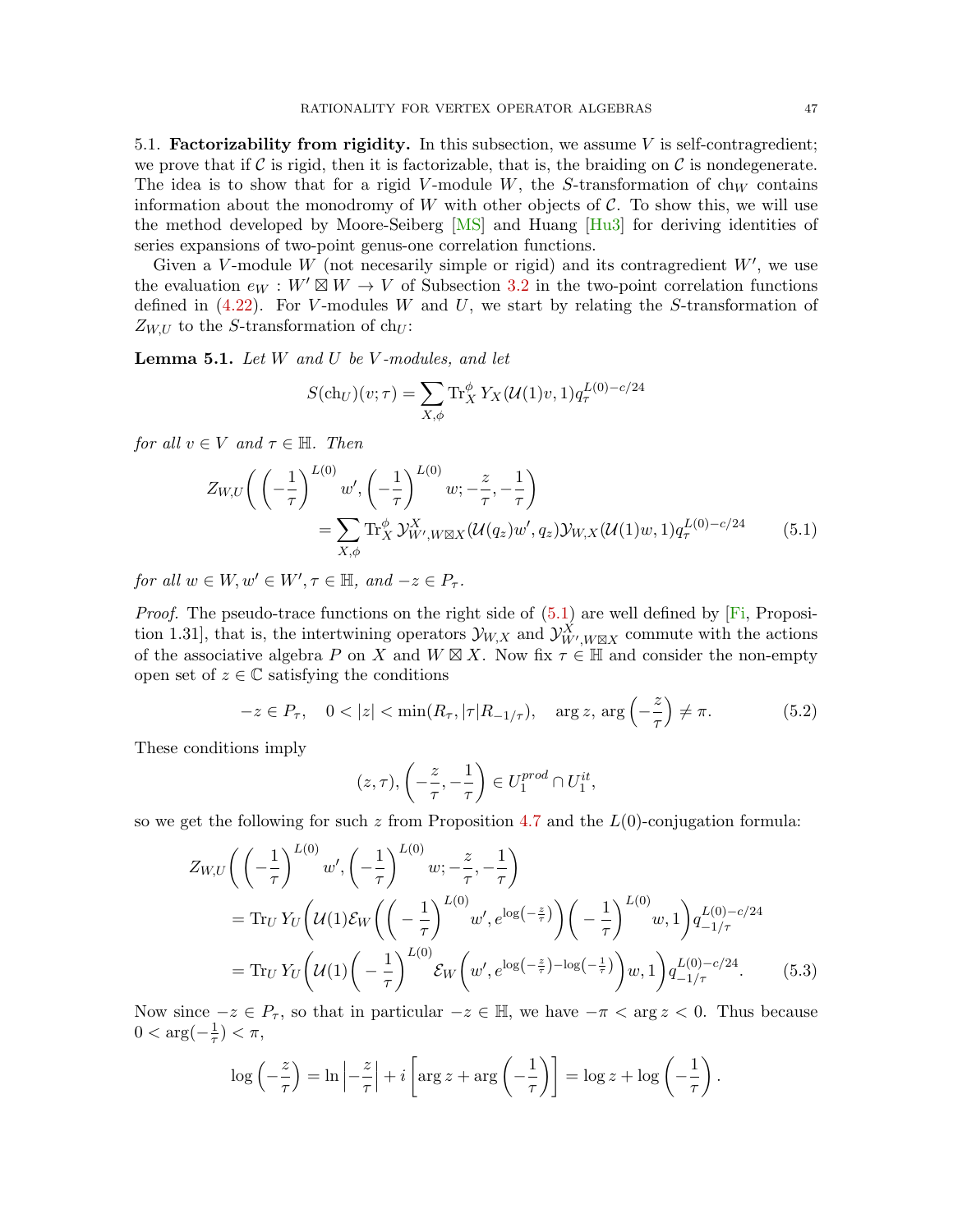### 5.1. Factorizability from rigidity.

In this subsection, we assume $V$ is self-contragredient; we prove that if $\mathcal{C}$ is rigid, then it is factorizable, that is, the braiding on $\mathcal{C}$ is nondegenerate. The idea is to show that for a rigid $V$-module $W$, the $S$-transformation of $\mathrm{ch}_W$ contains information about the monodromy of $W$ with other objects of $\mathcal{C}$. To show this, we will use the method developed by Moore-Seiberg [MS] and Huang [Hu3] for deriving identities of series expansions of two-point genus-one correlation functions.

Given a $V$-module $W$ (not necesarily simple or rigid) and its contragredient $W'$, we use the evaluation $e_W : W' \boxtimes W \to V$ of Subsection 3.2 in the two-point correlation functions defined in (4.22). For $V$-modules $W$ and $U$, we start by relating the $S$-transformation of $Z_{W,U}$ to the $S$-transformation of $\mathrm{ch}_U$:

**Lemma 5.1.** *Let $W$ and $U$ be $V$-modules, and let*

$$S(\mathrm{ch}_U)(v;\tau) = \sum_{X,\phi} \mathrm{Tr}_X^\phi \, Y_X(\mathcal{U}(1)v, 1) q_\tau^{L(0)-c/24}$$

*for all $v \in V$ and $\tau \in \mathbb{H}$. Then*

$$\begin{aligned} Z_{W,U}\bigg( \left(-\frac{1}{\tau}\right)^{L(0)} w', \left(-\frac{1}{\tau}\right)^{L(0)} w; -\frac{z}{\tau}, -\frac{1}{\tau}\bigg) \\ = \sum_{X,\phi} \mathrm{Tr}_X^\phi \, \mathcal{Y}^X_{W',W\boxtimes X}(\mathcal{U}(q_z)w', q_z)\mathcal{Y}_{W,X}(\mathcal{U}(1)w, 1) q_\tau^{L(0)-c/24} \qquad (5.1) \end{aligned}$$

*for all $w \in W, w' \in W', \tau \in \mathbb{H}$, and $-z \in P_\tau$.*

*Proof.* The pseudo-trace functions on the right side of (5.1) are well defined by [Fi, Proposition 1.31], that is, the intertwining operators $\mathcal{Y}_{W,X}$ and $\mathcal{Y}^X_{W',W\boxtimes X}$ commute with the actions of the associative algebra $P$ on $X$ and $W \boxtimes X$. Now fix $\tau \in \mathbb{H}$ and consider the non-empty open set of $z \in \mathbb{C}$ satisfying the conditions

$$-z \in P_\tau, \quad 0 < |z| < \min(R_\tau, |\tau| R_{-1/\tau}), \quad \arg z, \arg\left(-\frac{z}{\tau}\right) \neq \pi. \qquad (5.2)$$

These conditions imply

$$(z,\tau), \left(-\frac{z}{\tau}, -\frac{1}{\tau}\right) \in U_1^{prod} \cap U_1^{it},$$

so we get the following for such $z$ from Proposition 4.7 and the $L(0)$-conjugation formula:

$$\begin{aligned} & Z_{W,U}\bigg( \left(-\frac{1}{\tau}\right)^{L(0)} w', \left(-\frac{1}{\tau}\right)^{L(0)} w; -\frac{z}{\tau}, -\frac{1}{\tau}\bigg) \\ &= \mathrm{Tr}_U \, Y_U\bigg( \mathcal{U}(1)\mathcal{E}_W\bigg( \left(-\frac{1}{\tau}\right)^{L(0)} w', e^{\log\left(-\frac{z}{\tau}\right)}\bigg) \left(-\frac{1}{\tau}\right)^{L(0)} w, 1\bigg) q_{-1/\tau}^{L(0)-c/24} \\ &= \mathrm{Tr}_U \, Y_U\bigg( \mathcal{U}(1)\left(-\frac{1}{\tau}\right)^{L(0)} \mathcal{E}_W\bigg( w', e^{\log\left(-\frac{z}{\tau}\right) - \log\left(-\frac{1}{\tau}\right)}\bigg) w, 1\bigg) q_{-1/\tau}^{L(0)-c/24}. \qquad (5.3) \end{aligned}$$

Now since $-z \in P_\tau$, so that in particular $-z \in \mathbb{H}$, we have $-\pi < \arg z < 0$. Thus because $0 < \arg(-\frac{1}{\tau}) < \pi$,

$$\log\left(-\frac{z}{\tau}\right) = \ln\left|-\frac{z}{\tau}\right| + i\left[\arg z + \arg\left(-\frac{1}{\tau}\right)\right] = \log z + \log\left(-\frac{1}{\tau}\right).$$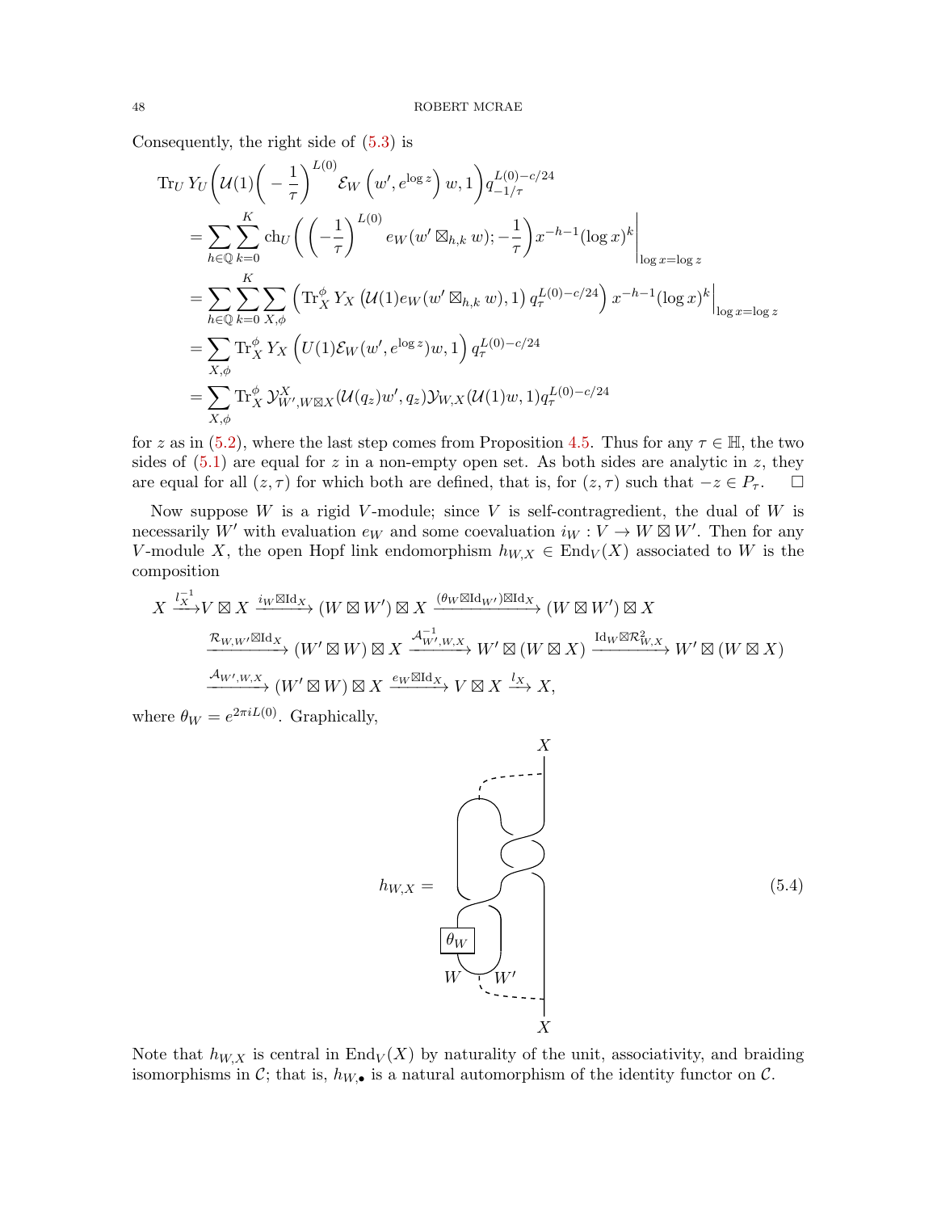Consequently, the right side of (5.3) is

$$
\begin{aligned}
\mathrm{Tr}_U\, Y_U\bigg(\mathcal{U}(1)\bigg(-\frac{1}{\tau}\bigg)^{L(0)}\mathcal{E}_W\left(w', e^{\log z}\right) w, 1\bigg) q_{-1/\tau}^{L(0)-c/24} \\
&= \sum_{h\in\mathbb{Q}}\sum_{k=0}^{K} \mathrm{ch}_U\bigg(\bigg(-\frac{1}{\tau}\bigg)^{L(0)} e_W(w'\boxtimes_{h,k} w); -\frac{1}{\tau}\bigg) x^{-h-1}(\log x)^k\bigg|_{\log x = \log z} \\
&= \sum_{h\in\mathbb{Q}}\sum_{k=0}^{K}\sum_{X,\phi} \left(\mathrm{Tr}_X^{\phi}\, Y_X\left(\mathcal{U}(1)e_W(w'\boxtimes_{h,k} w), 1\right) q_\tau^{L(0)-c/24}\right) x^{-h-1}(\log x)^k\bigg|_{\log x=\log z} \\
&= \sum_{X,\phi} \mathrm{Tr}_X^{\phi}\, Y_X\left(U(1)\mathcal{E}_W(w', e^{\log z})w, 1\right) q_\tau^{L(0)-c/24} \\
&= \sum_{X,\phi} \mathrm{Tr}_X^{\phi}\, \mathcal{Y}_{W', W\boxtimes X}^{X}(\mathcal{U}(q_z)w', q_z)\mathcal{Y}_{W,X}(\mathcal{U}(1)w, 1) q_\tau^{L(0)-c/24}
\end{aligned}
$$

for $z$ as in (5.2), where the last step comes from Proposition 4.5. Thus for any $\tau\in\mathbb{H}$, the two sides of (5.1) are equal for $z$ in a non-empty open set. As both sides are analytic in $z$, they are equal for all $(z,\tau)$ for which both are defined, that is, for $(z,\tau)$ such that $-z\in P_\tau$. $\square$

Now suppose $W$ is a rigid $V$-module; since $V$ is self-contragredient, the dual of $W$ is necessarily $W'$ with evaluation $e_W$ and some coevaluation $i_W : V \to W\boxtimes W'$. Then for any $V$-module $X$, the open Hopf link endomorphism $h_{W,X}\in\mathrm{End}_V(X)$ associated to $W$ is the composition

$$
\begin{aligned}
X &\xrightarrow{l_X^{-1}} V\boxtimes X \xrightarrow{i_W\boxtimes \mathrm{Id}_X} (W\boxtimes W')\boxtimes X \xrightarrow{(\theta_W\boxtimes\mathrm{Id}_{W'})\boxtimes\mathrm{Id}_X} (W\boxtimes W')\boxtimes X \\
&\xrightarrow{\mathcal{R}_{W,W'}\boxtimes\mathrm{Id}_X} (W'\boxtimes W)\boxtimes X \xrightarrow{\mathcal{A}_{W',W,X}^{-1}} W'\boxtimes(W\boxtimes X) \xrightarrow{\mathrm{Id}_W\boxtimes\mathcal{R}_{W,X}^2} W'\boxtimes(W\boxtimes X) \\
&\xrightarrow{\mathcal{A}_{W',W,X}} (W'\boxtimes W)\boxtimes X \xrightarrow{e_W\boxtimes\mathrm{Id}_X} V\boxtimes X \xrightarrow{l_X} X,
\end{aligned}
$$

where $\theta_W = e^{2\pi i L(0)}$. Graphically,

$$h_{W,X} = \tag{5.4}$$

Note that $h_{W,X}$ is central in $\mathrm{End}_V(X)$ by naturality of the unit, associativity, and braiding isomorphisms in $\mathcal{C}$; that is, $h_{W,\bullet}$ is a natural automorphism of the identity functor on $\mathcal{C}$.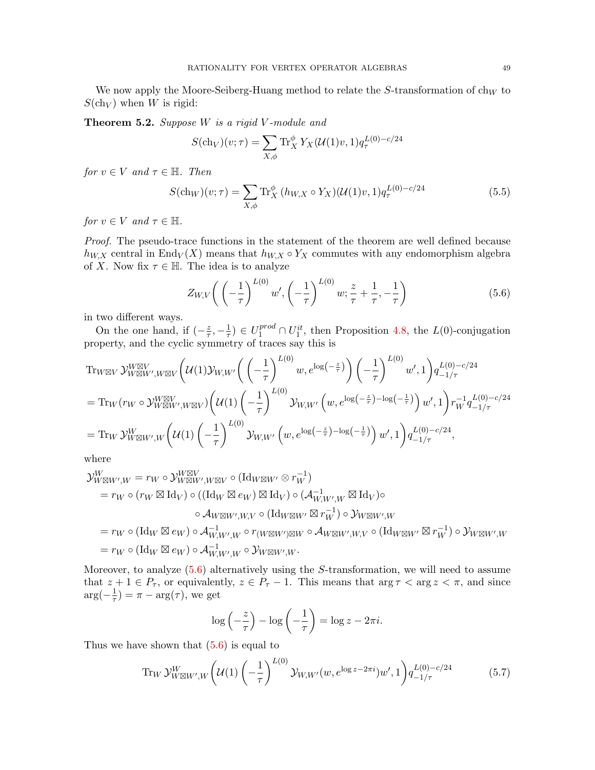We now apply the Moore-Seiberg-Huang method to relate the $S$-transformation of $\mathrm{ch}_W$ to $S(\mathrm{ch}_V)$ when $W$ is rigid:

**Theorem 5.2.** *Suppose $W$ is a rigid $V$-module and*

$$S(\mathrm{ch}_V)(v;\tau) = \sum_{X,\phi} \mathrm{Tr}_X^\phi \, Y_X(\mathcal{U}(1)v, 1) q_\tau^{L(0)-c/24}$$

*for $v \in V$ and $\tau \in \mathbb{H}$. Then*

$$S(\mathrm{ch}_W)(v;\tau) = \sum_{X,\phi} \mathrm{Tr}_X^\phi \, (h_{W,X} \circ Y_X)(\mathcal{U}(1)v, 1) q_\tau^{L(0)-c/24} \tag{5.5}$$

*for $v \in V$ and $\tau \in \mathbb{H}$.*

*Proof.* The pseudo-trace functions in the statement of the theorem are well defined because $h_{W,X}$ central in $\mathrm{End}_V(X)$ means that $h_{W,X} \circ Y_X$ commutes with any endomorphism algebra of $X$. Now fix $\tau \in \mathbb{H}$. The idea is to analyze

$$Z_{W,V}\left( \left(-\frac{1}{\tau}\right)^{L(0)} w', \left(-\frac{1}{\tau}\right)^{L(0)} w; \frac{z}{\tau} + \frac{1}{\tau}, -\frac{1}{\tau} \right) \tag{5.6}$$

in two different ways.

On the one hand, if $(-\frac{z}{\tau}, -\frac{1}{\tau}) \in U_1^{prod} \cap U_1^{it}$, then Proposition 4.8, the $L(0)$-conjugation property, and the cyclic symmetry of traces say this is

$$\begin{aligned}
&\mathrm{Tr}_{W \boxtimes V} \, \mathcal{Y}^{W \boxtimes V}_{W \boxtimes W', W \boxtimes V}\left( \mathcal{U}(1) \mathcal{Y}_{W,W'}\left( \left(-\frac{1}{\tau}\right)^{L(0)} w, e^{\log\left(-\frac{z}{\tau}\right)} \right) \left(-\frac{1}{\tau}\right)^{L(0)} w', 1 \right) q_{-1/\tau}^{L(0)-c/24} \\
&= \mathrm{Tr}_W (r_W \circ \mathcal{Y}^{W \boxtimes V}_{W \boxtimes W', W \boxtimes V})\left( \mathcal{U}(1) \left(-\frac{1}{\tau}\right)^{L(0)} \mathcal{Y}_{W,W'}\left( w, e^{\log\left(-\frac{z}{\tau}\right) - \log\left(-\frac{1}{\tau}\right)} \right) w', 1 \right) r_W^{-1} q_{-1/\tau}^{L(0)-c/24} \\
&= \mathrm{Tr}_W \, \mathcal{Y}^W_{W \boxtimes W', W}\left( \mathcal{U}(1) \left(-\frac{1}{\tau}\right)^{L(0)} \mathcal{Y}_{W,W'}\left( w, e^{\log\left(-\frac{z}{\tau}\right) - \log\left(-\frac{1}{\tau}\right)} \right) w', 1 \right) q_{-1/\tau}^{L(0)-c/24},
\end{aligned}$$

where

$$\begin{aligned}
\mathcal{Y}^W_{W \boxtimes W', W} &= r_W \circ \mathcal{Y}^{W \boxtimes V}_{W \boxtimes W', W \boxtimes V} \circ (\mathrm{Id}_{W \boxtimes W'} \otimes r_W^{-1}) \\
&= r_W \circ (r_W \boxtimes \mathrm{Id}_V) \circ ((\mathrm{Id}_W \boxtimes e_W) \boxtimes \mathrm{Id}_V) \circ (\mathcal{A}^{-1}_{W,W',W} \boxtimes \mathrm{Id}_V) \circ \\
&\qquad \circ \mathcal{A}_{W \boxtimes W', W, V} \circ (\mathrm{Id}_{W \boxtimes W'} \boxtimes r_W^{-1}) \circ \mathcal{Y}_{W \boxtimes W', W} \\
&= r_W \circ (\mathrm{Id}_W \boxtimes e_W) \circ \mathcal{A}^{-1}_{W,W',W} \circ r_{(W \boxtimes W') \boxtimes W} \circ \mathcal{A}_{W \boxtimes W', W, V} \circ (\mathrm{Id}_{W \boxtimes W'} \boxtimes r_W^{-1}) \circ \mathcal{Y}_{W \boxtimes W', W} \\
&= r_W \circ (\mathrm{Id}_W \boxtimes e_W) \circ \mathcal{A}^{-1}_{W,W',W} \circ \mathcal{Y}_{W \boxtimes W', W}.
\end{aligned}$$

Moreover, to analyze (5.6) alternatively using the $S$-transformation, we will need to assume that $z + 1 \in P_\tau$, or equivalently, $z \in P_\tau - 1$. This means that $\arg \tau < \arg z < \pi$, and since $\arg(-\frac{1}{\tau}) = \pi - \arg(\tau)$, we get

$$\log\left(-\frac{z}{\tau}\right) - \log\left(-\frac{1}{\tau}\right) = \log z - 2\pi i.$$

Thus we have shown that (5.6) is equal to

$$\mathrm{Tr}_W \, \mathcal{Y}^W_{W \boxtimes W', W}\left( \mathcal{U}(1) \left(-\frac{1}{\tau}\right)^{L(0)} \mathcal{Y}_{W,W'}(w, e^{\log z - 2\pi i}) w', 1 \right) q_{-1/\tau}^{L(0)-c/24} \tag{5.7}$$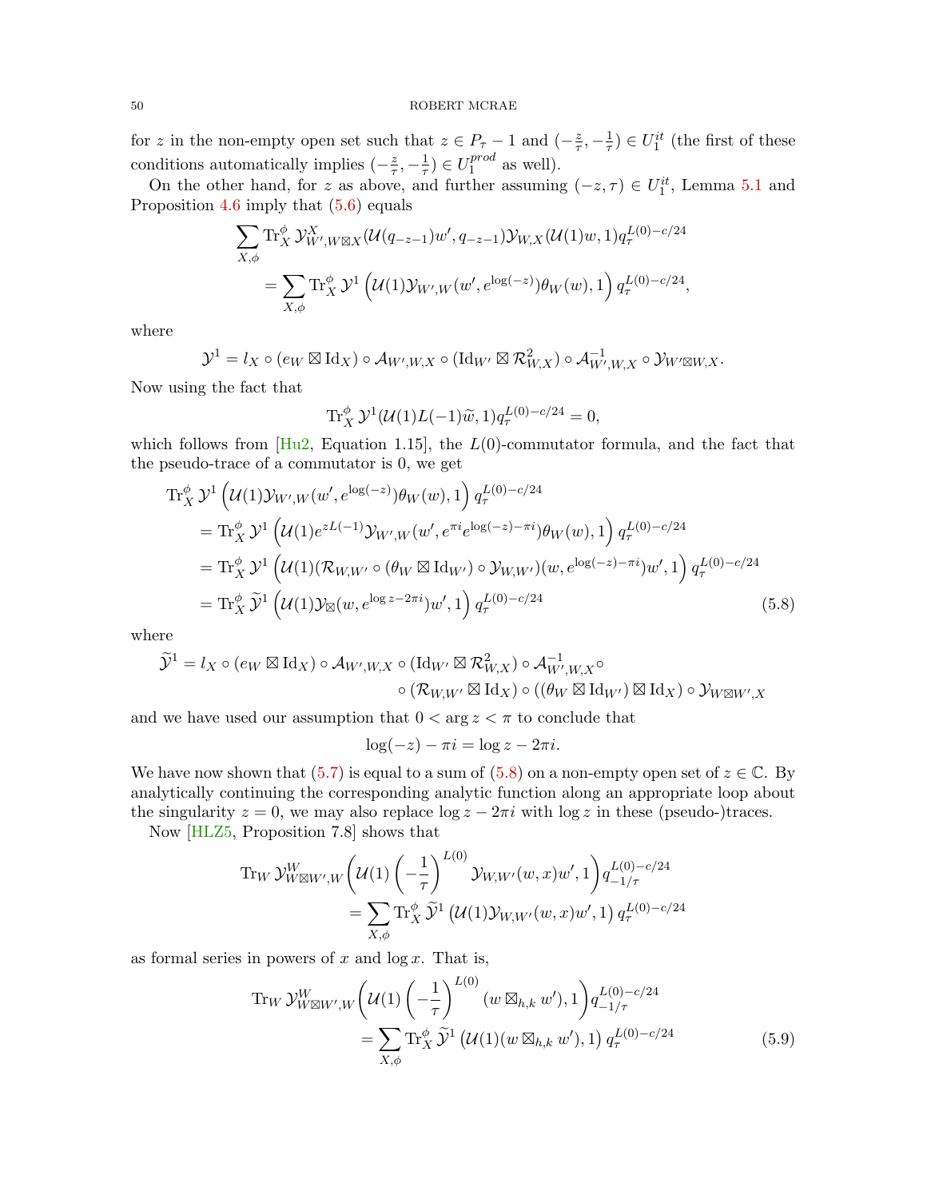for $z$ in the non-empty open set such that $z \in P_\tau - 1$ and $(-\frac{z}{\tau}, -\frac{1}{\tau}) \in U_1^{it}$ (the first of these conditions automatically implies $(-\frac{z}{\tau}, -\frac{1}{\tau}) \in U_1^{prod}$ as well).

On the other hand, for $z$ as above, and further assuming $(-z, \tau) \in U_1^{it}$, Lemma 5.1 and Proposition 4.6 imply that (5.6) equals

$$\sum_{X,\phi} \mathrm{Tr}_X^\phi\, \mathcal{Y}^X_{W', W\boxtimes X}(\mathcal{U}(q_{-z-1})w', q_{-z-1})\mathcal{Y}_{W,X}(\mathcal{U}(1)w, 1) q_\tau^{L(0)-c/24}$$
$$= \sum_{X,\phi} \mathrm{Tr}_X^\phi\, \mathcal{Y}^1\left(\mathcal{U}(1)\mathcal{Y}_{W',W}(w', e^{\log(-z)})\theta_W(w), 1\right) q_\tau^{L(0)-c/24},$$

where

$$\mathcal{Y}^1 = l_X \circ (e_W \boxtimes \mathrm{Id}_X) \circ \mathcal{A}_{W',W,X} \circ (\mathrm{Id}_{W'} \boxtimes \mathcal{R}^2_{W,X}) \circ \mathcal{A}^{-1}_{W',W,X} \circ \mathcal{Y}_{W'\boxtimes W, X}.$$

Now using the fact that

$$\mathrm{Tr}_X^\phi\, \mathcal{Y}^1(\mathcal{U}(1)L(-1)\widetilde{w}, 1) q_\tau^{L(0)-c/24} = 0,$$

which follows from [Hu2, Equation 1.15], the $L(0)$-commutator formula, and the fact that the pseudo-trace of a commutator is 0, we get

$$\begin{aligned}
&\mathrm{Tr}_X^\phi\, \mathcal{Y}^1\left(\mathcal{U}(1)\mathcal{Y}_{W',W}(w', e^{\log(-z)})\theta_W(w), 1\right) q_\tau^{L(0)-c/24} \\
&= \mathrm{Tr}_X^\phi\, \mathcal{Y}^1\left(\mathcal{U}(1)e^{zL(-1)}\mathcal{Y}_{W',W}(w', e^{\pi i}e^{\log(-z)-\pi i})\theta_W(w), 1\right) q_\tau^{L(0)-c/24} \\
&= \mathrm{Tr}_X^\phi\, \mathcal{Y}^1\left(\mathcal{U}(1)(\mathcal{R}_{W,W'} \circ (\theta_W \boxtimes \mathrm{Id}_{W'}) \circ \mathcal{Y}_{W,W'})(w, e^{\log(-z)-\pi i})w', 1\right) q_\tau^{L(0)-c/24} \\
&= \mathrm{Tr}_X^\phi\, \widetilde{\mathcal{Y}}^1\left(\mathcal{U}(1)\mathcal{Y}_\boxtimes(w, e^{\log z - 2\pi i})w', 1\right) q_\tau^{L(0)-c/24} \qquad (5.8)
\end{aligned}$$

where

$$\begin{aligned}
\widetilde{\mathcal{Y}}^1 = l_X \circ (e_W \boxtimes \mathrm{Id}_X) \circ \mathcal{A}_{W',W,X} \circ (\mathrm{Id}_{W'} \boxtimes \mathcal{R}^2_{W,X}) \circ \mathcal{A}^{-1}_{W',W,X} \circ \\
\circ (\mathcal{R}_{W,W'} \boxtimes \mathrm{Id}_X) \circ ((\theta_W \boxtimes \mathrm{Id}_{W'}) \boxtimes \mathrm{Id}_X) \circ \mathcal{Y}_{W\boxtimes W', X}
\end{aligned}$$

and we have used our assumption that $0 < \arg z < \pi$ to conclude that

$$\log(-z) - \pi i = \log z - 2\pi i.$$

We have now shown that (5.7) is equal to a sum of (5.8) on a non-empty open set of $z \in \mathbb{C}$. By analytically continuing the corresponding analytic function along an appropriate loop about the singularity $z = 0$, we may also replace $\log z - 2\pi i$ with $\log z$ in these (pseudo-)traces.

Now [HLZ5, Proposition 7.8] shows that

$$\mathrm{Tr}_W\, \mathcal{Y}^W_{W\boxtimes W', W}\left(\mathcal{U}(1)\left(-\frac{1}{\tau}\right)^{L(0)} \mathcal{Y}_{W,W'}(w, x)w', 1\right) q_{-1/\tau}^{L(0)-c/24}$$
$$= \sum_{X,\phi} \mathrm{Tr}_X^\phi\, \widetilde{\mathcal{Y}}^1\left(\mathcal{U}(1)\mathcal{Y}_{W,W'}(w, x)w', 1\right) q_\tau^{L(0)-c/24}$$

as formal series in powers of $x$ and $\log x$. That is,

$$\mathrm{Tr}_W\, \mathcal{Y}^W_{W\boxtimes W', W}\left(\mathcal{U}(1)\left(-\frac{1}{\tau}\right)^{L(0)} (w \boxtimes_{h,k} w'), 1\right) q_{-1/\tau}^{L(0)-c/24}$$
$$= \sum_{X,\phi} \mathrm{Tr}_X^\phi\, \widetilde{\mathcal{Y}}^1\left(\mathcal{U}(1)(w \boxtimes_{h,k} w'), 1\right) q_\tau^{L(0)-c/24} \qquad (5.9)$$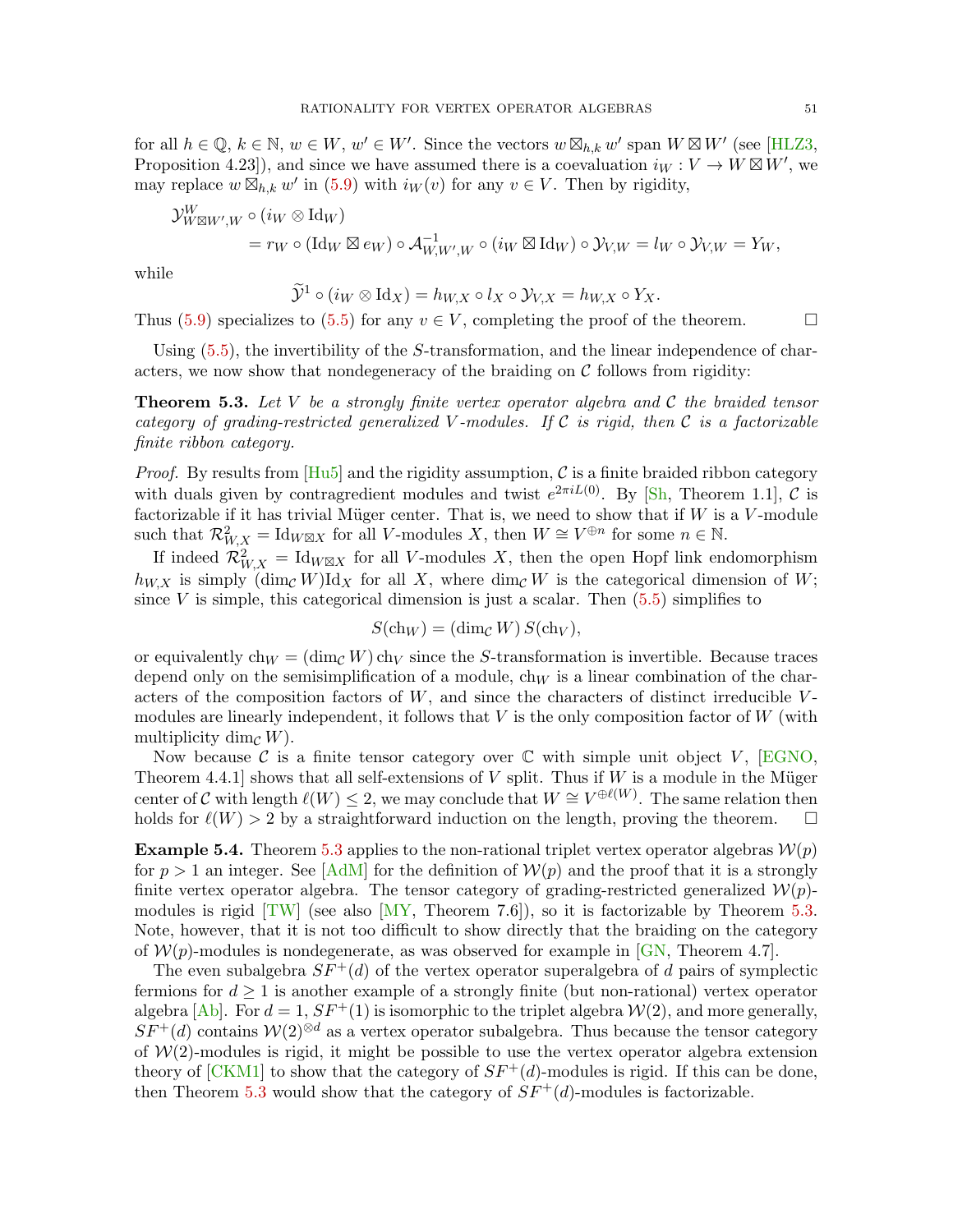for all $h \in \mathbb{Q}$, $k \in \mathbb{N}$, $w \in W$, $w' \in W'$. Since the vectors $w \boxtimes_{h,k} w'$ span $W \boxtimes W'$ (see [HLZ3, Proposition 4.23]), and since we have assumed there is a coevaluation $i_W : V \to W \boxtimes W'$, we may replace $w \boxtimes_{h,k} w'$ in (5.9) with $i_W(v)$ for any $v \in V$. Then by rigidity,

$$
\begin{aligned}
&\mathcal{Y}^W_{W\boxtimes W',W} \circ (i_W \otimes \mathrm{Id}_W) \\
&\qquad\qquad = r_W \circ (\mathrm{Id}_W \boxtimes e_W) \circ \mathcal{A}^{-1}_{W,W',W} \circ (i_W \boxtimes \mathrm{Id}_W) \circ \mathcal{Y}_{V,W} = l_W \circ \mathcal{Y}_{V,W} = Y_W,
\end{aligned}
$$

while

$$
\widetilde{\mathcal{Y}}^1 \circ (i_W \otimes \mathrm{Id}_X) = h_{W,X} \circ l_X \circ \mathcal{Y}_{V,X} = h_{W,X} \circ Y_X.
$$

Thus (5.9) specializes to (5.5) for any $v \in V$, completing the proof of the theorem. □

Using (5.5), the invertibility of the $S$-transformation, and the linear independence of characters, we now show that nondegeneracy of the braiding on $\mathcal{C}$ follows from rigidity:

**Theorem 5.3.** *Let $V$ be a strongly finite vertex operator algebra and $\mathcal{C}$ the braided tensor category of grading-restricted generalized $V$-modules. If $\mathcal{C}$ is rigid, then $\mathcal{C}$ is a factorizable finite ribbon category.*

*Proof.* By results from [Hu5] and the rigidity assumption, $\mathcal{C}$ is a finite braided ribbon category with duals given by contragredient modules and twist $e^{2\pi i L(0)}$. By [Sh, Theorem 1.1], $\mathcal{C}$ is factorizable if it has trivial Müger center. That is, we need to show that if $W$ is a $V$-module such that $\mathcal{R}^2_{W,X} = \mathrm{Id}_{W\boxtimes X}$ for all $V$-modules $X$, then $W \cong V^{\oplus n}$ for some $n \in \mathbb{N}$.

If indeed $\mathcal{R}^2_{W,X} = \mathrm{Id}_{W\boxtimes X}$ for all $V$-modules $X$, then the open Hopf link endomorphism $h_{W,X}$ is simply $(\dim_{\mathcal{C}} W)\mathrm{Id}_X$ for all $X$, where $\dim_{\mathcal{C}} W$ is the categorical dimension of $W$; since $V$ is simple, this categorical dimension is just a scalar. Then (5.5) simplifies to

$$
S(\mathrm{ch}_W) = (\dim_{\mathcal{C}} W)\, S(\mathrm{ch}_V),
$$

or equivalently $\mathrm{ch}_W = (\dim_{\mathcal{C}} W)\,\mathrm{ch}_V$ since the $S$-transformation is invertible. Because traces depend only on the semisimplification of a module, $\mathrm{ch}_W$ is a linear combination of the characters of the composition factors of $W$, and since the characters of distinct irreducible $V$-modules are linearly independent, it follows that $V$ is the only composition factor of $W$ (with multiplicity $\dim_{\mathcal{C}} W$).

Now because $\mathcal{C}$ is a finite tensor category over $\mathbb{C}$ with simple unit object $V$, [EGNO, Theorem 4.4.1] shows that all self-extensions of $V$ split. Thus if $W$ is a module in the Müger center of $\mathcal{C}$ with length $\ell(W) \leq 2$, we may conclude that $W \cong V^{\oplus \ell(W)}$. The same relation then holds for $\ell(W) > 2$ by a straightforward induction on the length, proving the theorem. □

**Example 5.4.** Theorem 5.3 applies to the non-rational triplet vertex operator algebras $\mathcal{W}(p)$ for $p > 1$ an integer. See [AdM] for the definition of $\mathcal{W}(p)$ and the proof that it is a strongly finite vertex operator algebra. The tensor category of grading-restricted generalized $\mathcal{W}(p)$-modules is rigid [TW] (see also [MY, Theorem 7.6]), so it is factorizable by Theorem 5.3. Note, however, that it is not too difficult to show directly that the braiding on the category of $\mathcal{W}(p)$-modules is nondegenerate, as was observed for example in [GN, Theorem 4.7].

The even subalgebra $SF^+(d)$ of the vertex operator superalgebra of $d$ pairs of symplectic fermions for $d \geq 1$ is another example of a strongly finite (but non-rational) vertex operator algebra [Ab]. For $d = 1$, $SF^+(1)$ is isomorphic to the triplet algebra $\mathcal{W}(2)$, and more generally, $SF^+(d)$ contains $\mathcal{W}(2)^{\otimes d}$ as a vertex operator subalgebra. Thus because the tensor category of $\mathcal{W}(2)$-modules is rigid, it might be possible to use the vertex operator algebra extension theory of [CKM1] to show that the category of $SF^+(d)$-modules is rigid. If this can be done, then Theorem 5.3 would show that the category of $SF^+(d)$-modules is factorizable.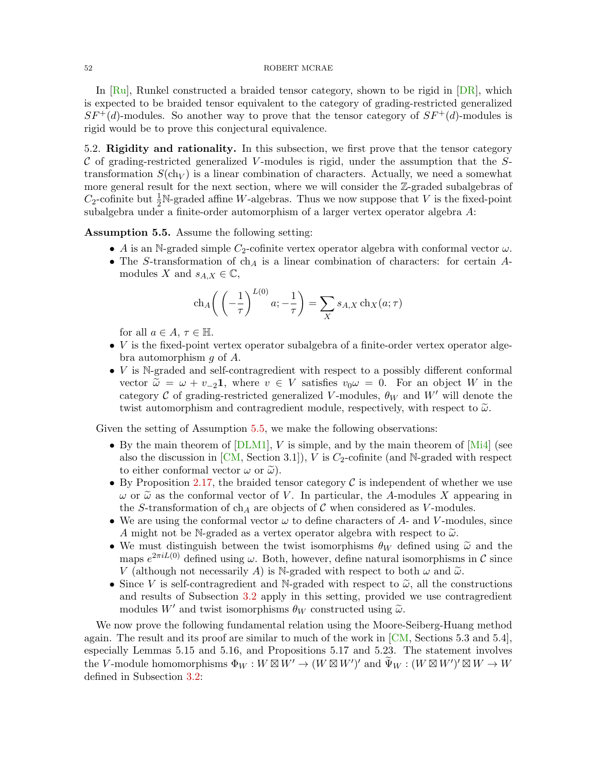In [Ru], Runkel constructed a braided tensor category, shown to be rigid in [DR], which is expected to be braided tensor equivalent to the category of grading-restricted generalized $SF^+(d)$-modules. So another way to prove that the tensor category of $SF^+(d)$-modules is rigid would be to prove this conjectural equivalence.

5.2. **Rigidity and rationality.** In this subsection, we first prove that the tensor category $\mathcal{C}$ of grading-restricted generalized $V$-modules is rigid, under the assumption that the $S$-transformation $S(\mathrm{ch}_V)$ is a linear combination of characters. Actually, we need a somewhat more general result for the next section, where we will consider the $\mathbb{Z}$-graded subalgebras of $C_2$-cofinite but $\frac{1}{2}\mathbb{N}$-graded affine $W$-algebras. Thus we now suppose that $V$ is the fixed-point subalgebra under a finite-order automorphism of a larger vertex operator algebra $A$:

**Assumption 5.5.** Assume the following setting:

- $A$ is an $\mathbb{N}$-graded simple $C_2$-cofinite vertex operator algebra with conformal vector $\omega$.
- The $S$-transformation of $\mathrm{ch}_A$ is a linear combination of characters: for certain $A$-modules $X$ and $s_{A,X} \in \mathbb{C}$,
$$\mathrm{ch}_A\left(\left(-\frac{1}{\tau}\right)^{L(0)} a; -\frac{1}{\tau}\right) = \sum_X s_{A,X}\, \mathrm{ch}_X(a;\tau)$$
for all $a \in A$, $\tau \in \mathbb{H}$.
- $V$ is the fixed-point vertex operator subalgebra of a finite-order vertex operator algebra automorphism $g$ of $A$.
- $V$ is $\mathbb{N}$-graded and self-contragredient with respect to a possibly different conformal vector $\widetilde{\omega} = \omega + v_{-2}\mathbf{1}$, where $v \in V$ satisfies $v_0\omega = 0$. For an object $W$ in the category $\mathcal{C}$ of grading-restricted generalized $V$-modules, $\theta_W$ and $W'$ will denote the twist automorphism and contragredient module, respectively, with respect to $\widetilde{\omega}$.

Given the setting of Assumption 5.5, we make the following observations:

- By the main theorem of [DLM1], $V$ is simple, and by the main theorem of [Mi4] (see also the discussion in [CM, Section 3.1]), $V$ is $C_2$-cofinite (and $\mathbb{N}$-graded with respect to either conformal vector $\omega$ or $\widetilde{\omega}$).
- By Proposition 2.17, the braided tensor category $\mathcal{C}$ is independent of whether we use $\omega$ or $\widetilde{\omega}$ as the conformal vector of $V$. In particular, the $A$-modules $X$ appearing in the $S$-transformation of $\mathrm{ch}_A$ are objects of $\mathcal{C}$ when considered as $V$-modules.
- We are using the conformal vector $\omega$ to define characters of $A$- and $V$-modules, since $A$ might not be $\mathbb{N}$-graded as a vertex operator algebra with respect to $\widetilde{\omega}$.
- We must distinguish between the twist isomorphisms $\theta_W$ defined using $\widetilde{\omega}$ and the maps $e^{2\pi i L(0)}$ defined using $\omega$. Both, however, define natural isomorphisms in $\mathcal{C}$ since $V$ (although not necessarily $A$) is $\mathbb{N}$-graded with respect to both $\omega$ and $\widetilde{\omega}$.
- Since $V$ is self-contragredient and $\mathbb{N}$-graded with respect to $\widetilde{\omega}$, all the constructions and results of Subsection 3.2 apply in this setting, provided we use contragredient modules $W'$ and twist isomorphisms $\theta_W$ constructed using $\widetilde{\omega}$.

We now prove the following fundamental relation using the Moore-Seiberg-Huang method again. The result and its proof are similar to much of the work in [CM, Sections 5.3 and 5.4], especially Lemmas 5.15 and 5.16, and Propositions 5.17 and 5.23. The statement involves the $V$-module homomorphisms $\Phi_W : W \boxtimes W' \to (W \boxtimes W')'$ and $\widetilde{\Psi}_W : (W \boxtimes W')' \boxtimes W \to W$ defined in Subsection 3.2: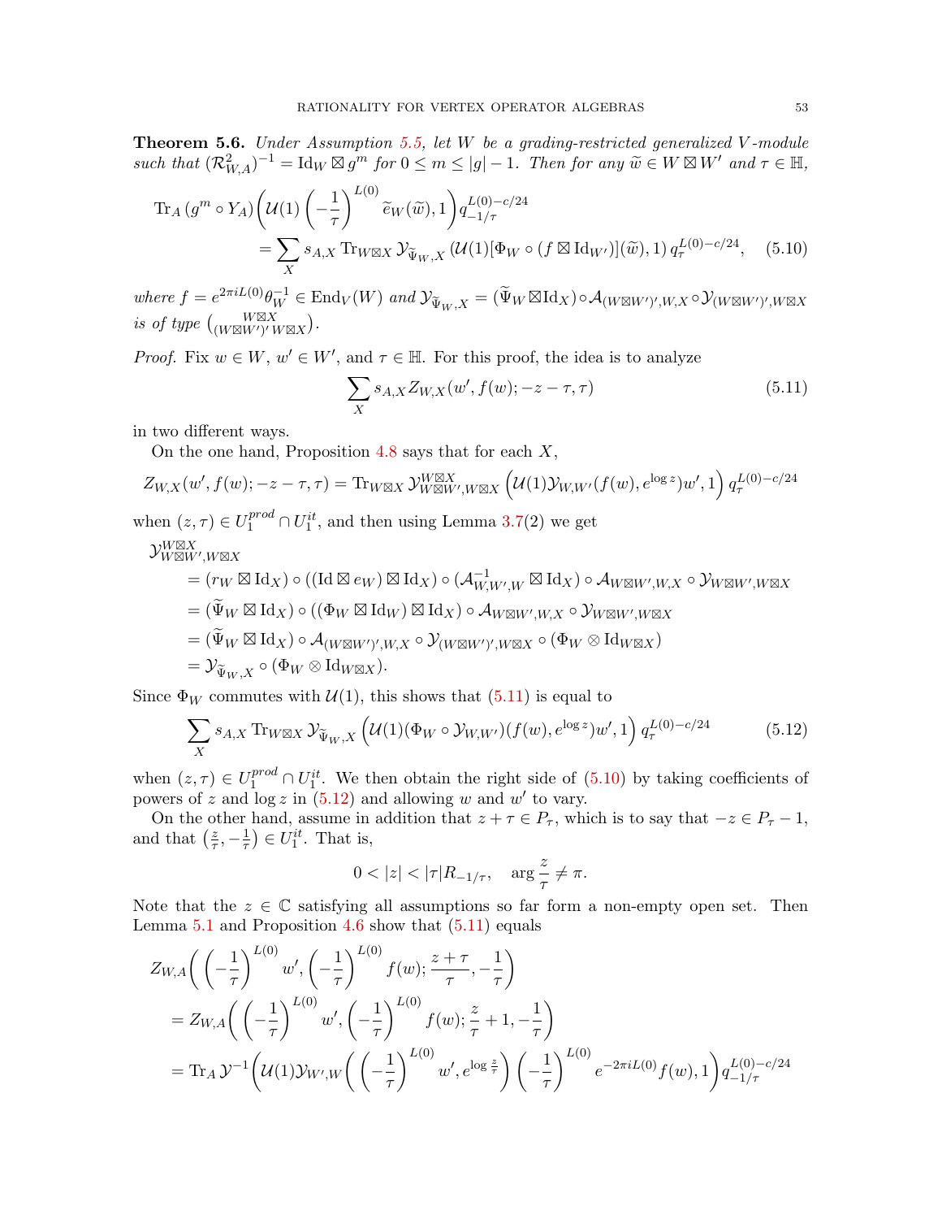**Theorem 5.6.** *Under Assumption 5.5, let $W$ be a grading-restricted generalized $V$-module such that $(\mathcal{R}_{W,A}^2)^{-1} = \mathrm{Id}_W \boxtimes g^m$ for $0 \leq m \leq |g|-1$. Then for any $\widetilde{w} \in W \boxtimes W'$ and $\tau \in \mathbb{H}$,*

$$\begin{aligned}\mathrm{Tr}_A\,(g^m \circ Y_A)&\left(\mathcal{U}(1)\left(-\frac{1}{\tau}\right)^{L(0)}\widetilde{e}_W(\widetilde{w}), 1\right) q_{-1/\tau}^{L(0)-c/24}\\ &= \sum_X s_{A,X}\,\mathrm{Tr}_{W\boxtimes X}\,\mathcal{Y}_{\widetilde{\Psi}_W,X}\left(\mathcal{U}(1)[\Phi_W \circ (f \boxtimes \mathrm{Id}_{W'})](\widetilde{w}), 1\right) q_\tau^{L(0)-c/24}, \quad (5.10)\end{aligned}$$

*where $f = e^{2\pi i L(0)}\theta_W^{-1} \in \mathrm{End}_V(W)$ and $\mathcal{Y}_{\widetilde{\Psi}_W,X} = (\widetilde{\Psi}_W \boxtimes \mathrm{Id}_X) \circ \mathcal{A}_{(W\boxtimes W')',W,X} \circ \mathcal{Y}_{(W\boxtimes W')',W\boxtimes X}$ is of type $\binom{W\boxtimes X}{(W\boxtimes W')'\,W\boxtimes X}$.*

*Proof.* Fix $w \in W$, $w' \in W'$, and $\tau \in \mathbb{H}$. For this proof, the idea is to analyze

$$\sum_X s_{A,X} Z_{W,X}(w', f(w); -z-\tau, \tau) \quad (5.11)$$

in two different ways.

On the one hand, Proposition 4.8 says that for each $X$,

$$Z_{W,X}(w', f(w); -z-\tau, \tau) = \mathrm{Tr}_{W\boxtimes X}\,\mathcal{Y}_{W\boxtimes W', W\boxtimes X}^{W\boxtimes X}\left(\mathcal{U}(1)\mathcal{Y}_{W,W'}(f(w), e^{\log z})w', 1\right) q_\tau^{L(0)-c/24}$$

when $(z,\tau) \in U_1^{prod} \cap U_1^{it}$, and then using Lemma 3.7(2) we get

$$\begin{aligned}&\mathcal{Y}_{W\boxtimes W', W\boxtimes X}^{W\boxtimes X}\\ &\quad= (r_W \boxtimes \mathrm{Id}_X) \circ ((\mathrm{Id} \boxtimes e_W) \boxtimes \mathrm{Id}_X) \circ (\mathcal{A}_{W,W',W}^{-1} \boxtimes \mathrm{Id}_X) \circ \mathcal{A}_{W\boxtimes W',W,X} \circ \mathcal{Y}_{W\boxtimes W', W\boxtimes X}\\ &\quad= (\widetilde{\Psi}_W \boxtimes \mathrm{Id}_X) \circ ((\Phi_W \boxtimes \mathrm{Id}_W) \boxtimes \mathrm{Id}_X) \circ \mathcal{A}_{W\boxtimes W',W,X} \circ \mathcal{Y}_{W\boxtimes W', W\boxtimes X}\\ &\quad= (\widetilde{\Psi}_W \boxtimes \mathrm{Id}_X) \circ \mathcal{A}_{(W\boxtimes W')',W,X} \circ \mathcal{Y}_{(W\boxtimes W')', W\boxtimes X} \circ (\Phi_W \otimes \mathrm{Id}_{W\boxtimes X})\\ &\quad= \mathcal{Y}_{\widetilde{\Psi}_W,X} \circ (\Phi_W \otimes \mathrm{Id}_{W\boxtimes X}).\end{aligned}$$

Since $\Phi_W$ commutes with $\mathcal{U}(1)$, this shows that (5.11) is equal to

$$\sum_X s_{A,X}\,\mathrm{Tr}_{W\boxtimes X}\,\mathcal{Y}_{\widetilde{\Psi}_W,X}\left(\mathcal{U}(1)(\Phi_W \circ \mathcal{Y}_{W,W'})(f(w), e^{\log z})w', 1\right) q_\tau^{L(0)-c/24} \quad (5.12)$$

when $(z,\tau) \in U_1^{prod} \cap U_1^{it}$. We then obtain the right side of (5.10) by taking coefficients of powers of $z$ and $\log z$ in (5.12) and allowing $w$ and $w'$ to vary.

On the other hand, assume in addition that $z + \tau \in P_\tau$, which is to say that $-z \in P_\tau - 1$, and that $\left(\frac{z}{\tau}, -\frac{1}{\tau}\right) \in U_1^{it}$. That is,

$$0 < |z| < |\tau| R_{-1/\tau}, \quad \arg\frac{z}{\tau} \neq \pi.$$

Note that the $z \in \mathbb{C}$ satisfying all assumptions so far form a non-empty open set. Then Lemma 5.1 and Proposition 4.6 show that (5.11) equals

$$\begin{aligned}&Z_{W,A}\left(\left(-\frac{1}{\tau}\right)^{L(0)}w', \left(-\frac{1}{\tau}\right)^{L(0)}f(w); \frac{z+\tau}{\tau}, -\frac{1}{\tau}\right)\\ &\quad= Z_{W,A}\left(\left(-\frac{1}{\tau}\right)^{L(0)}w', \left(-\frac{1}{\tau}\right)^{L(0)}f(w); \frac{z}{\tau}+1, -\frac{1}{\tau}\right)\\ &\quad= \mathrm{Tr}_A\,\mathcal{Y}^{-1}\left(\mathcal{U}(1)\mathcal{Y}_{W',W}\left(\left(-\frac{1}{\tau}\right)^{L(0)}w', e^{\log\frac{z}{\tau}}\right)\left(-\frac{1}{\tau}\right)^{L(0)}e^{-2\pi i L(0)}f(w), 1\right) q_{-1/\tau}^{L(0)-c/24}\end{aligned}$$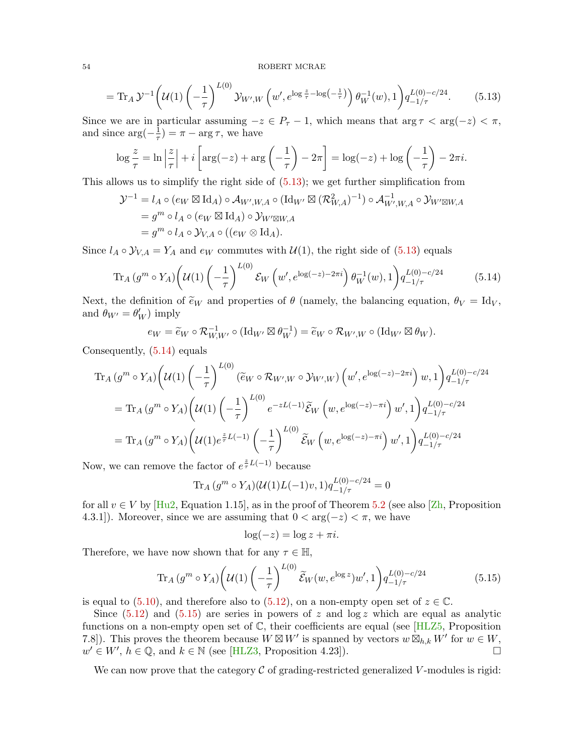$$= \mathrm{Tr}_A\, \mathcal{Y}^{-1}\bigg(\mathcal{U}(1)\left(-\frac{1}{\tau}\right)^{L(0)}\mathcal{Y}_{W',W}\left(w', e^{\log\frac{z}{\tau}-\log\left(-\frac{1}{\tau}\right)}\right)\theta_W^{-1}(w), 1\bigg)q_{-1/\tau}^{L(0)-c/24}. \tag{5.13}$$

Since we are in particular assuming $-z \in P_\tau - 1$, which means that $\arg\tau < \arg(-z) < \pi$, and since $\arg(-\frac{1}{\tau}) = \pi - \arg\tau$, we have

$$\log\frac{z}{\tau} = \ln\left|\frac{z}{\tau}\right| + i\left[\arg(-z) + \arg\left(-\frac{1}{\tau}\right) - 2\pi\right] = \log(-z) + \log\left(-\frac{1}{\tau}\right) - 2\pi i.$$

This allows us to simplify the right side of (5.13); we get further simplification from

$$\begin{aligned}
\mathcal{Y}^{-1} &= l_A \circ (e_W \boxtimes \mathrm{Id}_A) \circ \mathcal{A}_{W',W,A} \circ (\mathrm{Id}_{W'} \boxtimes (\mathcal{R}^2_{W,A})^{-1}) \circ \mathcal{A}^{-1}_{W',W,A} \circ \mathcal{Y}_{W'\boxtimes W,A}\\
&= g^m \circ l_A \circ (e_W \boxtimes \mathrm{Id}_A) \circ \mathcal{Y}_{W'\boxtimes W,A}\\
&= g^m \circ l_A \circ \mathcal{Y}_{V,A} \circ ((e_W \otimes \mathrm{Id}_A).
\end{aligned}$$

Since $l_A \circ \mathcal{Y}_{V,A} = Y_A$ and $e_W$ commutes with $\mathcal{U}(1)$, the right side of (5.13) equals

$$\mathrm{Tr}_A\,(g^m \circ Y_A)\bigg(\mathcal{U}(1)\left(-\frac{1}{\tau}\right)^{L(0)}\mathcal{E}_W\left(w', e^{\log(-z)-2\pi i}\right)\theta_W^{-1}(w), 1\bigg)q_{-1/\tau}^{L(0)-c/24} \tag{5.14}$$

Next, the definition of $\widetilde{e}_W$ and properties of $\theta$ (namely, the balancing equation, $\theta_V = \mathrm{Id}_V$, and $\theta_{W'} = \theta_W'$) imply

$$e_W = \widetilde{e}_W \circ \mathcal{R}^{-1}_{W,W'} \circ (\mathrm{Id}_{W'} \boxtimes \theta_W^{-1}) = \widetilde{e}_W \circ \mathcal{R}_{W',W} \circ (\mathrm{Id}_{W'} \boxtimes \theta_W).$$

Consequently, (5.14) equals

$$\begin{aligned}
&\mathrm{Tr}_A\,(g^m \circ Y_A)\bigg(\mathcal{U}(1)\left(-\frac{1}{\tau}\right)^{L(0)}(\widetilde{e}_W \circ \mathcal{R}_{W',W} \circ \mathcal{Y}_{W',W})\left(w', e^{\log(-z)-2\pi i}\right)w, 1\bigg)q_{-1/\tau}^{L(0)-c/24}\\
&\quad = \mathrm{Tr}_A\,(g^m \circ Y_A)\bigg(\mathcal{U}(1)\left(-\frac{1}{\tau}\right)^{L(0)}e^{-zL(-1)}\widetilde{\mathcal{E}}_W\left(w, e^{\log(-z)-\pi i}\right)w', 1\bigg)q_{-1/\tau}^{L(0)-c/24}\\
&\quad = \mathrm{Tr}_A\,(g^m \circ Y_A)\bigg(\mathcal{U}(1)e^{\frac{z}{\tau}L(-1)}\left(-\frac{1}{\tau}\right)^{L(0)}\widetilde{\mathcal{E}}_W\left(w, e^{\log(-z)-\pi i}\right)w', 1\bigg)q_{-1/\tau}^{L(0)-c/24}
\end{aligned}$$

Now, we can remove the factor of $e^{\frac{z}{\tau}L(-1)}$ because

$$\mathrm{Tr}_A\,(g^m \circ Y_A)(\mathcal{U}(1)L(-1)v, 1)q_{-1/\tau}^{L(0)-c/24} = 0$$

for all $v \in V$ by [Hu2, Equation 1.15], as in the proof of Theorem 5.2 (see also [Zh, Proposition 4.3.1]). Moreover, since we are assuming that $0 < \arg(-z) < \pi$, we have

$$\log(-z) = \log z + \pi i.$$

Therefore, we have now shown that for any $\tau \in \mathbb{H}$,

$$\mathrm{Tr}_A\,(g^m \circ Y_A)\bigg(\mathcal{U}(1)\left(-\frac{1}{\tau}\right)^{L(0)}\widetilde{\mathcal{E}}_W(w, e^{\log z})w', 1\bigg)q_{-1/\tau}^{L(0)-c/24} \tag{5.15}$$

is equal to (5.10), and therefore also to (5.12), on a non-empty open set of $z \in \mathbb{C}$.

Since (5.12) and (5.15) are series in powers of $z$ and $\log z$ which are equal as analytic functions on a non-empty open set of $\mathbb{C}$, their coefficients are equal (see [HLZ5, Proposition 7.8]). This proves the theorem because $W \boxtimes W'$ is spanned by vectors $w \boxtimes_{h,k} W'$ for $w \in W$, $w' \in W'$, $h \in \mathbb{Q}$, and $k \in \mathbb{N}$ (see [HLZ3, Proposition 4.23]). $\square$

We can now prove that the category $\mathcal{C}$ of grading-restricted generalized $V$-modules is rigid: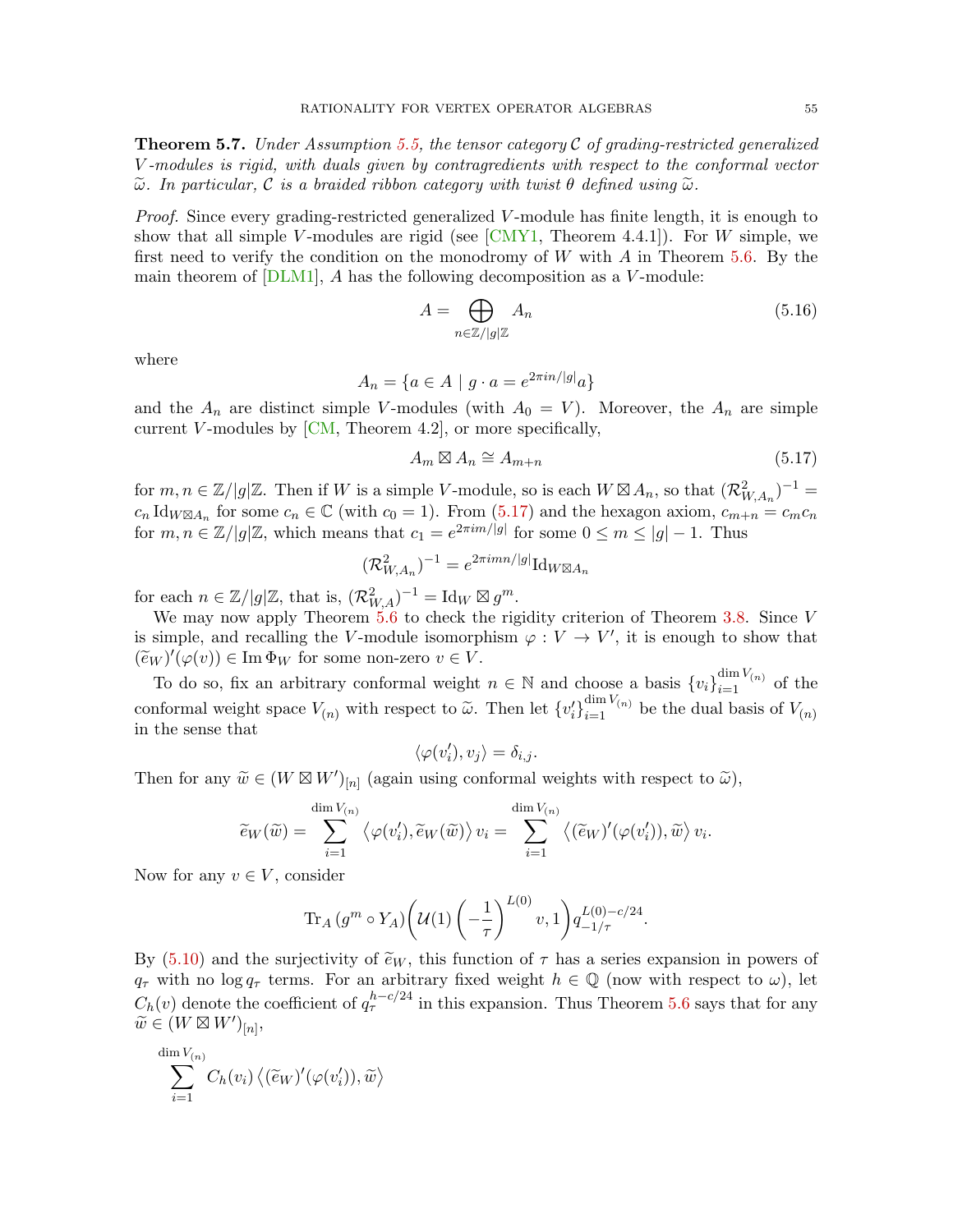**Theorem 5.7.** *Under Assumption 5.5, the tensor category $\mathcal{C}$ of grading-restricted generalized $V$-modules is rigid, with duals given by contragredients with respect to the conformal vector $\widetilde{\omega}$. In particular, $\mathcal{C}$ is a braided ribbon category with twist $\theta$ defined using $\widetilde{\omega}$.*

*Proof.* Since every grading-restricted generalized $V$-module has finite length, it is enough to show that all simple $V$-modules are rigid (see [CMY1, Theorem 4.4.1]). For $W$ simple, we first need to verify the condition on the monodromy of $W$ with $A$ in Theorem 5.6. By the main theorem of [DLM1], $A$ has the following decomposition as a $V$-module:

$$A = \bigoplus_{n\in\mathbb{Z}/|g|\mathbb{Z}} A_n \tag{5.16}$$

where

$$A_n = \{a \in A \mid g \cdot a = e^{2\pi i n/|g|} a\}$$

and the $A_n$ are distinct simple $V$-modules (with $A_0 = V$). Moreover, the $A_n$ are simple current $V$-modules by [CM, Theorem 4.2], or more specifically,

$$A_m \boxtimes A_n \cong A_{m+n} \tag{5.17}$$

for $m, n \in \mathbb{Z}/|g|\mathbb{Z}$. Then if $W$ is a simple $V$-module, so is each $W \boxtimes A_n$, so that $(\mathcal{R}^2_{W,A_n})^{-1} = c_n \,\mathrm{Id}_{W\boxtimes A_n}$ for some $c_n \in \mathbb{C}$ (with $c_0 = 1$). From (5.17) and the hexagon axiom, $c_{m+n} = c_m c_n$ for $m, n \in \mathbb{Z}/|g|\mathbb{Z}$, which means that $c_1 = e^{2\pi i m/|g|}$ for some $0 \leq m \leq |g| - 1$. Thus

$$(\mathcal{R}^2_{W,A_n})^{-1} = e^{2\pi i m n/|g|}\mathrm{Id}_{W\boxtimes A_n}$$

for each $n \in \mathbb{Z}/|g|\mathbb{Z}$, that is, $(\mathcal{R}^2_{W,A})^{-1} = \mathrm{Id}_W \boxtimes g^m$.

We may now apply Theorem 5.6 to check the rigidity criterion of Theorem 3.8. Since $V$ is simple, and recalling the $V$-module isomorphism $\varphi : V \to V'$, it is enough to show that $(\widetilde{e}_W)'(\varphi(v)) \in \mathrm{Im}\,\Phi_W$ for some non-zero $v \in V$.

To do so, fix an arbitrary conformal weight $n \in \mathbb{N}$ and choose a basis $\{v_i\}_{i=1}^{\dim V_{(n)}}$ of the conformal weight space $V_{(n)}$ with respect to $\widetilde{\omega}$. Then let $\{v_i'\}_{i=1}^{\dim V_{(n)}}$ be the dual basis of $V_{(n)}$ in the sense that

$$\langle \varphi(v_i'), v_j\rangle = \delta_{i,j}.$$

Then for any $\widetilde{w} \in (W \boxtimes W')_{[n]}$ (again using conformal weights with respect to $\widetilde{\omega}$),

$$\widetilde{e}_W(\widetilde{w}) = \sum_{i=1}^{\dim V_{(n)}} \left\langle \varphi(v_i'), \widetilde{e}_W(\widetilde{w})\right\rangle v_i = \sum_{i=1}^{\dim V_{(n)}} \left\langle (\widetilde{e}_W)'(\varphi(v_i')), \widetilde{w}\right\rangle v_i.$$

Now for any $v \in V$, consider

$$\mathrm{Tr}_A\,(g^m \circ Y_A)\bigg(\mathcal{U}(1)\left(-\frac{1}{\tau}\right)^{L(0)} v, 1\bigg) q_{-1/\tau}^{L(0)-c/24}.$$

By (5.10) and the surjectivity of $\widetilde{e}_W$, this function of $\tau$ has a series expansion in powers of $q_\tau$ with no $\log q_\tau$ terms. For an arbitrary fixed weight $h \in \mathbb{Q}$ (now with respect to $\omega$), let $C_h(v)$ denote the coefficient of $q_\tau^{h-c/24}$ in this expansion. Thus Theorem 5.6 says that for any $\widetilde{w} \in (W \boxtimes W')_{[n]}$,

$$\sum_{i=1}^{\dim V_{(n)}} C_h(v_i) \left\langle (\widetilde{e}_W)'(\varphi(v_i')), \widetilde{w}\right\rangle$$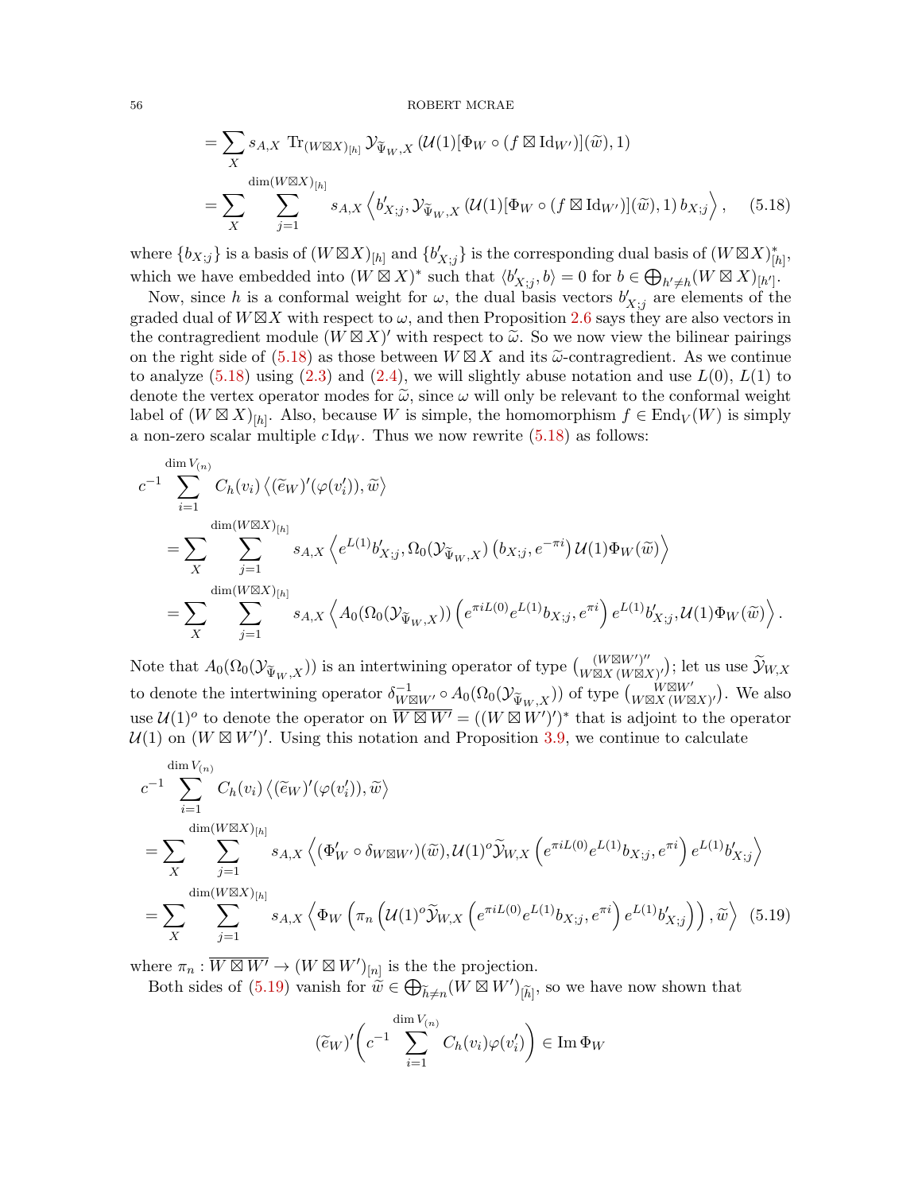$$= \sum_X s_{A,X} \, \mathrm{Tr}_{(W\boxtimes X)_{[h]}} \, \mathcal{Y}_{\widetilde{\Psi}_W, X}\left(\mathcal{U}(1)[\Phi_W \circ (f \boxtimes \mathrm{Id}_{W'})](\widetilde{w}), 1\right)$$

$$= \sum_X \sum_{j=1}^{\dim (W\boxtimes X)_{[h]}} s_{A,X} \left\langle b'_{X;j}, \mathcal{Y}_{\widetilde{\Psi}_W, X}\left(\mathcal{U}(1)[\Phi_W \circ (f \boxtimes \mathrm{Id}_{W'})](\widetilde{w}), 1\right) b_{X;j} \right\rangle, \qquad (5.18)$$

where $\{b_{X;j}\}$ is a basis of $(W\boxtimes X)_{[h]}$ and $\{b'_{X;j}\}$ is the corresponding dual basis of $(W\boxtimes X)^*_{[h]}$, which we have embedded into $(W\boxtimes X)^*$ such that $\langle b'_{X;j}, b\rangle = 0$ for $b \in \bigoplus_{h'\neq h}(W\boxtimes X)_{[h']}$.

Now, since $h$ is a conformal weight for $\omega$, the dual basis vectors $b'_{X;j}$ are elements of the graded dual of $W\boxtimes X$ with respect to $\omega$, and then Proposition 2.6 says they are also vectors in the contragredient module $(W\boxtimes X)'$ with respect to $\widetilde{\omega}$. So we now view the bilinear pairings on the right side of (5.18) as those between $W\boxtimes X$ and its $\widetilde{\omega}$-contragredient. As we continue to analyze (5.18) using (2.3) and (2.4), we will slightly abuse notation and use $L(0)$, $L(1)$ to denote the vertex operator modes for $\widetilde{\omega}$, since $\omega$ will only be relevant to the conformal weight label of $(W\boxtimes X)_{[h]}$. Also, because $W$ is simple, the homomorphism $f \in \mathrm{End}_V(W)$ is simply a non-zero scalar multiple $c\,\mathrm{Id}_W$. Thus we now rewrite (5.18) as follows:

$$c^{-1} \sum_{i=1}^{\dim V_{(n)}} C_h(v_i) \left\langle (\widetilde{e}_W)'(\varphi(v'_i)), \widetilde{w}\right\rangle$$

$$= \sum_X \sum_{j=1}^{\dim (W\boxtimes X)_{[h]}} s_{A,X} \left\langle e^{L(1)} b'_{X;j}, \Omega_0(\mathcal{Y}_{\widetilde{\Psi}_W, X})\left(b_{X;j}, e^{-\pi i}\right) \mathcal{U}(1)\Phi_W(\widetilde{w}) \right\rangle$$

$$= \sum_X \sum_{j=1}^{\dim (W\boxtimes X)_{[h]}} s_{A,X} \left\langle A_0(\Omega_0(\mathcal{Y}_{\widetilde{\Psi}_W, X}))\left(e^{\pi i L(0)} e^{L(1)} b_{X;j}, e^{\pi i}\right) e^{L(1)} b'_{X;j}, \mathcal{U}(1)\Phi_W(\widetilde{w}) \right\rangle.$$

Note that $A_0(\Omega_0(\mathcal{Y}_{\widetilde{\Psi}_W, X}))$ is an intertwining operator of type $\binom{(W\boxtimes W')''}{W\boxtimes X\,(W\boxtimes X)'}$; let us use $\widetilde{\mathcal{Y}}_{W,X}$ to denote the intertwining operator $\delta^{-1}_{W\boxtimes W'} \circ A_0(\Omega_0(\mathcal{Y}_{\widetilde{\Psi}_W, X}))$ of type $\binom{W\boxtimes W'}{W\boxtimes X\,(W\boxtimes X)'}$. We also use $\mathcal{U}(1)^o$ to denote the operator on $\overline{W\boxtimes W'} = ((W\boxtimes W')')^*$ that is adjoint to the operator $\mathcal{U}(1)$ on $(W\boxtimes W')'$. Using this notation and Proposition 3.9, we continue to calculate

$$c^{-1} \sum_{i=1}^{\dim V_{(n)}} C_h(v_i) \left\langle (\widetilde{e}_W)'(\varphi(v'_i)), \widetilde{w}\right\rangle$$

$$= \sum_X \sum_{j=1}^{\dim (W\boxtimes X)_{[h]}} s_{A,X} \left\langle (\Phi'_W \circ \delta_{W\boxtimes W'})(\widetilde{w}), \mathcal{U}(1)^o \widetilde{\mathcal{Y}}_{W,X}\left(e^{\pi i L(0)} e^{L(1)} b_{X;j}, e^{\pi i}\right) e^{L(1)} b'_{X;j} \right\rangle$$

$$= \sum_X \sum_{j=1}^{\dim (W\boxtimes X)_{[h]}} s_{A,X} \left\langle \Phi_W\left(\pi_n\left(\mathcal{U}(1)^o \widetilde{\mathcal{Y}}_{W,X}\left(e^{\pi i L(0)} e^{L(1)} b_{X;j}, e^{\pi i}\right) e^{L(1)} b'_{X;j}\right)\right), \widetilde{w} \right\rangle \quad (5.19)$$

where $\pi_n : \overline{W\boxtimes W'} \to (W\boxtimes W')_{[n]}$ is the the projection.

Both sides of (5.19) vanish for $\widetilde{w} \in \bigoplus_{\widetilde{h}\neq n}(W\boxtimes W')_{[\widetilde{h}]}$, so we have now shown that

$$(\widetilde{e}_W)'\left(c^{-1} \sum_{i=1}^{\dim V_{(n)}} C_h(v_i)\varphi(v'_i)\right) \in \mathrm{Im}\,\Phi_W$$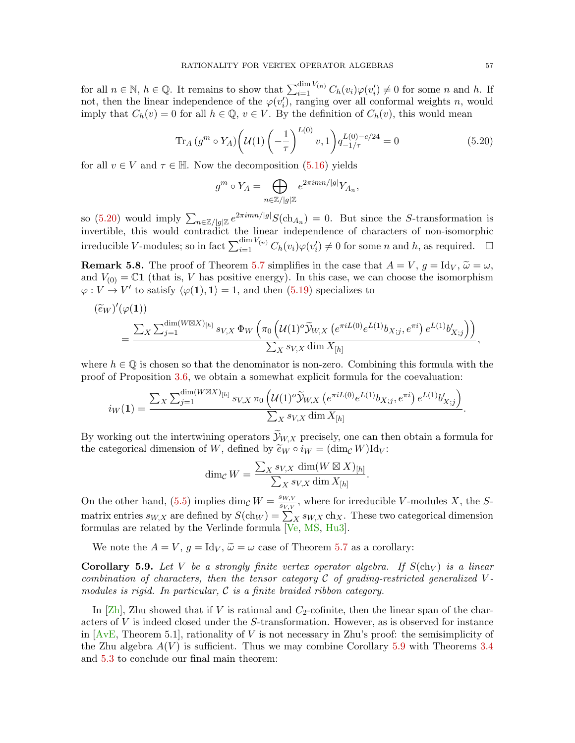for all $n \in \mathbb{N}$, $h \in \mathbb{Q}$. It remains to show that $\sum_{i=1}^{\dim V_{(n)}} C_h(v_i)\varphi(v_i') \neq 0$ for some $n$ and $h$. If not, then the linear independence of the $\varphi(v_i')$, ranging over all conformal weights $n$, would imply that $C_h(v) = 0$ for all $h \in \mathbb{Q}$, $v \in V$. By the definition of $C_h(v)$, this would mean

$$\mathrm{Tr}_A \left(g^m \circ Y_A\right)\left(\mathcal{U}(1)\left(-\frac{1}{\tau}\right)^{L(0)} v, 1\right) q_{-1/\tau}^{L(0)-c/24} = 0 \tag{5.20}$$

for all $v \in V$ and $\tau \in \mathbb{H}$. Now the decomposition (5.16) yields

$$g^m \circ Y_A = \bigoplus_{n \in \mathbb{Z}/|g|\mathbb{Z}} e^{2\pi i m n/|g|} Y_{A_n},$$

so (5.20) would imply $\sum_{n\in\mathbb{Z}/|g|\mathbb{Z}} e^{2\pi i m n/|g|} S(\mathrm{ch}_{A_n}) = 0$. But since the $S$-transformation is invertible, this would contradict the linear independence of characters of non-isomorphic irreducible $V$-modules; so in fact $\sum_{i=1}^{\dim V_{(n)}} C_h(v_i)\varphi(v_i') \neq 0$ for some $n$ and $h$, as required. $\square$

**Remark 5.8.** The proof of Theorem 5.7 simplifies in the case that $A = V$, $g = \mathrm{Id}_V$, $\widetilde{\omega} = \omega$, and $V_{(0)} = \mathbb{C}\mathbf{1}$ (that is, $V$ has positive energy). In this case, we can choose the isomorphism $\varphi : V \to V'$ to satisfy $\langle \varphi(\mathbf{1}), \mathbf{1}\rangle = 1$, and then (5.19) specializes to

$$(\widetilde{e}_W)'(\varphi(\mathbf{1})) = \frac{\sum_X \sum_{j=1}^{\dim(W\boxtimes X)_{[h]}} s_{V,X}\, \Phi_W\left(\pi_0\left(\mathcal{U}(1)^o \widetilde{\mathcal{Y}}_{W,X}\left(e^{\pi i L(0)} e^{L(1)} b_{X;j}, e^{\pi i}\right) e^{L(1)} b'_{X;j}\right)\right)}{\sum_X s_{V,X} \dim X_{[h]}},$$

where $h \in \mathbb{Q}$ is chosen so that the denominator is non-zero. Combining this formula with the proof of Proposition 3.6, we obtain a somewhat explicit formula for the coevaluation:

$$i_W(\mathbf{1}) = \frac{\sum_X \sum_{j=1}^{\dim(W\boxtimes X)_{[h]}} s_{V,X}\, \pi_0\left(\mathcal{U}(1)^o \widetilde{\mathcal{Y}}_{W,X}\left(e^{\pi i L(0)} e^{L(1)} b_{X;j}, e^{\pi i}\right) e^{L(1)} b'_{X;j}\right)}{\sum_X s_{V,X} \dim X_{[h]}}.$$

By working out the intertwining operators $\widetilde{\mathcal{Y}}_{W,X}$ precisely, one can then obtain a formula for the categorical dimension of $W$, defined by $\widetilde{e}_W \circ i_W = (\dim_{\mathcal{C}} W)\mathrm{Id}_V$:

$$\dim_{\mathcal{C}} W = \frac{\sum_X s_{V,X}\, \dim(W\boxtimes X)_{[h]}}{\sum_X s_{V,X} \dim X_{[h]}}.$$

On the other hand, (5.5) implies $\dim_{\mathcal{C}} W = \frac{s_{W,V}}{s_{V,V}}$, where for irreducible $V$-modules $X$, the $S$-matrix entries $s_{W,X}$ are defined by $S(\mathrm{ch}_W) = \sum_X s_{W,X}\,\mathrm{ch}_X$. These two categorical dimension formulas are related by the Verlinde formula [Ve, MS, Hu3].

We note the $A = V$, $g = \mathrm{Id}_V$, $\widetilde{\omega} = \omega$ case of Theorem 5.7 as a corollary:

**Corollary 5.9.** *Let $V$ be a strongly finite vertex operator algebra. If $S(\mathrm{ch}_V)$ is a linear combination of characters, then the tensor category $\mathcal{C}$ of grading-restricted generalized $V$-modules is rigid. In particular, $\mathcal{C}$ is a finite braided ribbon category.*

In [Zh], Zhu showed that if $V$ is rational and $C_2$-cofinite, then the linear span of the characters of $V$ is indeed closed under the $S$-transformation. However, as is observed for instance in [AvE, Theorem 5.1], rationality of $V$ is not necessary in Zhu's proof: the semisimplicity of the Zhu algebra $A(V)$ is sufficient. Thus we may combine Corollary 5.9 with Theorems 3.4 and 5.3 to conclude our final main theorem: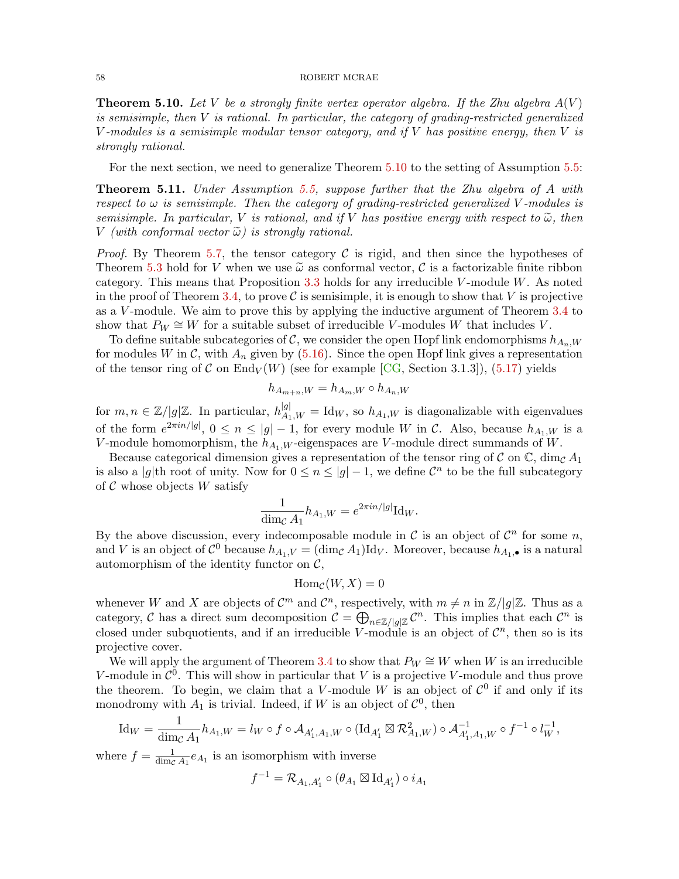**Theorem 5.10.** *Let $V$ be a strongly finite vertex operator algebra. If the Zhu algebra $A(V)$ is semisimple, then $V$ is rational. In particular, the category of grading-restricted generalized $V$-modules is a semisimple modular tensor category, and if $V$ has positive energy, then $V$ is strongly rational.*

For the next section, we need to generalize Theorem 5.10 to the setting of Assumption 5.5:

**Theorem 5.11.** *Under Assumption 5.5, suppose further that the Zhu algebra of $A$ with respect to $\omega$ is semisimple. Then the category of grading-restricted generalized $V$-modules is semisimple. In particular, $V$ is rational, and if $V$ has positive energy with respect to $\widetilde{\omega}$, then $V$ (with conformal vector $\widetilde{\omega}$) is strongly rational.*

*Proof.* By Theorem 5.7, the tensor category $\mathcal{C}$ is rigid, and then since the hypotheses of Theorem 5.3 hold for $V$ when we use $\widetilde{\omega}$ as conformal vector, $\mathcal{C}$ is a factorizable finite ribbon category. This means that Proposition 3.3 holds for any irreducible $V$-module $W$. As noted in the proof of Theorem 3.4, to prove $\mathcal{C}$ is semisimple, it is enough to show that $V$ is projective as a $V$-module. We aim to prove this by applying the inductive argument of Theorem 3.4 to show that $P_W \cong W$ for a suitable subset of irreducible $V$-modules $W$ that includes $V$.

To define suitable subcategories of $\mathcal{C}$, we consider the open Hopf link endomorphisms $h_{A_n,W}$ for modules $W$ in $\mathcal{C}$, with $A_n$ given by (5.16). Since the open Hopf link gives a representation of the tensor ring of $\mathcal{C}$ on $\mathrm{End}_V(W)$ (see for example [CG, Section 3.1.3]), (5.17) yields

$$h_{A_{m+n},W} = h_{A_m,W} \circ h_{A_n,W}$$

for $m, n \in \mathbb{Z}/|g|\mathbb{Z}$. In particular, $h_{A_1,W}^{|g|} = \mathrm{Id}_W$, so $h_{A_1,W}$ is diagonalizable with eigenvalues of the form $e^{2\pi i n/|g|}$, $0 \leq n \leq |g|-1$, for every module $W$ in $\mathcal{C}$. Also, because $h_{A_1,W}$ is a $V$-module homomorphism, the $h_{A_1,W}$-eigenspaces are $V$-module direct summands of $W$.

Because categorical dimension gives a representation of the tensor ring of $\mathcal{C}$ on $\mathbb{C}$, $\dim_{\mathcal{C}} A_1$ is also a $|g|$th root of unity. Now for $0 \leq n \leq |g|-1$, we define $\mathcal{C}^n$ to be the full subcategory of $\mathcal{C}$ whose objects $W$ satisfy

$$\frac{1}{\dim_{\mathcal{C}} A_1} h_{A_1,W} = e^{2\pi i n/|g|}\mathrm{Id}_W.$$

By the above discussion, every indecomposable module in $\mathcal{C}$ is an object of $\mathcal{C}^n$ for some $n$, and $V$ is an object of $\mathcal{C}^0$ because $h_{A_1,V} = (\dim_{\mathcal{C}} A_1)\mathrm{Id}_V$. Moreover, because $h_{A_1,\bullet}$ is a natural automorphism of the identity functor on $\mathcal{C}$,

$$\mathrm{Hom}_{\mathcal{C}}(W, X) = 0$$

whenever $W$ and $X$ are objects of $\mathcal{C}^m$ and $\mathcal{C}^n$, respectively, with $m \neq n$ in $\mathbb{Z}/|g|\mathbb{Z}$. Thus as a category, $\mathcal{C}$ has a direct sum decomposition $\mathcal{C} = \bigoplus_{n \in \mathbb{Z}/|g|\mathbb{Z}} \mathcal{C}^n$. This implies that each $\mathcal{C}^n$ is closed under subquotients, and if an irreducible $V$-module is an object of $\mathcal{C}^n$, then so is its projective cover.

We will apply the argument of Theorem 3.4 to show that $P_W \cong W$ when $W$ is an irreducible $V$-module in $\mathcal{C}^0$. This will show in particular that $V$ is a projective $V$-module and thus prove the theorem. To begin, we claim that a $V$-module $W$ is an object of $\mathcal{C}^0$ if and only if its monodromy with $A_1$ is trivial. Indeed, if $W$ is an object of $\mathcal{C}^0$, then

$$\mathrm{Id}_W = \frac{1}{\dim_{\mathcal{C}} A_1} h_{A_1,W} = l_W \circ f \circ \mathcal{A}_{A_1',A_1,W} \circ (\mathrm{Id}_{A_1'} \boxtimes \mathcal{R}^2_{A_1,W}) \circ \mathcal{A}^{-1}_{A_1',A_1,W} \circ f^{-1} \circ l_W^{-1},$$

where $f = \frac{1}{\dim_{\mathcal{C}} A_1} e_{A_1}$ is an isomorphism with inverse

$$f^{-1} = \mathcal{R}_{A_1,A_1'} \circ (\theta_{A_1} \boxtimes \mathrm{Id}_{A_1'}) \circ i_{A_1}$$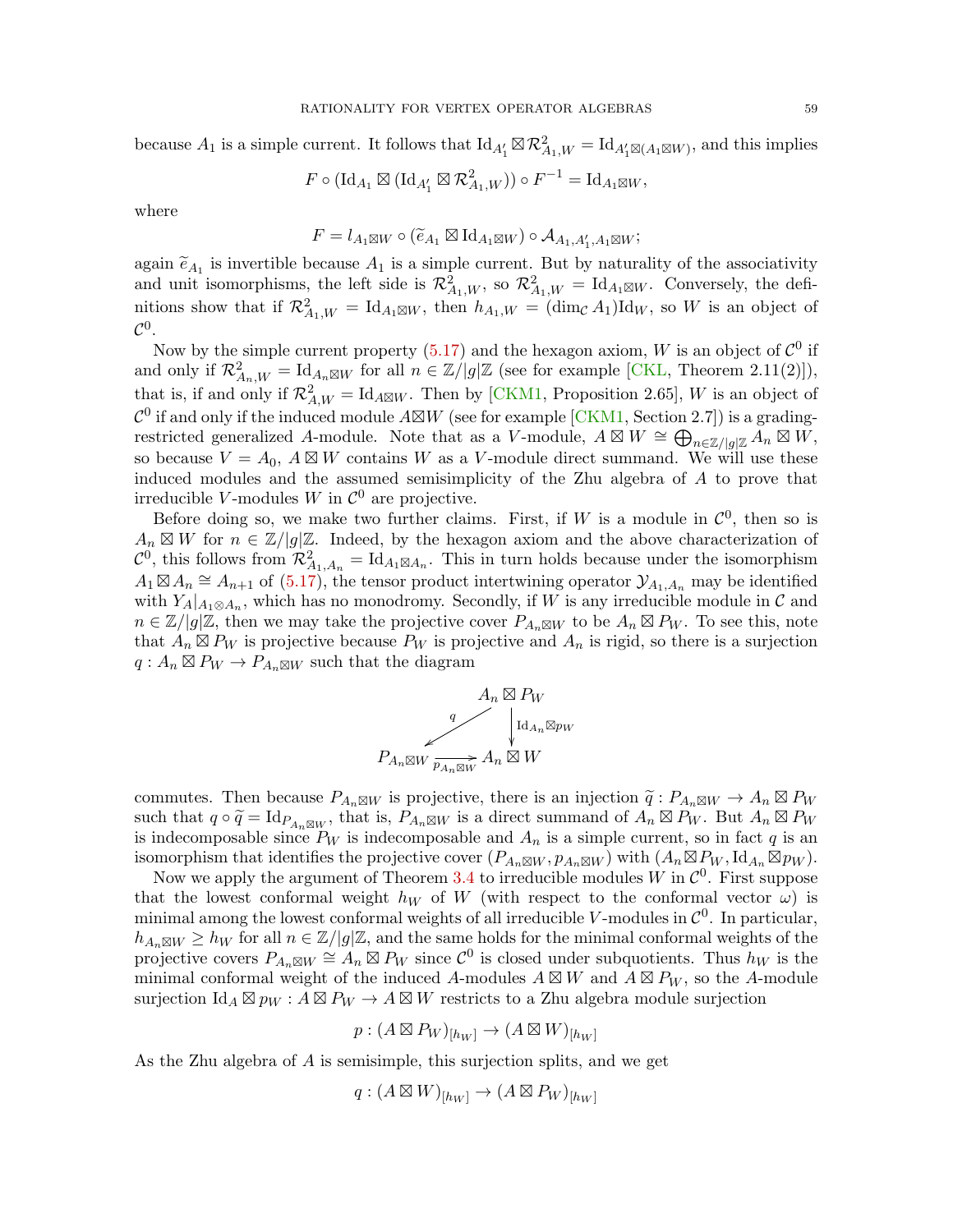because $A_1$ is a simple current. It follows that $\mathrm{Id}_{A_1'} \boxtimes \mathcal{R}^2_{A_1,W} = \mathrm{Id}_{A_1' \boxtimes (A_1 \boxtimes W)}$, and this implies

$$F \circ (\mathrm{Id}_{A_1} \boxtimes (\mathrm{Id}_{A_1'} \boxtimes \mathcal{R}^2_{A_1,W})) \circ F^{-1} = \mathrm{Id}_{A_1 \boxtimes W},$$

where

$$F = l_{A_1 \boxtimes W} \circ (\widetilde{e}_{A_1} \boxtimes \mathrm{Id}_{A_1 \boxtimes W}) \circ \mathcal{A}_{A_1, A_1', A_1 \boxtimes W};$$

again $\widetilde{e}_{A_1}$ is invertible because $A_1$ is a simple current. But by naturality of the associativity and unit isomorphisms, the left side is $\mathcal{R}^2_{A_1,W}$, so $\mathcal{R}^2_{A_1,W} = \mathrm{Id}_{A_1 \boxtimes W}$. Conversely, the definitions show that if $\mathcal{R}^2_{A_1,W} = \mathrm{Id}_{A_1 \boxtimes W}$, then $h_{A_1,W} = (\dim_{\mathcal{C}} A_1)\mathrm{Id}_W$, so $W$ is an object of $\mathcal{C}^0$.

Now by the simple current property (5.17) and the hexagon axiom, $W$ is an object of $\mathcal{C}^0$ if and only if $\mathcal{R}^2_{A_n,W} = \mathrm{Id}_{A_n \boxtimes W}$ for all $n \in \mathbb{Z}/|g|\mathbb{Z}$ (see for example [CKL, Theorem 2.11(2)]), that is, if and only if $\mathcal{R}^2_{A,W} = \mathrm{Id}_{A \boxtimes W}$. Then by [CKM1, Proposition 2.65], $W$ is an object of $\mathcal{C}^0$ if and only if the induced module $A \boxtimes W$ (see for example [CKM1, Section 2.7]) is a grading-restricted generalized $A$-module. Note that as a $V$-module, $A \boxtimes W \cong \bigoplus_{n \in \mathbb{Z}/|g|\mathbb{Z}} A_n \boxtimes W$, so because $V = A_0$, $A \boxtimes W$ contains $W$ as a $V$-module direct summand. We will use these induced modules and the assumed semisimplicity of the Zhu algebra of $A$ to prove that irreducible $V$-modules $W$ in $\mathcal{C}^0$ are projective.

Before doing so, we make two further claims. First, if $W$ is a module in $\mathcal{C}^0$, then so is $A_n \boxtimes W$ for $n \in \mathbb{Z}/|g|\mathbb{Z}$. Indeed, by the hexagon axiom and the above characterization of $\mathcal{C}^0$, this follows from $\mathcal{R}^2_{A_1,A_n} = \mathrm{Id}_{A_1 \boxtimes A_n}$. This in turn holds because under the isomorphism $A_1 \boxtimes A_n \cong A_{n+1}$ of (5.17), the tensor product intertwining operator $\mathcal{Y}_{A_1,A_n}$ may be identified with $Y_A|_{A_1 \otimes A_n}$, which has no monodromy. Secondly, if $W$ is any irreducible module in $\mathcal{C}$ and $n \in \mathbb{Z}/|g|\mathbb{Z}$, then we may take the projective cover $P_{A_n \boxtimes W}$ to be $A_n \boxtimes P_W$. To see this, note that $A_n \boxtimes P_W$ is projective because $P_W$ is projective and $A_n$ is rigid, so there is a surjection $q : A_n \boxtimes P_W \to P_{A_n \boxtimes W}$ such that the diagram

$$\begin{array}{ccc} & & A_n \boxtimes P_W \\ & \swarrow^{q} & \downarrow {\scriptstyle \mathrm{Id}_{A_n} \boxtimes p_W} \\ P_{A_n \boxtimes W} & \xrightarrow[p_{A_n \boxtimes W}]{} & A_n \boxtimes W \end{array}$$

commutes. Then because $P_{A_n \boxtimes W}$ is projective, there is an injection $\widetilde{q} : P_{A_n \boxtimes W} \to A_n \boxtimes P_W$ such that $q \circ \widetilde{q} = \mathrm{Id}_{P_{A_n \boxtimes W}}$, that is, $P_{A_n \boxtimes W}$ is a direct summand of $A_n \boxtimes P_W$. But $A_n \boxtimes P_W$ is indecomposable since $P_W$ is indecomposable and $A_n$ is a simple current, so in fact $q$ is an isomorphism that identifies the projective cover $(P_{A_n \boxtimes W}, p_{A_n \boxtimes W})$ with $(A_n \boxtimes P_W, \mathrm{Id}_{A_n} \boxtimes p_W)$.

Now we apply the argument of Theorem 3.4 to irreducible modules $W$ in $\mathcal{C}^0$. First suppose that the lowest conformal weight $h_W$ of $W$ (with respect to the conformal vector $\omega$) is minimal among the lowest conformal weights of all irreducible $V$-modules in $\mathcal{C}^0$. In particular, $h_{A_n \boxtimes W} \geq h_W$ for all $n \in \mathbb{Z}/|g|\mathbb{Z}$, and the same holds for the minimal conformal weights of the projective covers $P_{A_n \boxtimes W} \cong A_n \boxtimes P_W$ since $\mathcal{C}^0$ is closed under subquotients. Thus $h_W$ is the minimal conformal weight of the induced $A$-modules $A \boxtimes W$ and $A \boxtimes P_W$, so the $A$-module surjection $\mathrm{Id}_A \boxtimes p_W : A \boxtimes P_W \to A \boxtimes W$ restricts to a Zhu algebra module surjection

$$p : (A \boxtimes P_W)_{[h_W]} \to (A \boxtimes W)_{[h_W]}$$

As the Zhu algebra of $A$ is semisimple, this surjection splits, and we get

$$q : (A \boxtimes W)_{[h_W]} \to (A \boxtimes P_W)_{[h_W]}$$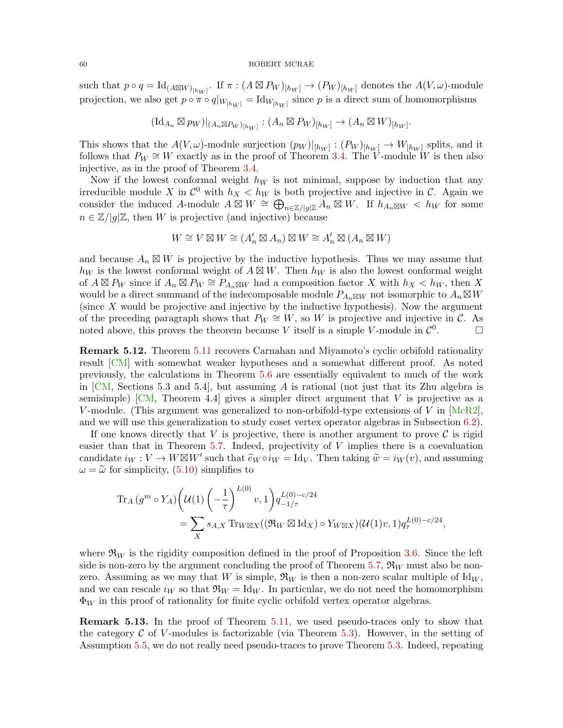such that $p \circ q = \mathrm{Id}_{(A\boxtimes W)_{[h_W]}}$. If $\pi : (A \boxtimes P_W)_{[h_W]} \to (P_W)_{[h_W]}$ denotes the $A(V,\omega)$-module projection, we also get $p \circ \pi \circ q|_{W_{[h_W]}} = \mathrm{Id}_{W_{[h_W]}}$ since $p$ is a direct sum of homomorphisms

$$(\mathrm{Id}_{A_n} \boxtimes p_W)|_{(A_n\boxtimes P_W)_{[h_W]}} : (A_n \boxtimes P_W)_{[h_W]} \to (A_n \boxtimes W)_{[h_W]}.$$

This shows that the $A(V,\omega)$-module surjection $(p_W)|_{[h_W]} : (P_W)_{[h_W]} \to W_{[h_W]}$ splits, and it follows that $P_W \cong W$ exactly as in the proof of Theorem 3.4. The $V$-module $W$ is then also injective, as in the proof of Theorem 3.4.

Now if the lowest conformal weight $h_W$ is not minimal, suppose by induction that any irreducible module $X$ in $\mathcal{C}^0$ with $h_X < h_W$ is both projective and injective in $\mathcal{C}$. Again we consider the induced $A$-module $A \boxtimes W \cong \bigoplus_{n\in\mathbb{Z}/|g|\mathbb{Z}} A_n \boxtimes W$. If $h_{A_n\boxtimes W} < h_W$ for some $n \in \mathbb{Z}/|g|\mathbb{Z}$, then $W$ is projective (and injective) because

$$W \cong V \boxtimes W \cong (A_n' \boxtimes A_n) \boxtimes W \cong A_n' \boxtimes (A_n \boxtimes W)$$

and because $A_n \boxtimes W$ is projective by the inductive hypothesis. Thus we may assume that $h_W$ is the lowest conformal weight of $A \boxtimes W$. Then $h_W$ is also the lowest conformal weight of $A \boxtimes P_W$ since if $A_n \boxtimes P_W \cong P_{A_n\boxtimes W}$ had a composition factor $X$ with $h_X < h_W$, then $X$ would be a direct summand of the indecomposable module $P_{A_n\boxtimes W}$ not isomorphic to $A_n \boxtimes W$ (since $X$ would be projective and injective by the inductive hypothesis). Now the argument of the preceding paragraph shows that $P_W \cong W$, so $W$ is projective and injective in $\mathcal{C}$. As noted above, this proves the theorem because $V$ itself is a simple $V$-module in $\mathcal{C}^0$. $\square$

**Remark 5.12.** Theorem 5.11 recovers Carnahan and Miyamoto's cyclic orbifold rationality result [CM] with somewhat weaker hypotheses and a somewhat different proof. As noted previously, the calculations in Theorem 5.6 are essentially equivalent to much of the work in [CM, Sections 5.3 and 5.4], but assuming $A$ is rational (not just that its Zhu algebra is semisimple) [CM, Theorem 4.4] gives a simpler direct argument that $V$ is projective as a $V$-module. (This argument was generalized to non-orbifold-type extensions of $V$ in [McR2], and we will use this generalization to study coset vertex operator algebras in Subsection 6.2).

If one knows directly that $V$ is projective, there is another argument to prove $\mathcal{C}$ is rigid easier than that in Theorem 5.7. Indeed, projectivity of $V$ implies there is a coevaluation candidate $i_W : V \to W \boxtimes W'$ such that $\widetilde{e}_W \circ i_W = \mathrm{Id}_V$. Then taking $\widetilde{w} = i_W(v)$, and assuming $\omega = \widetilde{\omega}$ for simplicity, (5.10) simplifies to

$$\begin{aligned}
\mathrm{Tr}_A\,(g^m \circ Y_A)&\left(\mathcal{U}(1)\left(-\frac{1}{\tau}\right)^{L(0)} v, 1\right) q_{-1/\tau}^{L(0)-c/24} \\
&= \sum_X s_{A,X}\, \mathrm{Tr}_{W\boxtimes X}((\mathfrak{R}_W \boxtimes \mathrm{Id}_X) \circ Y_{W\boxtimes X})(\mathcal{U}(1)v, 1)q_\tau^{L(0)-c/24},
\end{aligned}$$

where $\mathfrak{R}_W$ is the rigidity composition defined in the proof of Proposition 3.6. Since the left side is non-zero by the argument concluding the proof of Theorem 5.7, $\mathfrak{R}_W$ must also be non-zero. Assuming as we may that $W$ is simple, $\mathfrak{R}_W$ is then a non-zero scalar multiple of $\mathrm{Id}_W$, and we can rescale $i_W$ so that $\mathfrak{R}_W = \mathrm{Id}_W$. In particular, we do not need the homomorphism $\Phi_W$ in this proof of rationality for finite cyclic orbifold vertex operator algebras.

**Remark 5.13.** In the proof of Theorem 5.11, we used pseudo-traces only to show that the category $\mathcal{C}$ of $V$-modules is factorizable (via Theorem 5.3). However, in the setting of Assumption 5.5, we do not really need pseudo-traces to prove Theorem 5.3. Indeed, repeating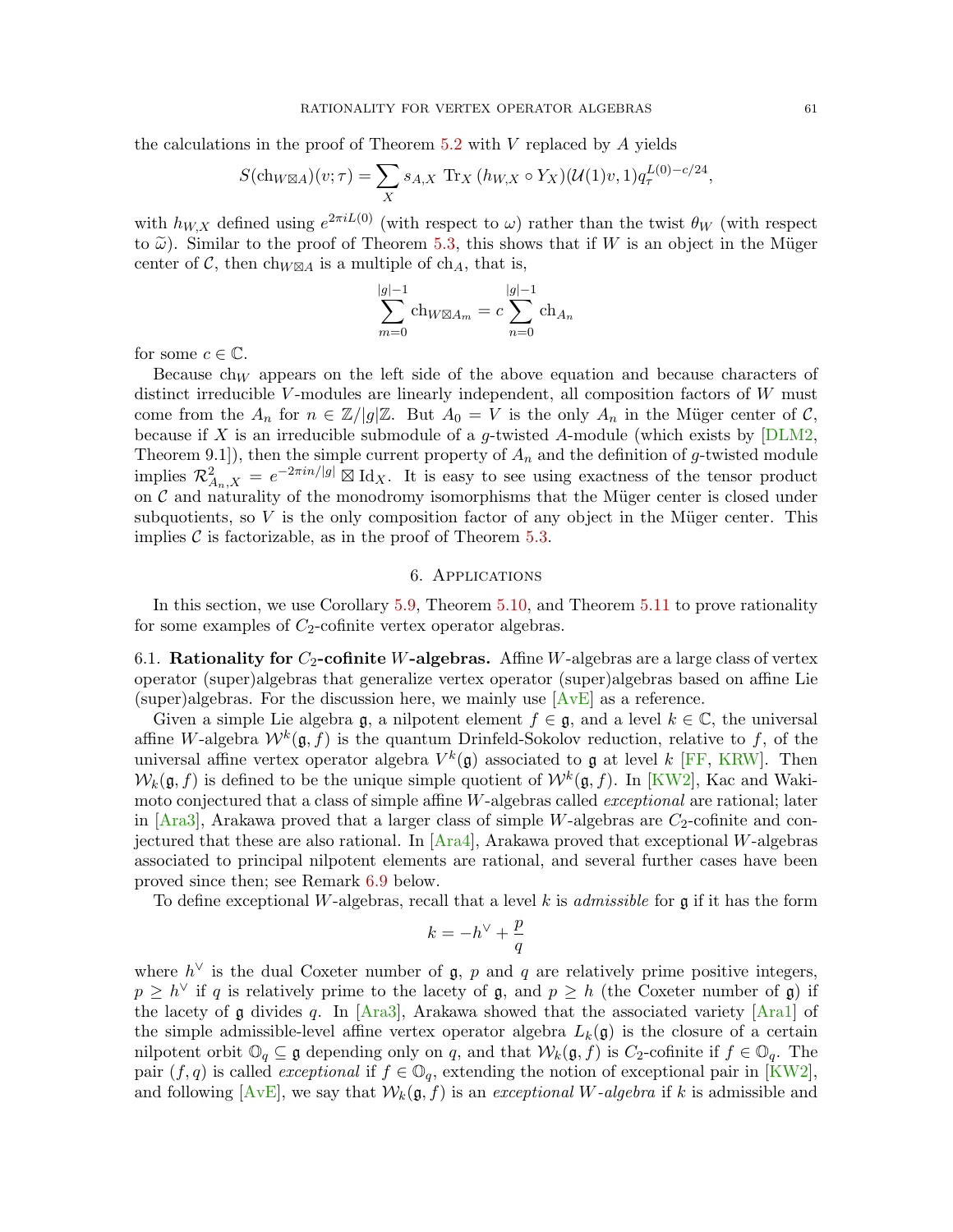the calculations in the proof of Theorem 5.2 with $V$ replaced by $A$ yields

$$S(\mathrm{ch}_{W\boxtimes A})(v;\tau) = \sum_X s_{A,X}\ \mathrm{Tr}_X\,(h_{W,X}\circ Y_X)(\mathcal{U}(1)v,1)q_\tau^{L(0)-c/24},$$

with $h_{W,X}$ defined using $e^{2\pi i L(0)}$ (with respect to $\omega$) rather than the twist $\theta_W$ (with respect to $\widetilde{\omega}$). Similar to the proof of Theorem 5.3, this shows that if $W$ is an object in the Müger center of $\mathcal{C}$, then $\mathrm{ch}_{W\boxtimes A}$ is a multiple of $\mathrm{ch}_A$, that is,

$$\sum_{m=0}^{|g|-1} \mathrm{ch}_{W\boxtimes A_m} = c\sum_{n=0}^{|g|-1}\mathrm{ch}_{A_n}$$

for some $c\in\mathbb{C}$.

Because $\mathrm{ch}_W$ appears on the left side of the above equation and because characters of distinct irreducible $V$-modules are linearly independent, all composition factors of $W$ must come from the $A_n$ for $n\in\mathbb{Z}/|g|\mathbb{Z}$. But $A_0 = V$ is the only $A_n$ in the Müger center of $\mathcal{C}$, because if $X$ is an irreducible submodule of a $g$-twisted $A$-module (which exists by [DLM2, Theorem 9.1]), then the simple current property of $A_n$ and the definition of $g$-twisted module implies $\mathcal{R}^2_{A_n,X} = e^{-2\pi i n/|g|}\boxtimes \mathrm{Id}_X$. It is easy to see using exactness of the tensor product on $\mathcal{C}$ and naturality of the monodromy isomorphisms that the Müger center is closed under subquotients, so $V$ is the only composition factor of any object in the Müger center. This implies $\mathcal{C}$ is factorizable, as in the proof of Theorem 5.3.

## 6. Applications

In this section, we use Corollary 5.9, Theorem 5.10, and Theorem 5.11 to prove rationality for some examples of $C_2$-cofinite vertex operator algebras.

**6.1. Rationality for $C_2$-cofinite $W$-algebras.** Affine $W$-algebras are a large class of vertex operator (super)algebras that generalize vertex operator (super)algebras based on affine Lie (super)algebras. For the discussion here, we mainly use [AvE] as a reference.

Given a simple Lie algebra $\mathfrak{g}$, a nilpotent element $f\in\mathfrak{g}$, and a level $k\in\mathbb{C}$, the universal affine $W$-algebra $\mathcal{W}^k(\mathfrak{g},f)$ is the quantum Drinfeld-Sokolov reduction, relative to $f$, of the universal affine vertex operator algebra $V^k(\mathfrak{g})$ associated to $\mathfrak{g}$ at level $k$ [FF, KRW]. Then $\mathcal{W}_k(\mathfrak{g},f)$ is defined to be the unique simple quotient of $\mathcal{W}^k(\mathfrak{g},f)$. In [KW2], Kac and Wakimoto conjectured that a class of simple affine $W$-algebras called *exceptional* are rational; later in [Ara3], Arakawa proved that a larger class of simple $W$-algebras are $C_2$-cofinite and conjectured that these are also rational. In [Ara4], Arakawa proved that exceptional $W$-algebras associated to principal nilpotent elements are rational, and several further cases have been proved since then; see Remark 6.9 below.

To define exceptional $W$-algebras, recall that a level $k$ is *admissible* for $\mathfrak{g}$ if it has the form

$$k = -h^\vee + \frac{p}{q}$$

where $h^\vee$ is the dual Coxeter number of $\mathfrak{g}$, $p$ and $q$ are relatively prime positive integers, $p\geq h^\vee$ if $q$ is relatively prime to the lacety of $\mathfrak{g}$, and $p\geq h$ (the Coxeter number of $\mathfrak{g}$) if the lacety of $\mathfrak{g}$ divides $q$. In [Ara3], Arakawa showed that the associated variety [Ara1] of the simple admissible-level affine vertex operator algebra $L_k(\mathfrak{g})$ is the closure of a certain nilpotent orbit $\mathbb{O}_q\subseteq\mathfrak{g}$ depending only on $q$, and that $\mathcal{W}_k(\mathfrak{g},f)$ is $C_2$-cofinite if $f\in\mathbb{O}_q$. The pair $(f,q)$ is called *exceptional* if $f\in\mathbb{O}_q$, extending the notion of exceptional pair in [KW2], and following [AvE], we say that $\mathcal{W}_k(\mathfrak{g},f)$ is an *exceptional $W$-algebra* if $k$ is admissible and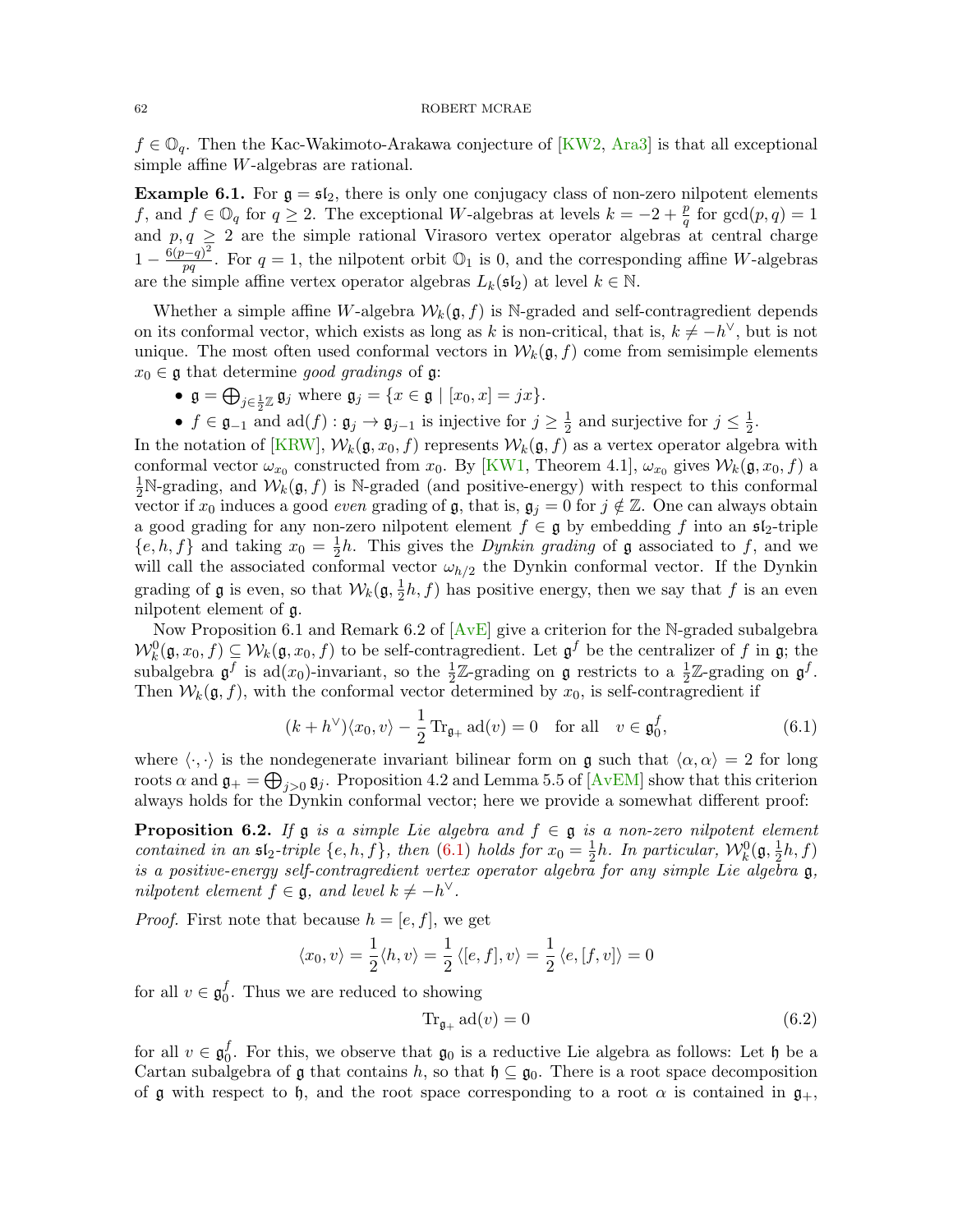$f \in \mathbb{O}_q$. Then the Kac-Wakimoto-Arakawa conjecture of [KW2, Ara3] is that all exceptional simple affine $W$-algebras are rational.

**Example 6.1.** For $\mathfrak{g} = \mathfrak{sl}_2$, there is only one conjugacy class of non-zero nilpotent elements $f$, and $f \in \mathbb{O}_q$ for $q \geq 2$. The exceptional $W$-algebras at levels $k = -2 + \frac{p}{q}$ for $\gcd(p,q) = 1$ and $p, q \geq 2$ are the simple rational Virasoro vertex operator algebras at central charge $1 - \frac{6(p-q)^2}{pq}$. For $q = 1$, the nilpotent orbit $\mathbb{O}_1$ is 0, and the corresponding affine $W$-algebras are the simple affine vertex operator algebras $L_k(\mathfrak{sl}_2)$ at level $k \in \mathbb{N}$.

Whether a simple affine $W$-algebra $\mathcal{W}_k(\mathfrak{g}, f)$ is $\mathbb{N}$-graded and self-contragredient depends on its conformal vector, which exists as long as $k$ is non-critical, that is, $k \neq -h^\vee$, but is not unique. The most often used conformal vectors in $\mathcal{W}_k(\mathfrak{g}, f)$ come from semisimple elements $x_0 \in \mathfrak{g}$ that determine *good gradings* of $\mathfrak{g}$:

- $\mathfrak{g} = \bigoplus_{j \in \frac{1}{2}\mathbb{Z}} \mathfrak{g}_j$ where $\mathfrak{g}_j = \{x \in \mathfrak{g} \mid [x_0, x] = jx\}$.
- $f \in \mathfrak{g}_{-1}$ and $\mathrm{ad}(f) : \mathfrak{g}_j \to \mathfrak{g}_{j-1}$ is injective for $j \geq \frac{1}{2}$ and surjective for $j \leq \frac{1}{2}$.

In the notation of [KRW], $\mathcal{W}_k(\mathfrak{g}, x_0, f)$ represents $\mathcal{W}_k(\mathfrak{g}, f)$ as a vertex operator algebra with conformal vector $\omega_{x_0}$ constructed from $x_0$. By [KW1, Theorem 4.1], $\omega_{x_0}$ gives $\mathcal{W}_k(\mathfrak{g}, x_0, f)$ a $\frac{1}{2}\mathbb{N}$-grading, and $\mathcal{W}_k(\mathfrak{g}, f)$ is $\mathbb{N}$-graded (and positive-energy) with respect to this conformal vector if $x_0$ induces a good *even* grading of $\mathfrak{g}$, that is, $\mathfrak{g}_j = 0$ for $j \notin \mathbb{Z}$. One can always obtain a good grading for any non-zero nilpotent element $f \in \mathfrak{g}$ by embedding $f$ into an $\mathfrak{sl}_2$-triple $\{e, h, f\}$ and taking $x_0 = \frac{1}{2}h$. This gives the *Dynkin grading* of $\mathfrak{g}$ associated to $f$, and we will call the associated conformal vector $\omega_{h/2}$ the Dynkin conformal vector. If the Dynkin grading of $\mathfrak{g}$ is even, so that $\mathcal{W}_k(\mathfrak{g}, \frac{1}{2}h, f)$ has positive energy, then we say that $f$ is an even nilpotent element of $\mathfrak{g}$.

Now Proposition 6.1 and Remark 6.2 of [AvE] give a criterion for the $\mathbb{N}$-graded subalgebra $\mathcal{W}_k^0(\mathfrak{g}, x_0, f) \subseteq \mathcal{W}_k(\mathfrak{g}, x_0, f)$ to be self-contragredient. Let $\mathfrak{g}^f$ be the centralizer of $f$ in $\mathfrak{g}$; the subalgebra $\mathfrak{g}^f$ is $\mathrm{ad}(x_0)$-invariant, so the $\frac{1}{2}\mathbb{Z}$-grading on $\mathfrak{g}$ restricts to a $\frac{1}{2}\mathbb{Z}$-grading on $\mathfrak{g}^f$. Then $\mathcal{W}_k(\mathfrak{g}, f)$, with the conformal vector determined by $x_0$, is self-contragredient if

$$(k + h^\vee)\langle x_0, v\rangle - \frac{1}{2}\,\mathrm{Tr}_{\mathfrak{g}_+}\,\mathrm{ad}(v) = 0 \quad \text{for all} \quad v \in \mathfrak{g}_0^f, \tag{6.1}$$

where $\langle \cdot, \cdot \rangle$ is the nondegenerate invariant bilinear form on $\mathfrak{g}$ such that $\langle \alpha, \alpha \rangle = 2$ for long roots $\alpha$ and $\mathfrak{g}_+ = \bigoplus_{j>0} \mathfrak{g}_j$. Proposition 4.2 and Lemma 5.5 of [AvEM] show that this criterion always holds for the Dynkin conformal vector; here we provide a somewhat different proof:

**Proposition 6.2.** *If $\mathfrak{g}$ is a simple Lie algebra and $f \in \mathfrak{g}$ is a non-zero nilpotent element contained in an $\mathfrak{sl}_2$-triple $\{e, h, f\}$, then (6.1) holds for $x_0 = \frac{1}{2}h$. In particular, $\mathcal{W}_k^0(\mathfrak{g}, \frac{1}{2}h, f)$ is a positive-energy self-contragredient vertex operator algebra for any simple Lie algebra $\mathfrak{g}$, nilpotent element $f \in \mathfrak{g}$, and level $k \neq -h^\vee$.*

*Proof.* First note that because $h = [e, f]$, we get

$$\langle x_0, v\rangle = \frac{1}{2}\langle h, v\rangle = \frac{1}{2}\,\langle [e, f], v\rangle = \frac{1}{2}\,\langle e, [f, v]\rangle = 0$$

for all $v \in \mathfrak{g}_0^f$. Thus we are reduced to showing

$$\mathrm{Tr}_{\mathfrak{g}_+}\,\mathrm{ad}(v) = 0 \tag{6.2}$$

for all $v \in \mathfrak{g}_0^f$. For this, we observe that $\mathfrak{g}_0$ is a reductive Lie algebra as follows: Let $\mathfrak{h}$ be a Cartan subalgebra of $\mathfrak{g}$ that contains $h$, so that $\mathfrak{h} \subseteq \mathfrak{g}_0$. There is a root space decomposition of $\mathfrak{g}$ with respect to $\mathfrak{h}$, and the root space corresponding to a root $\alpha$ is contained in $\mathfrak{g}_+$,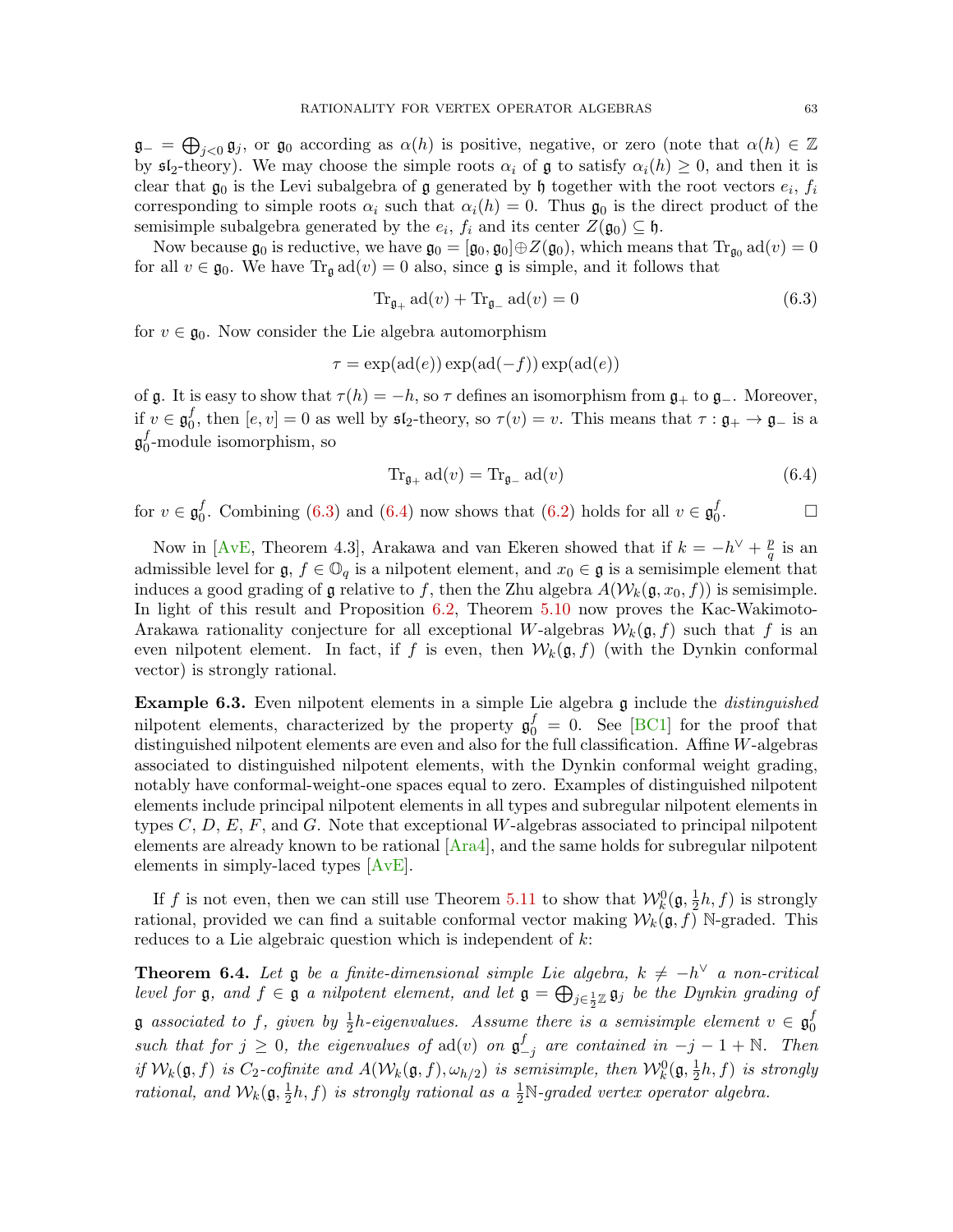$\mathfrak{g}_- = \bigoplus_{j<0} \mathfrak{g}_j$, or $\mathfrak{g}_0$ according as $\alpha(h)$ is positive, negative, or zero (note that $\alpha(h) \in \mathbb{Z}$ by $\mathfrak{sl}_2$-theory). We may choose the simple roots $\alpha_i$ of $\mathfrak{g}$ to satisfy $\alpha_i(h) \geq 0$, and then it is clear that $\mathfrak{g}_0$ is the Levi subalgebra of $\mathfrak{g}$ generated by $\mathfrak{h}$ together with the root vectors $e_i$, $f_i$ corresponding to simple roots $\alpha_i$ such that $\alpha_i(h) = 0$. Thus $\mathfrak{g}_0$ is the direct product of the semisimple subalgebra generated by the $e_i$, $f_i$ and its center $Z(\mathfrak{g}_0) \subseteq \mathfrak{h}$.

Now because $\mathfrak{g}_0$ is reductive, we have $\mathfrak{g}_0 = [\mathfrak{g}_0, \mathfrak{g}_0] \oplus Z(\mathfrak{g}_0)$, which means that $\mathrm{Tr}_{\mathfrak{g}_0} \mathrm{ad}(v) = 0$ for all $v \in \mathfrak{g}_0$. We have $\mathrm{Tr}_{\mathfrak{g}} \mathrm{ad}(v) = 0$ also, since $\mathfrak{g}$ is simple, and it follows that

$$\mathrm{Tr}_{\mathfrak{g}_+} \mathrm{ad}(v) + \mathrm{Tr}_{\mathfrak{g}_-} \mathrm{ad}(v) = 0 \tag{6.3}$$

for $v \in \mathfrak{g}_0$. Now consider the Lie algebra automorphism

$$\tau = \exp(\mathrm{ad}(e)) \exp(\mathrm{ad}(-f)) \exp(\mathrm{ad}(e))$$

of $\mathfrak{g}$. It is easy to show that $\tau(h) = -h$, so $\tau$ defines an isomorphism from $\mathfrak{g}_+$ to $\mathfrak{g}_-$. Moreover, if $v \in \mathfrak{g}_0^f$, then $[e, v] = 0$ as well by $\mathfrak{sl}_2$-theory, so $\tau(v) = v$. This means that $\tau : \mathfrak{g}_+ \to \mathfrak{g}_-$ is a $\mathfrak{g}_0^f$-module isomorphism, so

$$\mathrm{Tr}_{\mathfrak{g}_+} \mathrm{ad}(v) = \mathrm{Tr}_{\mathfrak{g}_-} \mathrm{ad}(v) \tag{6.4}$$

for $v \in \mathfrak{g}_0^f$. Combining (6.3) and (6.4) now shows that (6.2) holds for all $v \in \mathfrak{g}_0^f$. □

Now in [AvE, Theorem 4.3], Arakawa and van Ekeren showed that if $k = -h^\vee + \frac{p}{q}$ is an admissible level for $\mathfrak{g}$, $f \in \mathbb{O}_q$ is a nilpotent element, and $x_0 \in \mathfrak{g}$ is a semisimple element that induces a good grading of $\mathfrak{g}$ relative to $f$, then the Zhu algebra $A(\mathcal{W}_k(\mathfrak{g}, x_0, f))$ is semisimple. In light of this result and Proposition 6.2, Theorem 5.10 now proves the Kac-Wakimoto-Arakawa rationality conjecture for all exceptional $W$-algebras $\mathcal{W}_k(\mathfrak{g}, f)$ such that $f$ is an even nilpotent element. In fact, if $f$ is even, then $\mathcal{W}_k(\mathfrak{g}, f)$ (with the Dynkin conformal vector) is strongly rational.

**Example 6.3.** Even nilpotent elements in a simple Lie algebra $\mathfrak{g}$ include the *distinguished* nilpotent elements, characterized by the property $\mathfrak{g}_0^f = 0$. See [BC1] for the proof that distinguished nilpotent elements are even and also for the full classification. Affine $W$-algebras associated to distinguished nilpotent elements, with the Dynkin conformal weight grading, notably have conformal-weight-one spaces equal to zero. Examples of distinguished nilpotent elements include principal nilpotent elements in all types and subregular nilpotent elements in types $C$, $D$, $E$, $F$, and $G$. Note that exceptional $W$-algebras associated to principal nilpotent elements are already known to be rational [Ara4], and the same holds for subregular nilpotent elements in simply-laced types [AvE].

If $f$ is not even, then we can still use Theorem 5.11 to show that $\mathcal{W}_k^0(\mathfrak{g}, \frac{1}{2}h, f)$ is strongly rational, provided we can find a suitable conformal vector making $\mathcal{W}_k(\mathfrak{g}, f)$ $\mathbb{N}$-graded. This reduces to a Lie algebraic question which is independent of $k$:

**Theorem 6.4.** *Let $\mathfrak{g}$ be a finite-dimensional simple Lie algebra, $k \neq -h^\vee$ a non-critical level for $\mathfrak{g}$, and $f \in \mathfrak{g}$ a nilpotent element, and let $\mathfrak{g} = \bigoplus_{j \in \frac{1}{2}\mathbb{Z}} \mathfrak{g}_j$ be the Dynkin grading of $\mathfrak{g}$ associated to $f$, given by $\frac{1}{2}h$-eigenvalues. Assume there is a semisimple element $v \in \mathfrak{g}_0^f$ such that for $j \geq 0$, the eigenvalues of $\mathrm{ad}(v)$ on $\mathfrak{g}_{-j}^f$ are contained in $-j - 1 + \mathbb{N}$. Then if $\mathcal{W}_k(\mathfrak{g}, f)$ is $C_2$-cofinite and $A(\mathcal{W}_k(\mathfrak{g}, f), \omega_{h/2})$ is semisimple, then $\mathcal{W}_k^0(\mathfrak{g}, \frac{1}{2}h, f)$ is strongly rational, and $\mathcal{W}_k(\mathfrak{g}, \frac{1}{2}h, f)$ is strongly rational as a $\frac{1}{2}\mathbb{N}$-graded vertex operator algebra.*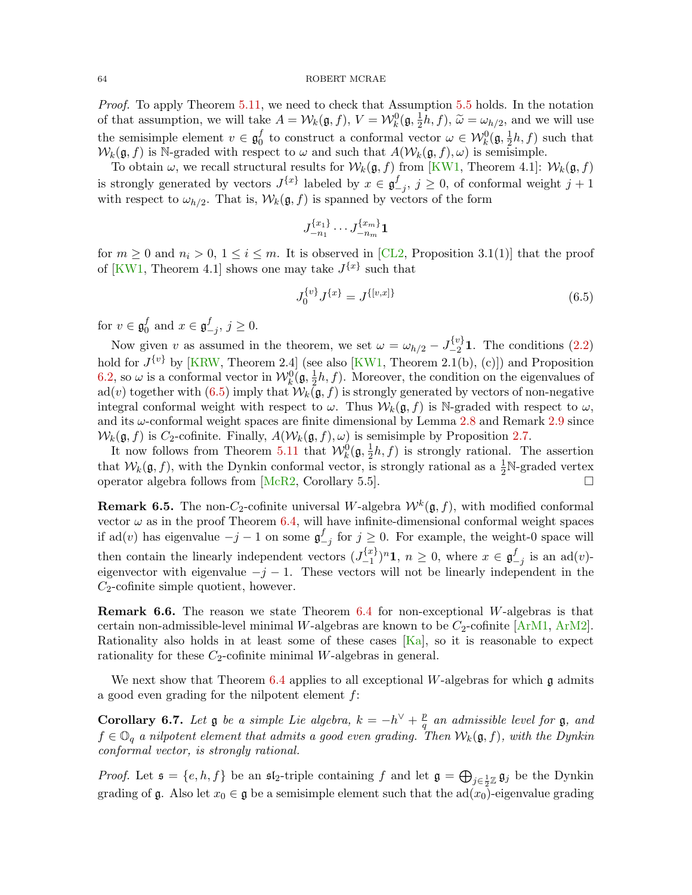*Proof.* To apply Theorem 5.11, we need to check that Assumption 5.5 holds. In the notation of that assumption, we will take $A = \mathcal{W}_k(\mathfrak{g}, f)$, $V = \mathcal{W}_k^0(\mathfrak{g}, \frac{1}{2}h, f)$, $\widetilde{\omega} = \omega_{h/2}$, and we will use the semisimple element $v \in \mathfrak{g}_0^f$ to construct a conformal vector $\omega \in \mathcal{W}_k^0(\mathfrak{g}, \frac{1}{2}h, f)$ such that $\mathcal{W}_k(\mathfrak{g}, f)$ is $\mathbb{N}$-graded with respect to $\omega$ and such that $A(\mathcal{W}_k(\mathfrak{g}, f), \omega)$ is semisimple.

To obtain $\omega$, we recall structural results for $\mathcal{W}_k(\mathfrak{g}, f)$ from [KW1, Theorem 4.1]: $\mathcal{W}_k(\mathfrak{g}, f)$ is strongly generated by vectors $J^{\{x\}}$ labeled by $x \in \mathfrak{g}_{-j}^f$, $j \geq 0$, of conformal weight $j+1$ with respect to $\omega_{h/2}$. That is, $\mathcal{W}_k(\mathfrak{g}, f)$ is spanned by vectors of the form

$$J_{-n_1}^{\{x_1\}} \cdots J_{-n_m}^{\{x_m\}} \mathbf{1}$$

for $m \geq 0$ and $n_i > 0$, $1 \leq i \leq m$. It is observed in [CL2, Proposition 3.1(1)] that the proof of [KW1, Theorem 4.1] shows one may take $J^{\{x\}}$ such that

$$J_0^{\{v\}} J^{\{x\}} = J^{\{[v,x]\}} \tag{6.5}$$

for $v \in \mathfrak{g}_0^f$ and $x \in \mathfrak{g}_{-j}^f$, $j \geq 0$.

Now given $v$ as assumed in the theorem, we set $\omega = \omega_{h/2} - J_{-2}^{\{v\}} \mathbf{1}$. The conditions (2.2) hold for $J^{\{v\}}$ by [KRW, Theorem 2.4] (see also [KW1, Theorem 2.1(b), (c)]) and Proposition 6.2, so $\omega$ is a conformal vector in $\mathcal{W}_k^0(\mathfrak{g}, \frac{1}{2}h, f)$. Moreover, the condition on the eigenvalues of $\mathrm{ad}(v)$ together with (6.5) imply that $\mathcal{W}_k(\mathfrak{g}, f)$ is strongly generated by vectors of non-negative integral conformal weight with respect to $\omega$. Thus $\mathcal{W}_k(\mathfrak{g}, f)$ is $\mathbb{N}$-graded with respect to $\omega$, and its $\omega$-conformal weight spaces are finite dimensional by Lemma 2.8 and Remark 2.9 since $\mathcal{W}_k(\mathfrak{g}, f)$ is $C_2$-cofinite. Finally, $A(\mathcal{W}_k(\mathfrak{g}, f), \omega)$ is semisimple by Proposition 2.7.

It now follows from Theorem 5.11 that $\mathcal{W}_k^0(\mathfrak{g}, \frac{1}{2}h, f)$ is strongly rational. The assertion that $\mathcal{W}_k(\mathfrak{g}, f)$, with the Dynkin conformal vector, is strongly rational as a $\frac{1}{2}\mathbb{N}$-graded vertex operator algebra follows from [McR2, Corollary 5.5]. $\square$

**Remark 6.5.** The non-$C_2$-cofinite universal $W$-algebra $\mathcal{W}^k(\mathfrak{g}, f)$, with modified conformal vector $\omega$ as in the proof Theorem 6.4, will have infinite-dimensional conformal weight spaces if $\mathrm{ad}(v)$ has eigenvalue $-j-1$ on some $\mathfrak{g}_{-j}^f$ for $j \geq 0$. For example, the weight-0 space will then contain the linearly independent vectors $(J_{-1}^{\{x\}})^n \mathbf{1}$, $n \geq 0$, where $x \in \mathfrak{g}_{-j}^f$ is an $\mathrm{ad}(v)$-eigenvector with eigenvalue $-j-1$. These vectors will not be linearly independent in the $C_2$-cofinite simple quotient, however.

**Remark 6.6.** The reason we state Theorem 6.4 for non-exceptional $W$-algebras is that certain non-admissible-level minimal $W$-algebras are known to be $C_2$-cofinite [ArM1, ArM2]. Rationality also holds in at least some of these cases [Ka], so it is reasonable to expect rationality for these $C_2$-cofinite minimal $W$-algebras in general.

We next show that Theorem 6.4 applies to all exceptional $W$-algebras for which $\mathfrak{g}$ admits a good even grading for the nilpotent element $f$:

**Corollary 6.7.** *Let $\mathfrak{g}$ be a simple Lie algebra, $k = -h^\vee + \frac{p}{q}$ an admissible level for $\mathfrak{g}$, and $f \in \mathbb{O}_q$ a nilpotent element that admits a good even grading. Then $\mathcal{W}_k(\mathfrak{g}, f)$, with the Dynkin conformal vector, is strongly rational.*

*Proof.* Let $\mathfrak{s} = \{e, h, f\}$ be an $\mathfrak{sl}_2$-triple containing $f$ and let $\mathfrak{g} = \bigoplus_{j \in \frac{1}{2}\mathbb{Z}} \mathfrak{g}_j$ be the Dynkin grading of $\mathfrak{g}$. Also let $x_0 \in \mathfrak{g}$ be a semisimple element such that the $\mathrm{ad}(x_0)$-eigenvalue grading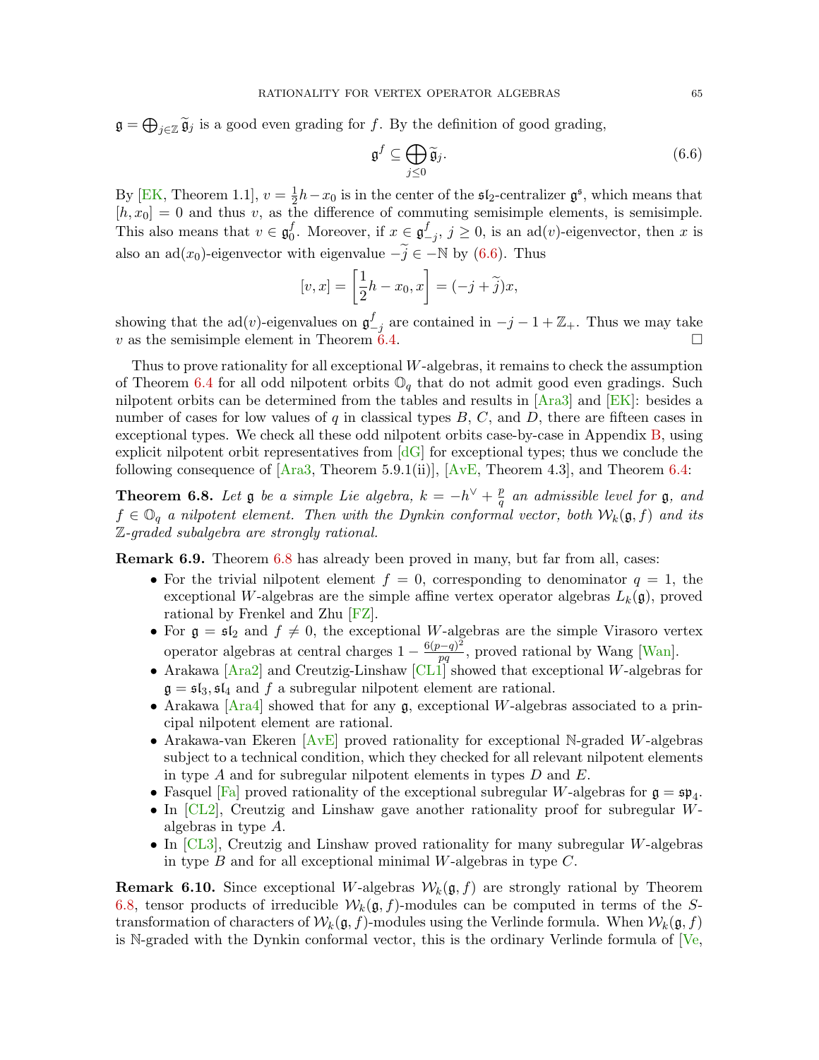$\mathfrak{g} = \bigoplus_{j\in\mathbb{Z}} \widetilde{\mathfrak{g}}_j$ is a good even grading for $f$. By the definition of good grading,

$$\mathfrak{g}^f \subseteq \bigoplus_{j\leq 0} \widetilde{\mathfrak{g}}_j. \tag{6.6}$$

By [EK, Theorem 1.1], $v = \frac{1}{2}h - x_0$ is in the center of the $\mathfrak{sl}_2$-centralizer $\mathfrak{g}^{\mathfrak{s}}$, which means that $[h, x_0] = 0$ and thus $v$, as the difference of commuting semisimple elements, is semisimple. This also means that $v \in \mathfrak{g}_0^f$. Moreover, if $x \in \mathfrak{g}_{-j}^f$, $j \geq 0$, is an $\mathrm{ad}(v)$-eigenvector, then $x$ is also an $\mathrm{ad}(x_0)$-eigenvector with eigenvalue $-\widetilde{j} \in -\mathbb{N}$ by (6.6). Thus

$$[v, x] = \left[\frac{1}{2}h - x_0, x\right] = (-j + \widetilde{j})x,$$

showing that the $\mathrm{ad}(v)$-eigenvalues on $\mathfrak{g}_{-j}^f$ are contained in $-j - 1 + \mathbb{Z}_+$. Thus we may take $v$ as the semisimple element in Theorem 6.4. □

Thus to prove rationality for all exceptional $W$-algebras, it remains to check the assumption of Theorem 6.4 for all odd nilpotent orbits $\mathbb{O}_q$ that do not admit good even gradings. Such nilpotent orbits can be determined from the tables and results in [Ara3] and [EK]: besides a number of cases for low values of $q$ in classical types $B$, $C$, and $D$, there are fifteen cases in exceptional types. We check all these odd nilpotent orbits case-by-case in Appendix B, using explicit nilpotent orbit representatives from [dG] for exceptional types; thus we conclude the following consequence of [Ara3, Theorem 5.9.1(ii)], [AvE, Theorem 4.3], and Theorem 6.4:

**Theorem 6.8.** *Let $\mathfrak{g}$ be a simple Lie algebra, $k = -h^\vee + \frac{p}{q}$ an admissible level for $\mathfrak{g}$, and $f \in \mathbb{O}_q$ a nilpotent element. Then with the Dynkin conformal vector, both $\mathcal{W}_k(\mathfrak{g}, f)$ and its $\mathbb{Z}$-graded subalgebra are strongly rational.*

**Remark 6.9.** Theorem 6.8 has already been proved in many, but far from all, cases:

- For the trivial nilpotent element $f = 0$, corresponding to denominator $q = 1$, the exceptional $W$-algebras are the simple affine vertex operator algebras $L_k(\mathfrak{g})$, proved rational by Frenkel and Zhu [FZ].
- For $\mathfrak{g} = \mathfrak{sl}_2$ and $f \neq 0$, the exceptional $W$-algebras are the simple Virasoro vertex operator algebras at central charges $1 - \frac{6(p-q)^2}{pq}$, proved rational by Wang [Wan].
- Arakawa [Ara2] and Creutzig-Linshaw [CL1] showed that exceptional $W$-algebras for $\mathfrak{g} = \mathfrak{sl}_3, \mathfrak{sl}_4$ and $f$ a subregular nilpotent element are rational.
- Arakawa [Ara4] showed that for any $\mathfrak{g}$, exceptional $W$-algebras associated to a principal nilpotent element are rational.
- Arakawa-van Ekeren [AvE] proved rationality for exceptional $\mathbb{N}$-graded $W$-algebras subject to a technical condition, which they checked for all relevant nilpotent elements in type $A$ and for subregular nilpotent elements in types $D$ and $E$.
- Fasquel [Fa] proved rationality of the exceptional subregular $W$-algebras for $\mathfrak{g} = \mathfrak{sp}_4$.
- In [CL2], Creutzig and Linshaw gave another rationality proof for subregular $W$-algebras in type $A$.
- In [CL3], Creutzig and Linshaw proved rationality for many subregular $W$-algebras in type $B$ and for all exceptional minimal $W$-algebras in type $C$.

**Remark 6.10.** Since exceptional $W$-algebras $\mathcal{W}_k(\mathfrak{g}, f)$ are strongly rational by Theorem 6.8, tensor products of irreducible $\mathcal{W}_k(\mathfrak{g}, f)$-modules can be computed in terms of the $S$-transformation of characters of $\mathcal{W}_k(\mathfrak{g}, f)$-modules using the Verlinde formula. When $\mathcal{W}_k(\mathfrak{g}, f)$ is $\mathbb{N}$-graded with the Dynkin conformal vector, this is the ordinary Verlinde formula of [Ve,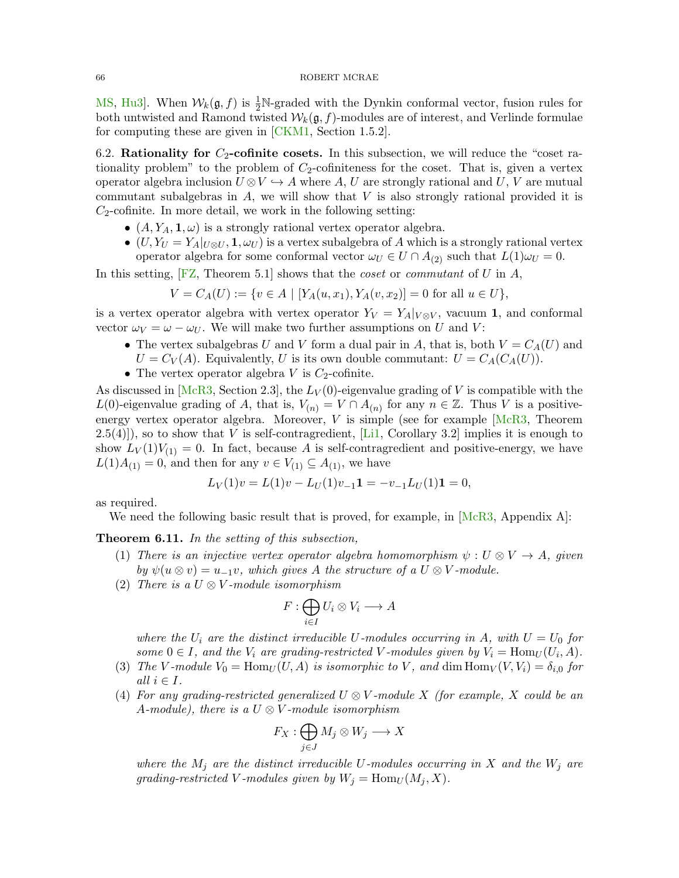MS, Hu3]. When $\mathcal{W}_k(\mathfrak{g}, f)$ is $\frac{1}{2}\mathbb{N}$-graded with the Dynkin conformal vector, fusion rules for both untwisted and Ramond twisted $\mathcal{W}_k(\mathfrak{g}, f)$-modules are of interest, and Verlinde formulae for computing these are given in [CKM1, Section 1.5.2].

6.2. **Rationality for $C_2$-cofinite cosets.** In this subsection, we will reduce the "coset rationality problem" to the problem of $C_2$-cofiniteness for the coset. That is, given a vertex operator algebra inclusion $U \otimes V \hookrightarrow A$ where $A$, $U$ are strongly rational and $U$, $V$ are mutual commutant subalgebras in $A$, we will show that $V$ is also strongly rational provided it is $C_2$-cofinite. In more detail, we work in the following setting:

- $(A, Y_A, \mathbf{1}, \omega)$ is a strongly rational vertex operator algebra.
- $(U, Y_U = Y_A|_{U\otimes U}, \mathbf{1}, \omega_U)$ is a vertex subalgebra of $A$ which is a strongly rational vertex operator algebra for some conformal vector $\omega_U \in U \cap A_{(2)}$ such that $L(1)\omega_U = 0$.

In this setting, [FZ, Theorem 5.1] shows that the *coset* or *commutant* of $U$ in $A$,

$$V = C_A(U) := \{v \in A \mid [Y_A(u, x_1), Y_A(v, x_2)] = 0 \text{ for all } u \in U\},$$

is a vertex operator algebra with vertex operator $Y_V = Y_A|_{V\otimes V}$, vacuum $\mathbf{1}$, and conformal vector $\omega_V = \omega - \omega_U$. We will make two further assumptions on $U$ and $V$:

- The vertex subalgebras $U$ and $V$ form a dual pair in $A$, that is, both $V = C_A(U)$ and $U = C_V(A)$. Equivalently, $U$ is its own double commutant: $U = C_A(C_A(U))$.
- The vertex operator algebra $V$ is $C_2$-cofinite.

As discussed in [McR3, Section 2.3], the $L_V(0)$-eigenvalue grading of $V$ is compatible with the $L(0)$-eigenvalue grading of $A$, that is, $V_{(n)} = V \cap A_{(n)}$ for any $n \in \mathbb{Z}$. Thus $V$ is a positive-energy vertex operator algebra. Moreover, $V$ is simple (see for example [McR3, Theorem 2.5(4)]), so to show that $V$ is self-contragredient, [Li1, Corollary 3.2] implies it is enough to show $L_V(1)V_{(1)} = 0$. In fact, because $A$ is self-contragredient and positive-energy, we have $L(1)A_{(1)} = 0$, and then for any $v \in V_{(1)} \subseteq A_{(1)}$, we have

$$L_V(1)v = L(1)v - L_U(1)v_{-1}\mathbf{1} = -v_{-1}L_U(1)\mathbf{1} = 0,$$

as required.

We need the following basic result that is proved, for example, in [McR3, Appendix A]:

**Theorem 6.11.** *In the setting of this subsection,*

1. *There is an injective vertex operator algebra homomorphism $\psi : U \otimes V \to A$, given by $\psi(u \otimes v) = u_{-1}v$, which gives $A$ the structure of a $U \otimes V$-module.*
2. *There is a $U \otimes V$-module isomorphism*
$$F : \bigoplus_{i\in I} U_i \otimes V_i \longrightarrow A$$
*where the $U_i$ are the distinct irreducible $U$-modules occurring in $A$, with $U = U_0$ for some $0 \in I$, and the $V_i$ are grading-restricted $V$-modules given by $V_i = \mathrm{Hom}_U(U_i, A)$.*
3. *The $V$-module $V_0 = \mathrm{Hom}_U(U, A)$ is isomorphic to $V$, and $\dim \mathrm{Hom}_V(V, V_i) = \delta_{i,0}$ for all $i \in I$.*
4. *For any grading-restricted generalized $U \otimes V$-module $X$ (for example, $X$ could be an $A$-module), there is a $U \otimes V$-module isomorphism*
$$F_X : \bigoplus_{j\in J} M_j \otimes W_j \longrightarrow X$$
*where the $M_j$ are the distinct irreducible $U$-modules occurring in $X$ and the $W_j$ are grading-restricted $V$-modules given by $W_j = \mathrm{Hom}_U(M_j, X)$.*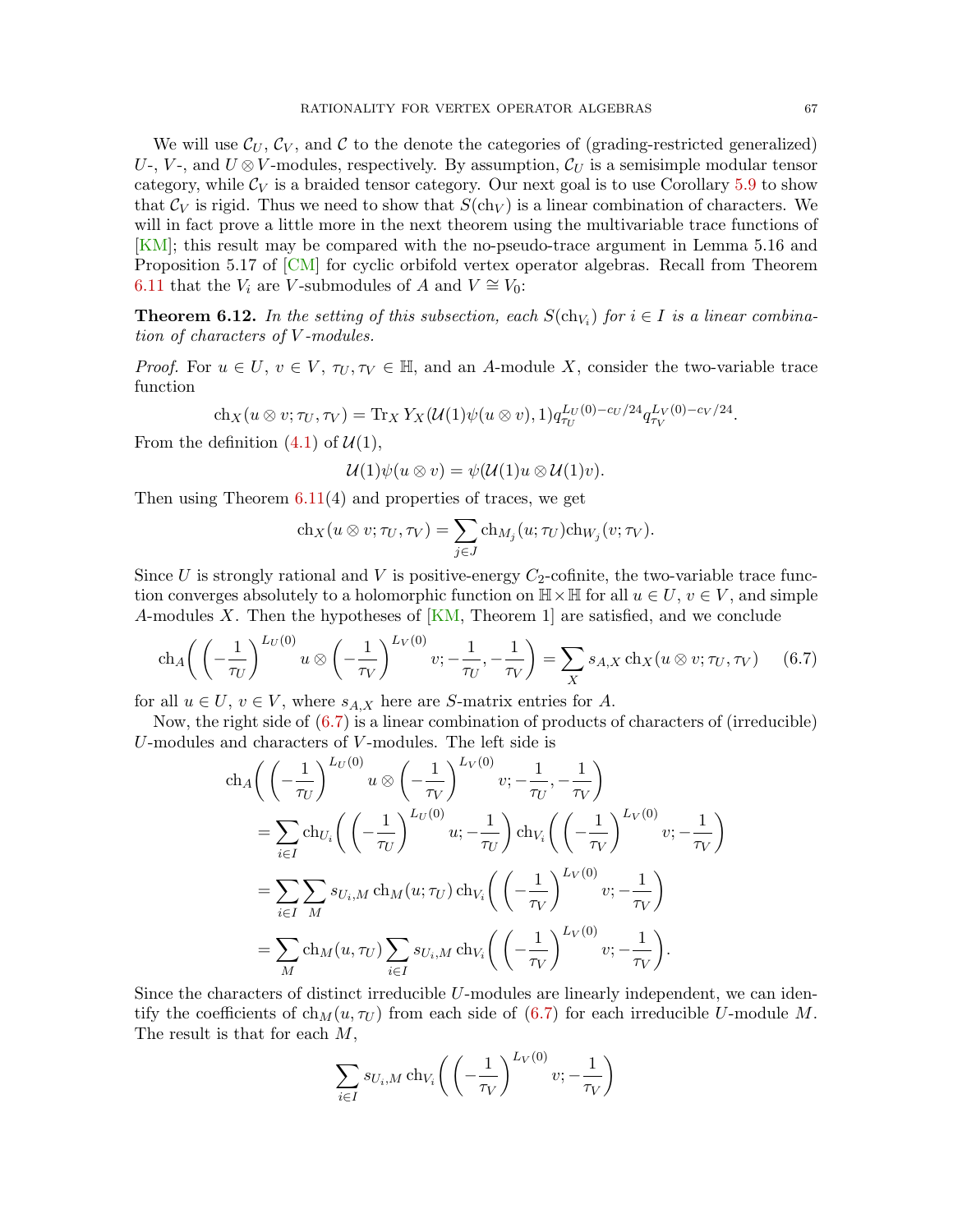We will use $\mathcal{C}_U$, $\mathcal{C}_V$, and $\mathcal{C}$ to the denote the categories of (grading-restricted generalized) $U$-, $V$-, and $U\otimes V$-modules, respectively. By assumption, $\mathcal{C}_U$ is a semisimple modular tensor category, while $\mathcal{C}_V$ is a braided tensor category. Our next goal is to use Corollary 5.9 to show that $\mathcal{C}_V$ is rigid. Thus we need to show that $S(\mathrm{ch}_V)$ is a linear combination of characters. We will in fact prove a little more in the next theorem using the multivariable trace functions of [KM]; this result may be compared with the no-pseudo-trace argument in Lemma 5.16 and Proposition 5.17 of [CM] for cyclic orbifold vertex operator algebras. Recall from Theorem 6.11 that the $V_i$ are $V$-submodules of $A$ and $V\cong V_0$:

**Theorem 6.12.** *In the setting of this subsection, each $S(\mathrm{ch}_{V_i})$ for $i\in I$ is a linear combination of characters of $V$-modules.*

*Proof.* For $u\in U$, $v\in V$, $\tau_U,\tau_V\in\mathbb{H}$, and an $A$-module $X$, consider the two-variable trace function

$$\mathrm{ch}_X(u\otimes v;\tau_U,\tau_V)=\mathrm{Tr}_X\, Y_X(\mathcal{U}(1)\psi(u\otimes v),1)q_{\tau_U}^{L_U(0)-c_U/24}q_{\tau_V}^{L_V(0)-c_V/24}.$$

From the definition (4.1) of $\mathcal{U}(1)$,

$$\mathcal{U}(1)\psi(u\otimes v)=\psi(\mathcal{U}(1)u\otimes\mathcal{U}(1)v).$$

Then using Theorem 6.11(4) and properties of traces, we get

$$\mathrm{ch}_X(u\otimes v;\tau_U,\tau_V)=\sum_{j\in J}\mathrm{ch}_{M_j}(u;\tau_U)\mathrm{ch}_{W_j}(v;\tau_V).$$

Since $U$ is strongly rational and $V$ is positive-energy $C_2$-cofinite, the two-variable trace function converges absolutely to a holomorphic function on $\mathbb{H}\times\mathbb{H}$ for all $u\in U$, $v\in V$, and simple $A$-modules $X$. Then the hypotheses of [KM, Theorem 1] are satisfied, and we conclude

$$\mathrm{ch}_A\left(\left(-\frac{1}{\tau_U}\right)^{L_U(0)}u\otimes\left(-\frac{1}{\tau_V}\right)^{L_V(0)}v;-\frac{1}{\tau_U},-\frac{1}{\tau_V}\right)=\sum_X s_{A,X}\,\mathrm{ch}_X(u\otimes v;\tau_U,\tau_V)\tag{6.7}$$

for all $u\in U$, $v\in V$, where $s_{A,X}$ here are $S$-matrix entries for $A$.

Now, the right side of (6.7) is a linear combination of products of characters of (irreducible) $U$-modules and characters of $V$-modules. The left side is

$$\begin{aligned}
&\mathrm{ch}_A\left(\left(-\frac{1}{\tau_U}\right)^{L_U(0)}u\otimes\left(-\frac{1}{\tau_V}\right)^{L_V(0)}v;-\frac{1}{\tau_U},-\frac{1}{\tau_V}\right)\\
&=\sum_{i\in I}\mathrm{ch}_{U_i}\left(\left(-\frac{1}{\tau_U}\right)^{L_U(0)}u;-\frac{1}{\tau_U}\right)\mathrm{ch}_{V_i}\left(\left(-\frac{1}{\tau_V}\right)^{L_V(0)}v;-\frac{1}{\tau_V}\right)\\
&=\sum_{i\in I}\sum_M s_{U_i,M}\,\mathrm{ch}_M(u;\tau_U)\,\mathrm{ch}_{V_i}\left(\left(-\frac{1}{\tau_V}\right)^{L_V(0)}v;-\frac{1}{\tau_V}\right)\\
&=\sum_M \mathrm{ch}_M(u,\tau_U)\sum_{i\in I}s_{U_i,M}\,\mathrm{ch}_{V_i}\left(\left(-\frac{1}{\tau_V}\right)^{L_V(0)}v;-\frac{1}{\tau_V}\right).
\end{aligned}$$

Since the characters of distinct irreducible $U$-modules are linearly independent, we can identify the coefficients of $\mathrm{ch}_M(u,\tau_U)$ from each side of (6.7) for each irreducible $U$-module $M$. The result is that for each $M$,

$$\sum_{i\in I}s_{U_i,M}\,\mathrm{ch}_{V_i}\left(\left(-\frac{1}{\tau_V}\right)^{L_V(0)}v;-\frac{1}{\tau_V}\right)$$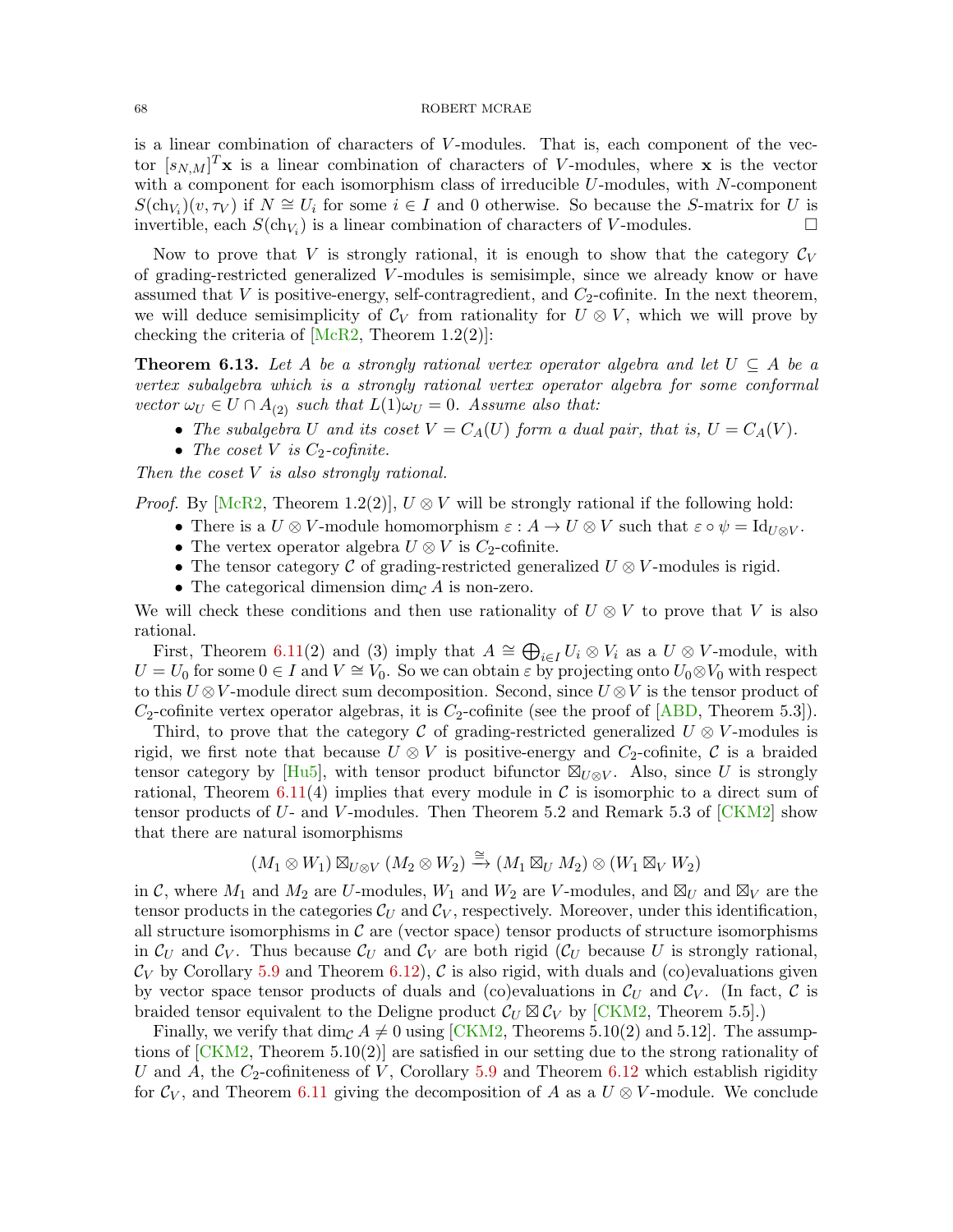is a linear combination of characters of $V$-modules. That is, each component of the vector $[s_{N,M}]^T \mathbf{x}$ is a linear combination of characters of $V$-modules, where $\mathbf{x}$ is the vector with a component for each isomorphism class of irreducible $U$-modules, with $N$-component $S(\mathrm{ch}_{V_i})(v, \tau_V)$ if $N \cong U_i$ for some $i \in I$ and 0 otherwise. So because the $S$-matrix for $U$ is invertible, each $S(\mathrm{ch}_{V_i})$ is a linear combination of characters of $V$-modules. □

Now to prove that $V$ is strongly rational, it is enough to show that the category $\mathcal{C}_V$ of grading-restricted generalized $V$-modules is semisimple, since we already know or have assumed that $V$ is positive-energy, self-contragredient, and $C_2$-cofinite. In the next theorem, we will deduce semisimplicity of $\mathcal{C}_V$ from rationality for $U \otimes V$, which we will prove by checking the criteria of [McR2, Theorem 1.2(2)]:

**Theorem 6.13.** *Let $A$ be a strongly rational vertex operator algebra and let $U \subseteq A$ be a vertex subalgebra which is a strongly rational vertex operator algebra for some conformal vector $\omega_U \in U \cap A_{(2)}$ such that $L(1)\omega_U = 0$. Assume also that:*

- *The subalgebra $U$ and its coset $V = C_A(U)$ form a dual pair, that is, $U = C_A(V)$.*
- *The coset $V$ is $C_2$-cofinite.*

*Then the coset $V$ is also strongly rational.*

*Proof.* By [McR2, Theorem 1.2(2)], $U \otimes V$ will be strongly rational if the following hold:

- There is a $U \otimes V$-module homomorphism $\varepsilon : A \to U \otimes V$ such that $\varepsilon \circ \psi = \mathrm{Id}_{U \otimes V}$.
- The vertex operator algebra $U \otimes V$ is $C_2$-cofinite.
- The tensor category $\mathcal{C}$ of grading-restricted generalized $U \otimes V$-modules is rigid.
- The categorical dimension $\dim_{\mathcal{C}} A$ is non-zero.

We will check these conditions and then use rationality of $U \otimes V$ to prove that $V$ is also rational.

First, Theorem 6.11(2) and (3) imply that $A \cong \bigoplus_{i \in I} U_i \otimes V_i$ as a $U \otimes V$-module, with $U = U_0$ for some $0 \in I$ and $V \cong V_0$. So we can obtain $\varepsilon$ by projecting onto $U_0 \otimes V_0$ with respect to this $U \otimes V$-module direct sum decomposition. Second, since $U \otimes V$ is the tensor product of $C_2$-cofinite vertex operator algebras, it is $C_2$-cofinite (see the proof of [ABD, Theorem 5.3]).

Third, to prove that the category $\mathcal{C}$ of grading-restricted generalized $U \otimes V$-modules is rigid, we first note that because $U \otimes V$ is positive-energy and $C_2$-cofinite, $\mathcal{C}$ is a braided tensor category by [Hu5], with tensor product bifunctor $\boxtimes_{U \otimes V}$. Also, since $U$ is strongly rational, Theorem 6.11(4) implies that every module in $\mathcal{C}$ is isomorphic to a direct sum of tensor products of $U$- and $V$-modules. Then Theorem 5.2 and Remark 5.3 of [CKM2] show that there are natural isomorphisms

$$(M_1 \otimes W_1) \boxtimes_{U \otimes V} (M_2 \otimes W_2) \xrightarrow{\cong} (M_1 \boxtimes_U M_2) \otimes (W_1 \boxtimes_V W_2)$$

in $\mathcal{C}$, where $M_1$ and $M_2$ are $U$-modules, $W_1$ and $W_2$ are $V$-modules, and $\boxtimes_U$ and $\boxtimes_V$ are the tensor products in the categories $\mathcal{C}_U$ and $\mathcal{C}_V$, respectively. Moreover, under this identification, all structure isomorphisms in $\mathcal{C}$ are (vector space) tensor products of structure isomorphisms in $\mathcal{C}_U$ and $\mathcal{C}_V$. Thus because $\mathcal{C}_U$ and $\mathcal{C}_V$ are both rigid ($\mathcal{C}_U$ because $U$ is strongly rational, $\mathcal{C}_V$ by Corollary 5.9 and Theorem 6.12), $\mathcal{C}$ is also rigid, with duals and (co)evaluations given by vector space tensor products of duals and (co)evaluations in $\mathcal{C}_U$ and $\mathcal{C}_V$. (In fact, $\mathcal{C}$ is braided tensor equivalent to the Deligne product $\mathcal{C}_U \boxtimes \mathcal{C}_V$ by [CKM2, Theorem 5.5].)

Finally, we verify that $\dim_{\mathcal{C}} A \neq 0$ using [CKM2, Theorems 5.10(2) and 5.12]. The assumptions of [CKM2, Theorem 5.10(2)] are satisfied in our setting due to the strong rationality of $U$ and $A$, the $C_2$-cofiniteness of $V$, Corollary 5.9 and Theorem 6.12 which establish rigidity for $\mathcal{C}_V$, and Theorem 6.11 giving the decomposition of $A$ as a $U \otimes V$-module. We conclude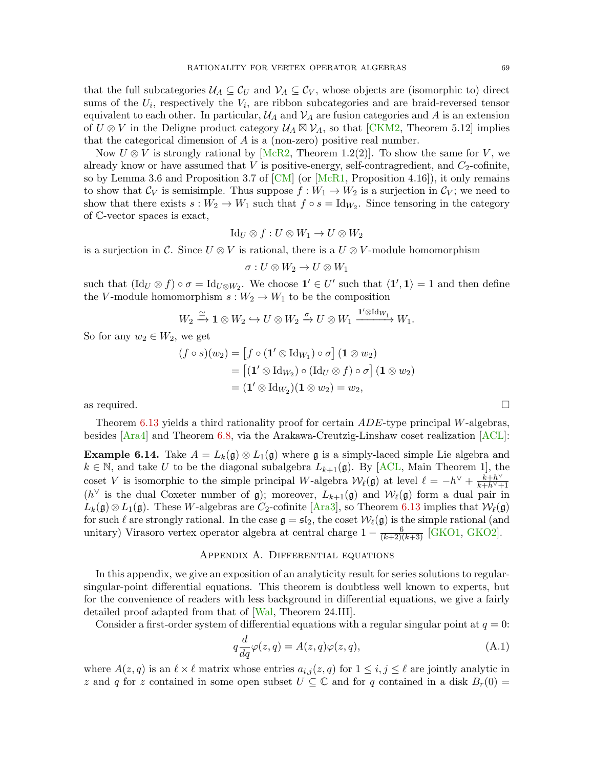that the full subcategories $\mathcal{U}_A \subseteq \mathcal{C}_U$ and $\mathcal{V}_A \subseteq \mathcal{C}_V$, whose objects are (isomorphic to) direct sums of the $U_i$, respectively the $V_i$, are ribbon subcategories and are braid-reversed tensor equivalent to each other. In particular, $\mathcal{U}_A$ and $\mathcal{V}_A$ are fusion categories and $A$ is an extension of $U \otimes V$ in the Deligne product category $\mathcal{U}_A \boxtimes \mathcal{V}_A$, so that [CKM2, Theorem 5.12] implies that the categorical dimension of $A$ is a (non-zero) positive real number.

Now $U \otimes V$ is strongly rational by [McR2, Theorem 1.2(2)]. To show the same for $V$, we already know or have assumed that $V$ is positive-energy, self-contragredient, and $C_2$-cofinite, so by Lemma 3.6 and Proposition 3.7 of [CM] (or [McR1, Proposition 4.16]), it only remains to show that $\mathcal{C}_V$ is semisimple. Thus suppose $f : W_1 \to W_2$ is a surjection in $\mathcal{C}_V$; we need to show that there exists $s : W_2 \to W_1$ such that $f \circ s = \mathrm{Id}_{W_2}$. Since tensoring in the category of $\mathbb{C}$-vector spaces is exact,

$$\mathrm{Id}_U \otimes f : U \otimes W_1 \to U \otimes W_2$$

is a surjection in $\mathcal{C}$. Since $U \otimes V$ is rational, there is a $U \otimes V$-module homomorphism

$$\sigma : U \otimes W_2 \to U \otimes W_1$$

such that $(\mathrm{Id}_U \otimes f) \circ \sigma = \mathrm{Id}_{U \otimes W_2}$. We choose $\mathbf{1}' \in U'$ such that $\langle \mathbf{1}', \mathbf{1} \rangle = 1$ and then define the $V$-module homomorphism $s : W_2 \to W_1$ to be the composition

$$W_2 \xrightarrow{\cong} \mathbf{1} \otimes W_2 \hookrightarrow U \otimes W_2 \xrightarrow{\sigma} U \otimes W_1 \xrightarrow{\mathbf{1}' \otimes \mathrm{Id}_{W_1}} W_1.$$

So for any $w_2 \in W_2$, we get

$$\begin{aligned}
(f \circ s)(w_2) &= \left[ f \circ (\mathbf{1}' \otimes \mathrm{Id}_{W_1}) \circ \sigma \right] (\mathbf{1} \otimes w_2) \\
&= \left[ (\mathbf{1}' \otimes \mathrm{Id}_{W_2}) \circ (\mathrm{Id}_U \otimes f) \circ \sigma \right] (\mathbf{1} \otimes w_2) \\
&= (\mathbf{1}' \otimes \mathrm{Id}_{W_2})(\mathbf{1} \otimes w_2) = w_2,
\end{aligned}$$

as required. $\square$

Theorem 6.13 yields a third rationality proof for certain $ADE$-type principal $W$-algebras, besides [Ara4] and Theorem 6.8, via the Arakawa-Creutzig-Linshaw coset realization [ACL]:

**Example 6.14.** Take $A = L_k(\mathfrak{g}) \otimes L_1(\mathfrak{g})$ where $\mathfrak{g}$ is a simply-laced simple Lie algebra and $k \in \mathbb{N}$, and take $U$ to be the diagonal subalgebra $L_{k+1}(\mathfrak{g})$. By [ACL, Main Theorem 1], the coset $V$ is isomorphic to the simple principal $W$-algebra $\mathcal{W}_\ell(\mathfrak{g})$ at level $\ell = -h^\vee + \frac{k+h^\vee}{k+h^\vee+1}$ ($h^\vee$ is the dual Coxeter number of $\mathfrak{g}$); moreover, $L_{k+1}(\mathfrak{g})$ and $\mathcal{W}_\ell(\mathfrak{g})$ form a dual pair in $L_k(\mathfrak{g}) \otimes L_1(\mathfrak{g})$. These $W$-algebras are $C_2$-cofinite [Ara3], so Theorem 6.13 implies that $\mathcal{W}_\ell(\mathfrak{g})$ for such $\ell$ are strongly rational. In the case $\mathfrak{g} = \mathfrak{sl}_2$, the coset $\mathcal{W}_\ell(\mathfrak{g})$ is the simple rational (and unitary) Virasoro vertex operator algebra at central charge $1 - \frac{6}{(k+2)(k+3)}$ [GKO1, GKO2].

## Appendix A. Differential equations

In this appendix, we give an exposition of an analyticity result for series solutions to regular-singular-point differential equations. This theorem is doubtless well known to experts, but for the convenience of readers with less background in differential equations, we give a fairly detailed proof adapted from that of [Wal, Theorem 24.III].

Consider a first-order system of differential equations with a regular singular point at $q = 0$:

$$q \frac{d}{dq} \varphi(z, q) = A(z, q) \varphi(z, q), \tag{A.1}$$

where $A(z, q)$ is an $\ell \times \ell$ matrix whose entries $a_{i,j}(z, q)$ for $1 \leq i, j \leq \ell$ are jointly analytic in $z$ and $q$ for $z$ contained in some open subset $U \subseteq \mathbb{C}$ and for $q$ contained in a disk $B_r(0) =$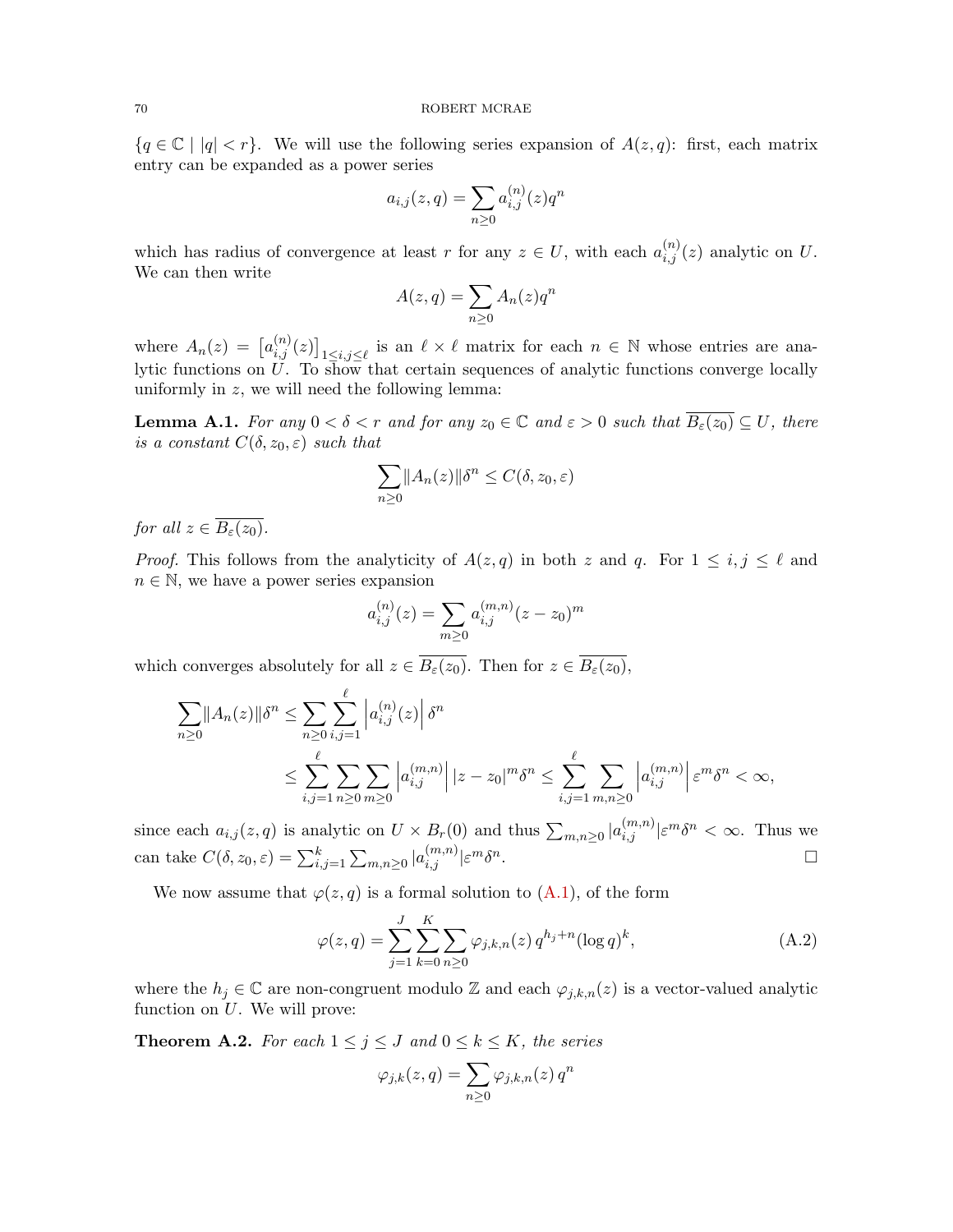$\{q \in \mathbb{C} \mid |q| < r\}$. We will use the following series expansion of $A(z,q)$: first, each matrix entry can be expanded as a power series

$$a_{i,j}(z,q) = \sum_{n\geq 0} a_{i,j}^{(n)}(z) q^n$$

which has radius of convergence at least $r$ for any $z \in U$, with each $a_{i,j}^{(n)}(z)$ analytic on $U$. We can then write

$$A(z,q) = \sum_{n\geq 0} A_n(z) q^n$$

where $A_n(z) = \left[a_{i,j}^{(n)}(z)\right]_{1\leq i,j\leq \ell}$ is an $\ell \times \ell$ matrix for each $n \in \mathbb{N}$ whose entries are analytic functions on $U$. To show that certain sequences of analytic functions converge locally uniformly in $z$, we will need the following lemma:

**Lemma A.1.** *For any $0 < \delta < r$ and for any $z_0 \in \mathbb{C}$ and $\varepsilon > 0$ such that $\overline{B_\varepsilon(z_0)} \subseteq U$, there is a constant $C(\delta, z_0, \varepsilon)$ such that*

$$\sum_{n\geq 0} \|A_n(z)\| \delta^n \leq C(\delta, z_0, \varepsilon)$$

*for all $z \in \overline{B_\varepsilon(z_0)}$.*

*Proof.* This follows from the analyticity of $A(z,q)$ in both $z$ and $q$. For $1 \leq i,j \leq \ell$ and $n \in \mathbb{N}$, we have a power series expansion

$$a_{i,j}^{(n)}(z) = \sum_{m\geq 0} a_{i,j}^{(m,n)}(z - z_0)^m$$

which converges absolutely for all $z \in \overline{B_\varepsilon(z_0)}$. Then for $z \in \overline{B_\varepsilon(z_0)}$,

$$\begin{aligned}
\sum_{n\geq 0} \|A_n(z)\| \delta^n &\leq \sum_{n\geq 0} \sum_{i,j=1}^{\ell} \left| a_{i,j}^{(n)}(z) \right| \delta^n \\
&\leq \sum_{i,j=1}^{\ell} \sum_{n\geq 0} \sum_{m\geq 0} \left| a_{i,j}^{(m,n)} \right| |z - z_0|^m \delta^n \leq \sum_{i,j=1}^{\ell} \sum_{m,n\geq 0} \left| a_{i,j}^{(m,n)} \right| \varepsilon^m \delta^n < \infty,
\end{aligned}$$

since each $a_{i,j}(z,q)$ is analytic on $U \times B_r(0)$ and thus $\sum_{m,n\geq 0} |a_{i,j}^{(m,n)}| \varepsilon^m \delta^n < \infty$. Thus we can take $C(\delta, z_0, \varepsilon) = \sum_{i,j=1}^{k} \sum_{m,n\geq 0} |a_{i,j}^{(m,n)}| \varepsilon^m \delta^n$. $\square$

We now assume that $\varphi(z,q)$ is a formal solution to (A.1), of the form

$$\varphi(z,q) = \sum_{j=1}^{J} \sum_{k=0}^{K} \sum_{n\geq 0} \varphi_{j,k,n}(z)\, q^{h_j+n} (\log q)^k, \tag{A.2}$$

where the $h_j \in \mathbb{C}$ are non-congruent modulo $\mathbb{Z}$ and each $\varphi_{j,k,n}(z)$ is a vector-valued analytic function on $U$. We will prove:

**Theorem A.2.** *For each $1 \leq j \leq J$ and $0 \leq k \leq K$, the series*

$$\varphi_{j,k}(z,q) = \sum_{n\geq 0} \varphi_{j,k,n}(z)\, q^n$$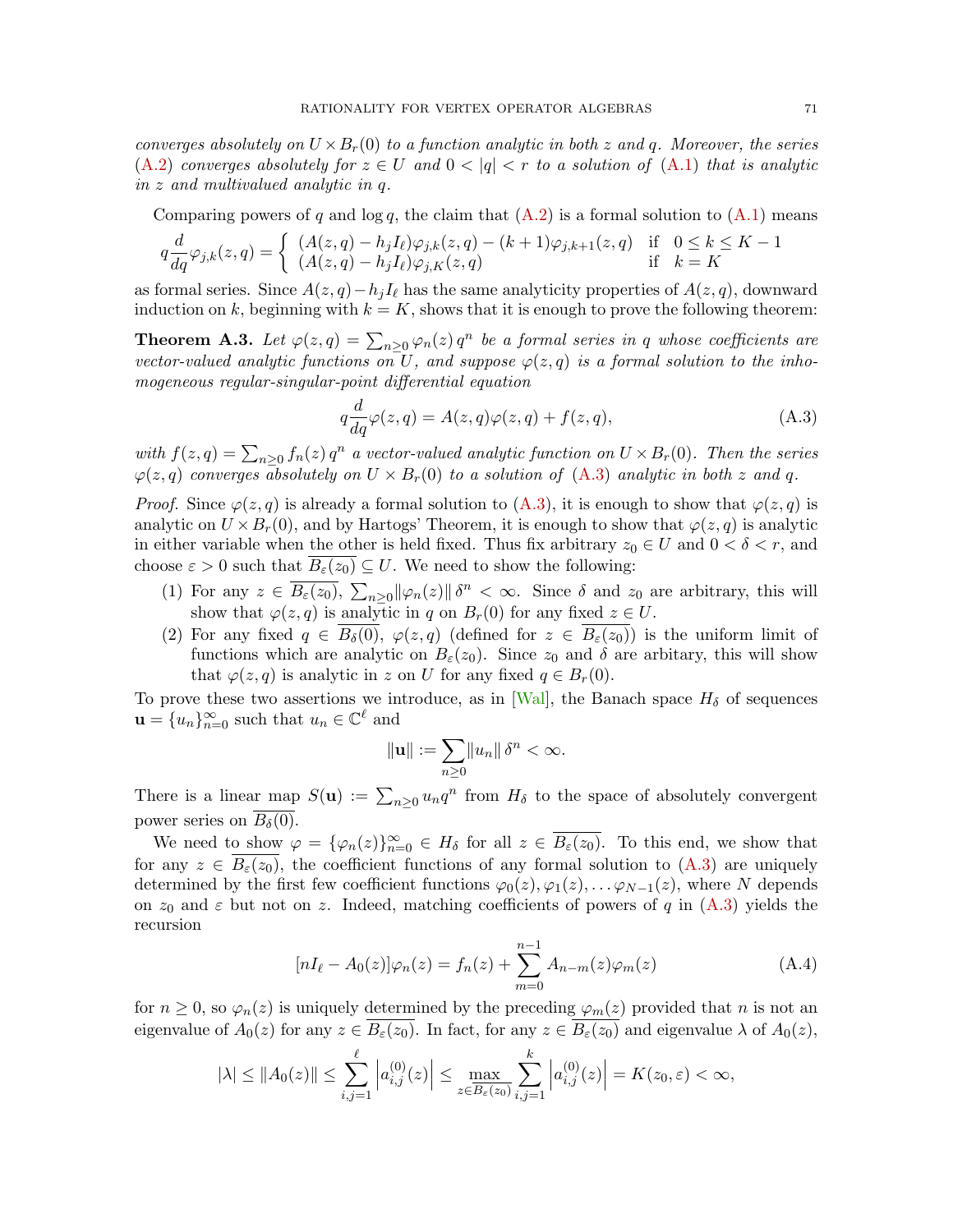*converges absolutely on $U \times B_r(0)$ to a function analytic in both $z$ and $q$. Moreover, the series* (A.2) *converges absolutely for $z \in U$ and $0 < |q| < r$ to a solution of* (A.1) *that is analytic in $z$ and multivalued analytic in $q$.*

Comparing powers of $q$ and $\log q$, the claim that (A.2) is a formal solution to (A.1) means

$$q\frac{d}{dq}\varphi_{j,k}(z,q) = \begin{cases} (A(z,q) - h_j I_\ell)\varphi_{j,k}(z,q) - (k+1)\varphi_{j,k+1}(z,q) & \text{if} \quad 0 \le k \le K-1 \\ (A(z,q) - h_j I_\ell)\varphi_{j,K}(z,q) & \text{if} \quad k = K \end{cases}$$

as formal series. Since $A(z,q) - h_j I_\ell$ has the same analyticity properties of $A(z,q)$, downward induction on $k$, beginning with $k = K$, shows that it is enough to prove the following theorem:

**Theorem A.3.** *Let $\varphi(z,q) = \sum_{n\ge 0} \varphi_n(z)\, q^n$ be a formal series in $q$ whose coefficients are vector-valued analytic functions on $U$, and suppose $\varphi(z,q)$ is a formal solution to the inhomogeneous regular-singular-point differential equation*

$$q\frac{d}{dq}\varphi(z,q) = A(z,q)\varphi(z,q) + f(z,q), \tag{A.3}$$

*with $f(z,q) = \sum_{n\ge0} f_n(z)\, q^n$ a vector-valued analytic function on $U \times B_r(0)$. Then the series $\varphi(z,q)$ converges absolutely on $U \times B_r(0)$ to a solution of* (A.3) *analytic in both $z$ and $q$.*

*Proof.* Since $\varphi(z,q)$ is already a formal solution to (A.3), it is enough to show that $\varphi(z,q)$ is analytic on $U \times B_r(0)$, and by Hartogs' Theorem, it is enough to show that $\varphi(z,q)$ is analytic in either variable when the other is held fixed. Thus fix arbitrary $z_0 \in U$ and $0 < \delta < r$, and choose $\varepsilon > 0$ such that $\overline{B_\varepsilon(z_0)} \subseteq U$. We need to show the following:

1. For any $z \in \overline{B_\varepsilon(z_0)}$, $\sum_{n\ge0} \|\varphi_n(z)\|\, \delta^n < \infty$. Since $\delta$ and $z_0$ are arbitrary, this will show that $\varphi(z,q)$ is analytic in $q$ on $B_r(0)$ for any fixed $z \in U$.
2. For any fixed $q \in \overline{B_\delta(0)}$, $\varphi(z,q)$ (defined for $z \in \overline{B_\varepsilon(z_0)}$) is the uniform limit of functions which are analytic on $B_\varepsilon(z_0)$. Since $z_0$ and $\delta$ are arbitary, this will show that $\varphi(z,q)$ is analytic in $z$ on $U$ for any fixed $q \in B_r(0)$.

To prove these two assertions we introduce, as in [Wal], the Banach space $H_\delta$ of sequences $\mathbf{u} = \{u_n\}_{n=0}^\infty$ such that $u_n \in \mathbb{C}^\ell$ and

$$\|\mathbf{u}\| := \sum_{n\ge0} \|u_n\|\, \delta^n < \infty.$$

There is a linear map $S(\mathbf{u}) := \sum_{n\ge0} u_n q^n$ from $H_\delta$ to the space of absolutely convergent power series on $\overline{B_\delta(0)}$.

We need to show $\varphi = \{\varphi_n(z)\}_{n=0}^\infty \in H_\delta$ for all $z \in \overline{B_\varepsilon(z_0)}$. To this end, we show that for any $z \in \overline{B_\varepsilon(z_0)}$, the coefficient functions of any formal solution to (A.3) are uniquely determined by the first few coefficient functions $\varphi_0(z), \varphi_1(z), \dots \varphi_{N-1}(z)$, where $N$ depends on $z_0$ and $\varepsilon$ but not on $z$. Indeed, matching coefficients of powers of $q$ in (A.3) yields the recursion

$$[nI_\ell - A_0(z)]\varphi_n(z) = f_n(z) + \sum_{m=0}^{n-1} A_{n-m}(z)\varphi_m(z) \tag{A.4}$$

for $n \ge 0$, so $\varphi_n(z)$ is uniquely determined by the preceding $\varphi_m(z)$ provided that $n$ is not an eigenvalue of $A_0(z)$ for any $z \in \overline{B_\varepsilon(z_0)}$. In fact, for any $z \in \overline{B_\varepsilon(z_0)}$ and eigenvalue $\lambda$ of $A_0(z)$,

$$|\lambda| \le \|A_0(z)\| \le \sum_{i,j=1}^{\ell} \left|a_{i,j}^{(0)}(z)\right| \le \max_{z\in \overline{B_\varepsilon(z_0)}} \sum_{i,j=1}^{k} \left|a_{i,j}^{(0)}(z)\right| = K(z_0,\varepsilon) < \infty,$$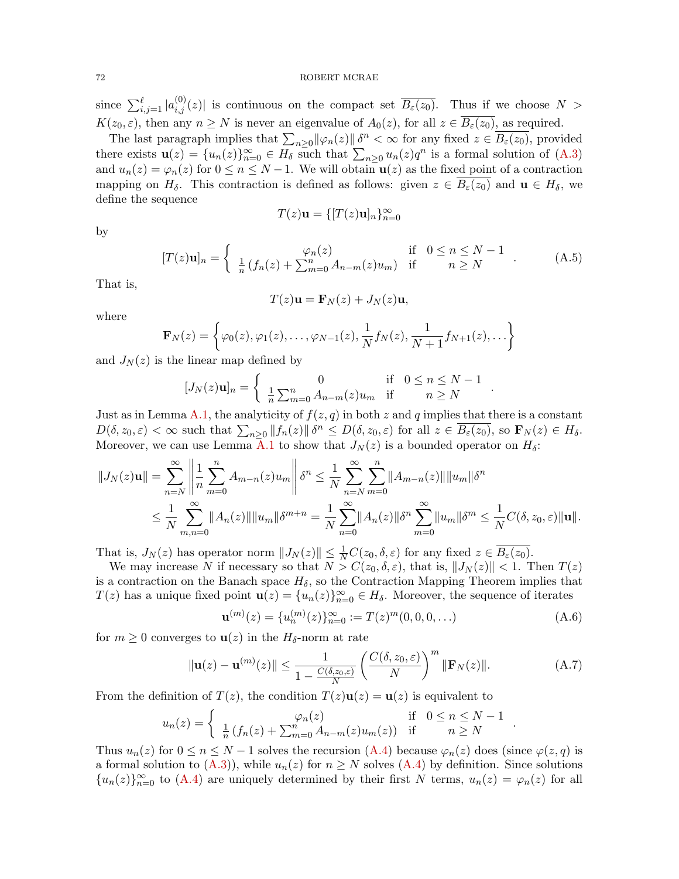since $\sum_{i,j=1}^{\ell} |a_{i,j}^{(0)}(z)|$ is continuous on the compact set $\overline{B_\varepsilon(z_0)}$. Thus if we choose $N > K(z_0, \varepsilon)$, then any $n \geq N$ is never an eigenvalue of $A_0(z)$, for all $z \in \overline{B_\varepsilon(z_0)}$, as required.

The last paragraph implies that $\sum_{n\geq 0} \|\varphi_n(z)\|\, \delta^n < \infty$ for any fixed $z \in \overline{B_\varepsilon(z_0)}$, provided there exists $\mathbf{u}(z) = \{u_n(z)\}_{n=0}^\infty \in H_\delta$ such that $\sum_{n\geq 0} u_n(z) q^n$ is a formal solution of (A.3) and $u_n(z) = \varphi_n(z)$ for $0 \leq n \leq N-1$. We will obtain $\mathbf{u}(z)$ as the fixed point of a contraction mapping on $H_\delta$. This contraction is defined as follows: given $z \in \overline{B_\varepsilon(z_0)}$ and $\mathbf{u} \in H_\delta$, we define the sequence

$$T(z)\mathbf{u} = \{[T(z)\mathbf{u}]_n\}_{n=0}^\infty$$

by

$$[T(z)\mathbf{u}]_n = \left\{ \begin{array}{cl} \varphi_n(z) & \text{if} \quad 0 \leq n \leq N-1 \\ \frac{1}{n}\left(f_n(z) + \sum_{m=0}^n A_{n-m}(z) u_m\right) & \text{if} \qquad n \geq N \end{array} \right. . \tag{A.5}$$

That is,

$$T(z)\mathbf{u} = \mathbf{F}_N(z) + J_N(z)\mathbf{u},$$

where

$$\mathbf{F}_N(z) = \left\{ \varphi_0(z), \varphi_1(z), \ldots, \varphi_{N-1}(z), \frac{1}{N} f_N(z), \frac{1}{N+1} f_{N+1}(z), \ldots \right\}$$

and $J_N(z)$ is the linear map defined by

$$[J_N(z)\mathbf{u}]_n = \left\{ \begin{array}{cl} 0 & \text{if} \quad 0 \leq n \leq N-1 \\ \frac{1}{n}\sum_{m=0}^n A_{n-m}(z) u_m & \text{if} \qquad n \geq N \end{array} \right. .$$

Just as in Lemma A.1, the analyticity of $f(z,q)$ in both $z$ and $q$ implies that there is a constant $D(\delta, z_0, \varepsilon) < \infty$ such that $\sum_{n\geq 0} \|f_n(z)\|\, \delta^n \leq D(\delta, z_0, \varepsilon)$ for all $z \in \overline{B_\varepsilon(z_0)}$, so $\mathbf{F}_N(z) \in H_\delta$. Moreover, we can use Lemma A.1 to show that $J_N(z)$ is a bounded operator on $H_\delta$:

$$\begin{aligned} \|J_N(z)\mathbf{u}\| &= \sum_{n=N}^\infty \left\| \frac{1}{n} \sum_{m=0}^n A_{m-n}(z) u_m \right\| \delta^n \leq \frac{1}{N} \sum_{n=N}^\infty \sum_{m=0}^n \|A_{m-n}(z)\| \|u_m\| \delta^n \\ &\leq \frac{1}{N} \sum_{m,n=0}^\infty \|A_n(z)\| \|u_m\| \delta^{m+n} = \frac{1}{N} \sum_{n=0}^\infty \|A_n(z)\| \delta^n \sum_{m=0}^\infty \|u_m\| \delta^m \leq \frac{1}{N} C(\delta, z_0, \varepsilon) \|\mathbf{u}\|. \end{aligned}$$

That is, $J_N(z)$ has operator norm $\|J_N(z)\| \leq \frac{1}{N} C(z_0, \delta, \varepsilon)$ for any fixed $z \in \overline{B_\varepsilon(z_0)}$.

We may increase $N$ if necessary so that $N > C(z_0, \delta, \varepsilon)$, that is, $\|J_N(z)\| < 1$. Then $T(z)$ is a contraction on the Banach space $H_\delta$, so the Contraction Mapping Theorem implies that $T(z)$ has a unique fixed point $\mathbf{u}(z) = \{u_n(z)\}_{n=0}^\infty \in H_\delta$. Moreover, the sequence of iterates

$$\mathbf{u}^{(m)}(z) = \{u_n^{(m)}(z)\}_{n=0}^\infty := T(z)^m(0,0,0,\ldots) \tag{A.6}$$

for $m \geq 0$ converges to $\mathbf{u}(z)$ in the $H_\delta$-norm at rate

$$\|\mathbf{u}(z) - \mathbf{u}^{(m)}(z)\| \leq \frac{1}{1 - \frac{C(\delta, z_0, \varepsilon)}{N}} \left( \frac{C(\delta, z_0, \varepsilon)}{N} \right)^m \|\mathbf{F}_N(z)\|. \tag{A.7}$$

From the definition of $T(z)$, the condition $T(z)\mathbf{u}(z) = \mathbf{u}(z)$ is equivalent to

$$u_n(z) = \left\{ \begin{array}{cl} \varphi_n(z) & \text{if} \quad 0 \leq n \leq N-1 \\ \frac{1}{n}\left(f_n(z) + \sum_{m=0}^n A_{n-m}(z) u_m(z)\right) & \text{if} \qquad n \geq N \end{array} \right. .$$

Thus $u_n(z)$ for $0 \leq n \leq N-1$ solves the recursion (A.4) because $\varphi_n(z)$ does (since $\varphi(z,q)$ is a formal solution to (A.3)), while $u_n(z)$ for $n \geq N$ solves (A.4) by definition. Since solutions $\{u_n(z)\}_{n=0}^\infty$ to (A.4) are uniquely determined by their first $N$ terms, $u_n(z) = \varphi_n(z)$ for all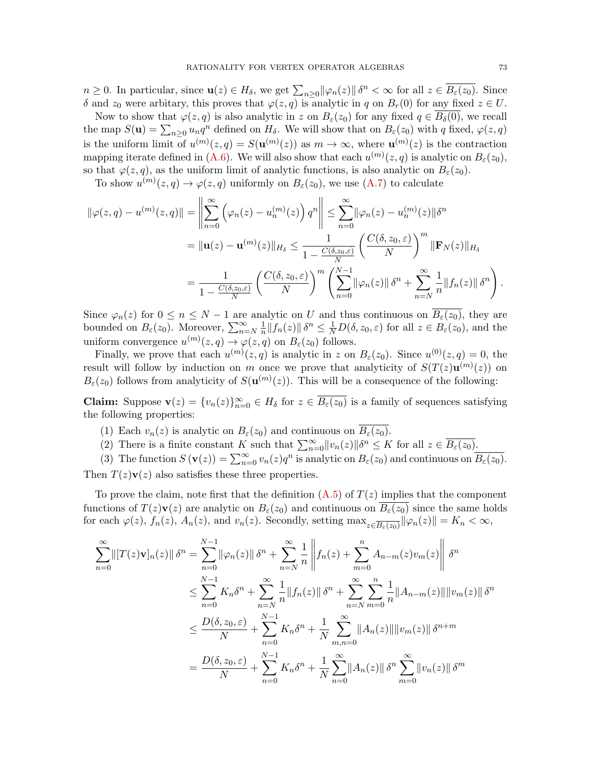$n \geq 0$. In particular, since $\mathbf{u}(z) \in H_\delta$, we get $\sum_{n\geq 0} \|\varphi_n(z)\|\,\delta^n < \infty$ for all $z \in \overline{B_\varepsilon(z_0)}$. Since $\delta$ and $z_0$ were arbitary, this proves that $\varphi(z,q)$ is analytic in $q$ on $B_r(0)$ for any fixed $z \in U$.

Now to show that $\varphi(z,q)$ is also analytic in $z$ on $B_\varepsilon(z_0)$ for any fixed $q \in \overline{B_\delta(0)}$, we recall the map $S(\mathbf{u}) = \sum_{n\geq 0} u_n q^n$ defined on $H_\delta$. We will show that on $B_\varepsilon(z_0)$ with $q$ fixed, $\varphi(z,q)$ is the uniform limit of $u^{(m)}(z,q) = S(\mathbf{u}^{(m)}(z))$ as $m \to \infty$, where $\mathbf{u}^{(m)}(z)$ is the contraction mapping iterate defined in (A.6). We will also show that each $u^{(m)}(z,q)$ is analytic on $B_\varepsilon(z_0)$, so that $\varphi(z,q)$, as the uniform limit of analytic functions, is also analytic on $B_\varepsilon(z_0)$.

To show $u^{(m)}(z,q) \to \varphi(z,q)$ uniformly on $B_\varepsilon(z_0)$, we use (A.7) to calculate

$$
\begin{aligned}
\|\varphi(z,q) - u^{(m)}(z,q)\| &= \left\| \sum_{n=0}^{\infty} \left( \varphi_n(z) - u_n^{(m)}(z) \right) q^n \right\| \leq \sum_{n=0}^{\infty} \|\varphi_n(z) - u_n^{(m)}(z)\| \delta^n \\
&= \|\mathbf{u}(z) - \mathbf{u}^{(m)}(z)\|_{H_\delta} \leq \frac{1}{1 - \frac{C(\delta,z_0,\varepsilon)}{N}} \left( \frac{C(\delta,z_0,\varepsilon)}{N} \right)^m \|\mathbf{F}_N(z)\|_{H_\delta} \\
&= \frac{1}{1 - \frac{C(\delta,z_0,\varepsilon)}{N}} \left( \frac{C(\delta,z_0,\varepsilon)}{N} \right)^m \left( \sum_{n=0}^{N-1} \|\varphi_n(z)\|\,\delta^n + \sum_{n=N}^{\infty} \frac{1}{n} \|f_n(z)\|\,\delta^n \right).
\end{aligned}
$$

Since $\varphi_n(z)$ for $0 \leq n \leq N-1$ are analytic on $U$ and thus continuous on $\overline{B_\varepsilon(z_0)}$, they are bounded on $B_\varepsilon(z_0)$. Moreover, $\sum_{n=N}^{\infty} \frac{1}{n} \|f_n(z)\|\,\delta^n \leq \frac{1}{N} D(\delta, z_0, \varepsilon)$ for all $z \in B_\varepsilon(z_0)$, and the uniform convergence $u^{(m)}(z,q) \to \varphi(z,q)$ on $B_\varepsilon(z_0)$ follows.

Finally, we prove that each $u^{(m)}(z,q)$ is analytic in $z$ on $B_\varepsilon(z_0)$. Since $u^{(0)}(z,q) = 0$, the result will follow by induction on $m$ once we prove that analyticity of $S(T(z)\mathbf{u}^{(m)}(z))$ on $B_\varepsilon(z_0)$ follows from analyticity of $S(\mathbf{u}^{(m)}(z))$. This will be a consequence of the following:

**Claim:** Suppose $\mathbf{v}(z) = \{v_n(z)\}_{n=0}^{\infty} \in H_\delta$ for $z \in \overline{B_\varepsilon(z_0)}$ is a family of sequences satisfying the following properties:

1. Each $v_n(z)$ is analytic on $B_\varepsilon(z_0)$ and continuous on $\overline{B_\varepsilon(z_0)}$.
2. There is a finite constant $K$ such that $\sum_{n=0}^{\infty} \|v_n(z)\|\delta^n \leq K$ for all $z \in \overline{B_\varepsilon(z_0)}$.
3. The function $S(\mathbf{v}(z)) = \sum_{n=0}^{\infty} v_n(z) q^n$ is analytic on $B_\varepsilon(z_0)$ and continuous on $\overline{B_\varepsilon(z_0)}$.

Then $T(z)\mathbf{v}(z)$ also satisfies these three properties.

To prove the claim, note first that the definition (A.5) of $T(z)$ implies that the component functions of $T(z)\mathbf{v}(z)$ are analytic on $B_\varepsilon(z_0)$ and continuous on $\overline{B_\varepsilon(z_0)}$ since the same holds for each $\varphi(z)$, $f_n(z)$, $A_n(z)$, and $v_n(z)$. Secondly, setting $\max_{z \in \overline{B_\varepsilon(z_0)}} \|\varphi_n(z)\| = K_n < \infty$,

$$
\begin{aligned}
\sum_{n=0}^{\infty} \|[T(z)\mathbf{v}]_n(z)\|\,\delta^n &= \sum_{n=0}^{N-1} \|\varphi_n(z)\|\,\delta^n + \sum_{n=N}^{\infty} \frac{1}{n} \left\| f_n(z) + \sum_{m=0}^{n} A_{n-m}(z) v_m(z) \right\| \delta^n \\
&\leq \sum_{n=0}^{N-1} K_n \delta^n + \sum_{n=N}^{\infty} \frac{1}{n} \|f_n(z)\|\,\delta^n + \sum_{n=N}^{\infty} \sum_{m=0}^{n} \frac{1}{n} \|A_{n-m}(z)\| \|v_m(z)\|\,\delta^n \\
&\leq \frac{D(\delta,z_0,\varepsilon)}{N} + \sum_{n=0}^{N-1} K_n \delta^n + \frac{1}{N} \sum_{m,n=0}^{\infty} \|A_n(z)\| \|v_m(z)\|\,\delta^{n+m} \\
&= \frac{D(\delta,z_0,\varepsilon)}{N} + \sum_{n=0}^{N-1} K_n \delta^n + \frac{1}{N} \sum_{n=0}^{\infty} \|A_n(z)\|\,\delta^n \sum_{m=0}^{\infty} \|v_n(z)\|\,\delta^m
\end{aligned}
$$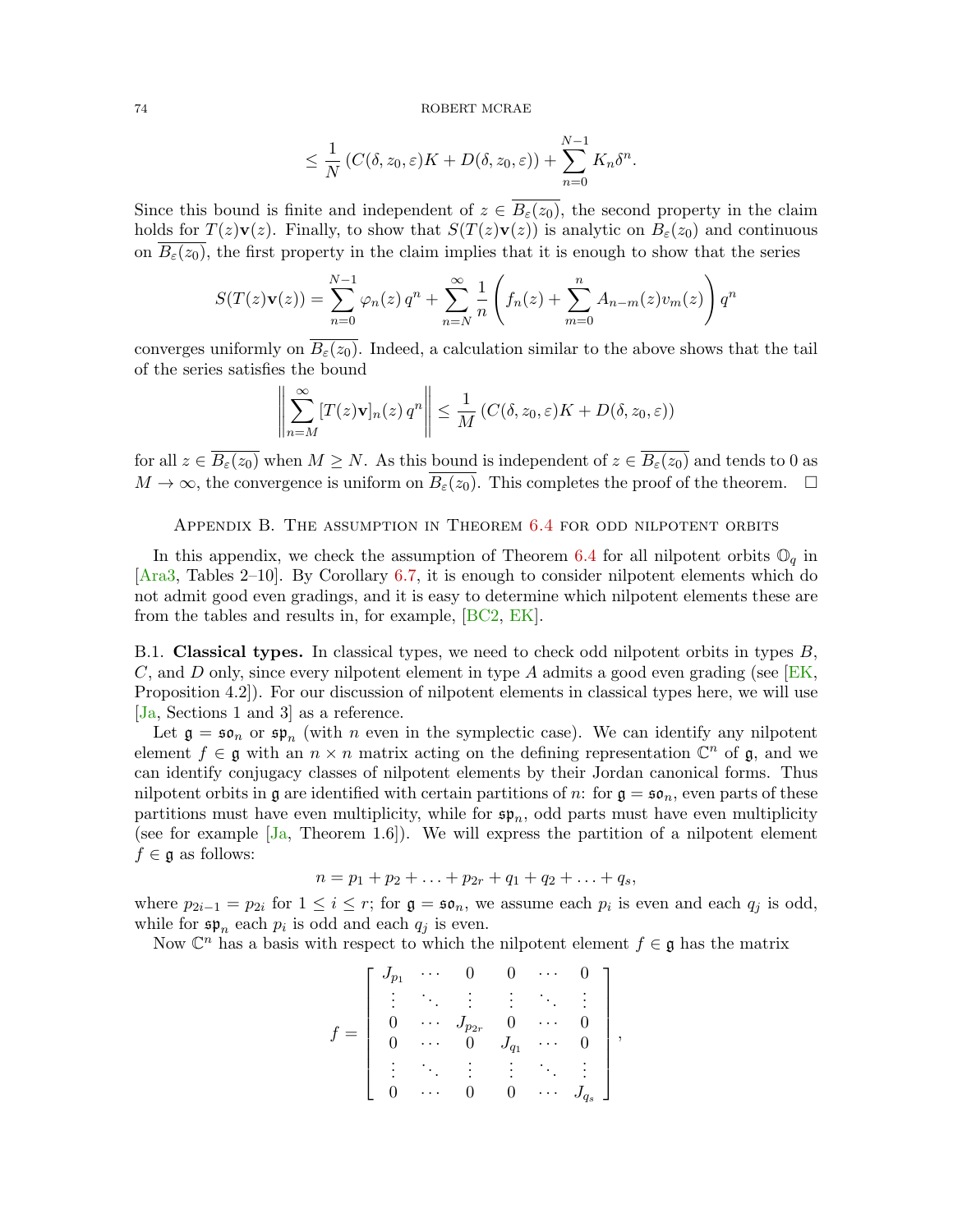$$\leq \frac{1}{N}\left(C(\delta, z_0, \varepsilon)K + D(\delta, z_0, \varepsilon)\right) + \sum_{n=0}^{N-1} K_n \delta^n.$$

Since this bound is finite and independent of $z \in \overline{B_\varepsilon(z_0)}$, the second property in the claim holds for $T(z)\mathbf{v}(z)$. Finally, to show that $S(T(z)\mathbf{v}(z))$ is analytic on $B_\varepsilon(z_0)$ and continuous on $\overline{B_\varepsilon(z_0)}$, the first property in the claim implies that it is enough to show that the series

$$S(T(z)\mathbf{v}(z)) = \sum_{n=0}^{N-1} \varphi_n(z)\, q^n + \sum_{n=N}^{\infty} \frac{1}{n}\left(f_n(z) + \sum_{m=0}^{n} A_{n-m}(z) v_m(z)\right) q^n$$

converges uniformly on $\overline{B_\varepsilon(z_0)}$. Indeed, a calculation similar to the above shows that the tail of the series satisfies the bound

$$\left\| \sum_{n=M}^{\infty} [T(z)\mathbf{v}]_n(z)\, q^n \right\| \leq \frac{1}{M}\left(C(\delta, z_0, \varepsilon)K + D(\delta, z_0, \varepsilon)\right)$$

for all $z \in \overline{B_\varepsilon(z_0)}$ when $M \geq N$. As this bound is independent of $z \in \overline{B_\varepsilon(z_0)}$ and tends to 0 as $M \to \infty$, the convergence is uniform on $\overline{B_\varepsilon(z_0)}$. This completes the proof of the theorem. $\square$

## Appendix B. The assumption in Theorem 6.4 for odd nilpotent orbits

In this appendix, we check the assumption of Theorem 6.4 for all nilpotent orbits $\mathbb{O}_q$ in [Ara3, Tables 2–10]. By Corollary 6.7, it is enough to consider nilpotent elements which do not admit good even gradings, and it is easy to determine which nilpotent elements these are from the tables and results in, for example, [BC2, EK].

B.1. **Classical types.** In classical types, we need to check odd nilpotent orbits in types $B$, $C$, and $D$ only, since every nilpotent element in type $A$ admits a good even grading (see [EK, Proposition 4.2]). For our discussion of nilpotent elements in classical types here, we will use [Ja, Sections 1 and 3] as a reference.

Let $\mathfrak{g} = \mathfrak{so}_n$ or $\mathfrak{sp}_n$ (with $n$ even in the symplectic case). We can identify any nilpotent element $f \in \mathfrak{g}$ with an $n \times n$ matrix acting on the defining representation $\mathbb{C}^n$ of $\mathfrak{g}$, and we can identify conjugacy classes of nilpotent elements by their Jordan canonical forms. Thus nilpotent orbits in $\mathfrak{g}$ are identified with certain partitions of $n$: for $\mathfrak{g} = \mathfrak{so}_n$, even parts of these partitions must have even multiplicity, while for $\mathfrak{sp}_n$, odd parts must have even multiplicity (see for example [Ja, Theorem 1.6]). We will express the partition of a nilpotent element $f \in \mathfrak{g}$ as follows:

$$n = p_1 + p_2 + \ldots + p_{2r} + q_1 + q_2 + \ldots + q_s,$$

where $p_{2i-1} = p_{2i}$ for $1 \leq i \leq r$; for $\mathfrak{g} = \mathfrak{so}_n$, we assume each $p_i$ is even and each $q_j$ is odd, while for $\mathfrak{sp}_n$ each $p_i$ is odd and each $q_j$ is even.

Now $\mathbb{C}^n$ has a basis with respect to which the nilpotent element $f \in \mathfrak{g}$ has the matrix

$$f = \left[\begin{array}{cccccc} J_{p_1} & \cdots & 0 & 0 & \cdots & 0 \\ \vdots & \ddots & \vdots & \vdots & \ddots & \vdots \\ 0 & \cdots & J_{p_{2r}} & 0 & \cdots & 0 \\ 0 & \cdots & 0 & J_{q_1} & \cdots & 0 \\ \vdots & \ddots & \vdots & \vdots & \ddots & \vdots \\ 0 & \cdots & 0 & 0 & \cdots & J_{q_s} \end{array}\right],$$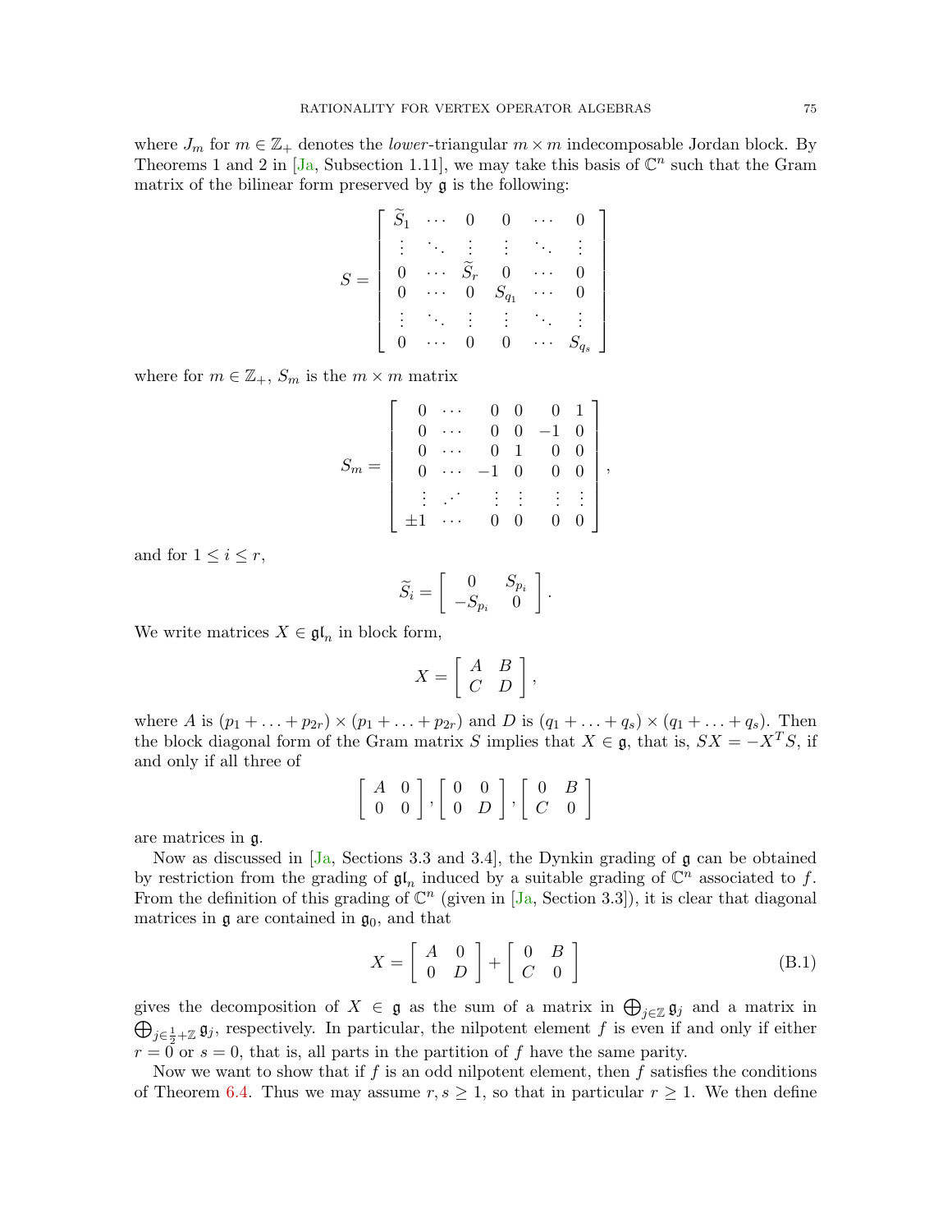where $J_m$ for $m \in \mathbb{Z}_+$ denotes the *lower*-triangular $m \times m$ indecomposable Jordan block. By Theorems 1 and 2 in [Ja, Subsection 1.11], we may take this basis of $\mathbb{C}^n$ such that the Gram matrix of the bilinear form preserved by $\mathfrak{g}$ is the following:

$$
S = \begin{bmatrix} \widetilde{S}_1 & \cdots & 0 & 0 & \cdots & 0 \\ \vdots & \ddots & \vdots & \vdots & \ddots & \vdots \\ 0 & \cdots & \widetilde{S}_r & 0 & \cdots & 0 \\ 0 & \cdots & 0 & S_{q_1} & \cdots & 0 \\ \vdots & \ddots & \vdots & \vdots & \ddots & \vdots \\ 0 & \cdots & 0 & 0 & \cdots & S_{q_s} \end{bmatrix}
$$

where for $m \in \mathbb{Z}_+$, $S_m$ is the $m \times m$ matrix

$$
S_m = \begin{bmatrix} 0 & \cdots & 0 & 0 & 0 & 1 \\ 0 & \cdots & 0 & 0 & -1 & 0 \\ 0 & \cdots & 0 & 1 & 0 & 0 \\ 0 & \cdots & -1 & 0 & 0 & 0 \\ \vdots & \iddots & \vdots & \vdots & \vdots & \vdots \\ \pm 1 & \cdots & 0 & 0 & 0 & 0 \end{bmatrix},
$$

and for $1 \leq i \leq r$,

$$
\widetilde{S}_i = \begin{bmatrix} 0 & S_{p_i} \\ -S_{p_i} & 0 \end{bmatrix}.
$$

We write matrices $X \in \mathfrak{gl}_n$ in block form,

$$
X = \begin{bmatrix} A & B \\ C & D \end{bmatrix},
$$

where $A$ is $(p_1 + \ldots + p_{2r}) \times (p_1 + \ldots + p_{2r})$ and $D$ is $(q_1 + \ldots + q_s) \times (q_1 + \ldots + q_s)$. Then the block diagonal form of the Gram matrix $S$ implies that $X \in \mathfrak{g}$, that is, $SX = -X^T S$, if and only if all three of

$$
\begin{bmatrix} A & 0 \\ 0 & 0 \end{bmatrix}, \begin{bmatrix} 0 & 0 \\ 0 & D \end{bmatrix}, \begin{bmatrix} 0 & B \\ C & 0 \end{bmatrix}
$$

are matrices in $\mathfrak{g}$.

Now as discussed in [Ja, Sections 3.3 and 3.4], the Dynkin grading of $\mathfrak{g}$ can be obtained by restriction from the grading of $\mathfrak{gl}_n$ induced by a suitable grading of $\mathbb{C}^n$ associated to $f$. From the definition of this grading of $\mathbb{C}^n$ (given in [Ja, Section 3.3]), it is clear that diagonal matrices in $\mathfrak{g}$ are contained in $\mathfrak{g}_0$, and that

$$
X = \begin{bmatrix} A & 0 \\ 0 & D \end{bmatrix} + \begin{bmatrix} 0 & B \\ C & 0 \end{bmatrix} \tag{B.1}
$$

gives the decomposition of $X \in \mathfrak{g}$ as the sum of a matrix in $\bigoplus_{j \in \mathbb{Z}} \mathfrak{g}_j$ and a matrix in $\bigoplus_{j \in \frac{1}{2} + \mathbb{Z}} \mathfrak{g}_j$, respectively. In particular, the nilpotent element $f$ is even if and only if either $r = 0$ or $s = 0$, that is, all parts in the partition of $f$ have the same parity.

Now we want to show that if $f$ is an odd nilpotent element, then $f$ satisfies the conditions of Theorem 6.4. Thus we may assume $r, s \geq 1$, so that in particular $r \geq 1$. We then define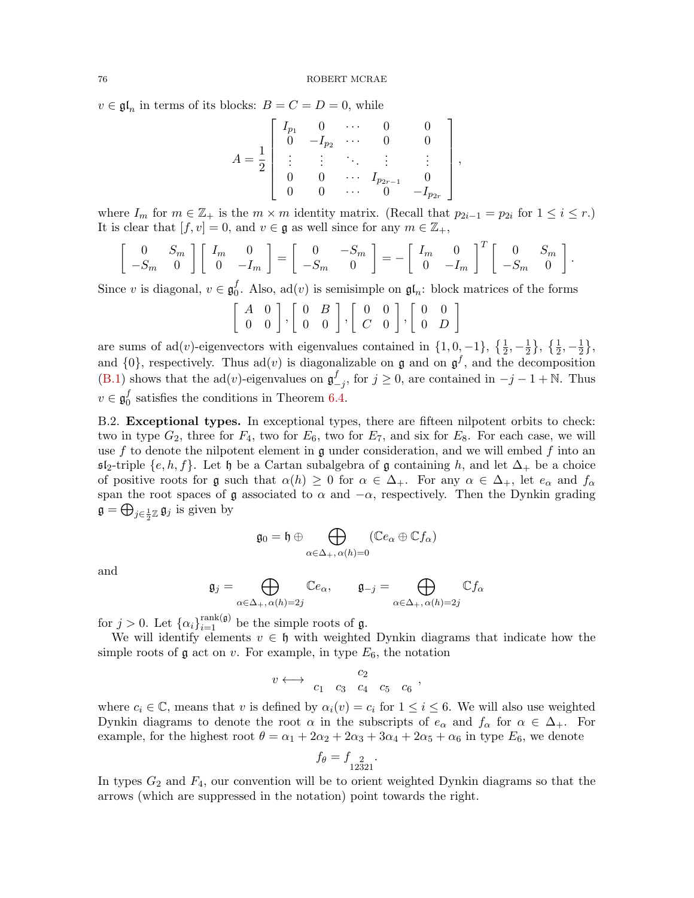$v \in \mathfrak{gl}_n$ in terms of its blocks: $B = C = D = 0$, while

$$A = \frac{1}{2}\left[\begin{array}{ccccc} I_{p_1} & 0 & \cdots & 0 & 0 \\ 0 & -I_{p_2} & \cdots & 0 & 0 \\ \vdots & \vdots & \ddots & \vdots & \vdots \\ 0 & 0 & \cdots & I_{p_{2r-1}} & 0 \\ 0 & 0 & \cdots & 0 & -I_{p_{2r}} \end{array}\right],$$

where $I_m$ for $m \in \mathbb{Z}_+$ is the $m \times m$ identity matrix. (Recall that $p_{2i-1} = p_{2i}$ for $1 \leq i \leq r$.) It is clear that $[f, v] = 0$, and $v \in \mathfrak{g}$ as well since for any $m \in \mathbb{Z}_+$,

$$\left[\begin{array}{cc} 0 & S_m \\ -S_m & 0 \end{array}\right]\left[\begin{array}{cc} I_m & 0 \\ 0 & -I_m \end{array}\right] = \left[\begin{array}{cc} 0 & -S_m \\ -S_m & 0 \end{array}\right] = -\left[\begin{array}{cc} I_m & 0 \\ 0 & -I_m \end{array}\right]^T \left[\begin{array}{cc} 0 & S_m \\ -S_m & 0 \end{array}\right].$$

Since $v$ is diagonal, $v \in \mathfrak{g}_0^f$. Also, $\mathrm{ad}(v)$ is semisimple on $\mathfrak{gl}_n$: block matrices of the forms

$$\left[\begin{array}{cc} A & 0 \\ 0 & 0 \end{array}\right], \left[\begin{array}{cc} 0 & B \\ 0 & 0 \end{array}\right], \left[\begin{array}{cc} 0 & 0 \\ C & 0 \end{array}\right], \left[\begin{array}{cc} 0 & 0 \\ 0 & D \end{array}\right]$$

are sums of $\mathrm{ad}(v)$-eigenvectors with eigenvalues contained in $\{1, 0, -1\}$, $\{\frac{1}{2}, -\frac{1}{2}\}$, $\{\frac{1}{2}, -\frac{1}{2}\}$, and $\{0\}$, respectively. Thus $\mathrm{ad}(v)$ is diagonalizable on $\mathfrak{g}$ and on $\mathfrak{g}^f$, and the decomposition (B.1) shows that the $\mathrm{ad}(v)$-eigenvalues on $\mathfrak{g}_{-j}^f$, for $j \geq 0$, are contained in $-j - 1 + \mathbb{N}$. Thus $v \in \mathfrak{g}_0^f$ satisfies the conditions in Theorem 6.4.

B.2. **Exceptional types.** In exceptional types, there are fifteen nilpotent orbits to check: two in type $G_2$, three for $F_4$, two for $E_6$, two for $E_7$, and six for $E_8$. For each case, we will use $f$ to denote the nilpotent element in $\mathfrak{g}$ under consideration, and we will embed $f$ into an $\mathfrak{sl}_2$-triple $\{e, h, f\}$. Let $\mathfrak{h}$ be a Cartan subalgebra of $\mathfrak{g}$ containing $h$, and let $\Delta_+$ be a choice of positive roots for $\mathfrak{g}$ such that $\alpha(h) \geq 0$ for $\alpha \in \Delta_+$. For any $\alpha \in \Delta_+$, let $e_\alpha$ and $f_\alpha$ span the root spaces of $\mathfrak{g}$ associated to $\alpha$ and $-\alpha$, respectively. Then the Dynkin grading $\mathfrak{g} = \bigoplus_{j \in \frac{1}{2}\mathbb{Z}} \mathfrak{g}_j$ is given by

$$\mathfrak{g}_0 = \mathfrak{h} \oplus \bigoplus_{\alpha \in \Delta_+,\, \alpha(h) = 0} (\mathbb{C}e_\alpha \oplus \mathbb{C}f_\alpha)$$

and

$$\mathfrak{g}_j = \bigoplus_{\alpha \in \Delta_+,\, \alpha(h) = 2j} \mathbb{C}e_\alpha, \qquad \mathfrak{g}_{-j} = \bigoplus_{\alpha \in \Delta_+,\, \alpha(h) = 2j} \mathbb{C}f_\alpha$$

for $j > 0$. Let $\{\alpha_i\}_{i=1}^{\mathrm{rank}(\mathfrak{g})}$ be the simple roots of $\mathfrak{g}$.

We will identify elements $v \in \mathfrak{h}$ with weighted Dynkin diagrams that indicate how the simple roots of $\mathfrak{g}$ act on $v$. For example, in type $E_6$, the notation

$$v \longleftrightarrow \begin{array}{ccccc} & & c_2 & & \\ c_1 & c_3 & c_4 & c_5 & c_6 \end{array},$$

where $c_i \in \mathbb{C}$, means that $v$ is defined by $\alpha_i(v) = c_i$ for $1 \leq i \leq 6$. We will also use weighted Dynkin diagrams to denote the root $\alpha$ in the subscripts of $e_\alpha$ and $f_\alpha$ for $\alpha \in \Delta_+$. For example, for the highest root $\theta = \alpha_1 + 2\alpha_2 + 2\alpha_3 + 3\alpha_4 + 2\alpha_5 + \alpha_6$ in type $E_6$, we denote

$$f_\theta = f_{\substack{2 \\ 12321}}.$$

In types $G_2$ and $F_4$, our convention will be to orient weighted Dynkin diagrams so that the arrows (which are suppressed in the notation) point towards the right.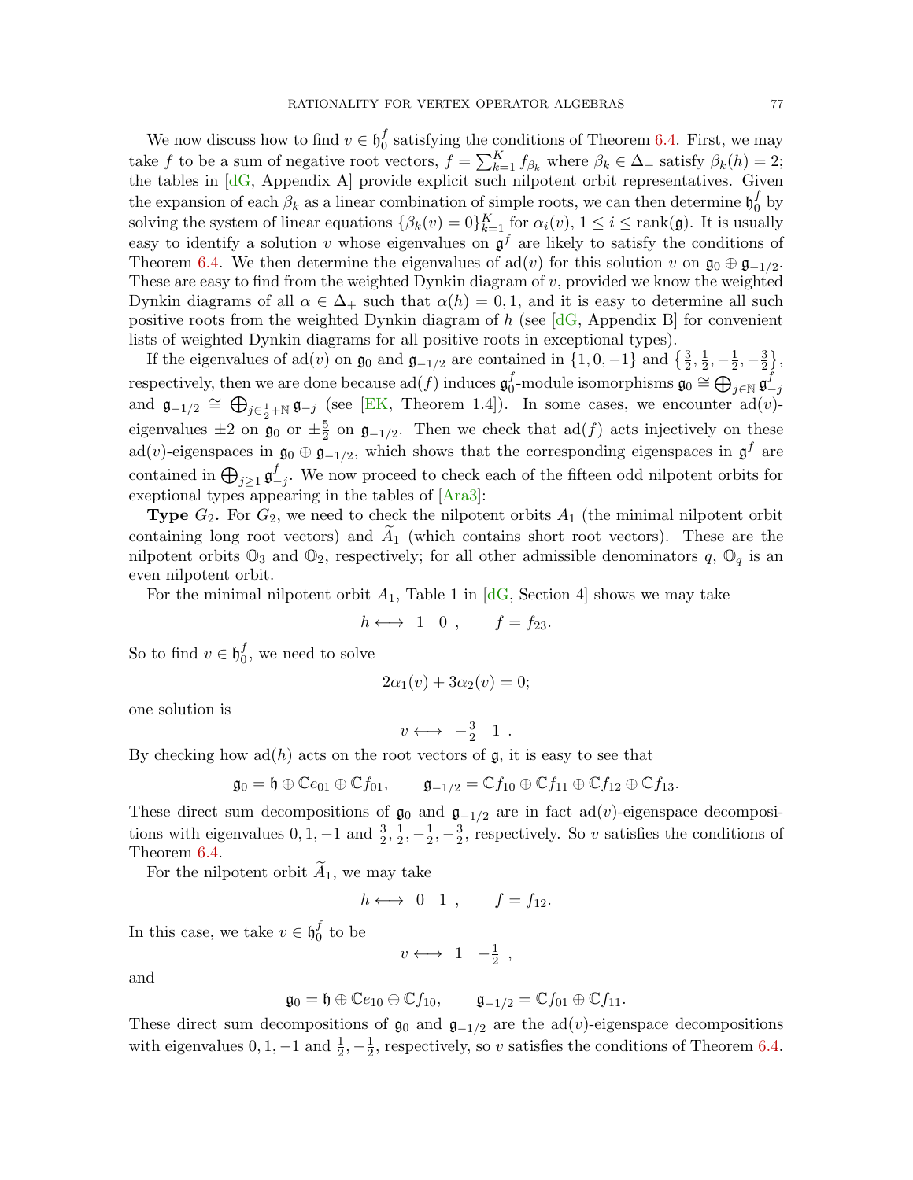We now discuss how to find $v \in \mathfrak{h}_0^f$ satisfying the conditions of Theorem 6.4. First, we may take $f$ to be a sum of negative root vectors, $f = \sum_{k=1}^K f_{\beta_k}$ where $\beta_k \in \Delta_+$ satisfy $\beta_k(h) = 2$; the tables in [dG, Appendix A] provide explicit such nilpotent orbit representatives. Given the expansion of each $\beta_k$ as a linear combination of simple roots, we can then determine $\mathfrak{h}_0^f$ by solving the system of linear equations $\{\beta_k(v) = 0\}_{k=1}^K$ for $\alpha_i(v)$, $1 \leq i \leq \mathrm{rank}(\mathfrak{g})$. It is usually easy to identify a solution $v$ whose eigenvalues on $\mathfrak{g}^f$ are likely to satisfy the conditions of Theorem 6.4. We then determine the eigenvalues of $\mathrm{ad}(v)$ for this solution $v$ on $\mathfrak{g}_0 \oplus \mathfrak{g}_{-1/2}$. These are easy to find from the weighted Dynkin diagram of $v$, provided we know the weighted Dynkin diagrams of all $\alpha \in \Delta_+$ such that $\alpha(h) = 0, 1$, and it is easy to determine all such positive roots from the weighted Dynkin diagram of $h$ (see [dG, Appendix B] for convenient lists of weighted Dynkin diagrams for all positive roots in exceptional types).

If the eigenvalues of $\mathrm{ad}(v)$ on $\mathfrak{g}_0$ and $\mathfrak{g}_{-1/2}$ are contained in $\{1, 0, -1\}$ and $\left\{\frac{3}{2}, \frac{1}{2}, -\frac{1}{2}, -\frac{3}{2}\right\}$, respectively, then we are done because $\mathrm{ad}(f)$ induces $\mathfrak{g}_0^f$-module isomorphisms $\mathfrak{g}_0 \cong \bigoplus_{j \in \mathbb{N}} \mathfrak{g}_{-j}^f$ and $\mathfrak{g}_{-1/2} \cong \bigoplus_{j \in \frac{1}{2}+\mathbb{N}} \mathfrak{g}_{-j}$ (see [EK, Theorem 1.4]). In some cases, we encounter $\mathrm{ad}(v)$-eigenvalues $\pm 2$ on $\mathfrak{g}_0$ or $\pm\frac{5}{2}$ on $\mathfrak{g}_{-1/2}$. Then we check that $\mathrm{ad}(f)$ acts injectively on these $\mathrm{ad}(v)$-eigenspaces in $\mathfrak{g}_0 \oplus \mathfrak{g}_{-1/2}$, which shows that the corresponding eigenspaces in $\mathfrak{g}^f$ are contained in $\bigoplus_{j \geq 1} \mathfrak{g}_{-j}^f$. We now proceed to check each of the fifteen odd nilpotent orbits for exceptional types appearing in the tables of [Ara3]:

**Type $G_2$.** For $G_2$, we need to check the nilpotent orbits $A_1$ (the minimal nilpotent orbit containing long root vectors) and $\widetilde{A}_1$ (which contains short root vectors). These are the nilpotent orbits $\mathbb{O}_3$ and $\mathbb{O}_2$, respectively; for all other admissible denominators $q$, $\mathbb{O}_q$ is an even nilpotent orbit.

For the minimal nilpotent orbit $A_1$, Table 1 in [dG, Section 4] shows we may take

$$h \longleftrightarrow \;\; 1 \quad 0 \;, \qquad f = f_{23}.$$

So to find $v \in \mathfrak{h}_0^f$, we need to solve

$$2\alpha_1(v) + 3\alpha_2(v) = 0;$$

one solution is

$$v \longleftrightarrow \;\; -\tfrac{3}{2} \quad 1 \;.$$

By checking how $\mathrm{ad}(h)$ acts on the root vectors of $\mathfrak{g}$, it is easy to see that

$$\mathfrak{g}_0 = \mathfrak{h} \oplus \mathbb{C}e_{01} \oplus \mathbb{C}f_{01}, \qquad \mathfrak{g}_{-1/2} = \mathbb{C}f_{10} \oplus \mathbb{C}f_{11} \oplus \mathbb{C}f_{12} \oplus \mathbb{C}f_{13}.$$

These direct sum decompositions of $\mathfrak{g}_0$ and $\mathfrak{g}_{-1/2}$ are in fact $\mathrm{ad}(v)$-eigenspace decompositions with eigenvalues $0, 1, -1$ and $\frac{3}{2}, \frac{1}{2}, -\frac{1}{2}, -\frac{3}{2}$, respectively. So $v$ satisfies the conditions of Theorem 6.4.

For the nilpotent orbit $\widetilde{A}_1$, we may take

$$h \longleftrightarrow \;\; 0 \quad 1 \;, \qquad f = f_{12}.$$

In this case, we take $v \in \mathfrak{h}_0^f$ to be

$$v \longleftrightarrow \;\; 1 \quad -\tfrac{1}{2} \;,$$

and

$$\mathfrak{g}_0 = \mathfrak{h} \oplus \mathbb{C}e_{10} \oplus \mathbb{C}f_{10}, \qquad \mathfrak{g}_{-1/2} = \mathbb{C}f_{01} \oplus \mathbb{C}f_{11}.$$

These direct sum decompositions of $\mathfrak{g}_0$ and $\mathfrak{g}_{-1/2}$ are the $\mathrm{ad}(v)$-eigenspace decompositions with eigenvalues $0, 1, -1$ and $\frac{1}{2}, -\frac{1}{2}$, respectively, so $v$ satisfies the conditions of Theorem 6.4.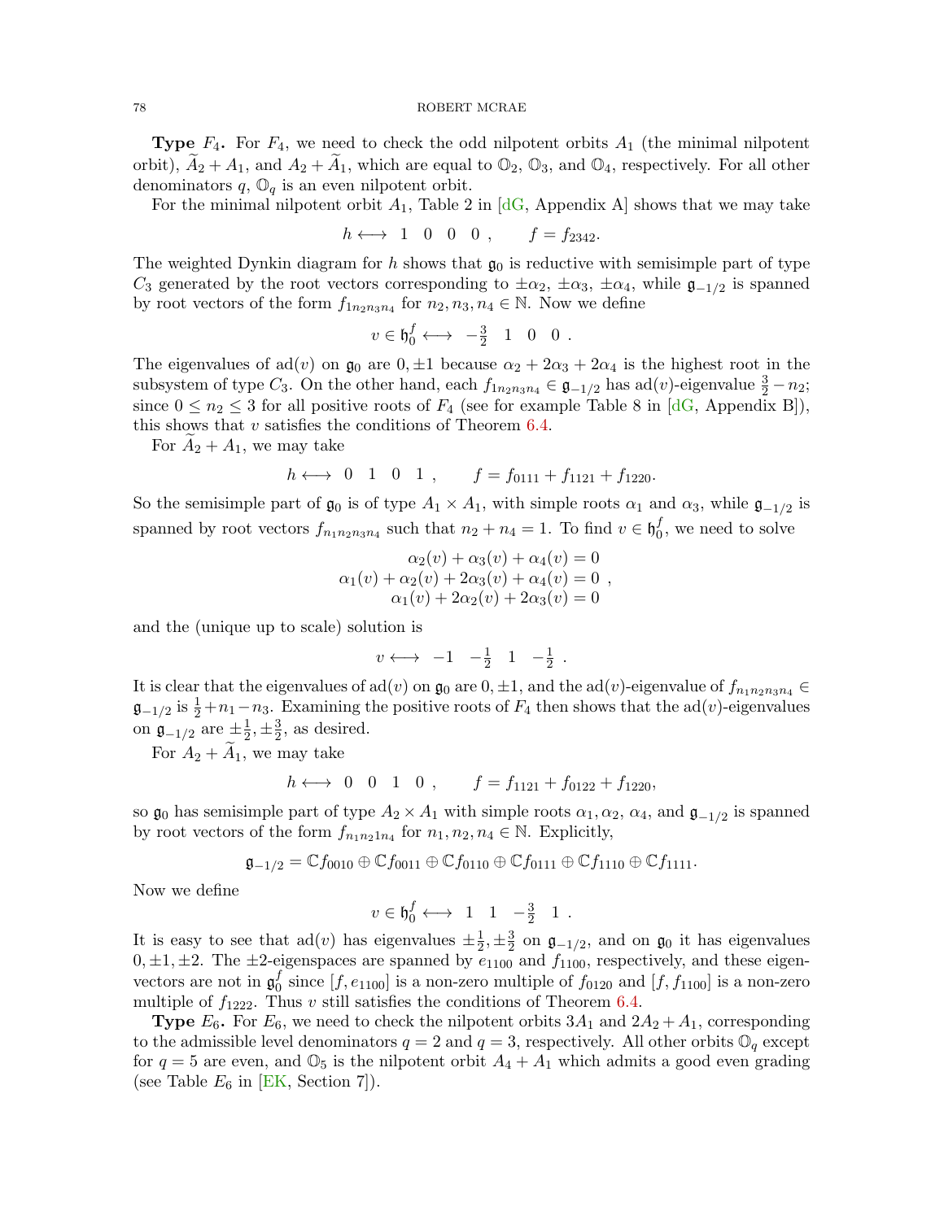**Type $F_4$.** For $F_4$, we need to check the odd nilpotent orbits $A_1$ (the minimal nilpotent orbit), $\widetilde{A}_2 + A_1$, and $A_2 + \widetilde{A}_1$, which are equal to $\mathbb{O}_2$, $\mathbb{O}_3$, and $\mathbb{O}_4$, respectively. For all other denominators $q$, $\mathbb{O}_q$ is an even nilpotent orbit.

For the minimal nilpotent orbit $A_1$, Table 2 in [dG, Appendix A] shows that we may take

$$h \longleftrightarrow \; 1 \quad 0 \quad 0 \quad 0 \; , \qquad f = f_{2342}.$$

The weighted Dynkin diagram for $h$ shows that $\mathfrak{g}_0$ is reductive with semisimple part of type $C_3$ generated by the root vectors corresponding to $\pm\alpha_2$, $\pm\alpha_3$, $\pm\alpha_4$, while $\mathfrak{g}_{-1/2}$ is spanned by root vectors of the form $f_{1n_2n_3n_4}$ for $n_2, n_3, n_4 \in \mathbb{N}$. Now we define

$$v \in \mathfrak{h}_0^f \longleftrightarrow \; -\tfrac{3}{2} \quad 1 \quad 0 \quad 0 \; .$$

The eigenvalues of $\mathrm{ad}(v)$ on $\mathfrak{g}_0$ are $0, \pm 1$ because $\alpha_2 + 2\alpha_3 + 2\alpha_4$ is the highest root in the subsystem of type $C_3$. On the other hand, each $f_{1n_2n_3n_4} \in \mathfrak{g}_{-1/2}$ has $\mathrm{ad}(v)$-eigenvalue $\frac{3}{2} - n_2$; since $0 \leq n_2 \leq 3$ for all positive roots of $F_4$ (see for example Table 8 in [dG, Appendix B]), this shows that $v$ satisfies the conditions of Theorem 6.4.

For $\widetilde{A}_2 + A_1$, we may take

$$h \longleftrightarrow \; 0 \quad 1 \quad 0 \quad 1 \; , \qquad f = f_{0111} + f_{1121} + f_{1220}.$$

So the semisimple part of $\mathfrak{g}_0$ is of type $A_1 \times A_1$, with simple roots $\alpha_1$ and $\alpha_3$, while $\mathfrak{g}_{-1/2}$ is spanned by root vectors $f_{n_1n_2n_3n_4}$ such that $n_2 + n_4 = 1$. To find $v \in \mathfrak{h}_0^f$, we need to solve

$$\begin{aligned} \alpha_2(v) + \alpha_3(v) + \alpha_4(v) &= 0 \\ \alpha_1(v) + \alpha_2(v) + 2\alpha_3(v) + \alpha_4(v) &= 0 \\ \alpha_1(v) + 2\alpha_2(v) + 2\alpha_3(v) &= 0 \end{aligned} \; ,$$

and the (unique up to scale) solution is

$$v \longleftrightarrow \; -1 \quad -\tfrac{1}{2} \quad 1 \quad -\tfrac{1}{2} \; .$$

It is clear that the eigenvalues of $\mathrm{ad}(v)$ on $\mathfrak{g}_0$ are $0, \pm 1$, and the $\mathrm{ad}(v)$-eigenvalue of $f_{n_1n_2n_3n_4} \in \mathfrak{g}_{-1/2}$ is $\frac{1}{2} + n_1 - n_3$. Examining the positive roots of $F_4$ then shows that the $\mathrm{ad}(v)$-eigenvalues on $\mathfrak{g}_{-1/2}$ are $\pm\frac{1}{2}, \pm\frac{3}{2}$, as desired.

For $A_2 + \widetilde{A}_1$, we may take

$$h \longleftrightarrow \; 0 \quad 0 \quad 1 \quad 0 \; , \qquad f = f_{1121} + f_{0122} + f_{1220},$$

so $\mathfrak{g}_0$ has semisimple part of type $A_2 \times A_1$ with simple roots $\alpha_1, \alpha_2, \alpha_4$, and $\mathfrak{g}_{-1/2}$ is spanned by root vectors of the form $f_{n_1n_21n_4}$ for $n_1, n_2, n_4 \in \mathbb{N}$. Explicitly,

$$\mathfrak{g}_{-1/2} = \mathbb{C}f_{0010} \oplus \mathbb{C}f_{0011} \oplus \mathbb{C}f_{0110} \oplus \mathbb{C}f_{0111} \oplus \mathbb{C}f_{1110} \oplus \mathbb{C}f_{1111}.$$

Now we define

$$v \in \mathfrak{h}_0^f \longleftrightarrow \; 1 \quad 1 \quad -\tfrac{3}{2} \quad 1 \; .$$

It is easy to see that $\mathrm{ad}(v)$ has eigenvalues $\pm\frac{1}{2}, \pm\frac{3}{2}$ on $\mathfrak{g}_{-1/2}$, and on $\mathfrak{g}_0$ it has eigenvalues $0, \pm 1, \pm 2$. The $\pm 2$-eigenspaces are spanned by $e_{1100}$ and $f_{1100}$, respectively, and these eigenvectors are not in $\mathfrak{g}_0^f$ since $[f, e_{1100}]$ is a non-zero multiple of $f_{0120}$ and $[f, f_{1100}]$ is a non-zero multiple of $f_{1222}$. Thus $v$ still satisfies the conditions of Theorem 6.4.

**Type $E_6$.** For $E_6$, we need to check the nilpotent orbits $3A_1$ and $2A_2 + A_1$, corresponding to the admissible level denominators $q = 2$ and $q = 3$, respectively. All other orbits $\mathbb{O}_q$ except for $q = 5$ are even, and $\mathbb{O}_5$ is the nilpotent orbit $A_4 + A_1$ which admits a good even grading (see Table $E_6$ in [EK, Section 7]).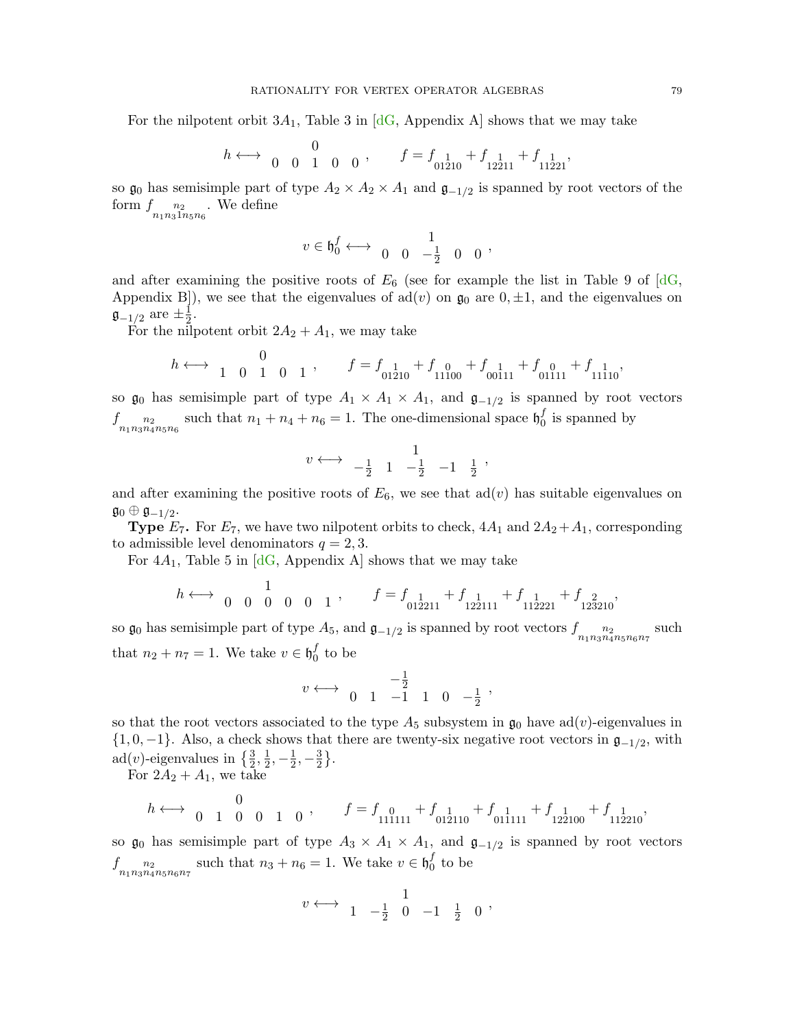For the nilpotent orbit $3A_1$, Table 3 in [dG, Appendix A] shows that we may take

$$h \longleftrightarrow \begin{smallmatrix} & & 0 & & \\ 0 & 0 & 1 & 0 & 0 \end{smallmatrix}, \qquad f = f_{\substack{1\\01210}} + f_{\substack{1\\12211}} + f_{\substack{1\\11221}},$$

so $\mathfrak{g}_0$ has semisimple part of type $A_2 \times A_2 \times A_1$ and $\mathfrak{g}_{-1/2}$ is spanned by root vectors of the form $f_{\substack{n_2\\n_1n_31n_5n_6}}$. We define

$$v \in \mathfrak{h}_0^f \longleftrightarrow \begin{smallmatrix} & & 1 & & \\ 0 & 0 & -\frac{1}{2} & 0 & 0 \end{smallmatrix},$$

and after examining the positive roots of $E_6$ (see for example the list in Table 9 of [dG, Appendix B]), we see that the eigenvalues of $\mathrm{ad}(v)$ on $\mathfrak{g}_0$ are $0, \pm 1$, and the eigenvalues on $\mathfrak{g}_{-1/2}$ are $\pm\frac{1}{2}$.

For the nilpotent orbit $2A_2 + A_1$, we may take

$$h \longleftrightarrow \begin{smallmatrix} & & 0 & & \\ 1 & 0 & 1 & 0 & 1 \end{smallmatrix}, \qquad f = f_{\substack{1\\01210}} + f_{\substack{0\\11100}} + f_{\substack{1\\00111}} + f_{\substack{0\\01111}} + f_{\substack{1\\11110}},$$

so $\mathfrak{g}_0$ has semisimple part of type $A_1 \times A_1 \times A_1$, and $\mathfrak{g}_{-1/2}$ is spanned by root vectors $f_{\substack{n_2\\n_1n_3n_4n_5n_6}}$ such that $n_1 + n_4 + n_6 = 1$. The one-dimensional space $\mathfrak{h}_0^f$ is spanned by

$$v \longleftrightarrow \begin{smallmatrix} & & 1 & & \\ -\frac{1}{2} & 1 & -\frac{1}{2} & -1 & \frac{1}{2} \end{smallmatrix},$$

and after examining the positive roots of $E_6$, we see that $\mathrm{ad}(v)$ has suitable eigenvalues on $\mathfrak{g}_0 \oplus \mathfrak{g}_{-1/2}$.

**Type $E_7$.** For $E_7$, we have two nilpotent orbits to check, $4A_1$ and $2A_2 + A_1$, corresponding to admissible level denominators $q = 2, 3$.

For $4A_1$, Table 5 in [dG, Appendix A] shows that we may take

$$h \longleftrightarrow \begin{smallmatrix} & & 1 & & & \\ 0 & 0 & 0 & 0 & 0 & 1 \end{smallmatrix}, \qquad f = f_{\substack{1\\012211}} + f_{\substack{1\\122111}} + f_{\substack{1\\112221}} + f_{\substack{2\\123210}},$$

so $\mathfrak{g}_0$ has semisimple part of type $A_5$, and $\mathfrak{g}_{-1/2}$ is spanned by root vectors $f_{\substack{n_2\\n_1n_3n_4n_5n_6n_7}}$ such that $n_2 + n_7 = 1$. We take $v \in \mathfrak{h}_0^f$ to be

$$v \longleftrightarrow \begin{smallmatrix} & & -\frac{1}{2} & & & \\ 0 & 1 & -1 & 1 & 0 & -\frac{1}{2} \end{smallmatrix},$$

so that the root vectors associated to the type $A_5$ subsystem in $\mathfrak{g}_0$ have $\mathrm{ad}(v)$-eigenvalues in $\{1, 0, -1\}$. Also, a check shows that there are twenty-six negative root vectors in $\mathfrak{g}_{-1/2}$, with $\mathrm{ad}(v)$-eigenvalues in $\{\frac{3}{2}, \frac{1}{2}, -\frac{1}{2}, -\frac{3}{2}\}$.

For $2A_2 + A_1$, we take

$$h \longleftrightarrow \begin{smallmatrix} & & 0 & & & \\ 0 & 1 & 0 & 0 & 1 & 0 \end{smallmatrix}, \qquad f = f_{\substack{0\\111111}} + f_{\substack{1\\012110}} + f_{\substack{1\\011111}} + f_{\substack{1\\122100}} + f_{\substack{1\\112210}},$$

so $\mathfrak{g}_0$ has semisimple part of type $A_3 \times A_1 \times A_1$, and $\mathfrak{g}_{-1/2}$ is spanned by root vectors $f_{\substack{n_2\\n_1n_3n_4n_5n_6n_7}}$ such that $n_3 + n_6 = 1$. We take $v \in \mathfrak{h}_0^f$ to be

$$v \longleftrightarrow \begin{smallmatrix} & & 1 & & & \\ 1 & -\frac{1}{2} & 0 & -1 & \frac{1}{2} & 0 \end{smallmatrix},$$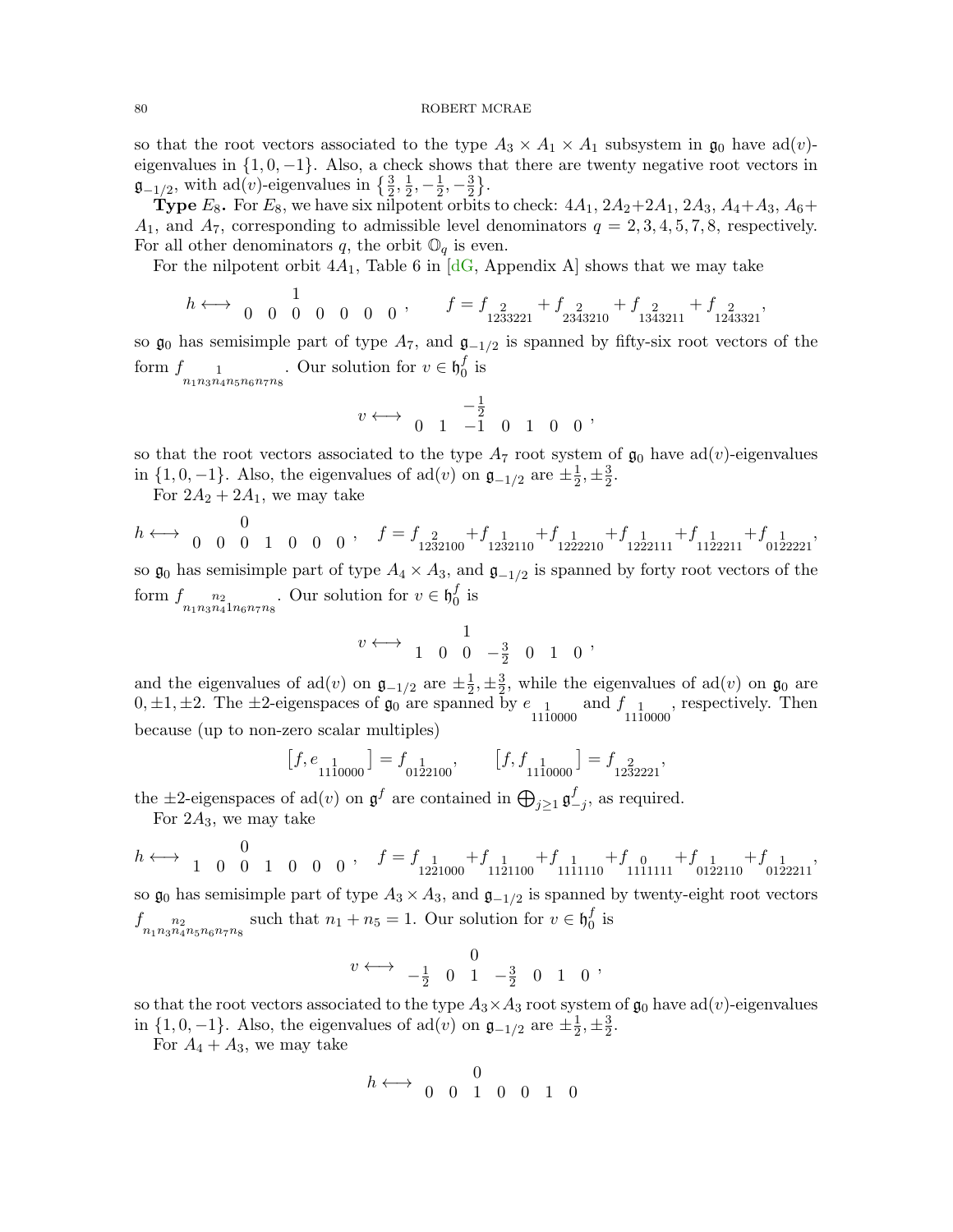so that the root vectors associated to the type $A_3 \times A_1 \times A_1$ subsystem in $\mathfrak{g}_0$ have $\mathrm{ad}(v)$-eigenvalues in $\{1, 0, -1\}$. Also, a check shows that there are twenty negative root vectors in $\mathfrak{g}_{-1/2}$, with $\mathrm{ad}(v)$-eigenvalues in $\{\frac{3}{2}, \frac{1}{2}, -\frac{1}{2}, -\frac{3}{2}\}$.

**Type $E_8$.** For $E_8$, we have six nilpotent orbits to check: $4A_1$, $2A_2+2A_1$, $2A_3$, $A_4+A_3$, $A_6+A_1$, and $A_7$, corresponding to admissible level denominators $q = 2, 3, 4, 5, 7, 8$, respectively. For all other denominators $q$, the orbit $\mathbb{O}_q$ is even.

For the nilpotent orbit $4A_1$, Table 6 in [dG, Appendix A] shows that we may take

$$h \longleftrightarrow \begin{smallmatrix} & & 1 & & & & \\ 0 & 0 & 0 & 0 & 0 & 0 & 0 \end{smallmatrix}, \qquad f = f_{\substack{2\\1233221}} + f_{\substack{2\\2343210}} + f_{\substack{2\\1343211}} + f_{\substack{2\\1243321}},$$

so $\mathfrak{g}_0$ has semisimple part of type $A_7$, and $\mathfrak{g}_{-1/2}$ is spanned by fifty-six root vectors of the form $f_{\substack{1\\n_1n_3n_4n_5n_6n_7n_8}}$. Our solution for $v \in \mathfrak{h}_0^f$ is

$$v \longleftrightarrow \begin{smallmatrix} & & -\frac{1}{2} & & & & \\ 0 & 1 & -1 & 0 & 1 & 0 & 0 \end{smallmatrix},$$

so that the root vectors associated to the type $A_7$ root system of $\mathfrak{g}_0$ have $\mathrm{ad}(v)$-eigenvalues in $\{1, 0, -1\}$. Also, the eigenvalues of $\mathrm{ad}(v)$ on $\mathfrak{g}_{-1/2}$ are $\pm\frac{1}{2}, \pm\frac{3}{2}$.

For $2A_2 + 2A_1$, we may take

$$h \longleftrightarrow \begin{smallmatrix} & & 0 & & & & \\ 0 & 0 & 0 & 1 & 0 & 0 & 0 \end{smallmatrix}, \quad f = f_{\substack{2\\1232100}} + f_{\substack{1\\1232110}} + f_{\substack{1\\1222210}} + f_{\substack{1\\1222111}} + f_{\substack{1\\1122211}} + f_{\substack{1\\0122221}},$$

so $\mathfrak{g}_0$ has semisimple part of type $A_4 \times A_3$, and $\mathfrak{g}_{-1/2}$ is spanned by forty root vectors of the form $f_{\substack{n_2\\n_1n_3n_41n_6n_7n_8}}$. Our solution for $v \in \mathfrak{h}_0^f$ is

$$v \longleftrightarrow \begin{smallmatrix} & & 1 & & & & \\ 1 & 0 & 0 & -\frac{3}{2} & 0 & 1 & 0 \end{smallmatrix},$$

and the eigenvalues of $\mathrm{ad}(v)$ on $\mathfrak{g}_{-1/2}$ are $\pm\frac{1}{2}, \pm\frac{3}{2}$, while the eigenvalues of $\mathrm{ad}(v)$ on $\mathfrak{g}_0$ are $0, \pm 1, \pm 2$. The $\pm 2$-eigenspaces of $\mathfrak{g}_0$ are spanned by $e_{\substack{1\\1110000}}$ and $f_{\substack{1\\1110000}}$, respectively. Then because (up to non-zero scalar multiples)

$$\big[f, e_{\substack{1\\1110000}}\big] = f_{\substack{1\\0122100}}, \qquad \big[f, f_{\substack{1\\1110000}}\big] = f_{\substack{2\\1232221}},$$

the $\pm 2$-eigenspaces of $\mathrm{ad}(v)$ on $\mathfrak{g}^f$ are contained in $\bigoplus_{j\geq 1} \mathfrak{g}^f_{-j}$, as required.

For $2A_3$, we may take

$$h \longleftrightarrow \begin{smallmatrix} & & 0 & & & & \\ 1 & 0 & 0 & 1 & 0 & 0 & 0 \end{smallmatrix}, \quad f = f_{\substack{1\\1221000}} + f_{\substack{1\\1121100}} + f_{\substack{1\\1111110}} + f_{\substack{0\\1111111}} + f_{\substack{1\\0122110}} + f_{\substack{1\\0122211}},$$

so $\mathfrak{g}_0$ has semisimple part of type $A_3 \times A_3$, and $\mathfrak{g}_{-1/2}$ is spanned by twenty-eight root vectors $f_{\substack{n_2\\n_1n_3n_4n_5n_6n_7n_8}}$ such that $n_1 + n_5 = 1$. Our solution for $v \in \mathfrak{h}_0^f$ is

$$v \longleftrightarrow \begin{smallmatrix} & & 0 & & & & \\ -\frac{1}{2} & 0 & 1 & -\frac{3}{2} & 0 & 1 & 0 \end{smallmatrix},$$

so that the root vectors associated to the type $A_3 \times A_3$ root system of $\mathfrak{g}_0$ have $\mathrm{ad}(v)$-eigenvalues in $\{1, 0, -1\}$. Also, the eigenvalues of $\mathrm{ad}(v)$ on $\mathfrak{g}_{-1/2}$ are $\pm\frac{1}{2}, \pm\frac{3}{2}$.

For $A_4 + A_3$, we may take

$$h \longleftrightarrow \begin{smallmatrix} & & 0 & & & & \\ 0 & 0 & 1 & 0 & 0 & 1 & 0 \end{smallmatrix}$$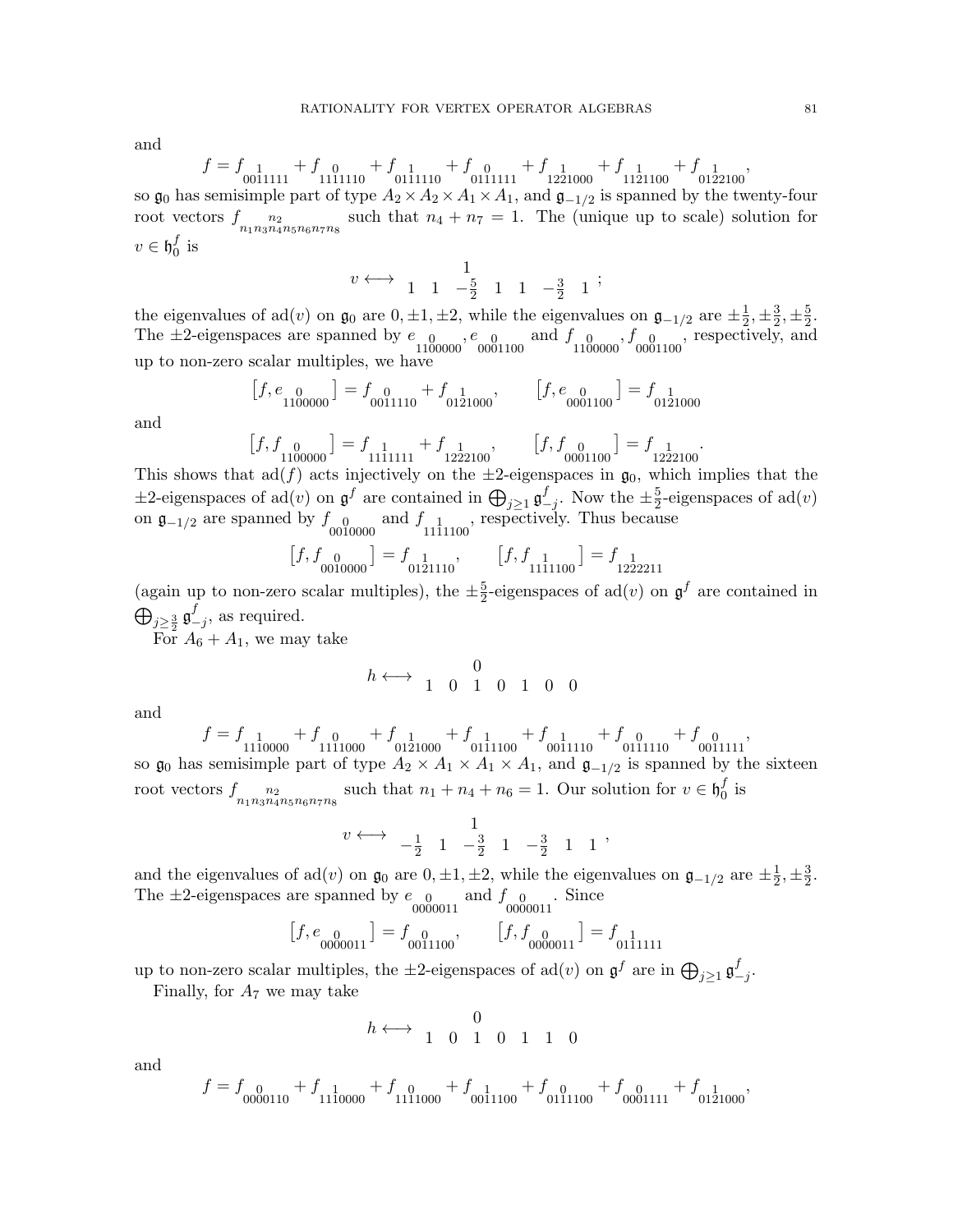and

$$f = f_{\substack{1\\0011111}} + f_{\substack{0\\1111110}} + f_{\substack{1\\0111110}} + f_{\substack{0\\0111111}} + f_{\substack{1\\1221000}} + f_{\substack{1\\1121100}} + f_{\substack{1\\0122100}},$$

so $\mathfrak{g}_0$ has semisimple part of type $A_2 \times A_2 \times A_1 \times A_1$, and $\mathfrak{g}_{-1/2}$ is spanned by the twenty-four root vectors $f_{\substack{n_2\\n_1n_3n_4n_5n_6n_7n_8}}$ such that $n_4 + n_7 = 1$. The (unique up to scale) solution for $v \in \mathfrak{h}_0^f$ is

$$v \longleftrightarrow \begin{smallmatrix} & & 1 & & & & \\ 1 & 1 & -\frac{5}{2} & 1 & 1 & -\frac{3}{2} & 1 \end{smallmatrix};$$

the eigenvalues of $\mathrm{ad}(v)$ on $\mathfrak{g}_0$ are $0, \pm 1, \pm 2$, while the eigenvalues on $\mathfrak{g}_{-1/2}$ are $\pm\frac{1}{2}, \pm\frac{3}{2}, \pm\frac{5}{2}$. The $\pm 2$-eigenspaces are spanned by $e_{\substack{0\\1100000}}, e_{\substack{0\\0001100}}$ and $f_{\substack{0\\1100000}}, f_{\substack{0\\0001100}}$, respectively, and up to non-zero scalar multiples, we have

$$\left[f, e_{\substack{0\\1100000}}\right] = f_{\substack{0\\0011110}} + f_{\substack{1\\0121000}}, \qquad \left[f, e_{\substack{0\\0001100}}\right] = f_{\substack{1\\0121000}}$$

and

$$\left[f, f_{\substack{0\\1100000}}\right] = f_{\substack{1\\1111111}} + f_{\substack{1\\1222100}}, \qquad \left[f, f_{\substack{0\\0001100}}\right] = f_{\substack{1\\1222100}}.$$

This shows that $\mathrm{ad}(f)$ acts injectively on the $\pm 2$-eigenspaces in $\mathfrak{g}_0$, which implies that the $\pm 2$-eigenspaces of $\mathrm{ad}(v)$ on $\mathfrak{g}^f$ are contained in $\bigoplus_{j\geq 1} \mathfrak{g}^f_{-j}$. Now the $\pm\frac{5}{2}$-eigenspaces of $\mathrm{ad}(v)$ on $\mathfrak{g}_{-1/2}$ are spanned by $f_{\substack{0\\0010000}}$ and $f_{\substack{1\\1111100}}$, respectively. Thus because

$$\left[f, f_{\substack{0\\0010000}}\right] = f_{\substack{1\\0121110}}, \qquad \left[f, f_{\substack{1\\1111100}}\right] = f_{\substack{1\\1222211}}$$

(again up to non-zero scalar multiples), the $\pm\frac{5}{2}$-eigenspaces of $\mathrm{ad}(v)$ on $\mathfrak{g}^f$ are contained in $\bigoplus_{j\geq \frac{3}{2}} \mathfrak{g}^f_{-j}$, as required.

For $A_6 + A_1$, we may take

$$h \longleftrightarrow \begin{smallmatrix} & & 0 & & & & \\ 1 & 0 & 1 & 0 & 1 & 0 & 0 \end{smallmatrix}$$

and

$$f = f_{\substack{1\\1110000}} + f_{\substack{0\\1111000}} + f_{\substack{1\\0121000}} + f_{\substack{1\\0111100}} + f_{\substack{1\\0011110}} + f_{\substack{0\\0111110}} + f_{\substack{0\\0011111}},$$

so $\mathfrak{g}_0$ has semisimple part of type $A_2 \times A_1 \times A_1 \times A_1$, and $\mathfrak{g}_{-1/2}$ is spanned by the sixteen root vectors $f_{\substack{n_2\\n_1n_3n_4n_5n_6n_7n_8}}$ such that $n_1 + n_4 + n_6 = 1$. Our solution for $v \in \mathfrak{h}_0^f$ is

$$v \longleftrightarrow \begin{smallmatrix} & & 1 & & & & \\ -\frac{1}{2} & 1 & -\frac{3}{2} & 1 & -\frac{3}{2} & 1 & 1 \end{smallmatrix},$$

and the eigenvalues of $\mathrm{ad}(v)$ on $\mathfrak{g}_0$ are $0, \pm 1, \pm 2$, while the eigenvalues on $\mathfrak{g}_{-1/2}$ are $\pm\frac{1}{2}, \pm\frac{3}{2}$. The $\pm 2$-eigenspaces are spanned by $e_{\substack{0\\0000011}}$ and $f_{\substack{0\\0000011}}$. Since

$$\left[f, e_{\substack{0\\0000011}}\right] = f_{\substack{0\\0011100}}, \qquad \left[f, f_{\substack{0\\0000011}}\right] = f_{\substack{1\\0111111}}$$

up to non-zero scalar multiples, the $\pm 2$-eigenspaces of $\mathrm{ad}(v)$ on $\mathfrak{g}^f$ are in $\bigoplus_{j\geq 1} \mathfrak{g}^f_{-j}$.

Finally, for $A_7$ we may take

$$h \longleftrightarrow \begin{smallmatrix} & & 0 & & & & \\ 1 & 0 & 1 & 0 & 1 & 1 & 0 \end{smallmatrix}$$

and

$$f = f_{\substack{0\\0000110}} + f_{\substack{1\\1110000}} + f_{\substack{0\\1111000}} + f_{\substack{1\\0011100}} + f_{\substack{0\\0111100}} + f_{\substack{0\\0001111}} + f_{\substack{1\\0121000}},$$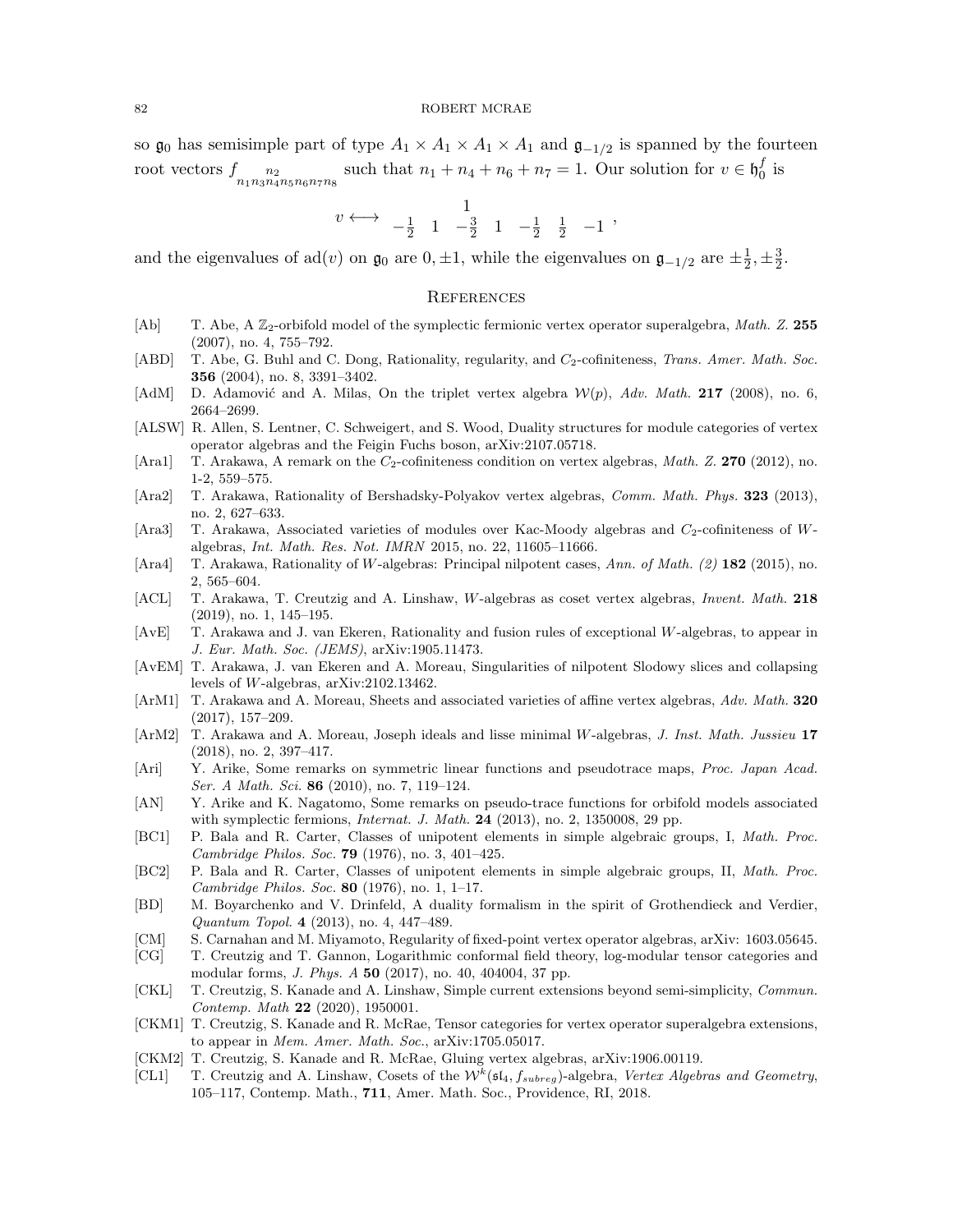so $\mathfrak{g}_0$ has semisimple part of type $A_1 \times A_1 \times A_1 \times A_1$ and $\mathfrak{g}_{-1/2}$ is spanned by the fourteen root vectors $f_{\substack{n_2 \\ n_1 n_3 n_4 n_5 n_6 n_7 n_8}}$ such that $n_1 + n_4 + n_6 + n_7 = 1$. Our solution for $v \in \mathfrak{h}_0^f$ is

$$v \longleftrightarrow \begin{array}{ccccccc} & & 1 & & & & \\ -\frac{1}{2} & 1 & -\frac{3}{2} & 1 & -\frac{1}{2} & \frac{1}{2} & -1 \end{array},$$

and the eigenvalues of $\mathrm{ad}(v)$ on $\mathfrak{g}_0$ are $0, \pm 1$, while the eigenvalues on $\mathfrak{g}_{-1/2}$ are $\pm\frac{1}{2}, \pm\frac{3}{2}$.

## References

- [Ab] T. Abe, A $\mathbb{Z}_2$-orbifold model of the symplectic fermionic vertex operator superalgebra, *Math. Z.* **255** (2007), no. 4, 755–792.
- [ABD] T. Abe, G. Buhl and C. Dong, Rationality, regularity, and $C_2$-cofiniteness, *Trans. Amer. Math. Soc.* **356** (2004), no. 8, 3391–3402.
- [AdM] D. Adamović and A. Milas, On the triplet vertex algebra $\mathcal{W}(p)$, *Adv. Math.* **217** (2008), no. 6, 2664–2699.
- [ALSW] R. Allen, S. Lentner, C. Schweigert, and S. Wood, Duality structures for module categories of vertex operator algebras and the Feigin Fuchs boson, arXiv:2107.05718.
- [Ara1] T. Arakawa, A remark on the $C_2$-cofiniteness condition on vertex algebras, *Math. Z.* **270** (2012), no. 1-2, 559–575.
- [Ara2] T. Arakawa, Rationality of Bershadsky-Polyakov vertex algebras, *Comm. Math. Phys.* **323** (2013), no. 2, 627–633.
- [Ara3] T. Arakawa, Associated varieties of modules over Kac-Moody algebras and $C_2$-cofiniteness of $W$-algebras, *Int. Math. Res. Not. IMRN* 2015, no. 22, 11605–11666.
- [Ara4] T. Arakawa, Rationality of $W$-algebras: Principal nilpotent cases, *Ann. of Math. (2)* **182** (2015), no. 2, 565–604.
- [ACL] T. Arakawa, T. Creutzig and A. Linshaw, $W$-algebras as coset vertex algebras, *Invent. Math.* **218** (2019), no. 1, 145–195.
- [AvE] T. Arakawa and J. van Ekeren, Rationality and fusion rules of exceptional $W$-algebras, to appear in *J. Eur. Math. Soc. (JEMS)*, arXiv:1905.11473.
- [AvEM] T. Arakawa, J. van Ekeren and A. Moreau, Singularities of nilpotent Slodowy slices and collapsing levels of $W$-algebras, arXiv:2102.13462.
- [ArM1] T. Arakawa and A. Moreau, Sheets and associated varieties of affine vertex algebras, *Adv. Math.* **320** (2017), 157–209.
- [ArM2] T. Arakawa and A. Moreau, Joseph ideals and lisse minimal $W$-algebras, *J. Inst. Math. Jussieu* **17** (2018), no. 2, 397–417.
- [Ari] Y. Arike, Some remarks on symmetric linear functions and pseudotrace maps, *Proc. Japan Acad. Ser. A Math. Sci.* **86** (2010), no. 7, 119–124.
- [AN] Y. Arike and K. Nagatomo, Some remarks on pseudo-trace functions for orbifold models associated with symplectic fermions, *Internat. J. Math.* **24** (2013), no. 2, 1350008, 29 pp.
- [BC1] P. Bala and R. Carter, Classes of unipotent elements in simple algebraic groups, I, *Math. Proc. Cambridge Philos. Soc.* **79** (1976), no. 3, 401–425.
- [BC2] P. Bala and R. Carter, Classes of unipotent elements in simple algebraic groups, II, *Math. Proc. Cambridge Philos. Soc.* **80** (1976), no. 1, 1–17.
- [BD] M. Boyarchenko and V. Drinfeld, A duality formalism in the spirit of Grothendieck and Verdier, *Quantum Topol.* **4** (2013), no. 4, 447–489.
- [CM] S. Carnahan and M. Miyamoto, Regularity of fixed-point vertex operator algebras, arXiv: 1603.05645.
- [CG] T. Creutzig and T. Gannon, Logarithmic conformal field theory, log-modular tensor categories and modular forms, *J. Phys. A* **50** (2017), no. 40, 404004, 37 pp.
- [CKL] T. Creutzig, S. Kanade and A. Linshaw, Simple current extensions beyond semi-simplicity, *Commun. Contemp. Math* **22** (2020), 1950001.
- [CKM1] T. Creutzig, S. Kanade and R. McRae, Tensor categories for vertex operator superalgebra extensions, to appear in *Mem. Amer. Math. Soc.*, arXiv:1705.05017.
- [CKM2] T. Creutzig, S. Kanade and R. McRae, Gluing vertex algebras, arXiv:1906.00119.
- [CL1] T. Creutzig and A. Linshaw, Cosets of the $\mathcal{W}^k(\mathfrak{sl}_4, f_{subreg})$-algebra, *Vertex Algebras and Geometry*, 105–117, Contemp. Math., **711**, Amer. Math. Soc., Providence, RI, 2018.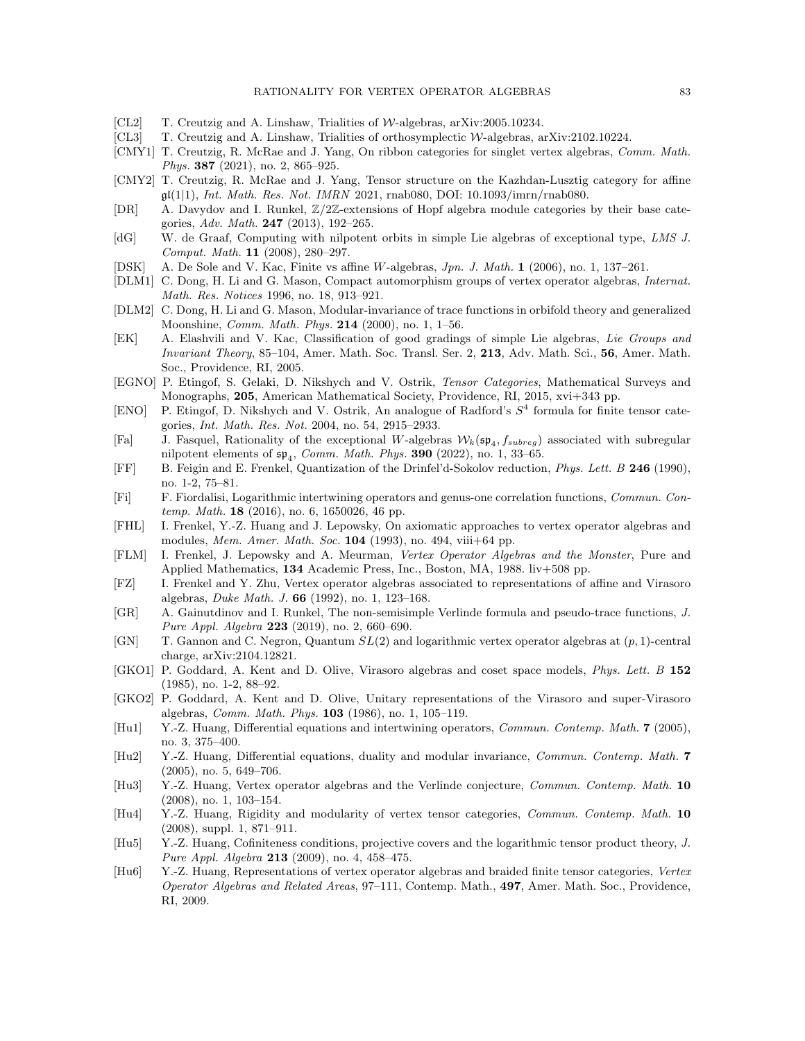- [CL2] T. Creutzig and A. Linshaw, Trialities of $\mathcal{W}$-algebras, arXiv:2005.10234.
- [CL3] T. Creutzig and A. Linshaw, Trialities of orthosymplectic $\mathcal{W}$-algebras, arXiv:2102.10224.
- [CMY1] T. Creutzig, R. McRae and J. Yang, On ribbon categories for singlet vertex algebras, *Comm. Math. Phys.* **387** (2021), no. 2, 865–925.
- [CMY2] T. Creutzig, R. McRae and J. Yang, Tensor structure on the Kazhdan-Lusztig category for affine $\mathfrak{gl}(1|1)$, *Int. Math. Res. Not. IMRN* 2021, rnab080, DOI: 10.1093/imrn/rnab080.
- [DR] A. Davydov and I. Runkel, $\mathbb{Z}/2\mathbb{Z}$-extensions of Hopf algebra module categories by their base categories, *Adv. Math.* **247** (2013), 192–265.
- [dG] W. de Graaf, Computing with nilpotent orbits in simple Lie algebras of exceptional type, *LMS J. Comput. Math.* **11** (2008), 280–297.
- [DSK] A. De Sole and V. Kac, Finite vs affine $W$-algebras, *Jpn. J. Math.* **1** (2006), no. 1, 137–261.
- [DLM1] C. Dong, H. Li and G. Mason, Compact automorphism groups of vertex operator algebras, *Internat. Math. Res. Notices* 1996, no. 18, 913–921.
- [DLM2] C. Dong, H. Li and G. Mason, Modular-invariance of trace functions in orbifold theory and generalized Moonshine, *Comm. Math. Phys.* **214** (2000), no. 1, 1–56.
- [EK] A. Elashvili and V. Kac, Classification of good gradings of simple Lie algebras, *Lie Groups and Invariant Theory*, 85–104, Amer. Math. Soc. Transl. Ser. 2, **213**, Adv. Math. Sci., **56**, Amer. Math. Soc., Providence, RI, 2005.
- [EGNO] P. Etingof, S. Gelaki, D. Nikshych and V. Ostrik, *Tensor Categories*, Mathematical Surveys and Monographs, **205**, American Mathematical Society, Providence, RI, 2015, xvi+343 pp.
- [ENO] P. Etingof, D. Nikshych and V. Ostrik, An analogue of Radford's $S^4$ formula for finite tensor categories, *Int. Math. Res. Not.* 2004, no. 54, 2915–2933.
- [Fa] J. Fasquel, Rationality of the exceptional $W$-algebras $\mathcal{W}_k(\mathfrak{sp}_4, f_{subreg})$ associated with subregular nilpotent elements of $\mathfrak{sp}_4$, *Comm. Math. Phys.* **390** (2022), no. 1, 33–65.
- [FF] B. Feigin and E. Frenkel, Quantization of the Drinfel'd-Sokolov reduction, *Phys. Lett. B* **246** (1990), no. 1-2, 75–81.
- [Fi] F. Fiordalisi, Logarithmic intertwining operators and genus-one correlation functions, *Commun. Contemp. Math.* **18** (2016), no. 6, 1650026, 46 pp.
- [FHL] I. Frenkel, Y.-Z. Huang and J. Lepowsky, On axiomatic approaches to vertex operator algebras and modules, *Mem. Amer. Math. Soc.* **104** (1993), no. 494, viii+64 pp.
- [FLM] I. Frenkel, J. Lepowsky and A. Meurman, *Vertex Operator Algebras and the Monster*, Pure and Applied Mathematics, **134** Academic Press, Inc., Boston, MA, 1988. liv+508 pp.
- [FZ] I. Frenkel and Y. Zhu, Vertex operator algebras associated to representations of affine and Virasoro algebras, *Duke Math. J.* **66** (1992), no. 1, 123–168.
- [GR] A. Gainutdinov and I. Runkel, The non-semisimple Verlinde formula and pseudo-trace functions, *J. Pure Appl. Algebra* **223** (2019), no. 2, 660–690.
- [GN] T. Gannon and C. Negron, Quantum $SL(2)$ and logarithmic vertex operator algebras at $(p, 1)$-central charge, arXiv:2104.12821.
- [GKO1] P. Goddard, A. Kent and D. Olive, Virasoro algebras and coset space models, *Phys. Lett. B* **152** (1985), no. 1-2, 88–92.
- [GKO2] P. Goddard, A. Kent and D. Olive, Unitary representations of the Virasoro and super-Virasoro algebras, *Comm. Math. Phys.* **103** (1986), no. 1, 105–119.
- [Hu1] Y.-Z. Huang, Differential equations and intertwining operators, *Commun. Contemp. Math.* **7** (2005), no. 3, 375–400.
- [Hu2] Y.-Z. Huang, Differential equations, duality and modular invariance, *Commun. Contemp. Math.* **7** (2005), no. 5, 649–706.
- [Hu3] Y.-Z. Huang, Vertex operator algebras and the Verlinde conjecture, *Commun. Contemp. Math.* **10** (2008), no. 1, 103–154.
- [Hu4] Y.-Z. Huang, Rigidity and modularity of vertex tensor categories, *Commun. Contemp. Math.* **10** (2008), suppl. 1, 871–911.
- [Hu5] Y.-Z. Huang, Cofiniteness conditions, projective covers and the logarithmic tensor product theory, *J. Pure Appl. Algebra* **213** (2009), no. 4, 458–475.
- [Hu6] Y.-Z. Huang, Representations of vertex operator algebras and braided finite tensor categories, *Vertex Operator Algebras and Related Areas*, 97–111, Contemp. Math., **497**, Amer. Math. Soc., Providence, RI, 2009.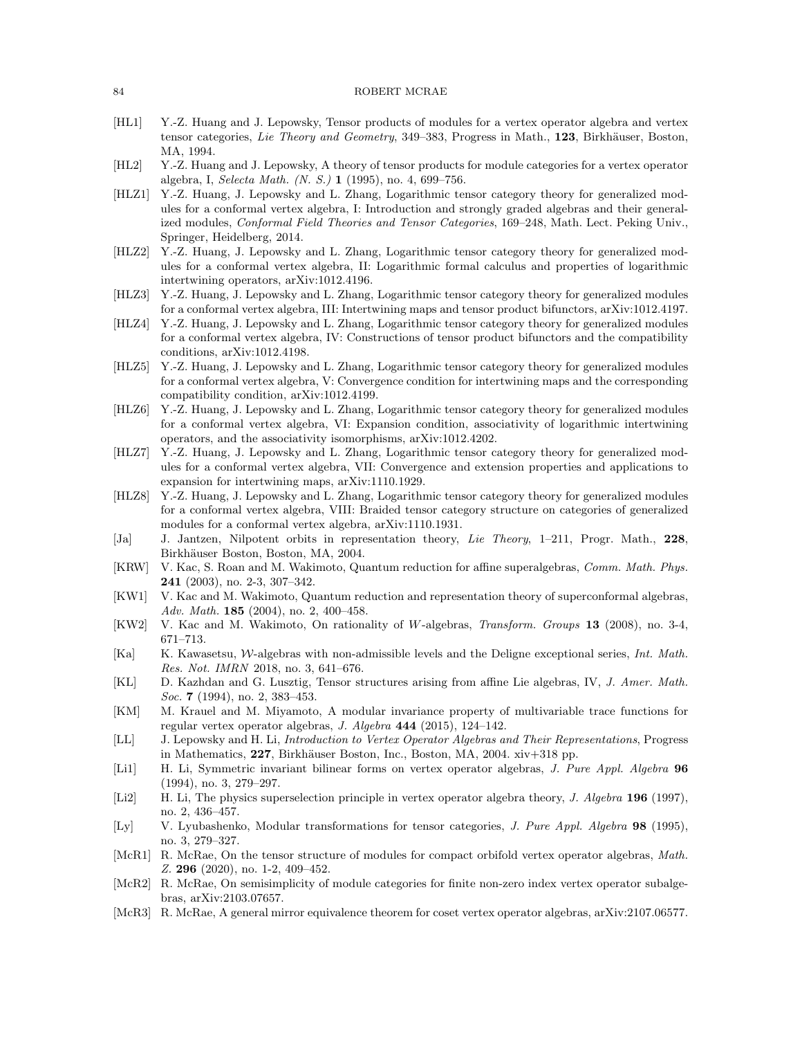- [HL1] Y.-Z. Huang and J. Lepowsky, Tensor products of modules for a vertex operator algebra and vertex tensor categories, *Lie Theory and Geometry*, 349–383, Progress in Math., **123**, Birkhäuser, Boston, MA, 1994.
- [HL2] Y.-Z. Huang and J. Lepowsky, A theory of tensor products for module categories for a vertex operator algebra, I, *Selecta Math. (N. S.)* **1** (1995), no. 4, 699–756.
- [HLZ1] Y.-Z. Huang, J. Lepowsky and L. Zhang, Logarithmic tensor category theory for generalized modules for a conformal vertex algebra, I: Introduction and strongly graded algebras and their generalized modules, *Conformal Field Theories and Tensor Categories*, 169–248, Math. Lect. Peking Univ., Springer, Heidelberg, 2014.
- [HLZ2] Y.-Z. Huang, J. Lepowsky and L. Zhang, Logarithmic tensor category theory for generalized modules for a conformal vertex algebra, II: Logarithmic formal calculus and properties of logarithmic intertwining operators, arXiv:1012.4196.
- [HLZ3] Y.-Z. Huang, J. Lepowsky and L. Zhang, Logarithmic tensor category theory for generalized modules for a conformal vertex algebra, III: Intertwining maps and tensor product bifunctors, arXiv:1012.4197.
- [HLZ4] Y.-Z. Huang, J. Lepowsky and L. Zhang, Logarithmic tensor category theory for generalized modules for a conformal vertex algebra, IV: Constructions of tensor product bifunctors and the compatibility conditions, arXiv:1012.4198.
- [HLZ5] Y.-Z. Huang, J. Lepowsky and L. Zhang, Logarithmic tensor category theory for generalized modules for a conformal vertex algebra, V: Convergence condition for intertwining maps and the corresponding compatibility condition, arXiv:1012.4199.
- [HLZ6] Y.-Z. Huang, J. Lepowsky and L. Zhang, Logarithmic tensor category theory for generalized modules for a conformal vertex algebra, VI: Expansion condition, associativity of logarithmic intertwining operators, and the associativity isomorphisms, arXiv:1012.4202.
- [HLZ7] Y.-Z. Huang, J. Lepowsky and L. Zhang, Logarithmic tensor category theory for generalized modules for a conformal vertex algebra, VII: Convergence and extension properties and applications to expansion for intertwining maps, arXiv:1110.1929.
- [HLZ8] Y.-Z. Huang, J. Lepowsky and L. Zhang, Logarithmic tensor category theory for generalized modules for a conformal vertex algebra, VIII: Braided tensor category structure on categories of generalized modules for a conformal vertex algebra, arXiv:1110.1931.
- [Ja] J. Jantzen, Nilpotent orbits in representation theory, *Lie Theory*, 1–211, Progr. Math., **228**, Birkhäuser Boston, Boston, MA, 2004.
- [KRW] V. Kac, S. Roan and M. Wakimoto, Quantum reduction for affine superalgebras, *Comm. Math. Phys.* **241** (2003), no. 2-3, 307–342.
- [KW1] V. Kac and M. Wakimoto, Quantum reduction and representation theory of superconformal algebras, *Adv. Math.* **185** (2004), no. 2, 400–458.
- [KW2] V. Kac and M. Wakimoto, On rationality of $W$-algebras, *Transform. Groups* **13** (2008), no. 3-4, 671–713.
- [Ka] K. Kawasetsu, $\mathcal{W}$-algebras with non-admissible levels and the Deligne exceptional series, *Int. Math. Res. Not. IMRN* 2018, no. 3, 641–676.
- [KL] D. Kazhdan and G. Lusztig, Tensor structures arising from affine Lie algebras, IV, *J. Amer. Math. Soc.* **7** (1994), no. 2, 383–453.
- [KM] M. Krauel and M. Miyamoto, A modular invariance property of multivariable trace functions for regular vertex operator algebras, *J. Algebra* **444** (2015), 124–142.
- [LL] J. Lepowsky and H. Li, *Introduction to Vertex Operator Algebras and Their Representations*, Progress in Mathematics, **227**, Birkhäuser Boston, Inc., Boston, MA, 2004. xiv+318 pp.
- [Li1] H. Li, Symmetric invariant bilinear forms on vertex operator algebras, *J. Pure Appl. Algebra* **96** (1994), no. 3, 279–297.
- [Li2] H. Li, The physics superselection principle in vertex operator algebra theory, *J. Algebra* **196** (1997), no. 2, 436–457.
- [Ly] V. Lyubashenko, Modular transformations for tensor categories, *J. Pure Appl. Algebra* **98** (1995), no. 3, 279–327.
- [McR1] R. McRae, On the tensor structure of modules for compact orbifold vertex operator algebras, *Math. Z.* **296** (2020), no. 1-2, 409–452.
- [McR2] R. McRae, On semisimplicity of module categories for finite non-zero index vertex operator subalgebras, arXiv:2103.07657.
- [McR3] R. McRae, A general mirror equivalence theorem for coset vertex operator algebras, arXiv:2107.06577.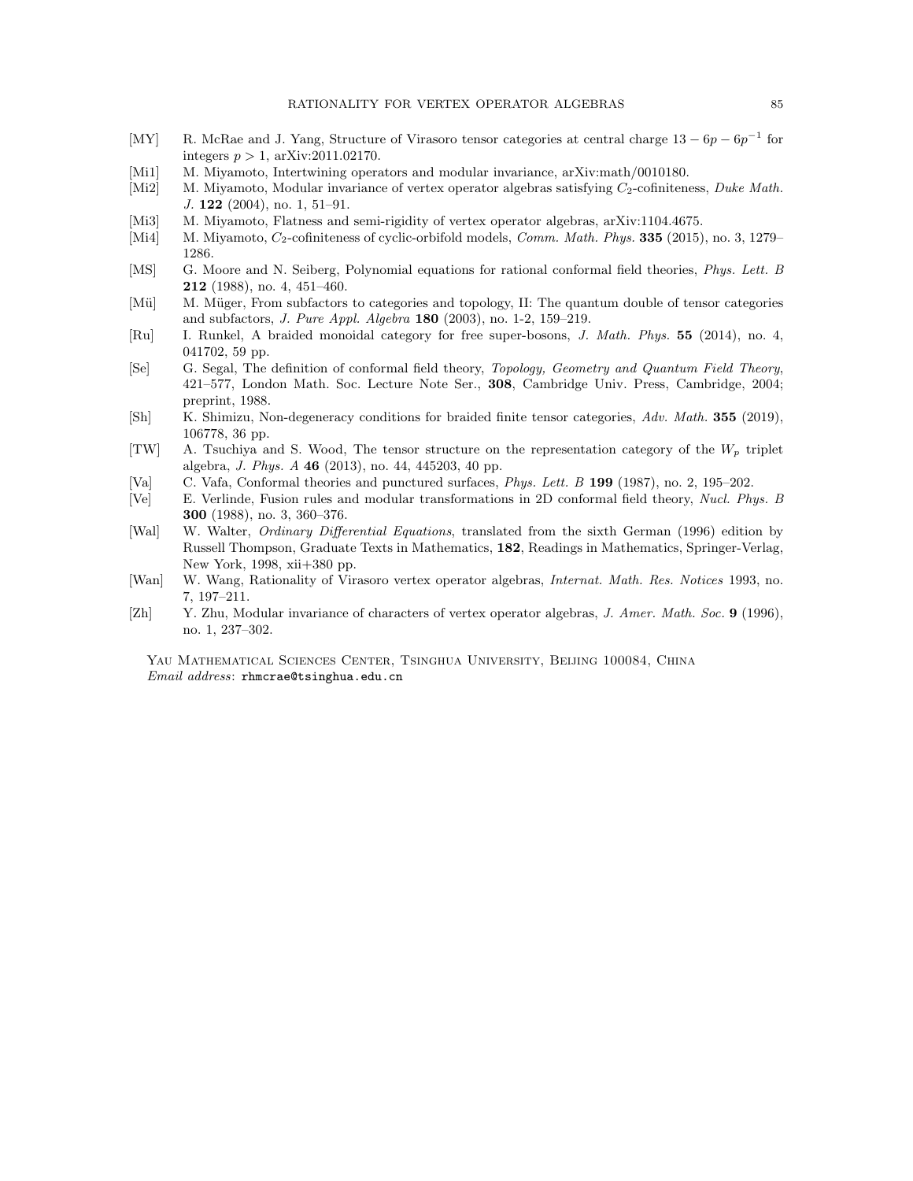[MY] R. McRae and J. Yang, Structure of Virasoro tensor categories at central charge $13 - 6p - 6p^{-1}$ for integers $p > 1$, arXiv:2011.02170.

[Mi1] M. Miyamoto, Intertwining operators and modular invariance, arXiv:math/0010180.

[Mi2] M. Miyamoto, Modular invariance of vertex operator algebras satisfying $C_2$-cofiniteness, *Duke Math. J.* **122** (2004), no. 1, 51–91.

[Mi3] M. Miyamoto, Flatness and semi-rigidity of vertex operator algebras, arXiv:1104.4675.

[Mi4] M. Miyamoto, $C_2$-cofiniteness of cyclic-orbifold models, *Comm. Math. Phys.* **335** (2015), no. 3, 1279–1286.

[MS] G. Moore and N. Seiberg, Polynomial equations for rational conformal field theories, *Phys. Lett. B* **212** (1988), no. 4, 451–460.

[Mü] M. Müger, From subfactors to categories and topology, II: The quantum double of tensor categories and subfactors, *J. Pure Appl. Algebra* **180** (2003), no. 1-2, 159–219.

[Ru] I. Runkel, A braided monoidal category for free super-bosons, *J. Math. Phys.* **55** (2014), no. 4, 041702, 59 pp.

[Se] G. Segal, The definition of conformal field theory, *Topology, Geometry and Quantum Field Theory*, 421–577, London Math. Soc. Lecture Note Ser., **308**, Cambridge Univ. Press, Cambridge, 2004; preprint, 1988.

[Sh] K. Shimizu, Non-degeneracy conditions for braided finite tensor categories, *Adv. Math.* **355** (2019), 106778, 36 pp.

[TW] A. Tsuchiya and S. Wood, The tensor structure on the representation category of the $W_p$ triplet algebra, *J. Phys. A* **46** (2013), no. 44, 445203, 40 pp.

[Va] C. Vafa, Conformal theories and punctured surfaces, *Phys. Lett. B* **199** (1987), no. 2, 195–202.

[Ve] E. Verlinde, Fusion rules and modular transformations in 2D conformal field theory, *Nucl. Phys. B* **300** (1988), no. 3, 360–376.

[Wal] W. Walter, *Ordinary Differential Equations*, translated from the sixth German (1996) edition by Russell Thompson, Graduate Texts in Mathematics, **182**, Readings in Mathematics, Springer-Verlag, New York, 1998, xii+380 pp.

[Wan] W. Wang, Rationality of Virasoro vertex operator algebras, *Internat. Math. Res. Notices* 1993, no. 7, 197–211.

[Zh] Y. Zhu, Modular invariance of characters of vertex operator algebras, *J. Amer. Math. Soc.* **9** (1996), no. 1, 237–302.

Yau Mathematical Sciences Center, Tsinghua University, Beijing 100084, China
*Email address*: rhmcrae@tsinghua.edu.cn